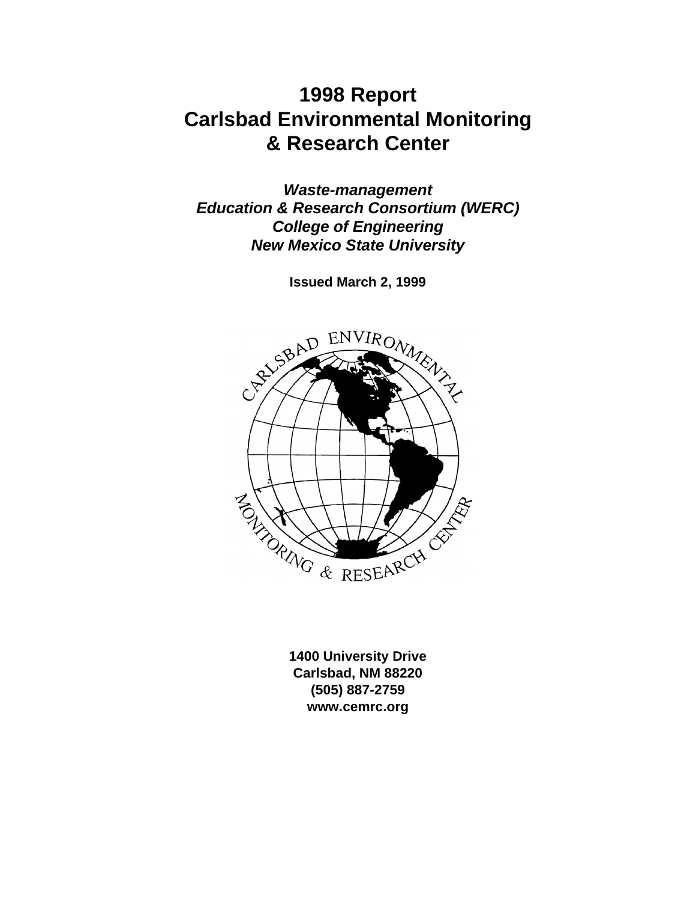# 1998 Report
# Carlsbad Environmental Monitoring
# & Research Center

***Waste-management***
***Education & Research Consortium (WERC)***
***College of Engineering***
***New Mexico State University***

**Issued March 2, 1999**

**1400 University Drive**
**Carlsbad, NM 88220**
**(505) 887-2759**
**www.cemrc.org**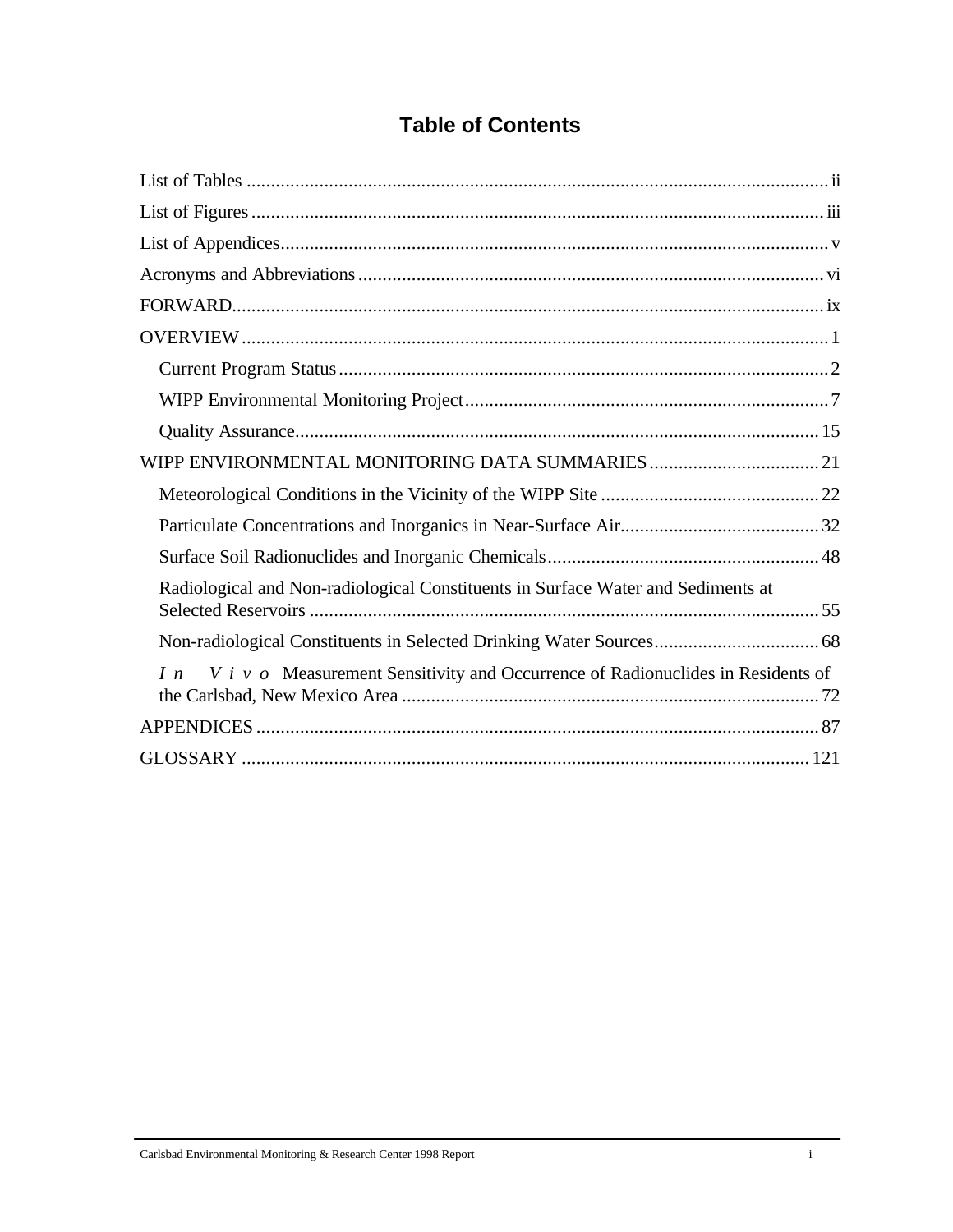# Table of Contents

List of Tables ........................................................................................................ ii

List of Figures ...................................................................................................... iii

List of Appendices................................................................................................. v

Acronyms and Abbreviations ................................................................................ vi

FORWARD........................................................................................................... ix

OVERVIEW ........................................................................................................... 1

- Current Program Status ..................................................................................... 2
- WIPP Environmental Monitoring Project ........................................................... 7
- Quality Assurance............................................................................................ 15

WIPP ENVIRONMENTAL MONITORING DATA SUMMARIES ................................... 21

- Meteorological Conditions in the Vicinity of the WIPP Site ............................................. 22
- Particulate Concentrations and Inorganics in Near-Surface Air......................................... 32
- Surface Soil Radionuclides and Inorganic Chemicals........................................................ 48
- Radiological and Non-radiological Constituents in Surface Water and Sediments at Selected Reservoirs ......................................................................................................... 55
- Non-radiological Constituents in Selected Drinking Water Sources................................... 68
- *In Vivo* Measurement Sensitivity and Occurrence of Radionuclides in Residents of the Carlsbad, New Mexico Area ....................................................................................... 72

APPENDICES .................................................................................................... 87

GLOSSARY ...................................................................................................... 121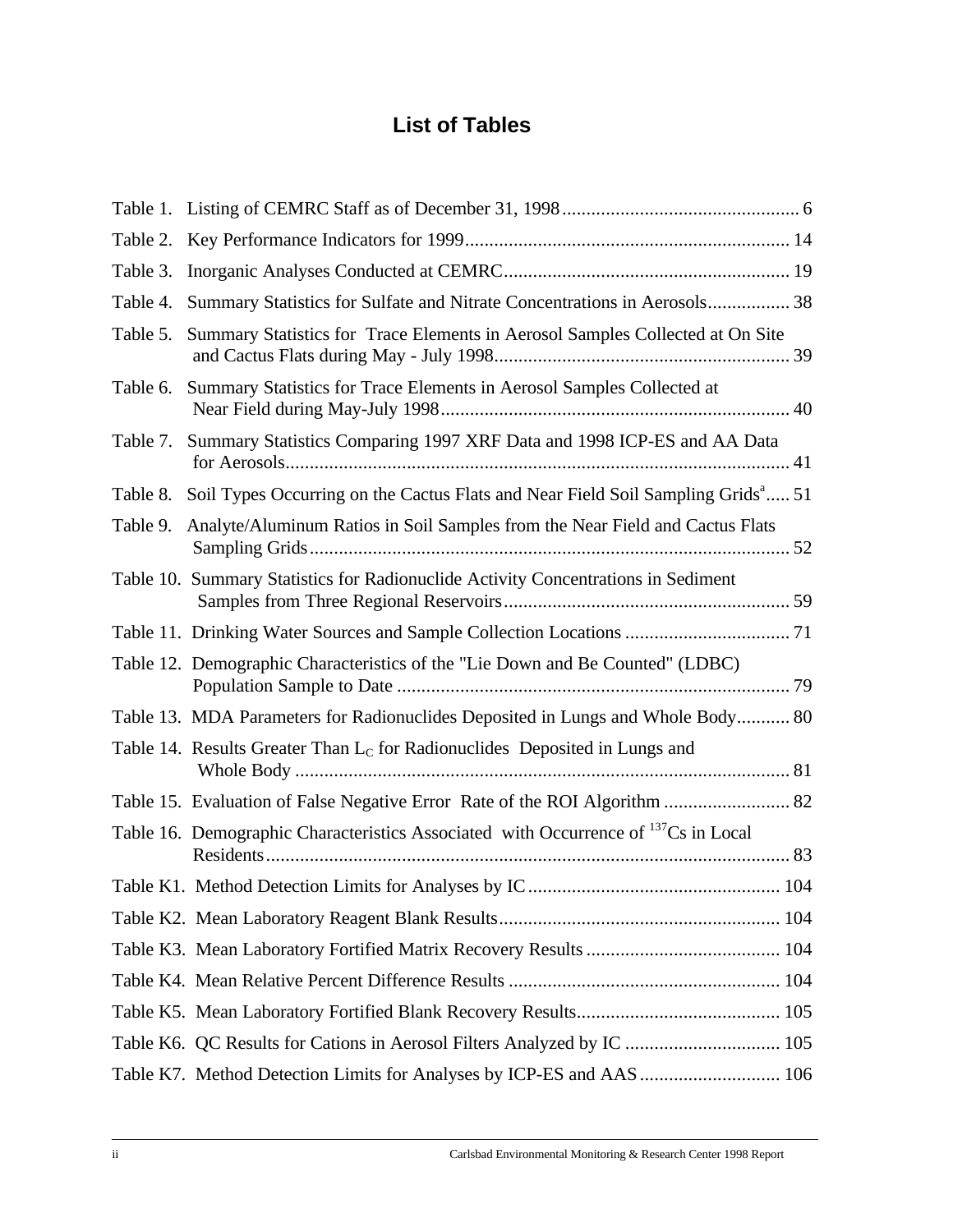# List of Tables

Table 1. Listing of CEMRC Staff as of December 31, 1998 ................................................ 6

Table 2. Key Performance Indicators for 1999 .................................................................. 14

Table 3. Inorganic Analyses Conducted at CEMRC .......................................................... 19

Table 4. Summary Statistics for Sulfate and Nitrate Concentrations in Aerosols ................. 38

Table 5. Summary Statistics for Trace Elements in Aerosol Samples Collected at On Site and Cactus Flats during May - July 1998 ............................................................ 39

Table 6. Summary Statistics for Trace Elements in Aerosol Samples Collected at Near Field during May-July 1998 ........................................................................ 40

Table 7. Summary Statistics Comparing 1997 XRF Data and 1998 ICP-ES and AA Data for Aerosols ........................................................................................................ 41

Table 8. Soil Types Occurring on the Cactus Flats and Near Field Soil Sampling Grids[a] ..... 51

Table 9. Analyte/Aluminum Ratios in Soil Samples from the Near Field and Cactus Flats Sampling Grids .................................................................................................. 52

Table 10. Summary Statistics for Radionuclide Activity Concentrations in Sediment Samples from Three Regional Reservoirs .......................................................... 59

Table 11. Drinking Water Sources and Sample Collection Locations .................................. 71

Table 12. Demographic Characteristics of the "Lie Down and Be Counted" (LDBC) Population Sample to Date ................................................................................. 79

Table 13. MDA Parameters for Radionuclides Deposited in Lungs and Whole Body ........... 80

Table 14. Results Greater Than $L_C$ for Radionuclides Deposited in Lungs and Whole Body ...................................................................................................... 81

Table 15. Evaluation of False Negative Error Rate of the ROI Algorithm .......................... 82

Table 16. Demographic Characteristics Associated with Occurrence of $^{137}$Cs in Local Residents ........................................................................................................... 83

Table K1. Method Detection Limits for Analyses by IC .................................................... 104

Table K2. Mean Laboratory Reagent Blank Results .......................................................... 104

Table K3. Mean Laboratory Fortified Matrix Recovery Results ........................................ 104

Table K4. Mean Relative Percent Difference Results ........................................................ 104

Table K5. Mean Laboratory Fortified Blank Recovery Results .......................................... 105

Table K6. QC Results for Cations in Aerosol Filters Analyzed by IC ................................ 105

Table K7. Method Detection Limits for Analyses by ICP-ES and AAS ............................. 106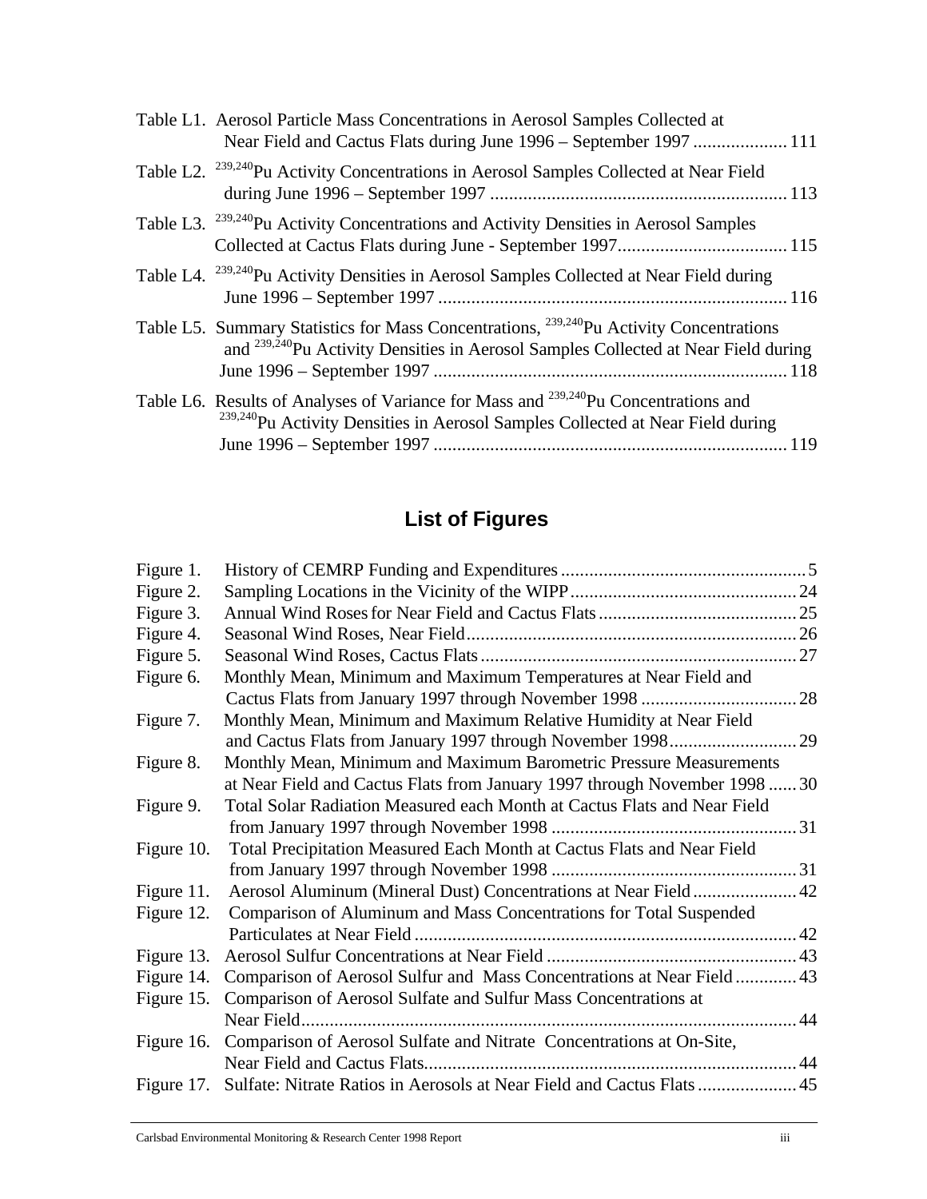Table L1. Aerosol Particle Mass Concentrations in Aerosol Samples Collected at Near Field and Cactus Flats during June 1996 – September 1997 .................... 111

Table L2. $^{239,240}$Pu Activity Concentrations in Aerosol Samples Collected at Near Field during June 1996 – September 1997 .............................................................. 113

Table L3. $^{239,240}$Pu Activity Concentrations and Activity Densities in Aerosol Samples Collected at Cactus Flats during June - September 1997.................................... 115

Table L4. $^{239,240}$Pu Activity Densities in Aerosol Samples Collected at Near Field during June 1996 – September 1997 .......................................................................... 116

Table L5. Summary Statistics for Mass Concentrations, $^{239,240}$Pu Activity Concentrations and $^{239,240}$Pu Activity Densities in Aerosol Samples Collected at Near Field during June 1996 – September 1997 .......................................................................... 118

Table L6. Results of Analyses of Variance for Mass and $^{239,240}$Pu Concentrations and $^{239,240}$Pu Activity Densities in Aerosol Samples Collected at Near Field during June 1996 – September 1997 .......................................................................... 119

## List of Figures

Figure 1. History of CEMRP Funding and Expenditures .................................................... 5

Figure 2. Sampling Locations in the Vicinity of the WIPP ................................................ 24

Figure 3. Annual Wind Roses for Near Field and Cactus Flats .......................................... 25

Figure 4. Seasonal Wind Roses, Near Field ...................................................................... 26

Figure 5. Seasonal Wind Roses, Cactus Flats ................................................................... 27

Figure 6. Monthly Mean, Minimum and Maximum Temperatures at Near Field and Cactus Flats from January 1997 through November 1998 ................................. 28

Figure 7. Monthly Mean, Minimum and Maximum Relative Humidity at Near Field and Cactus Flats from January 1997 through November 1998........................... 29

Figure 8. Monthly Mean, Minimum and Maximum Barometric Pressure Measurements at Near Field and Cactus Flats from January 1997 through November 1998 ...... 30

Figure 9. Total Solar Radiation Measured each Month at Cactus Flats and Near Field from January 1997 through November 1998 .................................................... 31

Figure 10. Total Precipitation Measured Each Month at Cactus Flats and Near Field from January 1997 through November 1998 .................................................... 31

Figure 11. Aerosol Aluminum (Mineral Dust) Concentrations at Near Field ...................... 42

Figure 12. Comparison of Aluminum and Mass Concentrations for Total Suspended Particulates at Near Field ................................................................................ 42

Figure 13. Aerosol Sulfur Concentrations at Near Field .................................................... 43

Figure 14. Comparison of Aerosol Sulfur and Mass Concentrations at Near Field ............. 43

Figure 15. Comparison of Aerosol Sulfate and Sulfur Mass Concentrations at Near Field......................................................................................................... 44

Figure 16. Comparison of Aerosol Sulfate and Nitrate Concentrations at On-Site, Near Field and Cactus Flats.............................................................................. 44

Figure 17. Sulfate: Nitrate Ratios in Aerosols at Near Field and Cactus Flats ..................... 45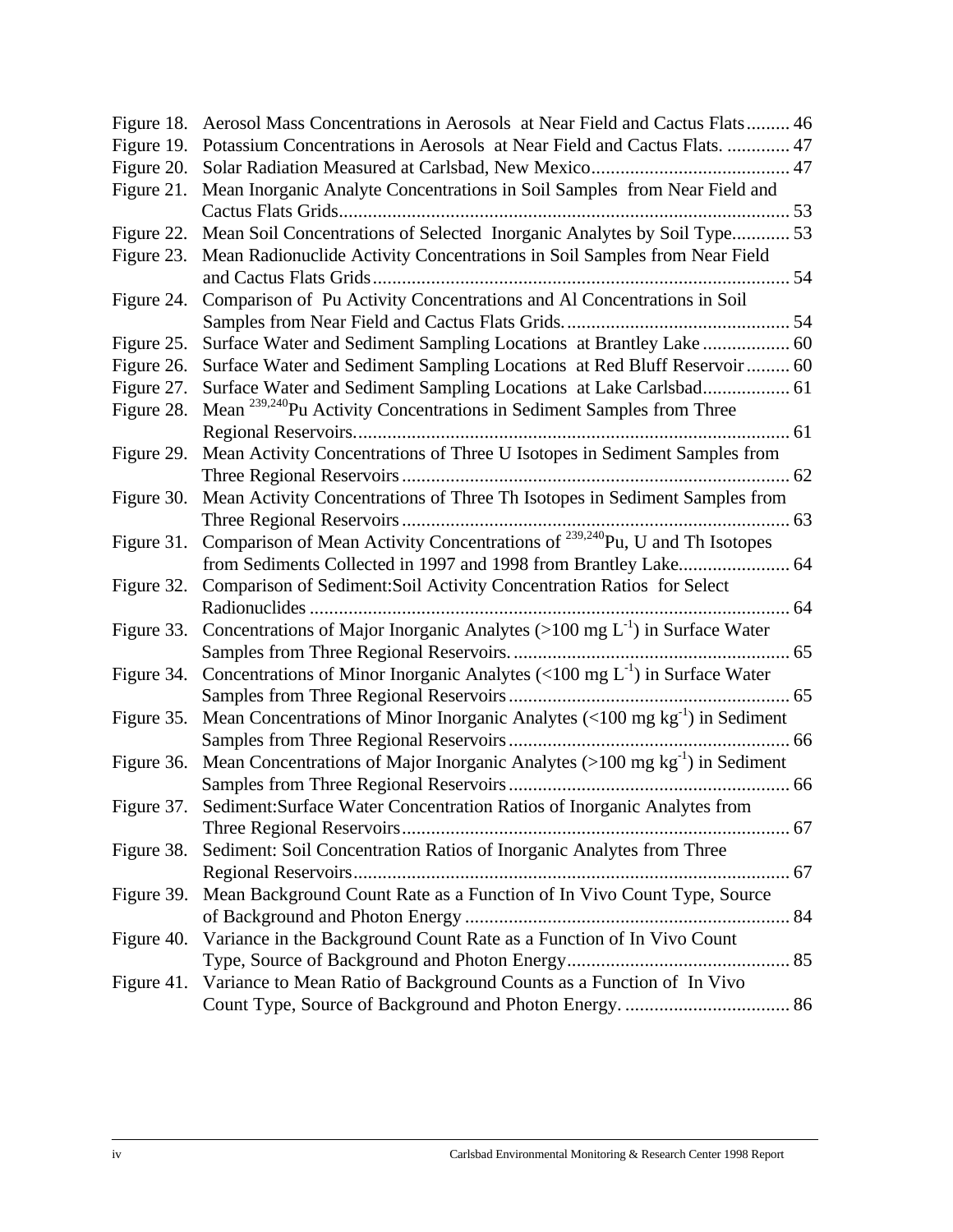Figure 18. Aerosol Mass Concentrations in Aerosols at Near Field and Cactus Flats......... 46
Figure 19. Potassium Concentrations in Aerosols at Near Field and Cactus Flats. ............. 47
Figure 20. Solar Radiation Measured at Carlsbad, New Mexico......................................... 47
Figure 21. Mean Inorganic Analyte Concentrations in Soil Samples from Near Field and Cactus Flats Grids............................................................................................ 53
Figure 22. Mean Soil Concentrations of Selected Inorganic Analytes by Soil Type............ 53
Figure 23. Mean Radionuclide Activity Concentrations in Soil Samples from Near Field and Cactus Flats Grids..................................................................................... 54
Figure 24. Comparison of Pu Activity Concentrations and Al Concentrations in Soil Samples from Near Field and Cactus Flats Grids.............................................. 54
Figure 25. Surface Water and Sediment Sampling Locations at Brantley Lake .................. 60
Figure 26. Surface Water and Sediment Sampling Locations at Red Bluff Reservoir ......... 60
Figure 27. Surface Water and Sediment Sampling Locations at Lake Carlsbad.................. 61
Figure 28. Mean $^{239,240}$Pu Activity Concentrations in Sediment Samples from Three Regional Reservoirs.......................................................................................... 61
Figure 29. Mean Activity Concentrations of Three U Isotopes in Sediment Samples from Three Regional Reservoirs ................................................................................ 62
Figure 30. Mean Activity Concentrations of Three Th Isotopes in Sediment Samples from Three Regional Reservoirs ................................................................................ 63
Figure 31. Comparison of Mean Activity Concentrations of $^{239,240}$Pu, U and Th Isotopes from Sediments Collected in 1997 and 1998 from Brantley Lake....................... 64
Figure 32. Comparison of Sediment:Soil Activity Concentration Ratios for Select Radionuclides .................................................................................................. 64
Figure 33. Concentrations of Major Inorganic Analytes (>100 mg $L^{-1}$) in Surface Water Samples from Three Regional Reservoirs. ......................................................... 65
Figure 34. Concentrations of Minor Inorganic Analytes (<100 mg $L^{-1}$) in Surface Water Samples from Three Regional Reservoirs .......................................................... 65
Figure 35. Mean Concentrations of Minor Inorganic Analytes (<100 mg $kg^{-1}$) in Sediment Samples from Three Regional Reservoirs .......................................................... 66
Figure 36. Mean Concentrations of Major Inorganic Analytes (>100 mg $kg^{-1}$) in Sediment Samples from Three Regional Reservoirs .......................................................... 66
Figure 37. Sediment:Surface Water Concentration Ratios of Inorganic Analytes from Three Regional Reservoirs................................................................................ 67
Figure 38. Sediment: Soil Concentration Ratios of Inorganic Analytes from Three Regional Reservoirs.......................................................................................... 67
Figure 39. Mean Background Count Rate as a Function of In Vivo Count Type, Source of Background and Photon Energy ................................................................... 84
Figure 40. Variance in the Background Count Rate as a Function of In Vivo Count Type, Source of Background and Photon Energy.............................................. 85
Figure 41. Variance to Mean Ratio of Background Counts as a Function of In Vivo Count Type, Source of Background and Photon Energy. .................................. 86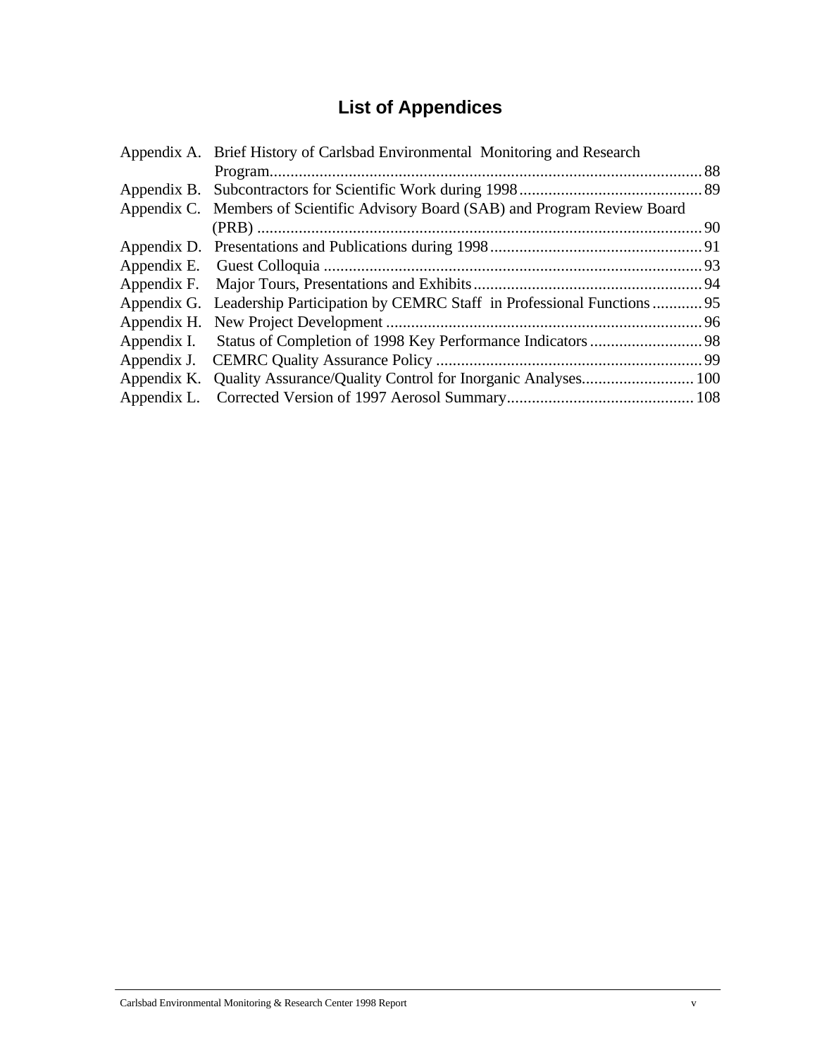# List of Appendices

Appendix A. Brief History of Carlsbad Environmental Monitoring and Research Program........................................................................................................88
Appendix B. Subcontractors for Scientific Work during 1998............................................89
Appendix C. Members of Scientific Advisory Board (SAB) and Program Review Board (PRB) ..........................................................................................................90
Appendix D. Presentations and Publications during 1998...................................................91
Appendix E. Guest Colloquia ..........................................................................................93
Appendix F. Major Tours, Presentations and Exhibits.......................................................94
Appendix G. Leadership Participation by CEMRC Staff in Professional Functions ............95
Appendix H. New Project Development ............................................................................96
Appendix I. Status of Completion of 1998 Key Performance Indicators ...........................98
Appendix J. CEMRC Quality Assurance Policy ................................................................99
Appendix K. Quality Assurance/Quality Control for Inorganic Analyses...........................100
Appendix L. Corrected Version of 1997 Aerosol Summary.............................................108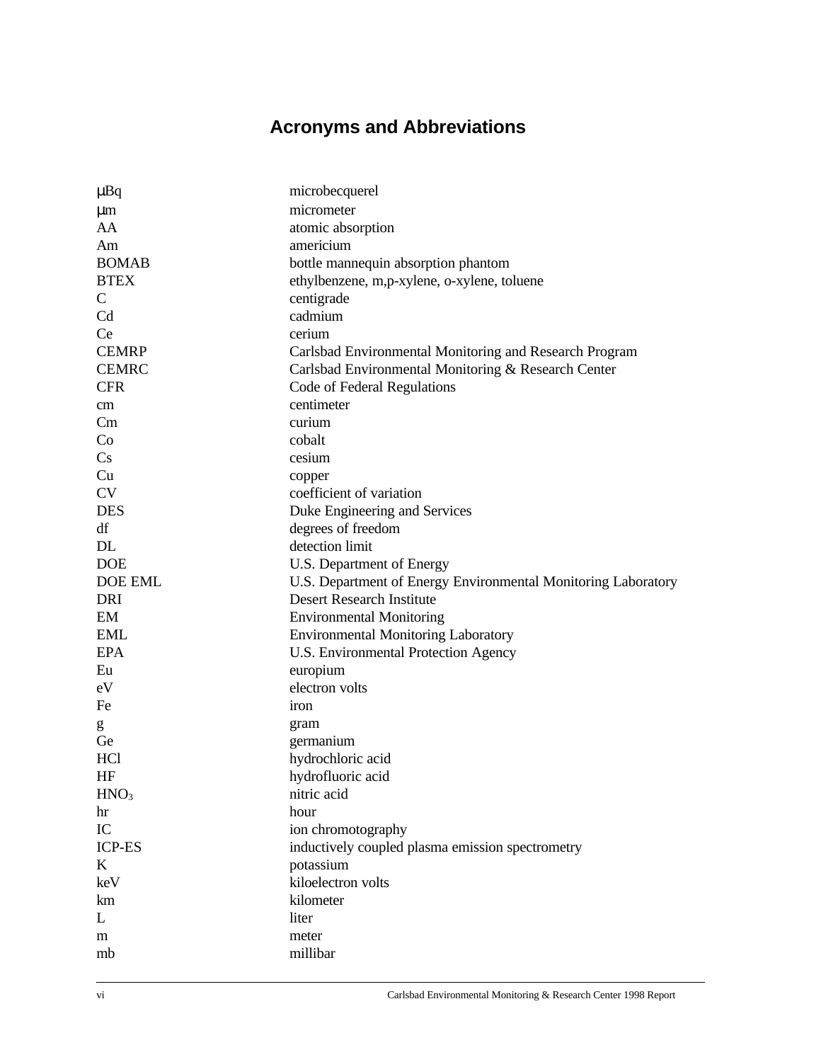# Acronyms and Abbreviations

| | |
|---|---|
| μBq | microbecquerel |
| μm | micrometer |
| AA | atomic absorption |
| Am | americium |
| BOMAB | bottle mannequin absorption phantom |
| BTEX | ethylbenzene, m,p-xylene, o-xylene, toluene |
| C | centigrade |
| Cd | cadmium |
| Ce | cerium |
| CEMRP | Carlsbad Environmental Monitoring and Research Program |
| CEMRC | Carlsbad Environmental Monitoring & Research Center |
| CFR | Code of Federal Regulations |
| cm | centimeter |
| Cm | curium |
| Co | cobalt |
| Cs | cesium |
| Cu | copper |
| CV | coefficient of variation |
| DES | Duke Engineering and Services |
| df | degrees of freedom |
| DL | detection limit |
| DOE | U.S. Department of Energy |
| DOE EML | U.S. Department of Energy Environmental Monitoring Laboratory |
| DRI | Desert Research Institute |
| EM | Environmental Monitoring |
| EML | Environmental Monitoring Laboratory |
| EPA | U.S. Environmental Protection Agency |
| Eu | europium |
| eV | electron volts |
| Fe | iron |
| g | gram |
| Ge | germanium |
| HCl | hydrochloric acid |
| HF | hydrofluoric acid |
| $HNO_3$ | nitric acid |
| hr | hour |
| IC | ion chromotography |
| ICP-ES | inductively coupled plasma emission spectrometry |
| K | potassium |
| keV | kiloelectron volts |
| km | kilometer |
| L | liter |
| m | meter |
| mb | millibar |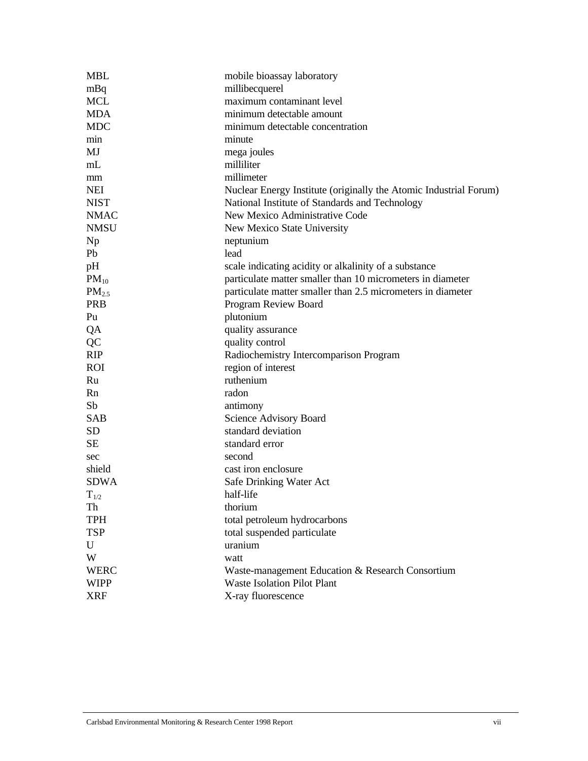| | |
|---|---|
| MBL | mobile bioassay laboratory |
| mBq | millibecquerel |
| MCL | maximum contaminant level |
| MDA | minimum detectable amount |
| MDC | minimum detectable concentration |
| min | minute |
| MJ | mega joules |
| mL | milliliter |
| mm | millimeter |
| NEI | Nuclear Energy Institute (originally the Atomic Industrial Forum) |
| NIST | National Institute of Standards and Technology |
| NMAC | New Mexico Administrative Code |
| NMSU | New Mexico State University |
| Np | neptunium |
| Pb | lead |
| pH | scale indicating acidity or alkalinity of a substance |
| $PM_{10}$ | particulate matter smaller than 10 micrometers in diameter |
| $PM_{2.5}$ | particulate matter smaller than 2.5 micrometers in diameter |
| PRB | Program Review Board |
| Pu | plutonium |
| QA | quality assurance |
| QC | quality control |
| RIP | Radiochemistry Intercomparison Program |
| ROI | region of interest |
| Ru | ruthenium |
| Rn | radon |
| Sb | antimony |
| SAB | Science Advisory Board |
| SD | standard deviation |
| SE | standard error |
| sec | second |
| shield | cast iron enclosure |
| SDWA | Safe Drinking Water Act |
| $T_{1/2}$ | half-life |
| Th | thorium |
| TPH | total petroleum hydrocarbons |
| TSP | total suspended particulate |
| U | uranium |
| W | watt |
| WERC | Waste-management Education & Research Consortium |
| WIPP | Waste Isolation Pilot Plant |
| XRF | X-ray fluorescence |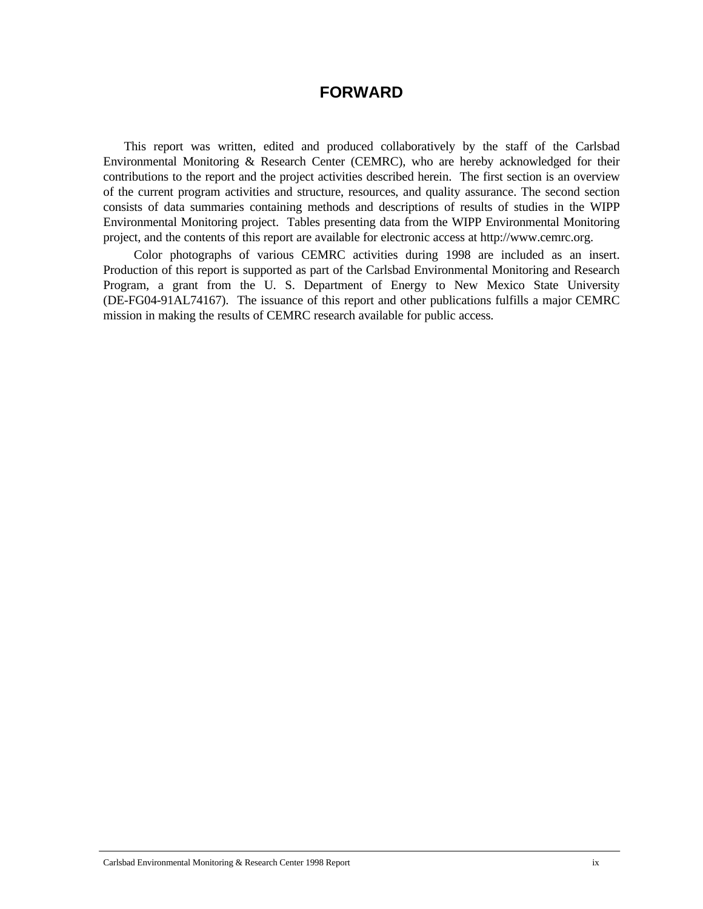# FORWARD

This report was written, edited and produced collaboratively by the staff of the Carlsbad Environmental Monitoring & Research Center (CEMRC), who are hereby acknowledged for their contributions to the report and the project activities described herein. The first section is an overview of the current program activities and structure, resources, and quality assurance. The second section consists of data summaries containing methods and descriptions of results of studies in the WIPP Environmental Monitoring project. Tables presenting data from the WIPP Environmental Monitoring project, and the contents of this report are available for electronic access at http://www.cemrc.org.

Color photographs of various CEMRC activities during 1998 are included as an insert. Production of this report is supported as part of the Carlsbad Environmental Monitoring and Research Program, a grant from the U. S. Department of Energy to New Mexico State University (DE-FG04-91AL74167). The issuance of this report and other publications fulfills a major CEMRC mission in making the results of CEMRC research available for public access.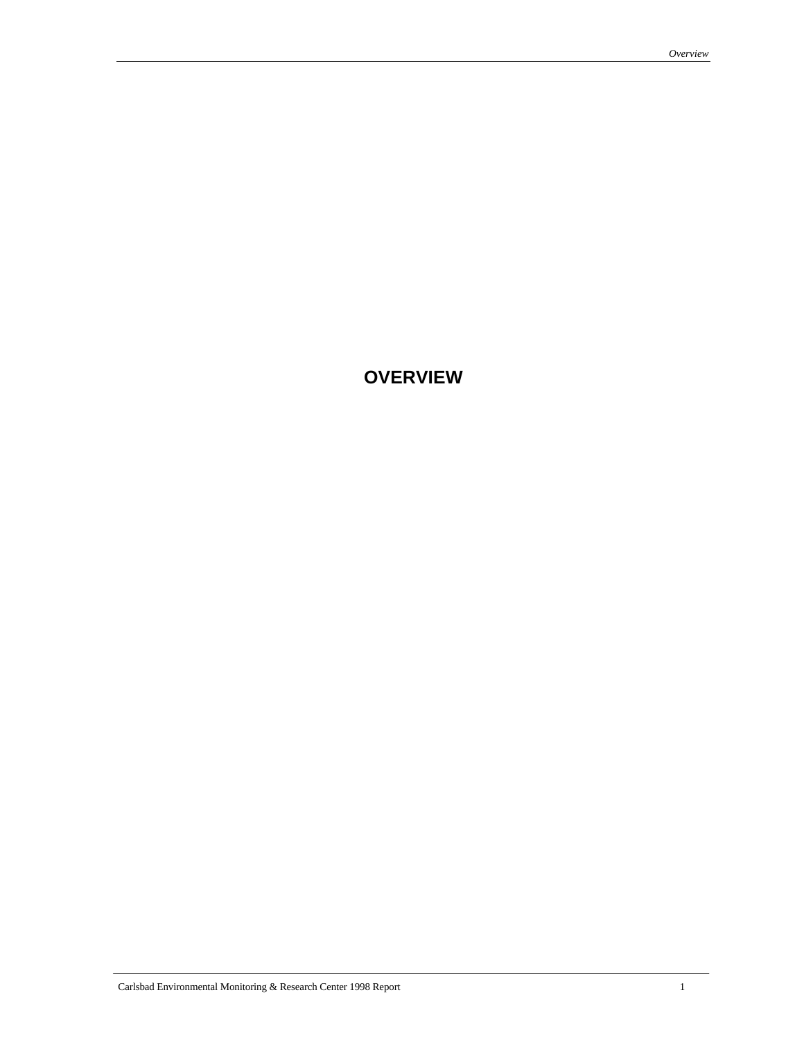# OVERVIEW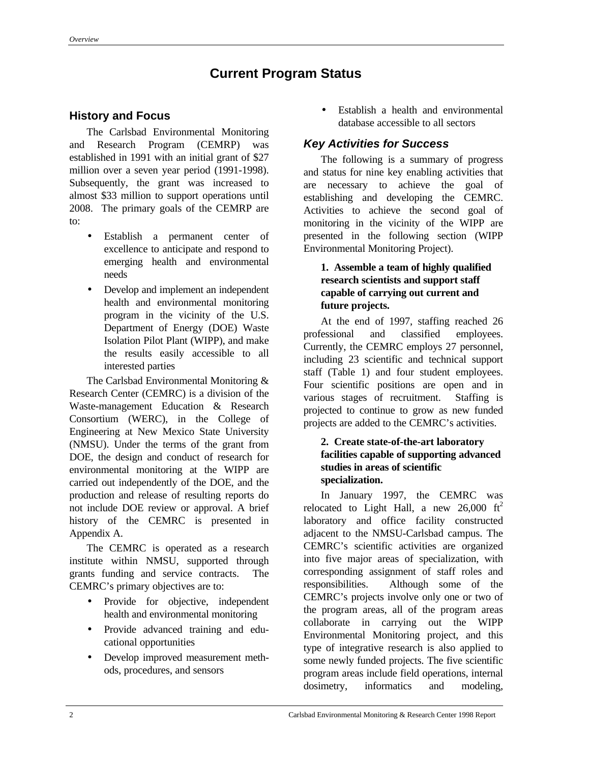# Current Program Status

## History and Focus

The Carlsbad Environmental Monitoring and Research Program (CEMRP) was established in 1991 with an initial grant of $27 million over a seven year period (1991-1998). Subsequently, the grant was increased to almost $33 million to support operations until 2008. The primary goals of the CEMRP are to:

- Establish a permanent center of excellence to anticipate and respond to emerging health and environmental needs
- Develop and implement an independent health and environmental monitoring program in the vicinity of the U.S. Department of Energy (DOE) Waste Isolation Pilot Plant (WIPP), and make the results easily accessible to all interested parties

The Carlsbad Environmental Monitoring & Research Center (CEMRC) is a division of the Waste-management Education & Research Consortium (WERC), in the College of Engineering at New Mexico State University (NMSU). Under the terms of the grant from DOE, the design and conduct of research for environmental monitoring at the WIPP are carried out independently of the DOE, and the production and release of resulting reports do not include DOE review or approval. A brief history of the CEMRC is presented in Appendix A.

The CEMRC is operated as a research institute within NMSU, supported through grants funding and service contracts. The CEMRC's primary objectives are to:

- Provide for objective, independent health and environmental monitoring
- Provide advanced training and educational opportunities
- Develop improved measurement methods, procedures, and sensors
- Establish a health and environmental database accessible to all sectors

### *Key Activities for Success*

The following is a summary of progress and status for nine key enabling activities that are necessary to achieve the goal of establishing and developing the CEMRC. Activities to achieve the second goal of monitoring in the vicinity of the WIPP are presented in the following section (WIPP Environmental Monitoring Project).

**1. Assemble a team of highly qualified research scientists and support staff capable of carrying out current and future projects.**

At the end of 1997, staffing reached 26 professional and classified employees. Currently, the CEMRC employs 27 personnel, including 23 scientific and technical support staff (Table 1) and four student employees. Four scientific positions are open and in various stages of recruitment. Staffing is projected to continue to grow as new funded projects are added to the CEMRC's activities.

**2. Create state-of-the-art laboratory facilities capable of supporting advanced studies in areas of scientific specialization.**

In January 1997, the CEMRC was relocated to Light Hall, a new 26,000 $ft^2$ laboratory and office facility constructed adjacent to the NMSU-Carlsbad campus. The CEMRC's scientific activities are organized into five major areas of specialization, with corresponding assignment of staff roles and responsibilities. Although some of the CEMRC's projects involve only one or two of the program areas, all of the program areas collaborate in carrying out the WIPP Environmental Monitoring project, and this type of integrative research is also applied to some newly funded projects. The five scientific program areas include field operations, internal dosimetry, informatics and modeling,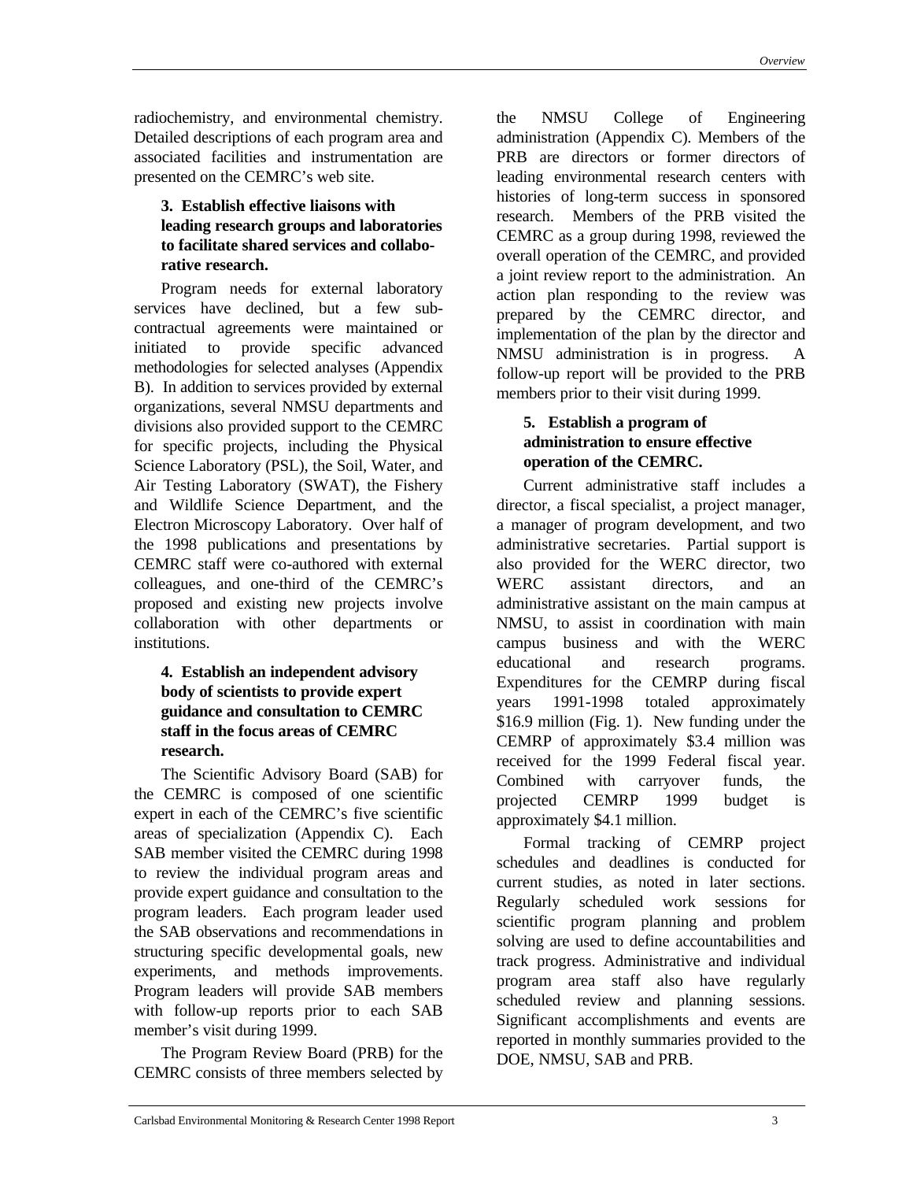radiochemistry, and environmental chemistry. Detailed descriptions of each program area and associated facilities and instrumentation are presented on the CEMRC's web site.

**3. Establish effective liaisons with leading research groups and laboratories to facilitate shared services and collaborative research.**

Program needs for external laboratory services have declined, but a few subcontractual agreements were maintained or initiated to provide specific advanced methodologies for selected analyses (Appendix B). In addition to services provided by external organizations, several NMSU departments and divisions also provided support to the CEMRC for specific projects, including the Physical Science Laboratory (PSL), the Soil, Water, and Air Testing Laboratory (SWAT), the Fishery and Wildlife Science Department, and the Electron Microscopy Laboratory. Over half of the 1998 publications and presentations by CEMRC staff were co-authored with external colleagues, and one-third of the CEMRC's proposed and existing new projects involve collaboration with other departments or institutions.

**4. Establish an independent advisory body of scientists to provide expert guidance and consultation to CEMRC staff in the focus areas of CEMRC research.**

The Scientific Advisory Board (SAB) for the CEMRC is composed of one scientific expert in each of the CEMRC's five scientific areas of specialization (Appendix C). Each SAB member visited the CEMRC during 1998 to review the individual program areas and provide expert guidance and consultation to the program leaders. Each program leader used the SAB observations and recommendations in structuring specific developmental goals, new experiments, and methods improvements. Program leaders will provide SAB members with follow-up reports prior to each SAB member's visit during 1999.

The Program Review Board (PRB) for the CEMRC consists of three members selected by the NMSU College of Engineering administration (Appendix C). Members of the PRB are directors or former directors of leading environmental research centers with histories of long-term success in sponsored research. Members of the PRB visited the CEMRC as a group during 1998, reviewed the overall operation of the CEMRC, and provided a joint review report to the administration. An action plan responding to the review was prepared by the CEMRC director, and implementation of the plan by the director and NMSU administration is in progress. A follow-up report will be provided to the PRB members prior to their visit during 1999.

**5. Establish a program of administration to ensure effective operation of the CEMRC.**

Current administrative staff includes a director, a fiscal specialist, a project manager, a manager of program development, and two administrative secretaries. Partial support is also provided for the WERC director, two WERC assistant directors, and an administrative assistant on the main campus at NMSU, to assist in coordination with main campus business and with the WERC educational and research programs. Expenditures for the CEMRP during fiscal years 1991-1998 totaled approximately $16.9 million (Fig. 1). New funding under the CEMRP of approximately $3.4 million was received for the 1999 Federal fiscal year. Combined with carryover funds, the projected CEMRP 1999 budget is approximately $4.1 million.

Formal tracking of CEMRP project schedules and deadlines is conducted for current studies, as noted in later sections. Regularly scheduled work sessions for scientific program planning and problem solving are used to define accountabilities and track progress. Administrative and individual program area staff also have regularly scheduled review and planning sessions. Significant accomplishments and events are reported in monthly summaries provided to the DOE, NMSU, SAB and PRB.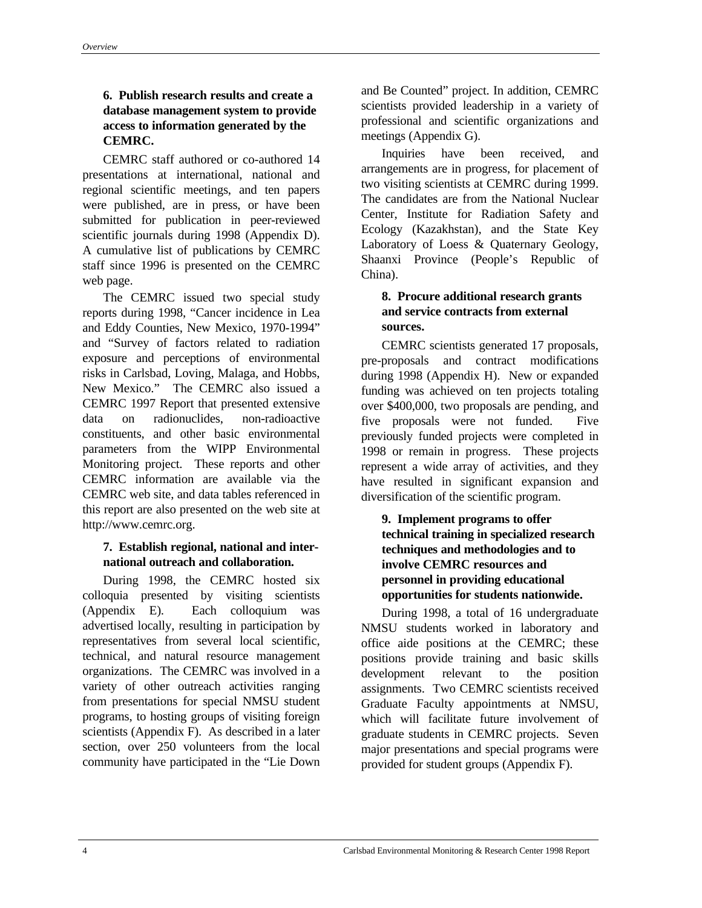### 6. Publish research results and create a database management system to provide access to information generated by the CEMRC.

CEMRC staff authored or co-authored 14 presentations at international, national and regional scientific meetings, and ten papers were published, are in press, or have been submitted for publication in peer-reviewed scientific journals during 1998 (Appendix D). A cumulative list of publications by CEMRC staff since 1996 is presented on the CEMRC web page.

The CEMRC issued two special study reports during 1998, "Cancer incidence in Lea and Eddy Counties, New Mexico, 1970-1994" and "Survey of factors related to radiation exposure and perceptions of environmental risks in Carlsbad, Loving, Malaga, and Hobbs, New Mexico." The CEMRC also issued a CEMRC 1997 Report that presented extensive data on radionuclides, non-radioactive constituents, and other basic environmental parameters from the WIPP Environmental Monitoring project. These reports and other CEMRC information are available via the CEMRC web site, and data tables referenced in this report are also presented on the web site at http://www.cemrc.org.

### 7. Establish regional, national and international outreach and collaboration.

During 1998, the CEMRC hosted six colloquia presented by visiting scientists (Appendix E). Each colloquium was advertised locally, resulting in participation by representatives from several local scientific, technical, and natural resource management organizations. The CEMRC was involved in a variety of other outreach activities ranging from presentations for special NMSU student programs, to hosting groups of visiting foreign scientists (Appendix F). As described in a later section, over 250 volunteers from the local community have participated in the "Lie Down and Be Counted" project. In addition, CEMRC scientists provided leadership in a variety of professional and scientific organizations and meetings (Appendix G).

Inquiries have been received, and arrangements are in progress, for placement of two visiting scientists at CEMRC during 1999. The candidates are from the National Nuclear Center, Institute for Radiation Safety and Ecology (Kazakhstan), and the State Key Laboratory of Loess & Quaternary Geology, Shaanxi Province (People's Republic of China).

### 8. Procure additional research grants and service contracts from external sources.

CEMRC scientists generated 17 proposals, pre-proposals and contract modifications during 1998 (Appendix H). New or expanded funding was achieved on ten projects totaling over $400,000, two proposals are pending, and five proposals were not funded. Five previously funded projects were completed in 1998 or remain in progress. These projects represent a wide array of activities, and they have resulted in significant expansion and diversification of the scientific program.

### 9. Implement programs to offer technical training in specialized research techniques and methodologies and to involve CEMRC resources and personnel in providing educational opportunities for students nationwide.

During 1998, a total of 16 undergraduate NMSU students worked in laboratory and office aide positions at the CEMRC; these positions provide training and basic skills development relevant to the position assignments. Two CEMRC scientists received Graduate Faculty appointments at NMSU, which will facilitate future involvement of graduate students in CEMRC projects. Seven major presentations and special programs were provided for student groups (Appendix F).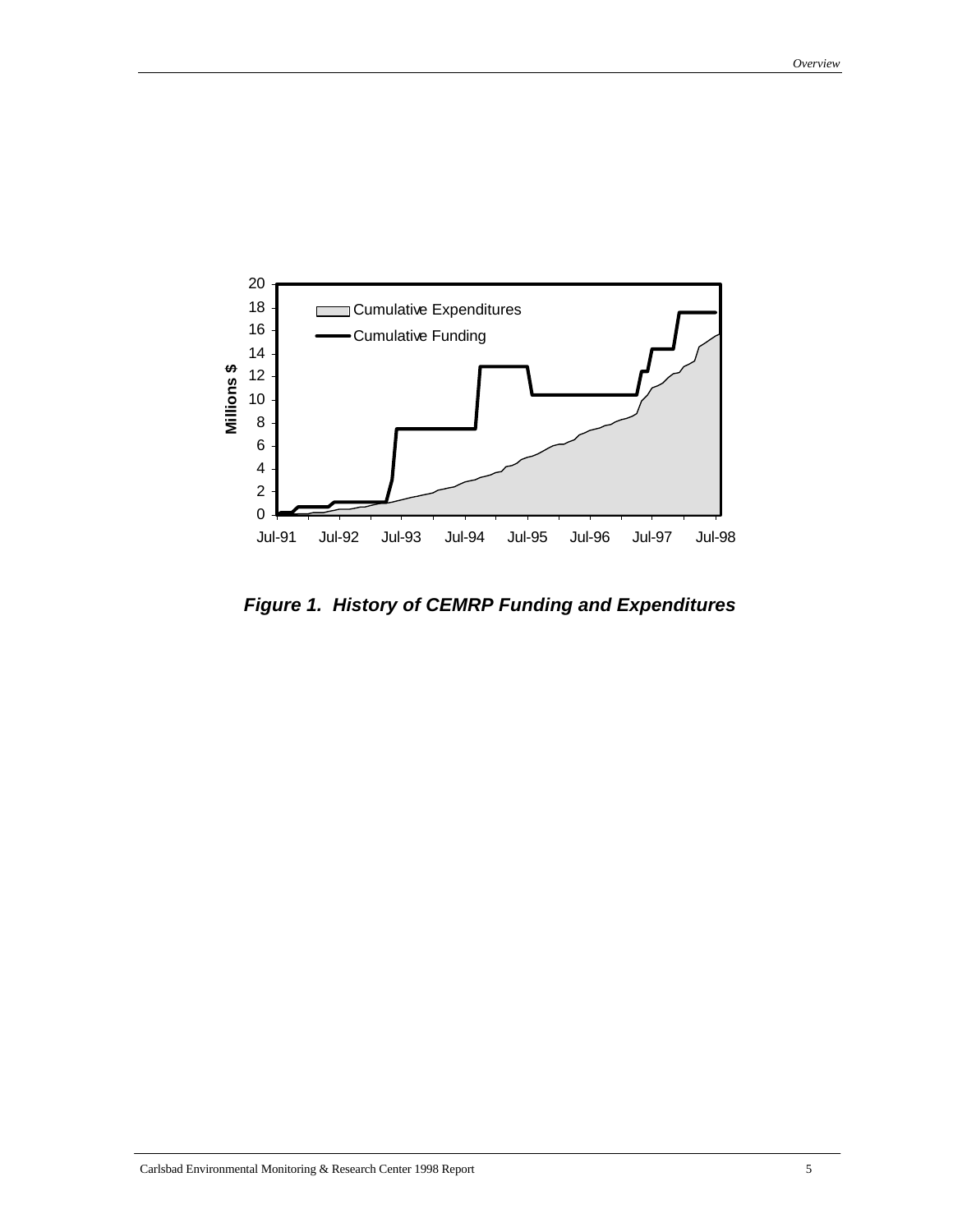*Figure 1. History of CEMRP Funding and Expenditures*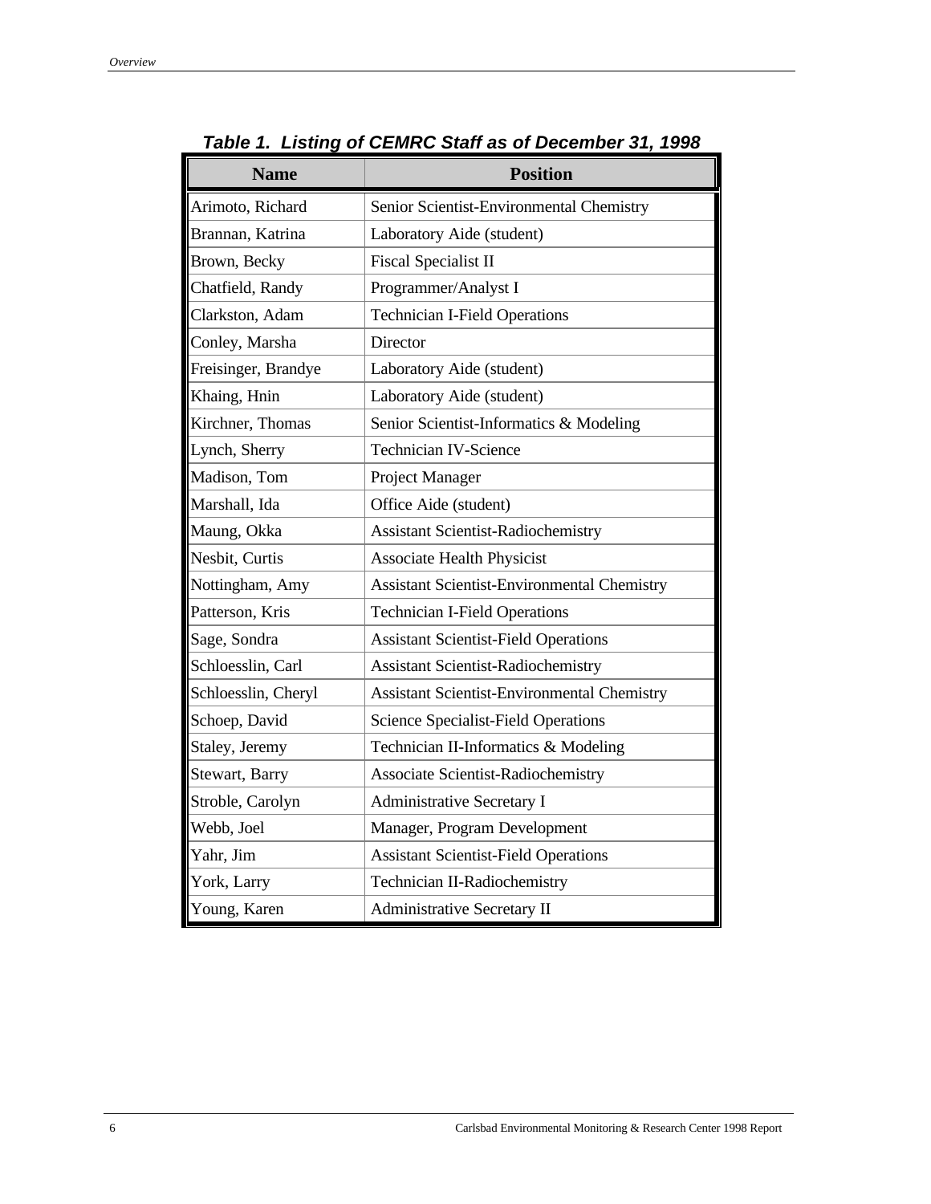**Table 1. Listing of CEMRC Staff as of December 31, 1998**

| Name | Position |
|---|---|
| Arimoto, Richard | Senior Scientist-Environmental Chemistry |
| Brannan, Katrina | Laboratory Aide (student) |
| Brown, Becky | Fiscal Specialist II |
| Chatfield, Randy | Programmer/Analyst I |
| Clarkston, Adam | Technician I-Field Operations |
| Conley, Marsha | Director |
| Freisinger, Brandye | Laboratory Aide (student) |
| Khaing, Hnin | Laboratory Aide (student) |
| Kirchner, Thomas | Senior Scientist-Informatics & Modeling |
| Lynch, Sherry | Technician IV-Science |
| Madison, Tom | Project Manager |
| Marshall, Ida | Office Aide (student) |
| Maung, Okka | Assistant Scientist-Radiochemistry |
| Nesbit, Curtis | Associate Health Physicist |
| Nottingham, Amy | Assistant Scientist-Environmental Chemistry |
| Patterson, Kris | Technician I-Field Operations |
| Sage, Sondra | Assistant Scientist-Field Operations |
| Schloesslin, Carl | Assistant Scientist-Radiochemistry |
| Schloesslin, Cheryl | Assistant Scientist-Environmental Chemistry |
| Schoep, David | Science Specialist-Field Operations |
| Staley, Jeremy | Technician II-Informatics & Modeling |
| Stewart, Barry | Associate Scientist-Radiochemistry |
| Stroble, Carolyn | Administrative Secretary I |
| Webb, Joel | Manager, Program Development |
| Yahr, Jim | Assistant Scientist-Field Operations |
| York, Larry | Technician II-Radiochemistry |
| Young, Karen | Administrative Secretary II |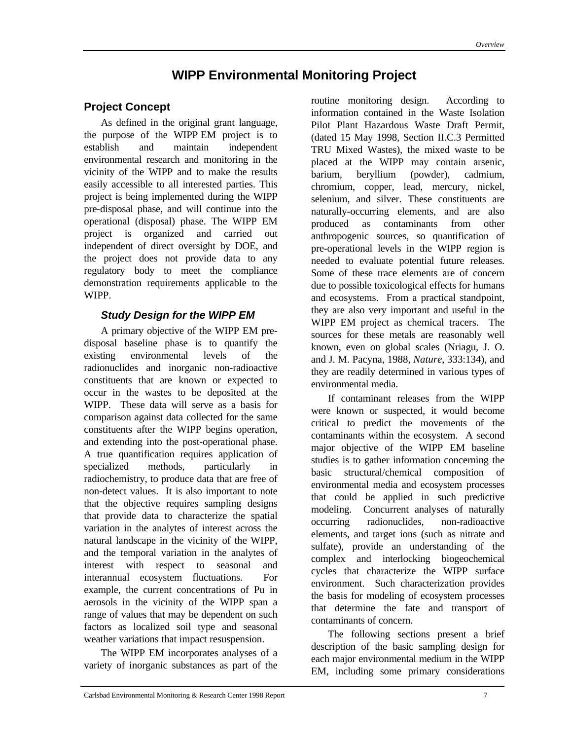# WIPP Environmental Monitoring Project

## Project Concept

As defined in the original grant language, the purpose of the WIPP EM project is to establish and maintain independent environmental research and monitoring in the vicinity of the WIPP and to make the results easily accessible to all interested parties. This project is being implemented during the WIPP pre-disposal phase, and will continue into the operational (disposal) phase. The WIPP EM project is organized and carried out independent of direct oversight by DOE, and the project does not provide data to any regulatory body to meet the compliance demonstration requirements applicable to the WIPP.

### *Study Design for the WIPP EM*

A primary objective of the WIPP EM pre-disposal baseline phase is to quantify the existing environmental levels of the radionuclides and inorganic non-radioactive constituents that are known or expected to occur in the wastes to be deposited at the WIPP. These data will serve as a basis for comparison against data collected for the same constituents after the WIPP begins operation, and extending into the post-operational phase. A true quantification requires application of specialized methods, particularly in radiochemistry, to produce data that are free of non-detect values. It is also important to note that the objective requires sampling designs that provide data to characterize the spatial variation in the analytes of interest across the natural landscape in the vicinity of the WIPP, and the temporal variation in the analytes of interest with respect to seasonal and interannual ecosystem fluctuations. For example, the current concentrations of Pu in aerosols in the vicinity of the WIPP span a range of values that may be dependent on such factors as localized soil type and seasonal weather variations that impact resuspension.

The WIPP EM incorporates analyses of a variety of inorganic substances as part of the routine monitoring design. According to information contained in the Waste Isolation Pilot Plant Hazardous Waste Draft Permit, (dated 15 May 1998, Section II.C.3 Permitted TRU Mixed Wastes), the mixed waste to be placed at the WIPP may contain arsenic, barium, beryllium (powder), cadmium, chromium, copper, lead, mercury, nickel, selenium, and silver. These constituents are naturally-occurring elements, and are also produced as contaminants from other anthropogenic sources, so quantification of pre-operational levels in the WIPP region is needed to evaluate potential future releases. Some of these trace elements are of concern due to possible toxicological effects for humans and ecosystems. From a practical standpoint, they are also very important and useful in the WIPP EM project as chemical tracers. The sources for these metals are reasonably well known, even on global scales (Nriagu, J. O. and J. M. Pacyna, 1988, *Nature*, 333:134), and they are readily determined in various types of environmental media.

If contaminant releases from the WIPP were known or suspected, it would become critical to predict the movements of the contaminants within the ecosystem. A second major objective of the WIPP EM baseline studies is to gather information concerning the basic structural/chemical composition of environmental media and ecosystem processes that could be applied in such predictive modeling. Concurrent analyses of naturally occurring radionuclides, non-radioactive elements, and target ions (such as nitrate and sulfate), provide an understanding of the complex and interlocking biogeochemical cycles that characterize the WIPP surface environment. Such characterization provides the basis for modeling of ecosystem processes that determine the fate and transport of contaminants of concern.

The following sections present a brief description of the basic sampling design for each major environmental medium in the WIPP EM, including some primary considerations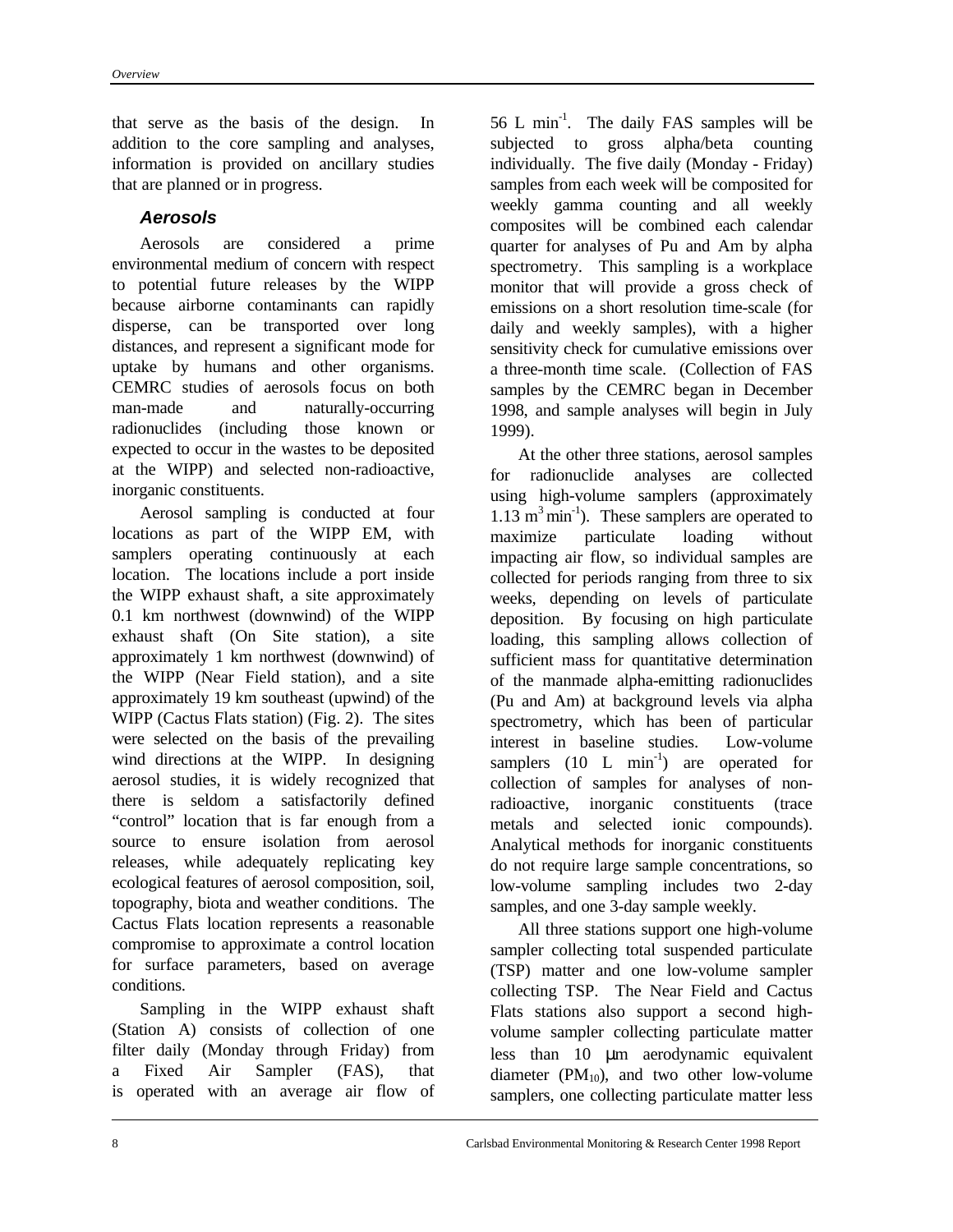that serve as the basis of the design. In addition to the core sampling and analyses, information is provided on ancillary studies that are planned or in progress.

### *Aerosols*

Aerosols are considered a prime environmental medium of concern with respect to potential future releases by the WIPP because airborne contaminants can rapidly disperse, can be transported over long distances, and represent a significant mode for uptake by humans and other organisms. CEMRC studies of aerosols focus on both man-made and naturally-occurring radionuclides (including those known or expected to occur in the wastes to be deposited at the WIPP) and selected non-radioactive, inorganic constituents.

Aerosol sampling is conducted at four locations as part of the WIPP EM, with samplers operating continuously at each location. The locations include a port inside the WIPP exhaust shaft, a site approximately 0.1 km northwest (downwind) of the WIPP exhaust shaft (On Site station), a site approximately 1 km northwest (downwind) of the WIPP (Near Field station), and a site approximately 19 km southeast (upwind) of the WIPP (Cactus Flats station) (Fig. 2). The sites were selected on the basis of the prevailing wind directions at the WIPP. In designing aerosol studies, it is widely recognized that there is seldom a satisfactorily defined "control" location that is far enough from a source to ensure isolation from aerosol releases, while adequately replicating key ecological features of aerosol composition, soil, topography, biota and weather conditions. The Cactus Flats location represents a reasonable compromise to approximate a control location for surface parameters, based on average conditions.

Sampling in the WIPP exhaust shaft (Station A) consists of collection of one filter daily (Monday through Friday) from a Fixed Air Sampler (FAS), that is operated with an average air flow of 56 L $min^{-1}$. The daily FAS samples will be subjected to gross alpha/beta counting individually. The five daily (Monday - Friday) samples from each week will be composited for weekly gamma counting and all weekly composites will be combined each calendar quarter for analyses of Pu and Am by alpha spectrometry. This sampling is a workplace monitor that will provide a gross check of emissions on a short resolution time-scale (for daily and weekly samples), with a higher sensitivity check for cumulative emissions over a three-month time scale. (Collection of FAS samples by the CEMRC began in December 1998, and sample analyses will begin in July 1999).

At the other three stations, aerosol samples for radionuclide analyses are collected using high-volume samplers (approximately 1.13 $m^3$ $min^{-1}$). These samplers are operated to maximize particulate loading without impacting air flow, so individual samples are collected for periods ranging from three to six weeks, depending on levels of particulate deposition. By focusing on high particulate loading, this sampling allows collection of sufficient mass for quantitative determination of the manmade alpha-emitting radionuclides (Pu and Am) at background levels via alpha spectrometry, which has been of particular interest in baseline studies. Low-volume samplers (10 L $min^{-1}$) are operated for collection of samples for analyses of non-radioactive, inorganic constituents (trace metals and selected ionic compounds). Analytical methods for inorganic constituents do not require large sample concentrations, so low-volume sampling includes two 2-day samples, and one 3-day sample weekly.

All three stations support one high-volume sampler collecting total suspended particulate (TSP) matter and one low-volume sampler collecting TSP. The Near Field and Cactus Flats stations also support a second high-volume sampler collecting particulate matter less than 10 µm aerodynamic equivalent diameter ($PM_{10}$), and two other low-volume samplers, one collecting particulate matter less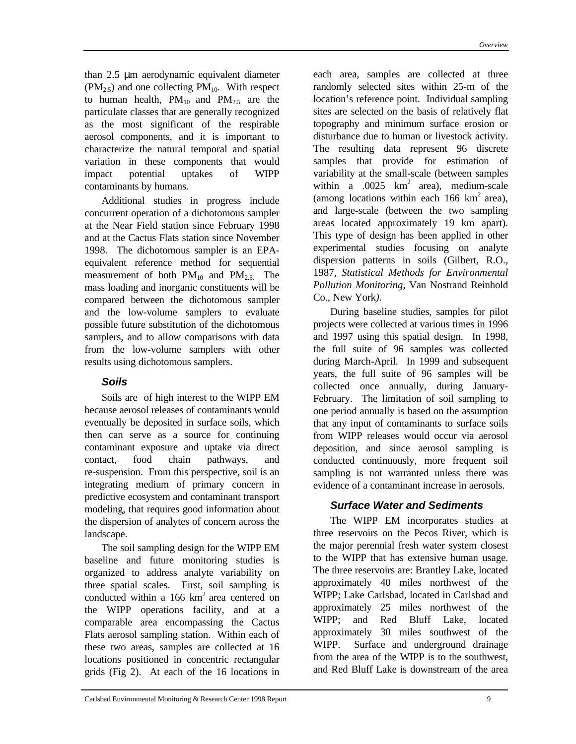than 2.5 µm aerodynamic equivalent diameter ($PM_{2.5}$) and one collecting $PM_{10}$. With respect to human health, $PM_{10}$ and $PM_{2.5}$ are the particulate classes that are generally recognized as the most significant of the respirable aerosol components, and it is important to characterize the natural temporal and spatial variation in these components that would impact potential uptakes of WIPP contaminants by humans.

Additional studies in progress include concurrent operation of a dichotomous sampler at the Near Field station since February 1998 and at the Cactus Flats station since November 1998. The dichotomous sampler is an EPA-equivalent reference method for sequential measurement of both $PM_{10}$ and $PM_{2.5}$. The mass loading and inorganic constituents will be compared between the dichotomous sampler and the low-volume samplers to evaluate possible future substitution of the dichotomous samplers, and to allow comparisons with data from the low-volume samplers with other results using dichotomous samplers.

### *Soils*

Soils are of high interest to the WIPP EM because aerosol releases of contaminants would eventually be deposited in surface soils, which then can serve as a source for continuing contaminant exposure and uptake via direct contact, food chain pathways, and re-suspension. From this perspective, soil is an integrating medium of primary concern in predictive ecosystem and contaminant transport modeling, that requires good information about the dispersion of analytes of concern across the landscape.

The soil sampling design for the WIPP EM baseline and future monitoring studies is organized to address analyte variability on three spatial scales. First, soil sampling is conducted within a 166 km$^2$ area centered on the WIPP operations facility, and at a comparable area encompassing the Cactus Flats aerosol sampling station. Within each of these two areas, samples are collected at 16 locations positioned in concentric rectangular grids (Fig 2). At each of the 16 locations in each area, samples are collected at three randomly selected sites within 25-m of the location's reference point. Individual sampling sites are selected on the basis of relatively flat topography and minimum surface erosion or disturbance due to human or livestock activity. The resulting data represent 96 discrete samples that provide for estimation of variability at the small-scale (between samples within a .0025 km$^2$ area), medium-scale (among locations within each 166 km$^2$ area), and large-scale (between the two sampling areas located approximately 19 km apart). This type of design has been applied in other experimental studies focusing on analyte dispersion patterns in soils (Gilbert, R.O., 1987, *Statistical Methods for Environmental Pollution Monitoring*, Van Nostrand Reinhold Co., New York).

During baseline studies, samples for pilot projects were collected at various times in 1996 and 1997 using this spatial design. In 1998, the full suite of 96 samples was collected during March-April. In 1999 and subsequent years, the full suite of 96 samples will be collected once annually, during January-February. The limitation of soil sampling to one period annually is based on the assumption that any input of contaminants to surface soils from WIPP releases would occur via aerosol deposition, and since aerosol sampling is conducted continuously, more frequent soil sampling is not warranted unless there was evidence of a contaminant increase in aerosols.

### *Surface Water and Sediments*

The WIPP EM incorporates studies at three reservoirs on the Pecos River, which is the major perennial fresh water system closest to the WIPP that has extensive human usage. The three reservoirs are: Brantley Lake, located approximately 40 miles northwest of the WIPP; Lake Carlsbad, located in Carlsbad and approximately 25 miles northwest of the WIPP; and Red Bluff Lake, located approximately 30 miles southwest of the WIPP. Surface and underground drainage from the area of the WIPP is to the southwest, and Red Bluff Lake is downstream of the area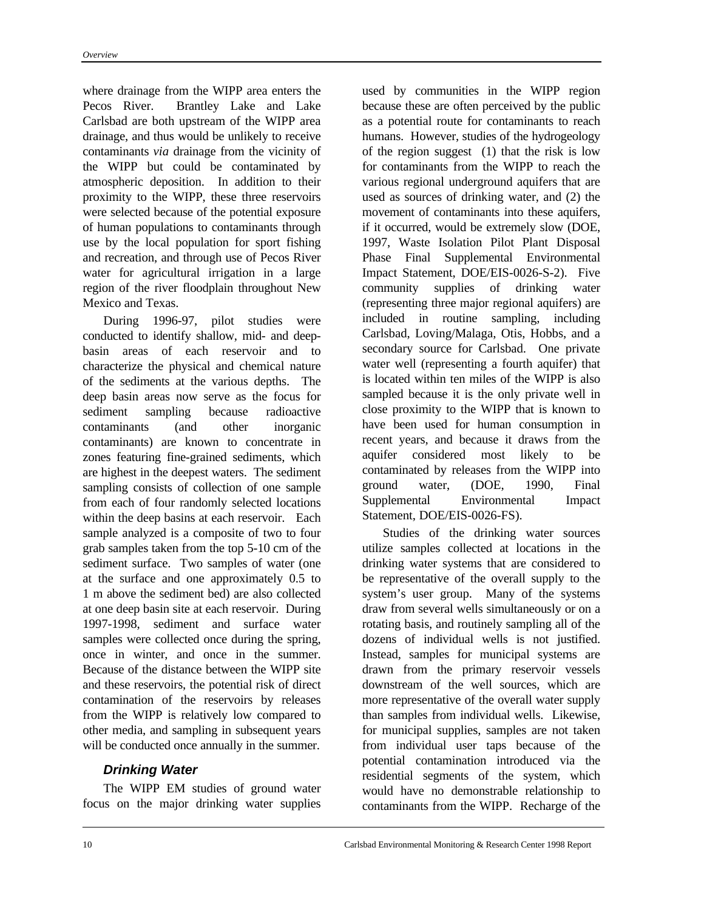where drainage from the WIPP area enters the Pecos River. Brantley Lake and Lake Carlsbad are both upstream of the WIPP area drainage, and thus would be unlikely to receive contaminants *via* drainage from the vicinity of the WIPP but could be contaminated by atmospheric deposition. In addition to their proximity to the WIPP, these three reservoirs were selected because of the potential exposure of human populations to contaminants through use by the local population for sport fishing and recreation, and through use of Pecos River water for agricultural irrigation in a large region of the river floodplain throughout New Mexico and Texas.

During 1996-97, pilot studies were conducted to identify shallow, mid- and deep-basin areas of each reservoir and to characterize the physical and chemical nature of the sediments at the various depths. The deep basin areas now serve as the focus for sediment sampling because radioactive contaminants (and other inorganic contaminants) are known to concentrate in zones featuring fine-grained sediments, which are highest in the deepest waters. The sediment sampling consists of collection of one sample from each of four randomly selected locations within the deep basins at each reservoir. Each sample analyzed is a composite of two to four grab samples taken from the top 5-10 cm of the sediment surface. Two samples of water (one at the surface and one approximately 0.5 to 1 m above the sediment bed) are also collected at one deep basin site at each reservoir. During 1997-1998, sediment and surface water samples were collected once during the spring, once in winter, and once in the summer. Because of the distance between the WIPP site and these reservoirs, the potential risk of direct contamination of the reservoirs by releases from the WIPP is relatively low compared to other media, and sampling in subsequent years will be conducted once annually in the summer.

### *Drinking Water*

The WIPP EM studies of ground water focus on the major drinking water supplies used by communities in the WIPP region because these are often perceived by the public as a potential route for contaminants to reach humans. However, studies of the hydrogeology of the region suggest (1) that the risk is low for contaminants from the WIPP to reach the various regional underground aquifers that are used as sources of drinking water, and (2) the movement of contaminants into these aquifers, if it occurred, would be extremely slow (DOE, 1997, Waste Isolation Pilot Plant Disposal Phase Final Supplemental Environmental Impact Statement, DOE/EIS-0026-S-2). Five community supplies of drinking water (representing three major regional aquifers) are included in routine sampling, including Carlsbad, Loving/Malaga, Otis, Hobbs, and a secondary source for Carlsbad. One private water well (representing a fourth aquifer) that is located within ten miles of the WIPP is also sampled because it is the only private well in close proximity to the WIPP that is known to have been used for human consumption in recent years, and because it draws from the aquifer considered most likely to be contaminated by releases from the WIPP into ground water, (DOE, 1990, Final Supplemental Environmental Impact Statement, DOE/EIS-0026-FS).

Studies of the drinking water sources utilize samples collected at locations in the drinking water systems that are considered to be representative of the overall supply to the system's user group. Many of the systems draw from several wells simultaneously or on a rotating basis, and routinely sampling all of the dozens of individual wells is not justified. Instead, samples for municipal systems are drawn from the primary reservoir vessels downstream of the well sources, which are more representative of the overall water supply than samples from individual wells. Likewise, for municipal supplies, samples are not taken from individual user taps because of the potential contamination introduced via the residential segments of the system, which would have no demonstrable relationship to contaminants from the WIPP. Recharge of the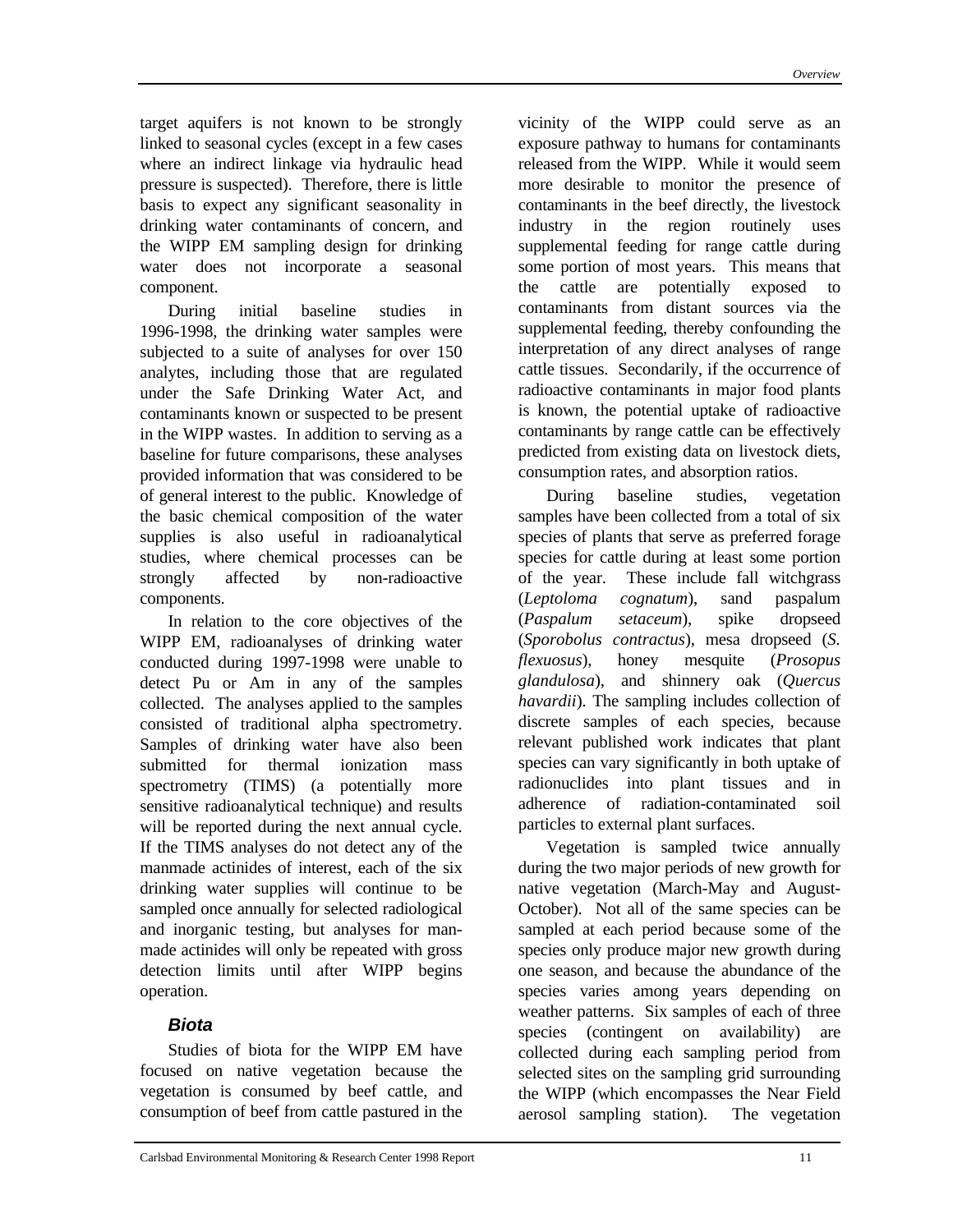target aquifers is not known to be strongly linked to seasonal cycles (except in a few cases where an indirect linkage via hydraulic head pressure is suspected). Therefore, there is little basis to expect any significant seasonality in drinking water contaminants of concern, and the WIPP EM sampling design for drinking water does not incorporate a seasonal component.

During initial baseline studies in 1996-1998, the drinking water samples were subjected to a suite of analyses for over 150 analytes, including those that are regulated under the Safe Drinking Water Act, and contaminants known or suspected to be present in the WIPP wastes. In addition to serving as a baseline for future comparisons, these analyses provided information that was considered to be of general interest to the public. Knowledge of the basic chemical composition of the water supplies is also useful in radioanalytical studies, where chemical processes can be strongly affected by non-radioactive components.

In relation to the core objectives of the WIPP EM, radioanalyses of drinking water conducted during 1997-1998 were unable to detect Pu or Am in any of the samples collected. The analyses applied to the samples consisted of traditional alpha spectrometry. Samples of drinking water have also been submitted for thermal ionization mass spectrometry (TIMS) (a potentially more sensitive radioanalytical technique) and results will be reported during the next annual cycle. If the TIMS analyses do not detect any of the manmade actinides of interest, each of the six drinking water supplies will continue to be sampled once annually for selected radiological and inorganic testing, but analyses for man-made actinides will only be repeated with gross detection limits until after WIPP begins operation.

### *Biota*

Studies of biota for the WIPP EM have focused on native vegetation because the vegetation is consumed by beef cattle, and consumption of beef from cattle pastured in the vicinity of the WIPP could serve as an exposure pathway to humans for contaminants released from the WIPP. While it would seem more desirable to monitor the presence of contaminants in the beef directly, the livestock industry in the region routinely uses supplemental feeding for range cattle during some portion of most years. This means that the cattle are potentially exposed to contaminants from distant sources via the supplemental feeding, thereby confounding the interpretation of any direct analyses of range cattle tissues. Secondarily, if the occurrence of radioactive contaminants in major food plants is known, the potential uptake of radioactive contaminants by range cattle can be effectively predicted from existing data on livestock diets, consumption rates, and absorption ratios.

During baseline studies, vegetation samples have been collected from a total of six species of plants that serve as preferred forage species for cattle during at least some portion of the year. These include fall witchgrass (*Leptoloma cognatum*), sand paspalum (*Paspalum setaceum*), spike dropseed (*Sporobolus contractus*), mesa dropseed (*S. flexuosus*), honey mesquite (*Prosopus glandulosa*), and shinnery oak (*Quercus havardii*). The sampling includes collection of discrete samples of each species, because relevant published work indicates that plant species can vary significantly in both uptake of radionuclides into plant tissues and in adherence of radiation-contaminated soil particles to external plant surfaces.

Vegetation is sampled twice annually during the two major periods of new growth for native vegetation (March-May and August-October). Not all of the same species can be sampled at each period because some of the species only produce major new growth during one season, and because the abundance of the species varies among years depending on weather patterns. Six samples of each of three species (contingent on availability) are collected during each sampling period from selected sites on the sampling grid surrounding the WIPP (which encompasses the Near Field aerosol sampling station). The vegetation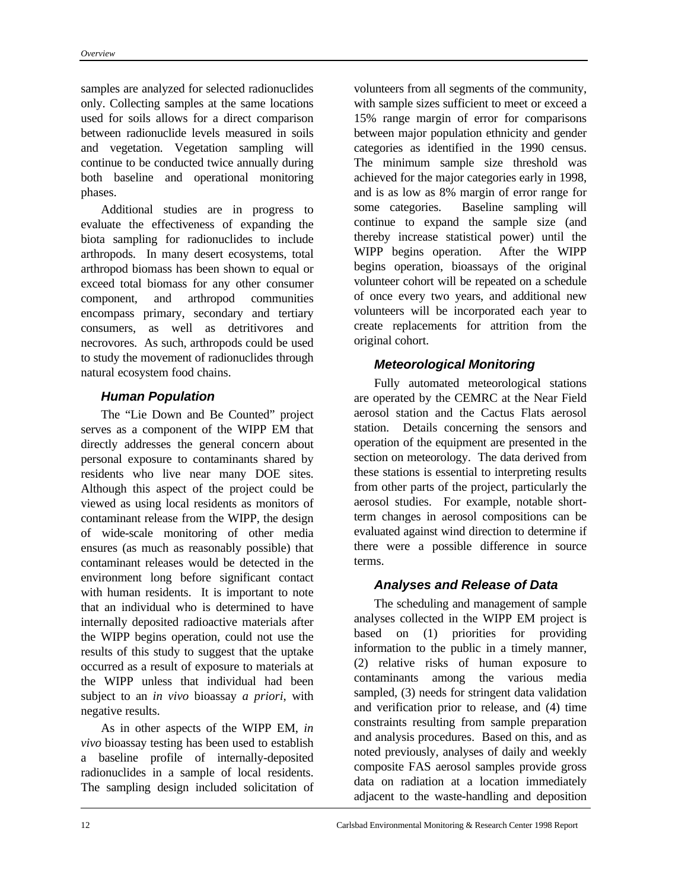samples are analyzed for selected radionuclides only. Collecting samples at the same locations used for soils allows for a direct comparison between radionuclide levels measured in soils and vegetation. Vegetation sampling will continue to be conducted twice annually during both baseline and operational monitoring phases.

Additional studies are in progress to evaluate the effectiveness of expanding the biota sampling for radionuclides to include arthropods. In many desert ecosystems, total arthropod biomass has been shown to equal or exceed total biomass for any other consumer component, and arthropod communities encompass primary, secondary and tertiary consumers, as well as detritivores and necrovores. As such, arthropods could be used to study the movement of radionuclides through natural ecosystem food chains.

### Human Population

The "Lie Down and Be Counted" project serves as a component of the WIPP EM that directly addresses the general concern about personal exposure to contaminants shared by residents who live near many DOE sites. Although this aspect of the project could be viewed as using local residents as monitors of contaminant release from the WIPP, the design of wide-scale monitoring of other media ensures (as much as reasonably possible) that contaminant releases would be detected in the environment long before significant contact with human residents. It is important to note that an individual who is determined to have internally deposited radioactive materials after the WIPP begins operation, could not use the results of this study to suggest that the uptake occurred as a result of exposure to materials at the WIPP unless that individual had been subject to an *in vivo* bioassay *a priori*, with negative results.

As in other aspects of the WIPP EM, *in vivo* bioassay testing has been used to establish a baseline profile of internally-deposited radionuclides in a sample of local residents. The sampling design included solicitation of volunteers from all segments of the community, with sample sizes sufficient to meet or exceed a 15% range margin of error for comparisons between major population ethnicity and gender categories as identified in the 1990 census. The minimum sample size threshold was achieved for the major categories early in 1998, and is as low as 8% margin of error range for some categories. Baseline sampling will continue to expand the sample size (and thereby increase statistical power) until the WIPP begins operation. After the WIPP begins operation, bioassays of the original volunteer cohort will be repeated on a schedule of once every two years, and additional new volunteers will be incorporated each year to create replacements for attrition from the original cohort.

### Meteorological Monitoring

Fully automated meteorological stations are operated by the CEMRC at the Near Field aerosol station and the Cactus Flats aerosol station. Details concerning the sensors and operation of the equipment are presented in the section on meteorology. The data derived from these stations is essential to interpreting results from other parts of the project, particularly the aerosol studies. For example, notable short-term changes in aerosol compositions can be evaluated against wind direction to determine if there were a possible difference in source terms.

### Analyses and Release of Data

The scheduling and management of sample analyses collected in the WIPP EM project is based on (1) priorities for providing information to the public in a timely manner, (2) relative risks of human exposure to contaminants among the various media sampled, (3) needs for stringent data validation and verification prior to release, and (4) time constraints resulting from sample preparation and analysis procedures. Based on this, and as noted previously, analyses of daily and weekly composite FAS aerosol samples provide gross data on radiation at a location immediately adjacent to the waste-handling and deposition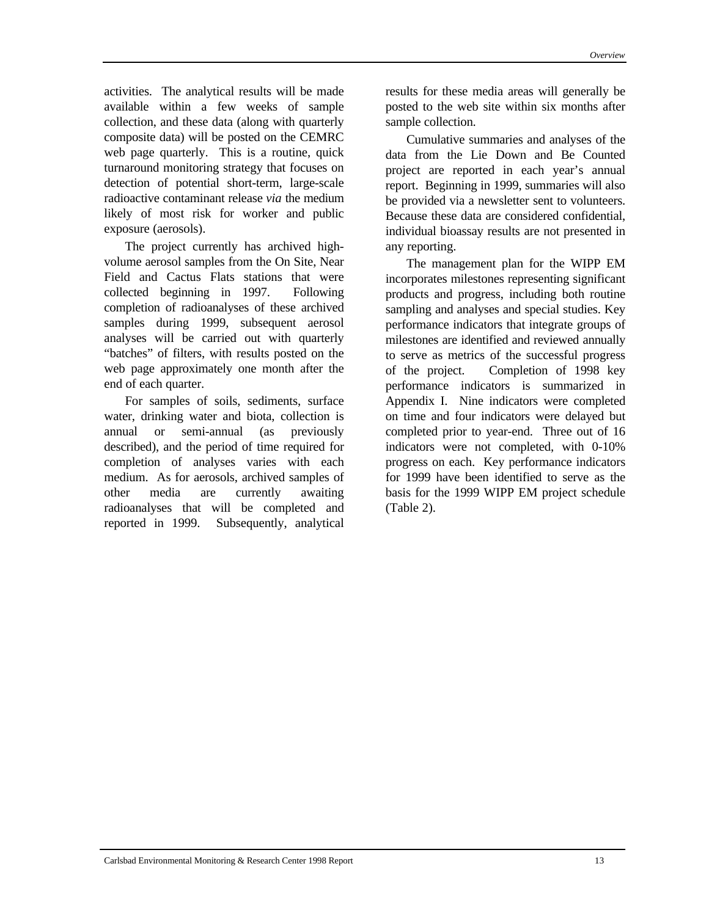activities. The analytical results will be made available within a few weeks of sample collection, and these data (along with quarterly composite data) will be posted on the CEMRC web page quarterly. This is a routine, quick turnaround monitoring strategy that focuses on detection of potential short-term, large-scale radioactive contaminant release *via* the medium likely of most risk for worker and public exposure (aerosols).

The project currently has archived high-volume aerosol samples from the On Site, Near Field and Cactus Flats stations that were collected beginning in 1997. Following completion of radioanalyses of these archived samples during 1999, subsequent aerosol analyses will be carried out with quarterly "batches" of filters, with results posted on the web page approximately one month after the end of each quarter.

For samples of soils, sediments, surface water, drinking water and biota, collection is annual or semi-annual (as previously described), and the period of time required for completion of analyses varies with each medium. As for aerosols, archived samples of other media are currently awaiting radioanalyses that will be completed and reported in 1999. Subsequently, analytical results for these media areas will generally be posted to the web site within six months after sample collection.

Cumulative summaries and analyses of the data from the Lie Down and Be Counted project are reported in each year's annual report. Beginning in 1999, summaries will also be provided via a newsletter sent to volunteers. Because these data are considered confidential, individual bioassay results are not presented in any reporting.

The management plan for the WIPP EM incorporates milestones representing significant products and progress, including both routine sampling and analyses and special studies. Key performance indicators that integrate groups of milestones are identified and reviewed annually to serve as metrics of the successful progress of the project. Completion of 1998 key performance indicators is summarized in Appendix I. Nine indicators were completed on time and four indicators were delayed but completed prior to year-end. Three out of 16 indicators were not completed, with 0-10% progress on each. Key performance indicators for 1999 have been identified to serve as the basis for the 1999 WIPP EM project schedule (Table 2).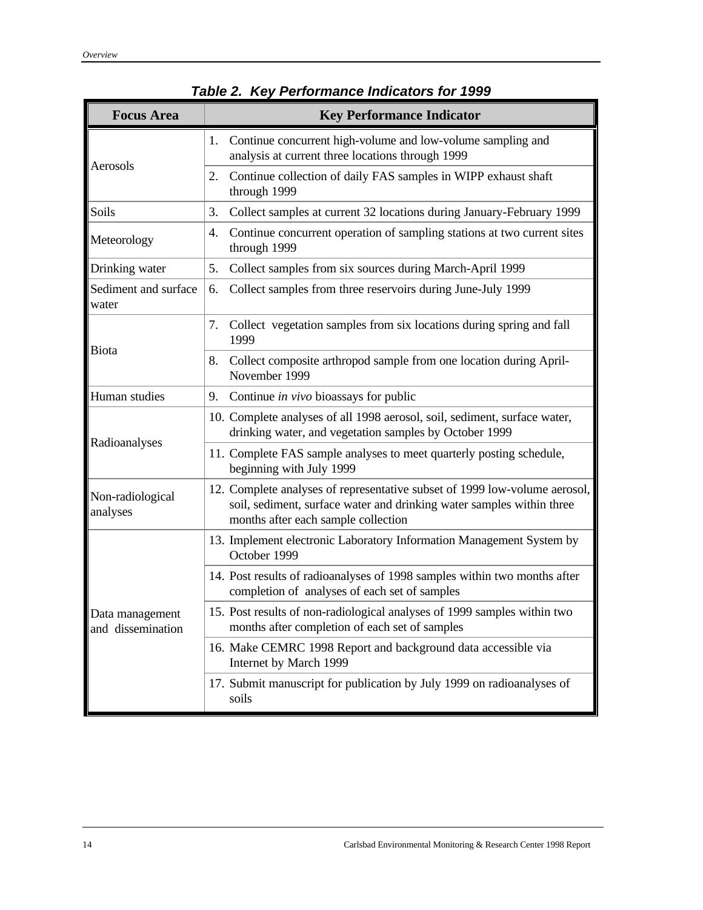**Table 2. Key Performance Indicators for 1999**

| Focus Area | Key Performance Indicator |
|---|---|
| Aerosols | 1. Continue concurrent high-volume and low-volume sampling and analysis at current three locations through 1999 |
| | 2. Continue collection of daily FAS samples in WIPP exhaust shaft through 1999 |
| Soils | 3. Collect samples at current 32 locations during January-February 1999 |
| Meteorology | 4. Continue concurrent operation of sampling stations at two current sites through 1999 |
| Drinking water | 5. Collect samples from six sources during March-April 1999 |
| Sediment and surface water | 6. Collect samples from three reservoirs during June-July 1999 |
| Biota | 7. Collect vegetation samples from six locations during spring and fall 1999 |
| | 8. Collect composite arthropod sample from one location during April-November 1999 |
| Human studies | 9. Continue *in vivo* bioassays for public |
| Radioanalyses | 10. Complete analyses of all 1998 aerosol, soil, sediment, surface water, drinking water, and vegetation samples by October 1999 |
| | 11. Complete FAS sample analyses to meet quarterly posting schedule, beginning with July 1999 |
| Non-radiological analyses | 12. Complete analyses of representative subset of 1999 low-volume aerosol, soil, sediment, surface water and drinking water samples within three months after each sample collection |
| Data management and dissemination | 13. Implement electronic Laboratory Information Management System by October 1999 |
| | 14. Post results of radioanalyses of 1998 samples within two months after completion of analyses of each set of samples |
| | 15. Post results of non-radiological analyses of 1999 samples within two months after completion of each set of samples |
| | 16. Make CEMRC 1998 Report and background data accessible via Internet by March 1999 |
| | 17. Submit manuscript for publication by July 1999 on radioanalyses of soils |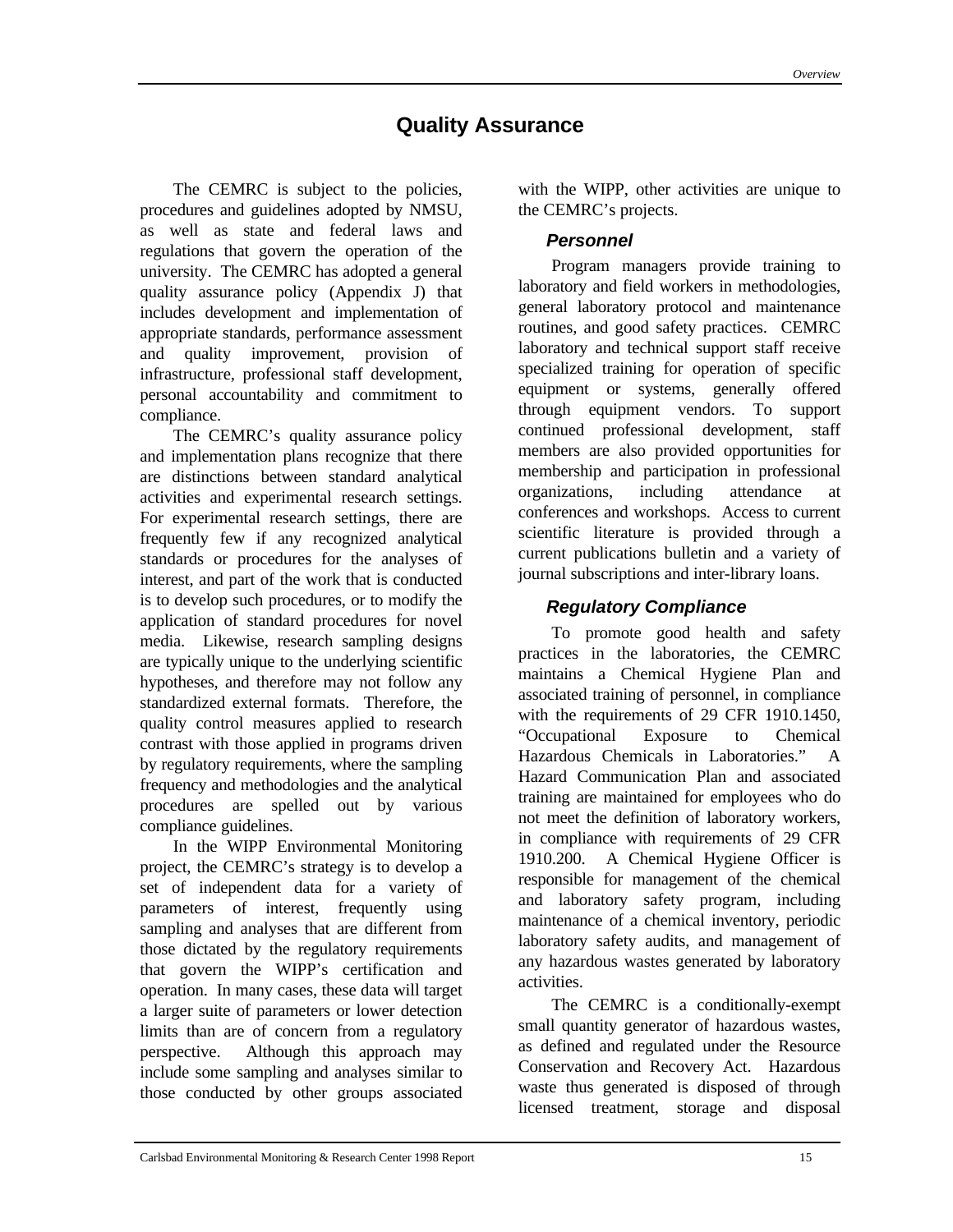# Quality Assurance

The CEMRC is subject to the policies, procedures and guidelines adopted by NMSU, as well as state and federal laws and regulations that govern the operation of the university. The CEMRC has adopted a general quality assurance policy (Appendix J) that includes development and implementation of appropriate standards, performance assessment and quality improvement, provision of infrastructure, professional staff development, personal accountability and commitment to compliance.

The CEMRC's quality assurance policy and implementation plans recognize that there are distinctions between standard analytical activities and experimental research settings. For experimental research settings, there are frequently few if any recognized analytical standards or procedures for the analyses of interest, and part of the work that is conducted is to develop such procedures, or to modify the application of standard procedures for novel media. Likewise, research sampling designs are typically unique to the underlying scientific hypotheses, and therefore may not follow any standardized external formats. Therefore, the quality control measures applied to research contrast with those applied in programs driven by regulatory requirements, where the sampling frequency and methodologies and the analytical procedures are spelled out by various compliance guidelines.

In the WIPP Environmental Monitoring project, the CEMRC's strategy is to develop a set of independent data for a variety of parameters of interest, frequently using sampling and analyses that are different from those dictated by the regulatory requirements that govern the WIPP's certification and operation. In many cases, these data will target a larger suite of parameters or lower detection limits than are of concern from a regulatory perspective. Although this approach may include some sampling and analyses similar to those conducted by other groups associated with the WIPP, other activities are unique to the CEMRC's projects.

### *Personnel*

Program managers provide training to laboratory and field workers in methodologies, general laboratory protocol and maintenance routines, and good safety practices. CEMRC laboratory and technical support staff receive specialized training for operation of specific equipment or systems, generally offered through equipment vendors. To support continued professional development, staff members are also provided opportunities for membership and participation in professional organizations, including attendance at conferences and workshops. Access to current scientific literature is provided through a current publications bulletin and a variety of journal subscriptions and inter-library loans.

### *Regulatory Compliance*

To promote good health and safety practices in the laboratories, the CEMRC maintains a Chemical Hygiene Plan and associated training of personnel, in compliance with the requirements of 29 CFR 1910.1450, "Occupational Exposure to Chemical Hazardous Chemicals in Laboratories." A Hazard Communication Plan and associated training are maintained for employees who do not meet the definition of laboratory workers, in compliance with requirements of 29 CFR 1910.200. A Chemical Hygiene Officer is responsible for management of the chemical and laboratory safety program, including maintenance of a chemical inventory, periodic laboratory safety audits, and management of any hazardous wastes generated by laboratory activities.

The CEMRC is a conditionally-exempt small quantity generator of hazardous wastes, as defined and regulated under the Resource Conservation and Recovery Act. Hazardous waste thus generated is disposed of through licensed treatment, storage and disposal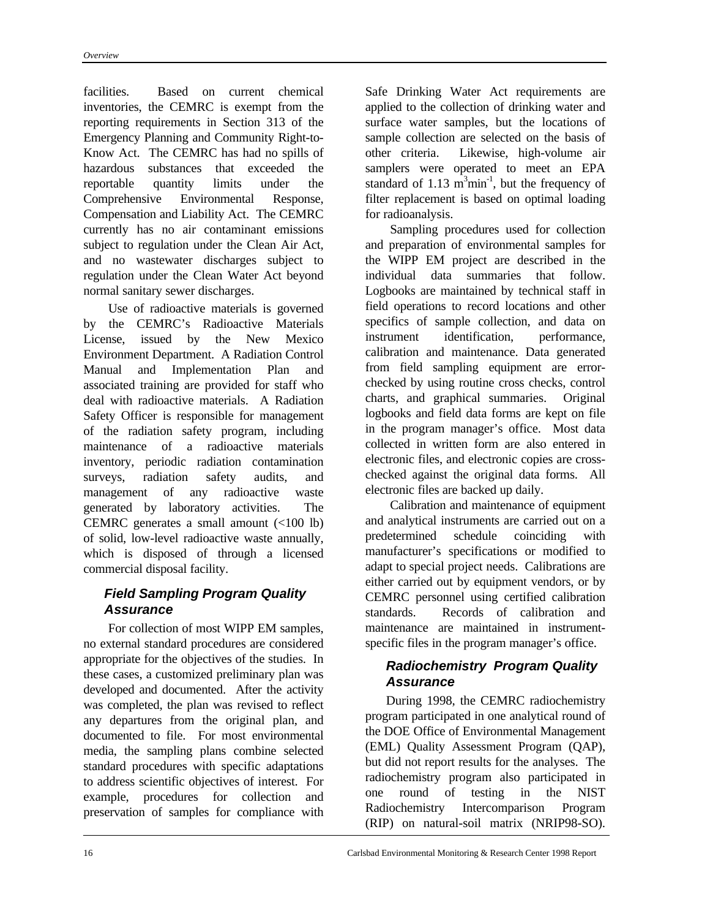facilities. Based on current chemical inventories, the CEMRC is exempt from the reporting requirements in Section 313 of the Emergency Planning and Community Right-to-Know Act. The CEMRC has had no spills of hazardous substances that exceeded the reportable quantity limits under the Comprehensive Environmental Response, Compensation and Liability Act. The CEMRC currently has no air contaminant emissions subject to regulation under the Clean Air Act, and no wastewater discharges subject to regulation under the Clean Water Act beyond normal sanitary sewer discharges.

Use of radioactive materials is governed by the CEMRC's Radioactive Materials License, issued by the New Mexico Environment Department. A Radiation Control Manual and Implementation Plan and associated training are provided for staff who deal with radioactive materials. A Radiation Safety Officer is responsible for management of the radiation safety program, including maintenance of a radioactive materials inventory, periodic radiation contamination surveys, radiation safety audits, and management of any radioactive waste generated by laboratory activities. The CEMRC generates a small amount (<100 lb) of solid, low-level radioactive waste annually, which is disposed of through a licensed commercial disposal facility.

### Field Sampling Program Quality Assurance

For collection of most WIPP EM samples, no external standard procedures are considered appropriate for the objectives of the studies. In these cases, a customized preliminary plan was developed and documented. After the activity was completed, the plan was revised to reflect any departures from the original plan, and documented to file. For most environmental media, the sampling plans combine selected standard procedures with specific adaptations to address scientific objectives of interest. For example, procedures for collection and preservation of samples for compliance with Safe Drinking Water Act requirements are applied to the collection of drinking water and surface water samples, but the locations of sample collection are selected on the basis of other criteria. Likewise, high-volume air samplers were operated to meet an EPA standard of 1.13 $m^3min^{-1}$, but the frequency of filter replacement is based on optimal loading for radioanalysis.

Sampling procedures used for collection and preparation of environmental samples for the WIPP EM project are described in the individual data summaries that follow. Logbooks are maintained by technical staff in field operations to record locations and other specifics of sample collection, and data on instrument identification, performance, calibration and maintenance. Data generated from field sampling equipment are error-checked by using routine cross checks, control charts, and graphical summaries. Original logbooks and field data forms are kept on file in the program manager's office. Most data collected in written form are also entered in electronic files, and electronic copies are cross-checked against the original data forms. All electronic files are backed up daily.

Calibration and maintenance of equipment and analytical instruments are carried out on a predetermined schedule coinciding with manufacturer's specifications or modified to adapt to special project needs. Calibrations are either carried out by equipment vendors, or by CEMRC personnel using certified calibration standards. Records of calibration and maintenance are maintained in instrument-specific files in the program manager's office.

### Radiochemistry Program Quality Assurance

During 1998, the CEMRC radiochemistry program participated in one analytical round of the DOE Office of Environmental Management (EML) Quality Assessment Program (QAP), but did not report results for the analyses. The radiochemistry program also participated in one round of testing in the NIST Radiochemistry Intercomparison Program (RIP) on natural-soil matrix (NRIP98-SO).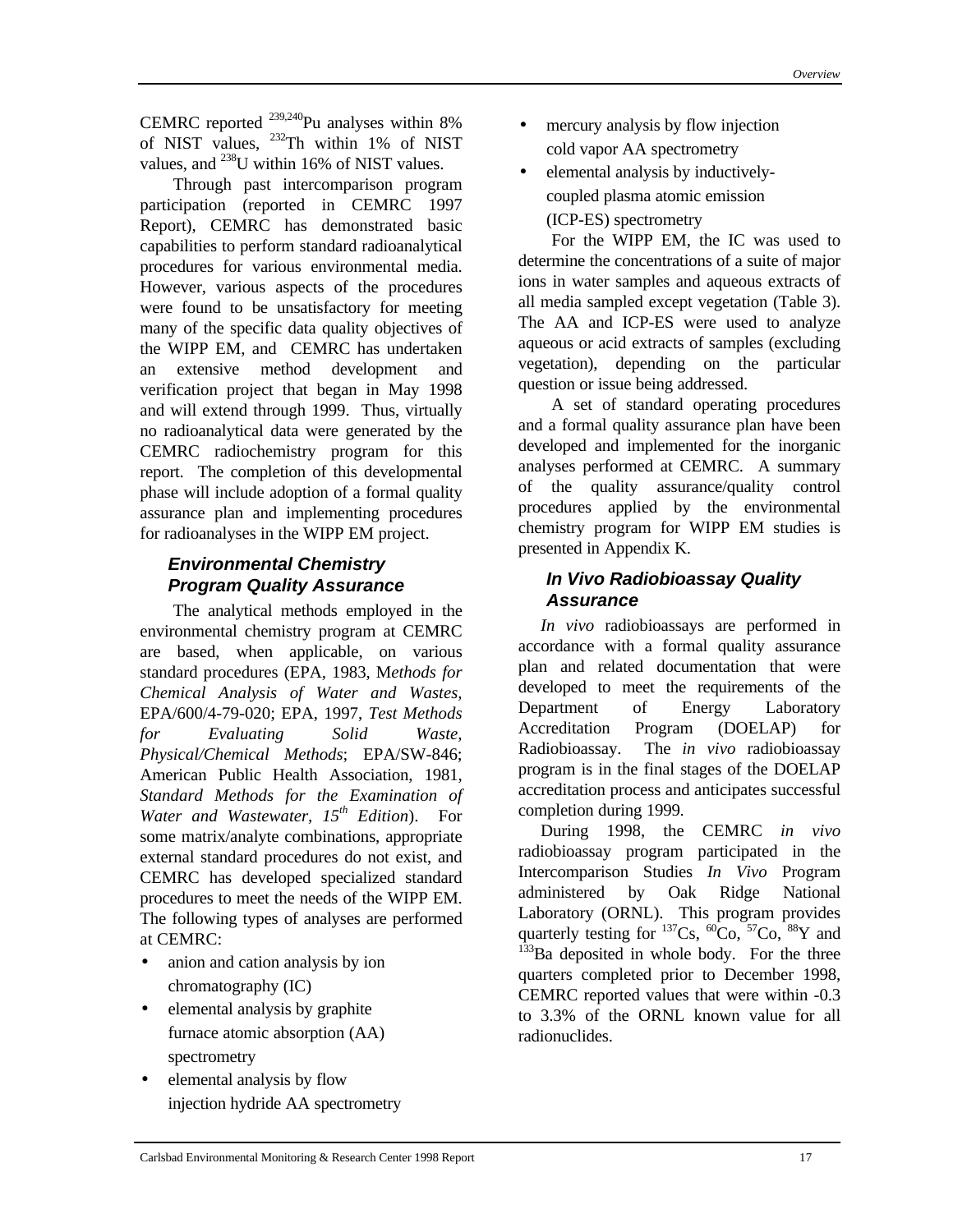CEMRC reported $^{239,240}$Pu analyses within 8% of NIST values, $^{232}$Th within 1% of NIST values, and $^{238}$U within 16% of NIST values.

Through past intercomparison program participation (reported in CEMRC 1997 Report), CEMRC has demonstrated basic capabilities to perform standard radioanalytical procedures for various environmental media. However, various aspects of the procedures were found to be unsatisfactory for meeting many of the specific data quality objectives of the WIPP EM, and CEMRC has undertaken an extensive method development and verification project that began in May 1998 and will extend through 1999. Thus, virtually no radioanalytical data were generated by the CEMRC radiochemistry program for this report. The completion of this developmental phase will include adoption of a formal quality assurance plan and implementing procedures for radioanalyses in the WIPP EM project.

### Environmental Chemistry Program Quality Assurance

The analytical methods employed in the environmental chemistry program at CEMRC are based, when applicable, on various standard procedures (EPA, 1983, *Methods for Chemical Analysis of Water and Wastes*, EPA/600/4-79-020; EPA, 1997, *Test Methods for Evaluating Solid Waste, Physical/Chemical Methods*; EPA/SW-846; American Public Health Association, 1981, *Standard Methods for the Examination of Water and Wastewater, 15th Edition*). For some matrix/analyte combinations, appropriate external standard procedures do not exist, and CEMRC has developed specialized standard procedures to meet the needs of the WIPP EM. The following types of analyses are performed at CEMRC:

- anion and cation analysis by ion chromatography (IC)
- elemental analysis by graphite furnace atomic absorption (AA) spectrometry
- elemental analysis by flow injection hydride AA spectrometry
- mercury analysis by flow injection cold vapor AA spectrometry
- elemental analysis by inductively-coupled plasma atomic emission (ICP-ES) spectrometry

For the WIPP EM, the IC was used to determine the concentrations of a suite of major ions in water samples and aqueous extracts of all media sampled except vegetation (Table 3). The AA and ICP-ES were used to analyze aqueous or acid extracts of samples (excluding vegetation), depending on the particular question or issue being addressed.

A set of standard operating procedures and a formal quality assurance plan have been developed and implemented for the inorganic analyses performed at CEMRC. A summary of the quality assurance/quality control procedures applied by the environmental chemistry program for WIPP EM studies is presented in Appendix K.

### In Vivo Radiobioassay Quality Assurance

*In vivo* radiobioassays are performed in accordance with a formal quality assurance plan and related documentation that were developed to meet the requirements of the Department of Energy Laboratory Accreditation Program (DOELAP) for Radiobioassay. The *in vivo* radiobioassay program is in the final stages of the DOELAP accreditation process and anticipates successful completion during 1999.

During 1998, the CEMRC *in vivo* radiobioassay program participated in the Intercomparison Studies *In Vivo* Program administered by Oak Ridge National Laboratory (ORNL). This program provides quarterly testing for $^{137}$Cs, $^{60}$Co, $^{57}$Co, $^{88}$Y and $^{133}$Ba deposited in whole body. For the three quarters completed prior to December 1998, CEMRC reported values that were within -0.3 to 3.3% of the ORNL known value for all radionuclides.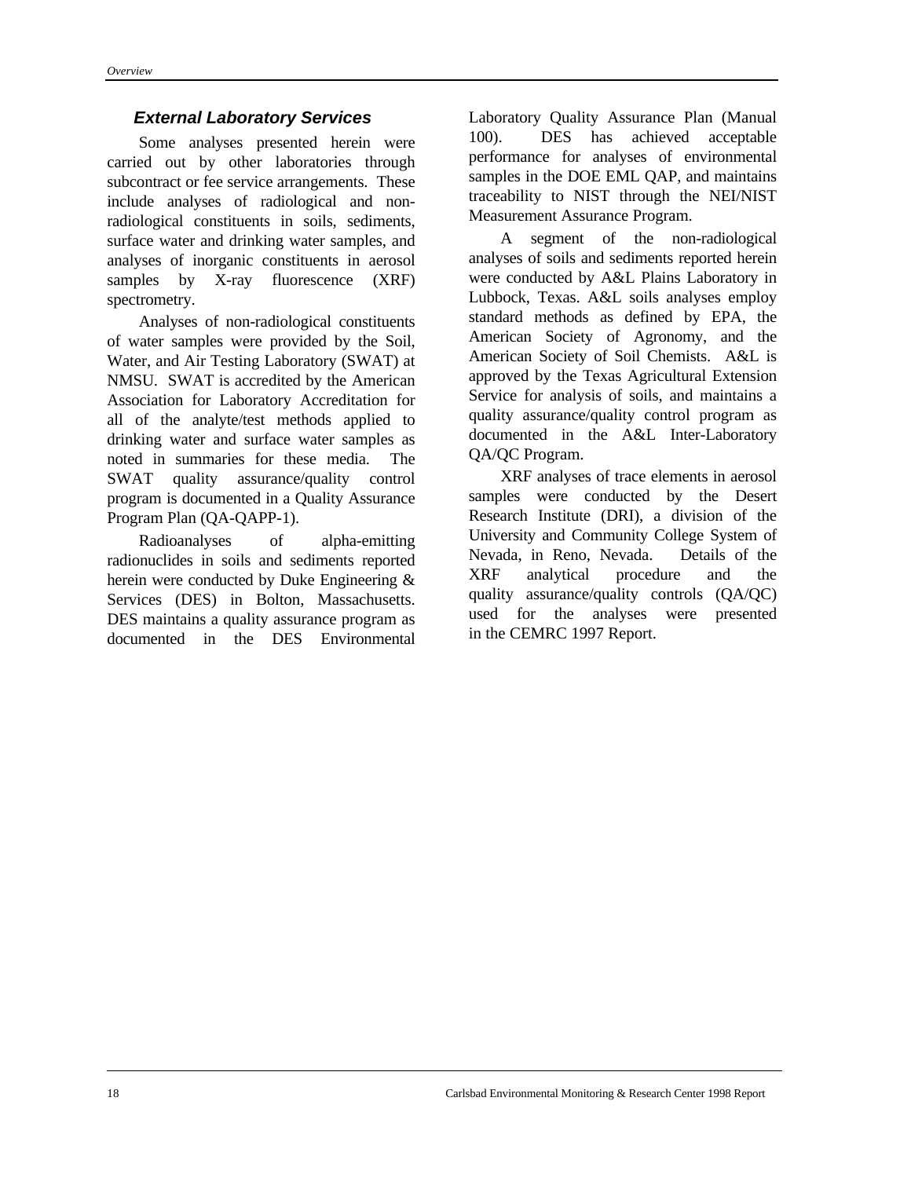### *External Laboratory Services*

Some analyses presented herein were carried out by other laboratories through subcontract or fee service arrangements. These include analyses of radiological and non-radiological constituents in soils, sediments, surface water and drinking water samples, and analyses of inorganic constituents in aerosol samples by X-ray fluorescence (XRF) spectrometry.

Analyses of non-radiological constituents of water samples were provided by the Soil, Water, and Air Testing Laboratory (SWAT) at NMSU. SWAT is accredited by the American Association for Laboratory Accreditation for all of the analyte/test methods applied to drinking water and surface water samples as noted in summaries for these media. The SWAT quality assurance/quality control program is documented in a Quality Assurance Program Plan (QA-QAPP-1).

Radioanalyses of alpha-emitting radionuclides in soils and sediments reported herein were conducted by Duke Engineering & Services (DES) in Bolton, Massachusetts. DES maintains a quality assurance program as documented in the DES Environmental Laboratory Quality Assurance Plan (Manual 100). DES has achieved acceptable performance for analyses of environmental samples in the DOE EML QAP, and maintains traceability to NIST through the NEI/NIST Measurement Assurance Program.

A segment of the non-radiological analyses of soils and sediments reported herein were conducted by A&L Plains Laboratory in Lubbock, Texas. A&L soils analyses employ standard methods as defined by EPA, the American Society of Agronomy, and the American Society of Soil Chemists. A&L is approved by the Texas Agricultural Extension Service for analysis of soils, and maintains a quality assurance/quality control program as documented in the A&L Inter-Laboratory QA/QC Program.

XRF analyses of trace elements in aerosol samples were conducted by the Desert Research Institute (DRI), a division of the University and Community College System of Nevada, in Reno, Nevada. Details of the XRF analytical procedure and the quality assurance/quality controls (QA/QC) used for the analyses were presented in the CEMRC 1997 Report.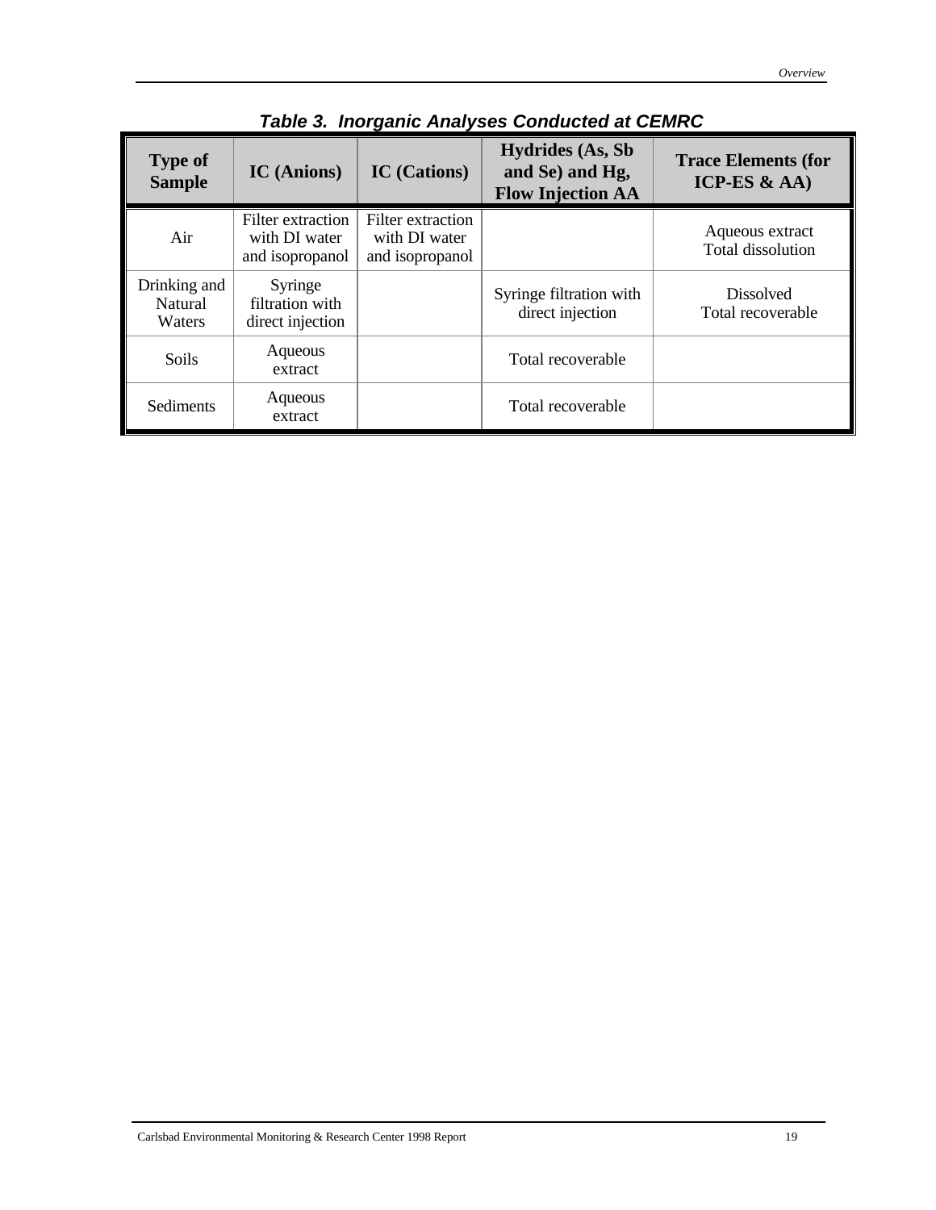**Table 3. Inorganic Analyses Conducted at CEMRC**

| Type of Sample | IC (Anions) | IC (Cations) | Hydrides (As, Sb and Se) and Hg, Flow Injection AA | Trace Elements (for ICP-ES & AA) |
|---|---|---|---|---|
| Air | Filter extraction with DI water and isopropanol | Filter extraction with DI water and isopropanol | | Aqueous extract<br>Total dissolution |
| Drinking and Natural Waters | Syringe filtration with direct injection | | Syringe filtration with direct injection | Dissolved<br>Total recoverable |
| Soils | Aqueous extract | | Total recoverable | |
| Sediments | Aqueous extract | | Total recoverable | |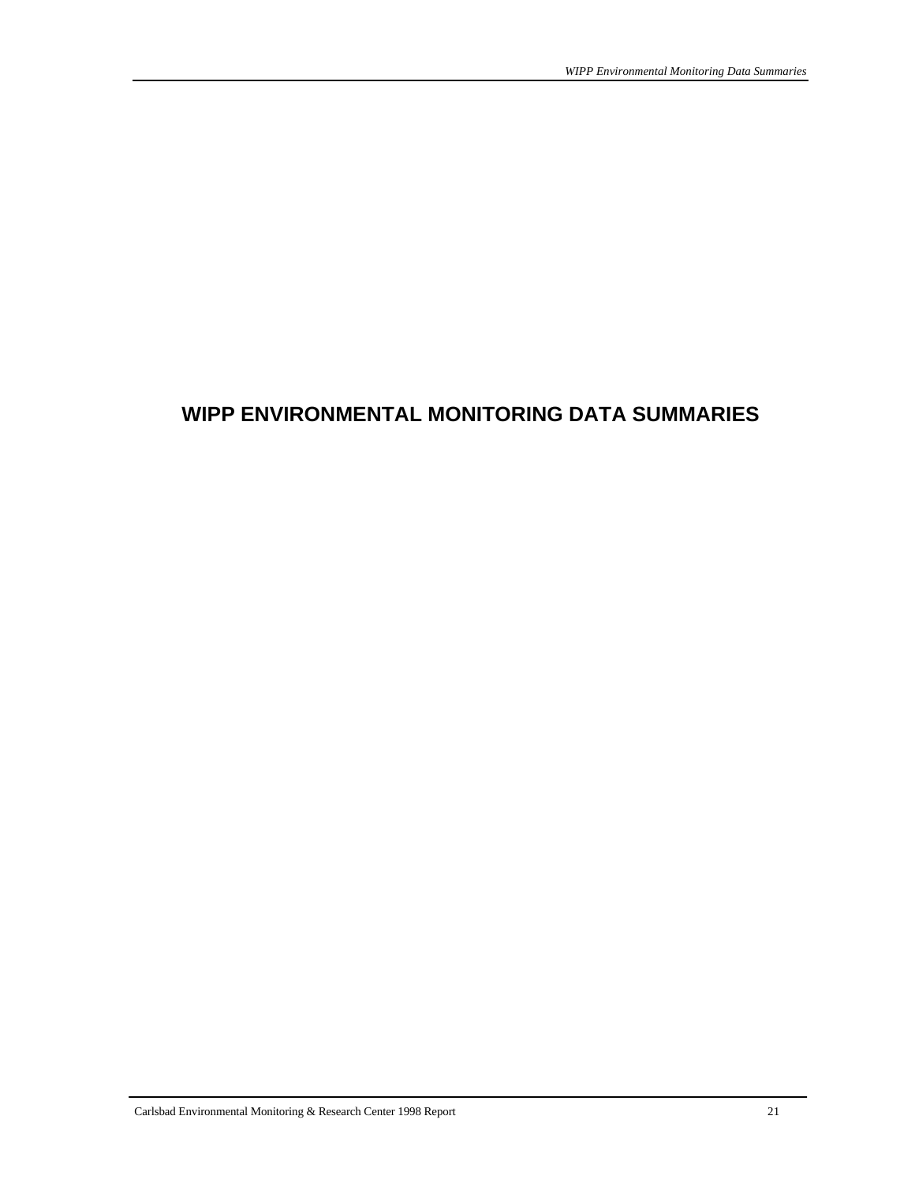# WIPP ENVIRONMENTAL MONITORING DATA SUMMARIES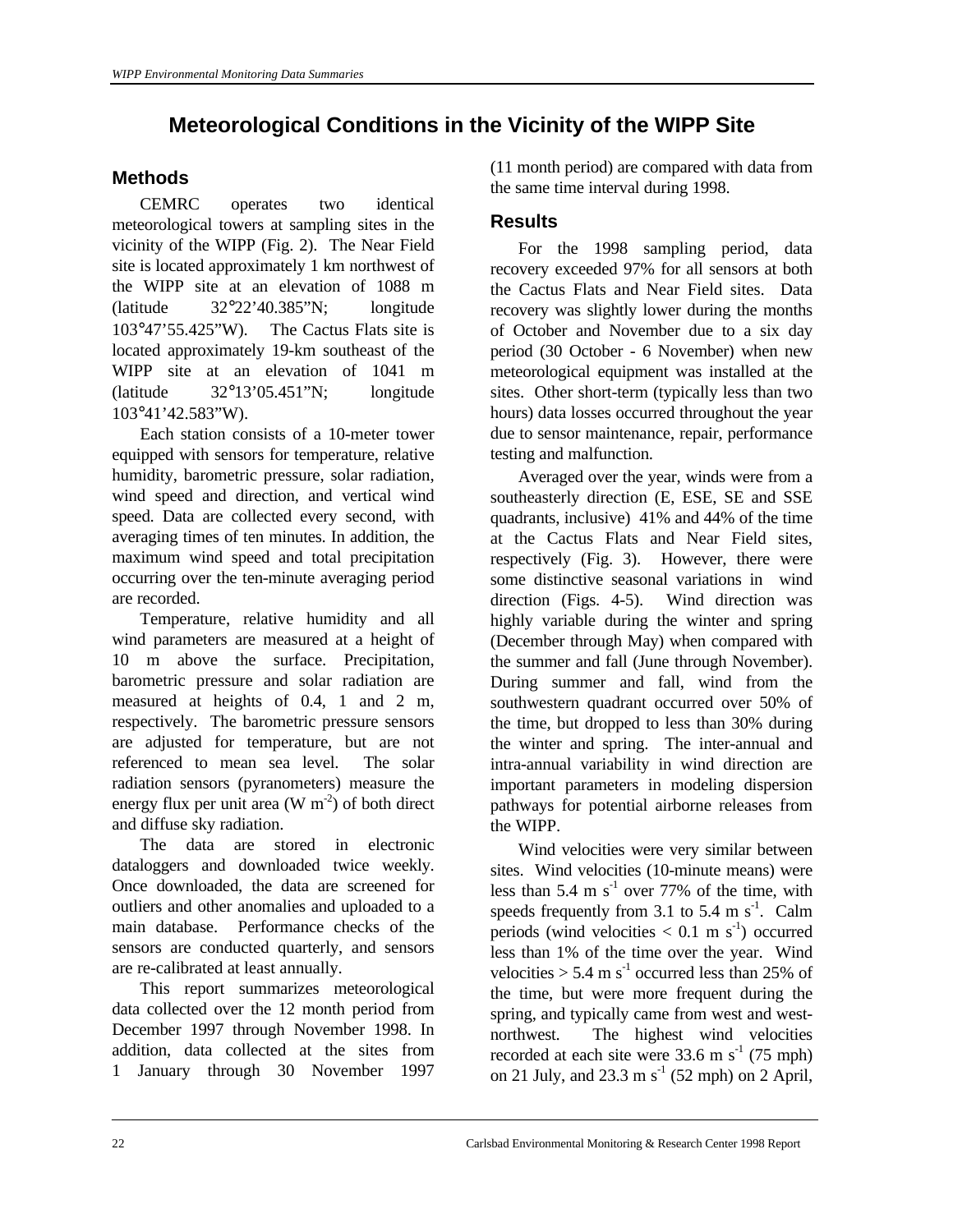# Meteorological Conditions in the Vicinity of the WIPP Site

## Methods

CEMRC operates two identical meteorological towers at sampling sites in the vicinity of the WIPP (Fig. 2). The Near Field site is located approximately 1 km northwest of the WIPP site at an elevation of 1088 m (latitude 32°22'40.385"N; longitude 103°47'55.425"W). The Cactus Flats site is located approximately 19-km southeast of the WIPP site at an elevation of 1041 m (latitude 32°13'05.451"N; longitude 103°41'42.583"W).

Each station consists of a 10-meter tower equipped with sensors for temperature, relative humidity, barometric pressure, solar radiation, wind speed and direction, and vertical wind speed. Data are collected every second, with averaging times of ten minutes. In addition, the maximum wind speed and total precipitation occurring over the ten-minute averaging period are recorded.

Temperature, relative humidity and all wind parameters are measured at a height of 10 m above the surface. Precipitation, barometric pressure and solar radiation are measured at heights of 0.4, 1 and 2 m, respectively. The barometric pressure sensors are adjusted for temperature, but are not referenced to mean sea level. The solar radiation sensors (pyranometers) measure the energy flux per unit area (W $m^{-2}$) of both direct and diffuse sky radiation.

The data are stored in electronic dataloggers and downloaded twice weekly. Once downloaded, the data are screened for outliers and other anomalies and uploaded to a main database. Performance checks of the sensors are conducted quarterly, and sensors are re-calibrated at least annually.

This report summarizes meteorological data collected over the 12 month period from December 1997 through November 1998. In addition, data collected at the sites from 1 January through 30 November 1997 (11 month period) are compared with data from the same time interval during 1998.

## Results

For the 1998 sampling period, data recovery exceeded 97% for all sensors at both the Cactus Flats and Near Field sites. Data recovery was slightly lower during the months of October and November due to a six day period (30 October - 6 November) when new meteorological equipment was installed at the sites. Other short-term (typically less than two hours) data losses occurred throughout the year due to sensor maintenance, repair, performance testing and malfunction.

Averaged over the year, winds were from a southeasterly direction (E, ESE, SE and SSE quadrants, inclusive) 41% and 44% of the time at the Cactus Flats and Near Field sites, respectively (Fig. 3). However, there were some distinctive seasonal variations in wind direction (Figs. 4-5). Wind direction was highly variable during the winter and spring (December through May) when compared with the summer and fall (June through November). During summer and fall, wind from the southwestern quadrant occurred over 50% of the time, but dropped to less than 30% during the winter and spring. The inter-annual and intra-annual variability in wind direction are important parameters in modeling dispersion pathways for potential airborne releases from the WIPP.

Wind velocities were very similar between sites. Wind velocities (10-minute means) were less than 5.4 m $s^{-1}$ over 77% of the time, with speeds frequently from 3.1 to 5.4 m $s^{-1}$. Calm periods (wind velocities < 0.1 m $s^{-1}$) occurred less than 1% of the time over the year. Wind velocities > 5.4 m $s^{-1}$ occurred less than 25% of the time, but were more frequent during the spring, and typically came from west and west-northwest. The highest wind velocities recorded at each site were 33.6 m $s^{-1}$ (75 mph) on 21 July, and 23.3 m $s^{-1}$ (52 mph) on 2 April,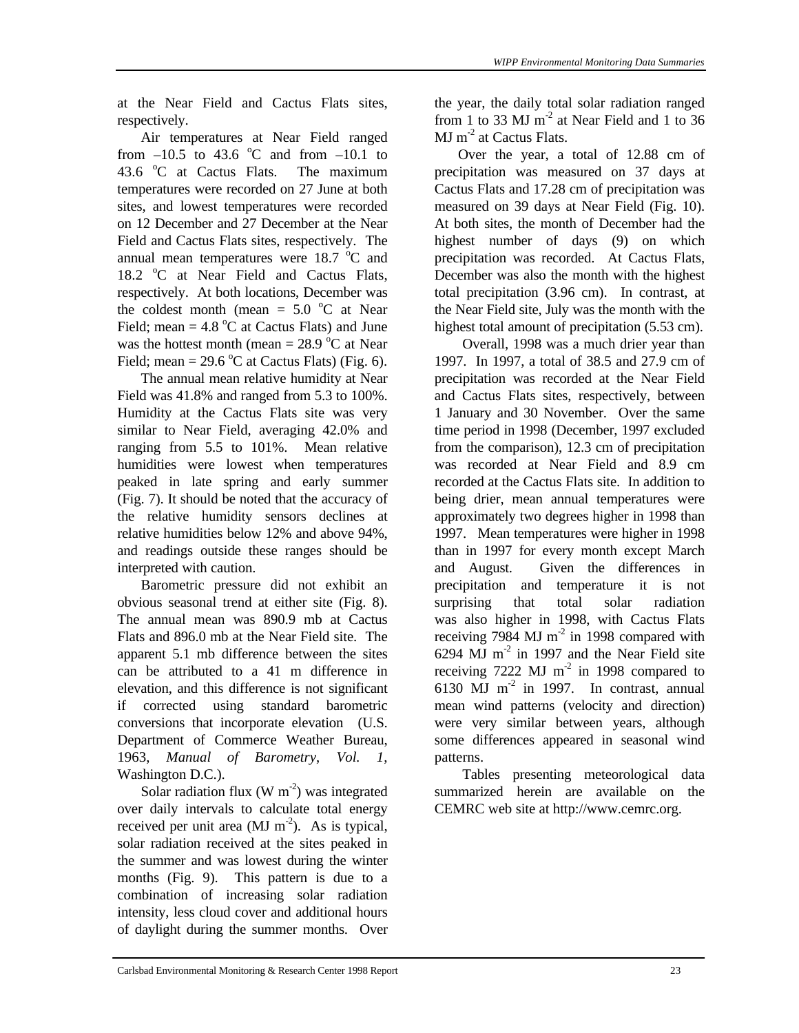at the Near Field and Cactus Flats sites, respectively.

Air temperatures at Near Field ranged from –10.5 to 43.6 °C and from –10.1 to 43.6 °C at Cactus Flats. The maximum temperatures were recorded on 27 June at both sites, and lowest temperatures were recorded on 12 December and 27 December at the Near Field and Cactus Flats sites, respectively. The annual mean temperatures were 18.7 °C and 18.2 °C at Near Field and Cactus Flats, respectively. At both locations, December was the coldest month (mean = 5.0 °C at Near Field; mean = 4.8 °C at Cactus Flats) and June was the hottest month (mean = 28.9 °C at Near Field; mean = 29.6 °C at Cactus Flats) (Fig. 6).

The annual mean relative humidity at Near Field was 41.8% and ranged from 5.3 to 100%. Humidity at the Cactus Flats site was very similar to Near Field, averaging 42.0% and ranging from 5.5 to 101%. Mean relative humidities were lowest when temperatures peaked in late spring and early summer (Fig. 7). It should be noted that the accuracy of the relative humidity sensors declines at relative humidities below 12% and above 94%, and readings outside these ranges should be interpreted with caution.

Barometric pressure did not exhibit an obvious seasonal trend at either site (Fig. 8). The annual mean was 890.9 mb at Cactus Flats and 896.0 mb at the Near Field site. The apparent 5.1 mb difference between the sites can be attributed to a 41 m difference in elevation, and this difference is not significant if corrected using standard barometric conversions that incorporate elevation (U.S. Department of Commerce Weather Bureau, 1963, *Manual of Barometry, Vol. 1,* Washington D.C.).

Solar radiation flux (W $m^{-2}$) was integrated over daily intervals to calculate total energy received per unit area (MJ $m^{-2}$). As is typical, solar radiation received at the sites peaked in the summer and was lowest during the winter months (Fig. 9). This pattern is due to a combination of increasing solar radiation intensity, less cloud cover and additional hours of daylight during the summer months. Over the year, the daily total solar radiation ranged from 1 to 33 MJ $m^{-2}$ at Near Field and 1 to 36 MJ $m^{-2}$ at Cactus Flats.

Over the year, a total of 12.88 cm of precipitation was measured on 37 days at Cactus Flats and 17.28 cm of precipitation was measured on 39 days at Near Field (Fig. 10). At both sites, the month of December had the highest number of days (9) on which precipitation was recorded. At Cactus Flats, December was also the month with the highest total precipitation (3.96 cm). In contrast, at the Near Field site, July was the month with the highest total amount of precipitation (5.53 cm).

Overall, 1998 was a much drier year than 1997. In 1997, a total of 38.5 and 27.9 cm of precipitation was recorded at the Near Field and Cactus Flats sites, respectively, between 1 January and 30 November. Over the same time period in 1998 (December, 1997 excluded from the comparison), 12.3 cm of precipitation was recorded at Near Field and 8.9 cm recorded at the Cactus Flats site. In addition to being drier, mean annual temperatures were approximately two degrees higher in 1998 than 1997. Mean temperatures were higher in 1998 than in 1997 for every month except March and August. Given the differences in precipitation and temperature it is not surprising that total solar radiation was also higher in 1998, with Cactus Flats receiving 7984 MJ $m^{-2}$ in 1998 compared with 6294 MJ $m^{-2}$ in 1997 and the Near Field site receiving 7222 MJ $m^{-2}$ in 1998 compared to 6130 MJ $m^{-2}$ in 1997. In contrast, annual mean wind patterns (velocity and direction) were very similar between years, although some differences appeared in seasonal wind patterns.

Tables presenting meteorological data summarized herein are available on the CEMRC web site at http://www.cemrc.org.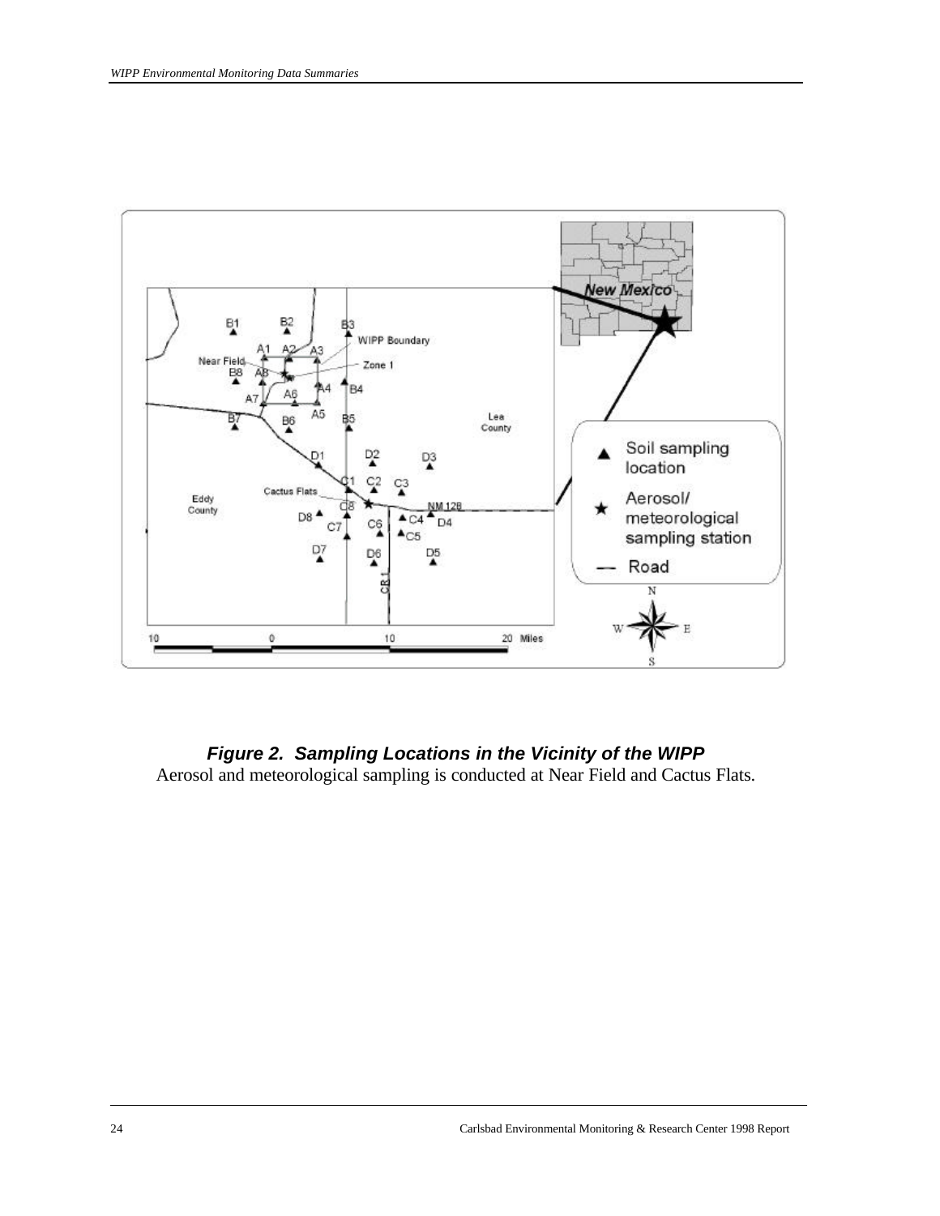**_Figure 2. Sampling Locations in the Vicinity of the WIPP_**

Aerosol and meteorological sampling is conducted at Near Field and Cactus Flats.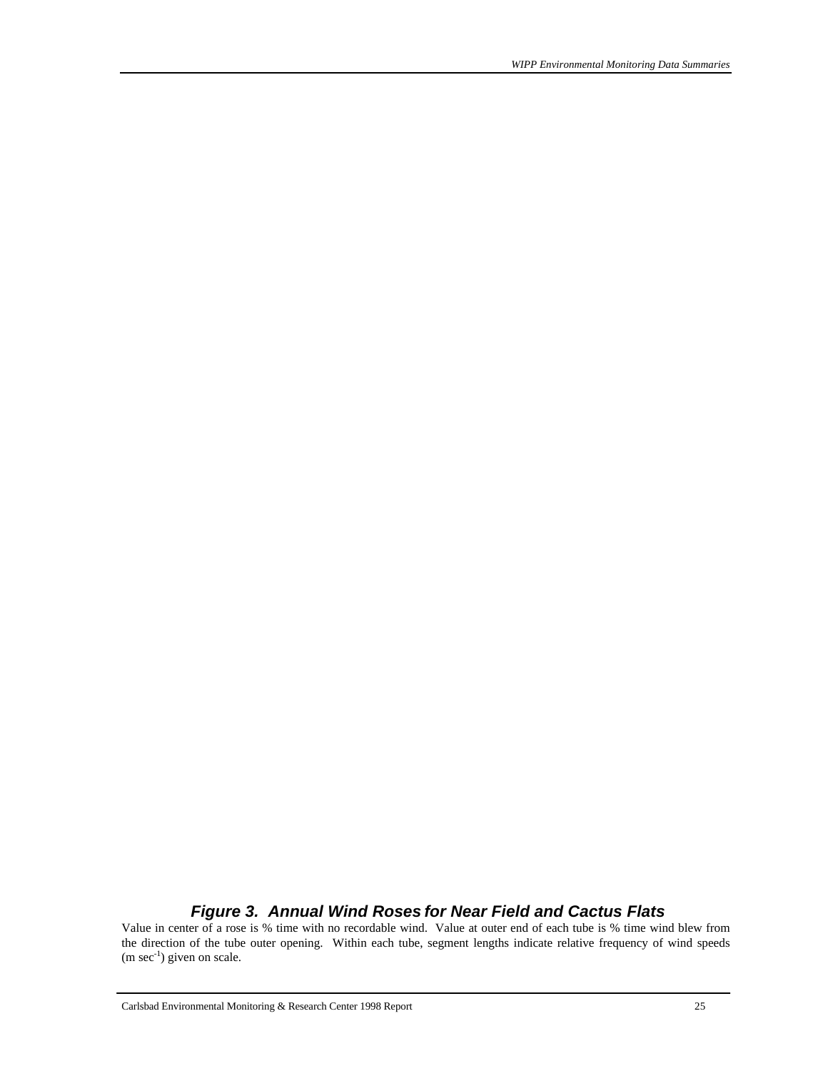***Figure 3. Annual Wind Roses for Near Field and Cactus Flats***

Value in center of a rose is % time with no recordable wind. Value at outer end of each tube is % time wind blew from the direction of the tube outer opening. Within each tube, segment lengths indicate relative frequency of wind speeds (m $sec^{-1}$) given on scale.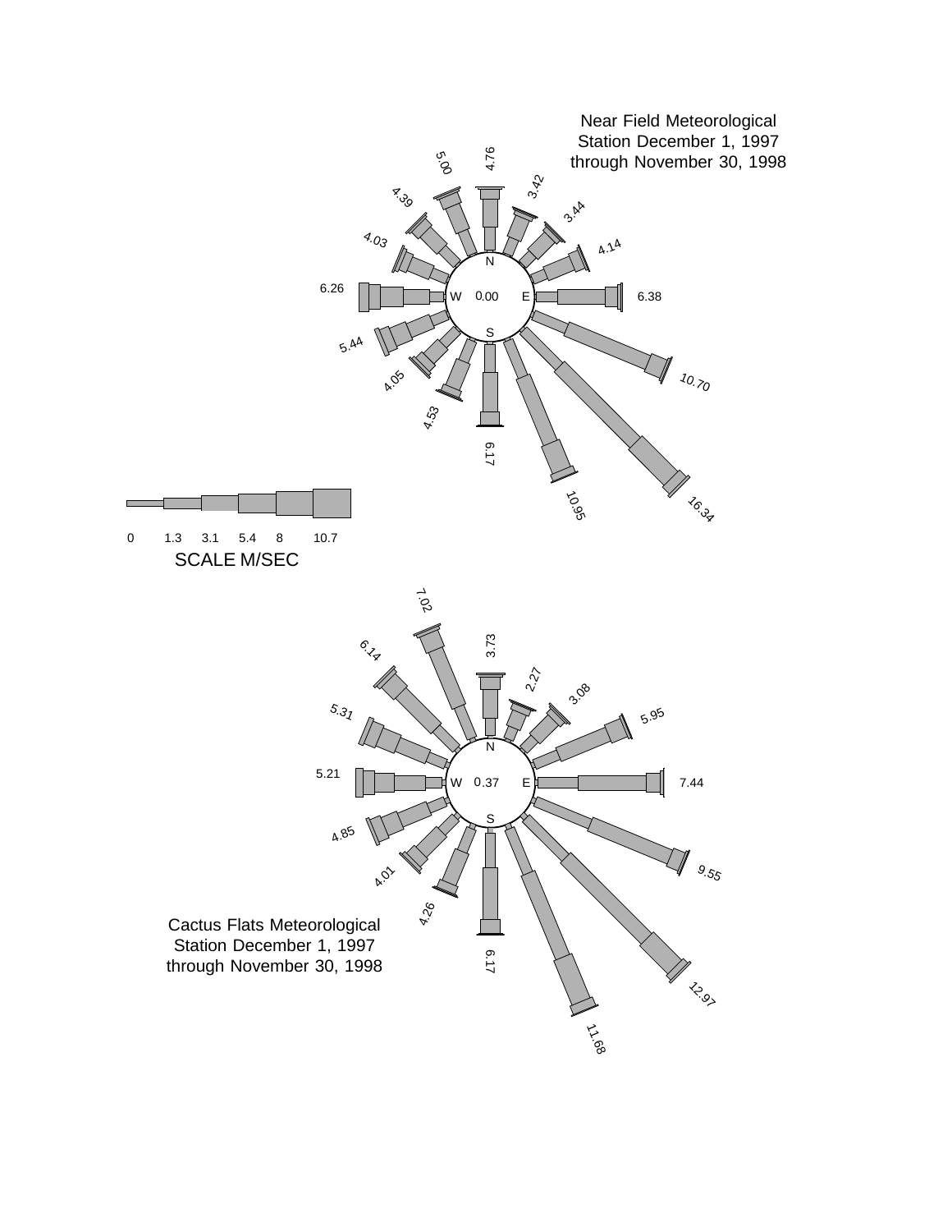Near Field Meteorological Station December 1, 1997 through November 30, 1998

| Direction | Value |
|---|---|
| N | 4.76 |
| NNE | 3.42 |
| NE | 3.44 |
| ENE | 4.14 |
| E | 6.38 |
| ESE | 10.70 |
| SE | 16.34 |
| SSE | 10.95 |
| S | 6.17 |
| SSW | 4.53 |
| SW | 4.05 |
| WSW | 5.44 |
| W | 6.26 |
| WNW | 4.03 |
| NW | 4.39 |
| NNW | 5.00 |
| Calm | 0.00 |

SCALE M/SEC

0 1.3 3.1 5.4 8 10.7

Cactus Flats Meteorological Station December 1, 1997 through November 30, 1998

| Direction | Value |
|---|---|
| N | 3.73 |
| NNE | 2.27 |
| NE | 3.08 |
| ENE | 5.95 |
| E | 7.44 |
| ESE | 9.55 |
| SE | 12.97 |
| SSE | 11.68 |
| S | 6.17 |
| SSW | 4.26 |
| SW | 4.01 |
| WSW | 4.85 |
| W | 5.21 |
| WNW | 5.31 |
| NW | 6.14 |
| NNW | 7.02 |
| Calm | 0.37 |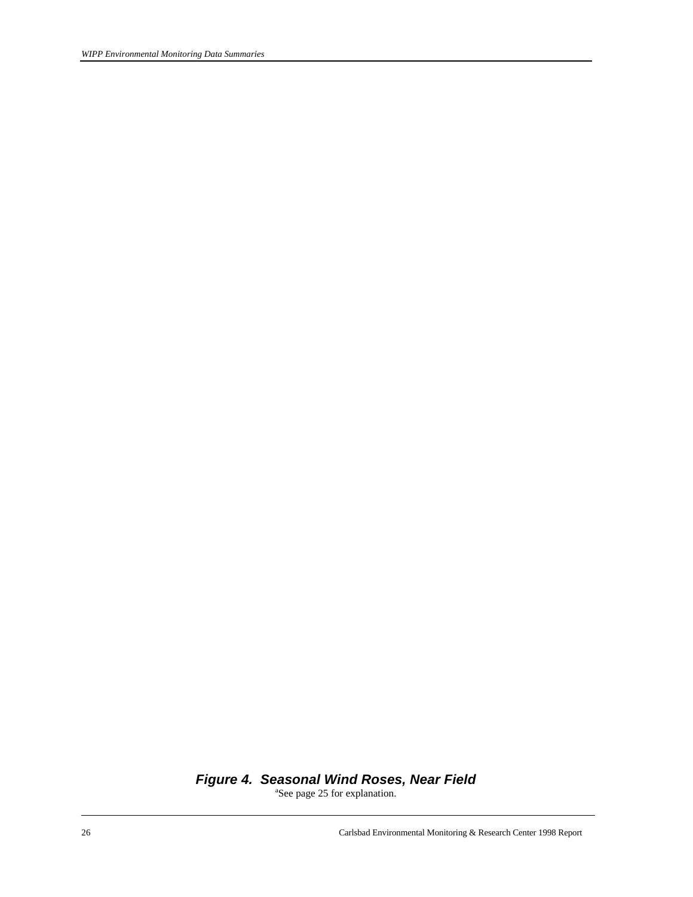***Figure 4. Seasonal Wind Roses, Near Field***

[a]See page 25 for explanation.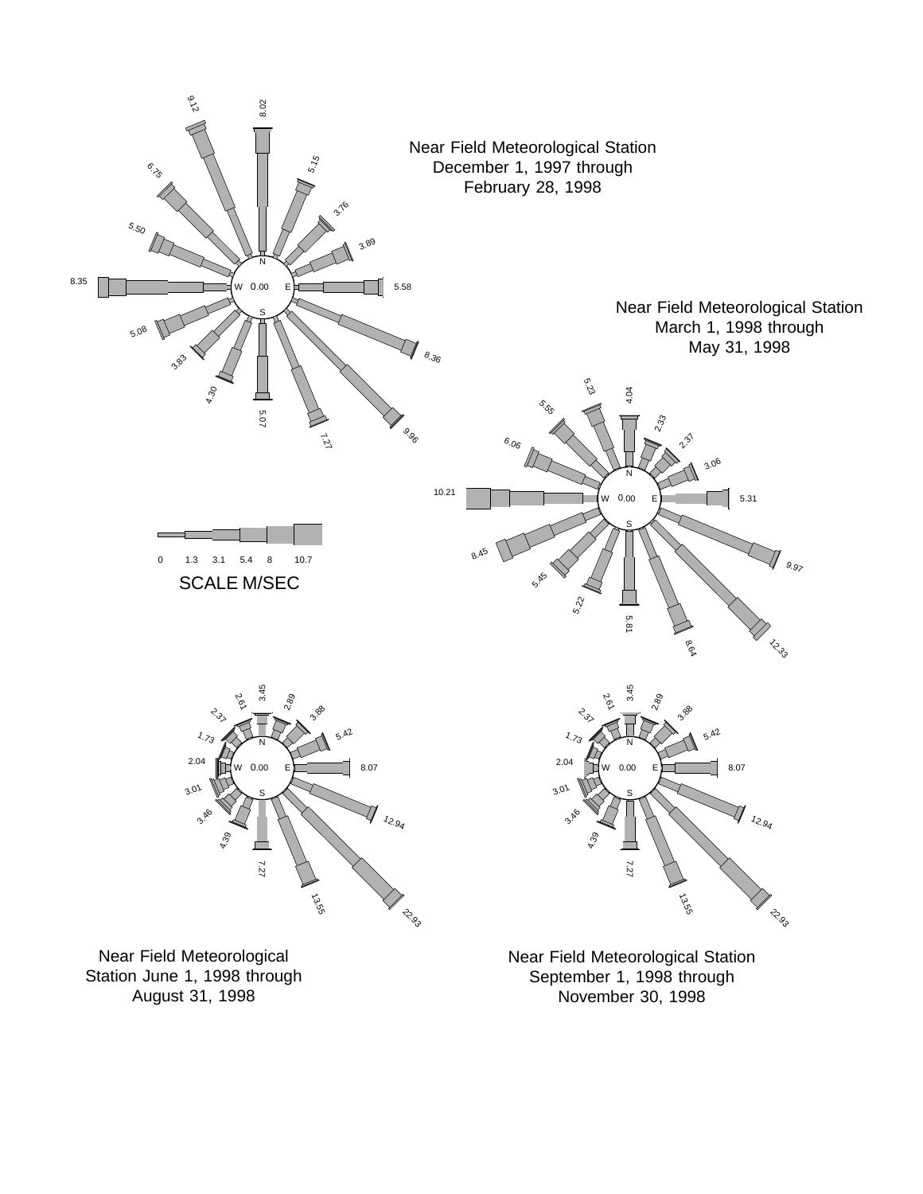Near Field Meteorological Station
December 1, 1997 through
February 28, 1998

Near Field Meteorological Station
March 1, 1998 through
May 31, 1998

SCALE M/SEC

0 1.3 3.1 5.4 8 10.7

Near Field Meteorological
Station June 1, 1998 through
August 31, 1998

Near Field Meteorological Station
September 1, 1998 through
November 30, 1998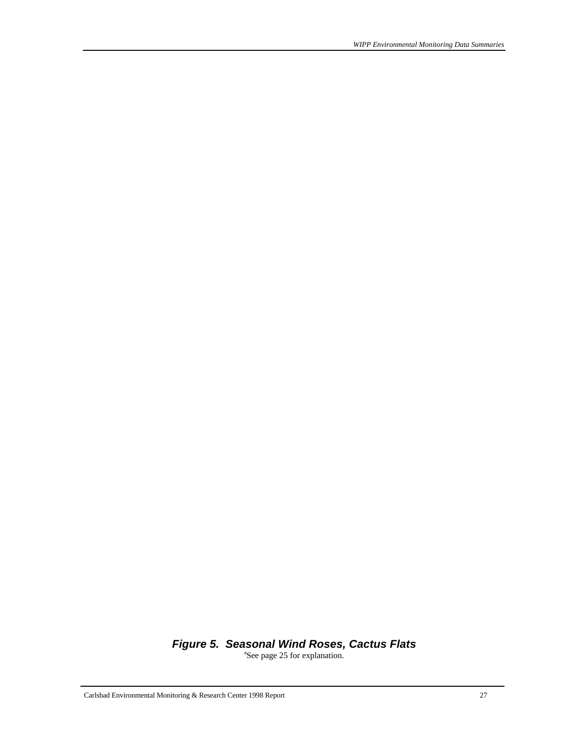***Figure 5. Seasonal Wind Roses, Cactus Flats***

[a]See page 25 for explanation.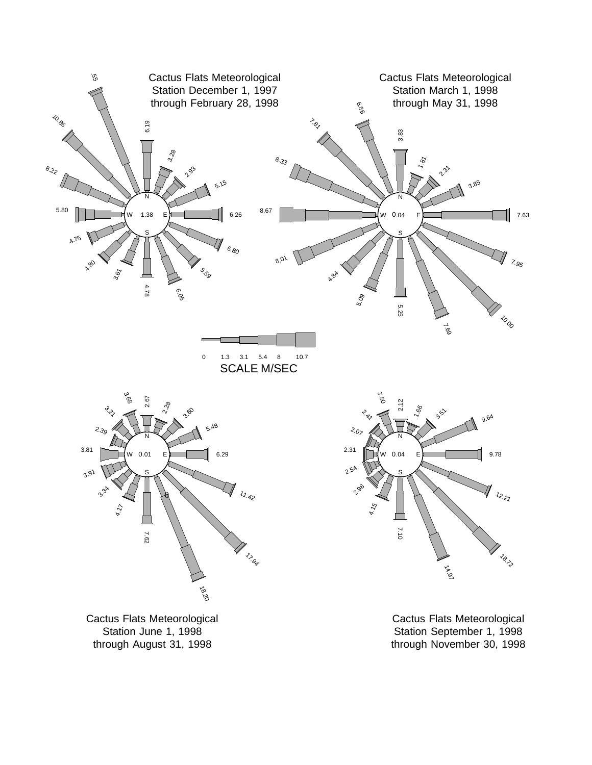Cactus Flats Meteorological Station December 1, 1997 through February 28, 1998

Cactus Flats Meteorological Station March 1, 1998 through May 31, 1998

SCALE M/SEC

0 1.3 3.1 5.4 8 10.7

Cactus Flats Meteorological Station June 1, 1998 through August 31, 1998

Cactus Flats Meteorological Station September 1, 1998 through November 30, 1998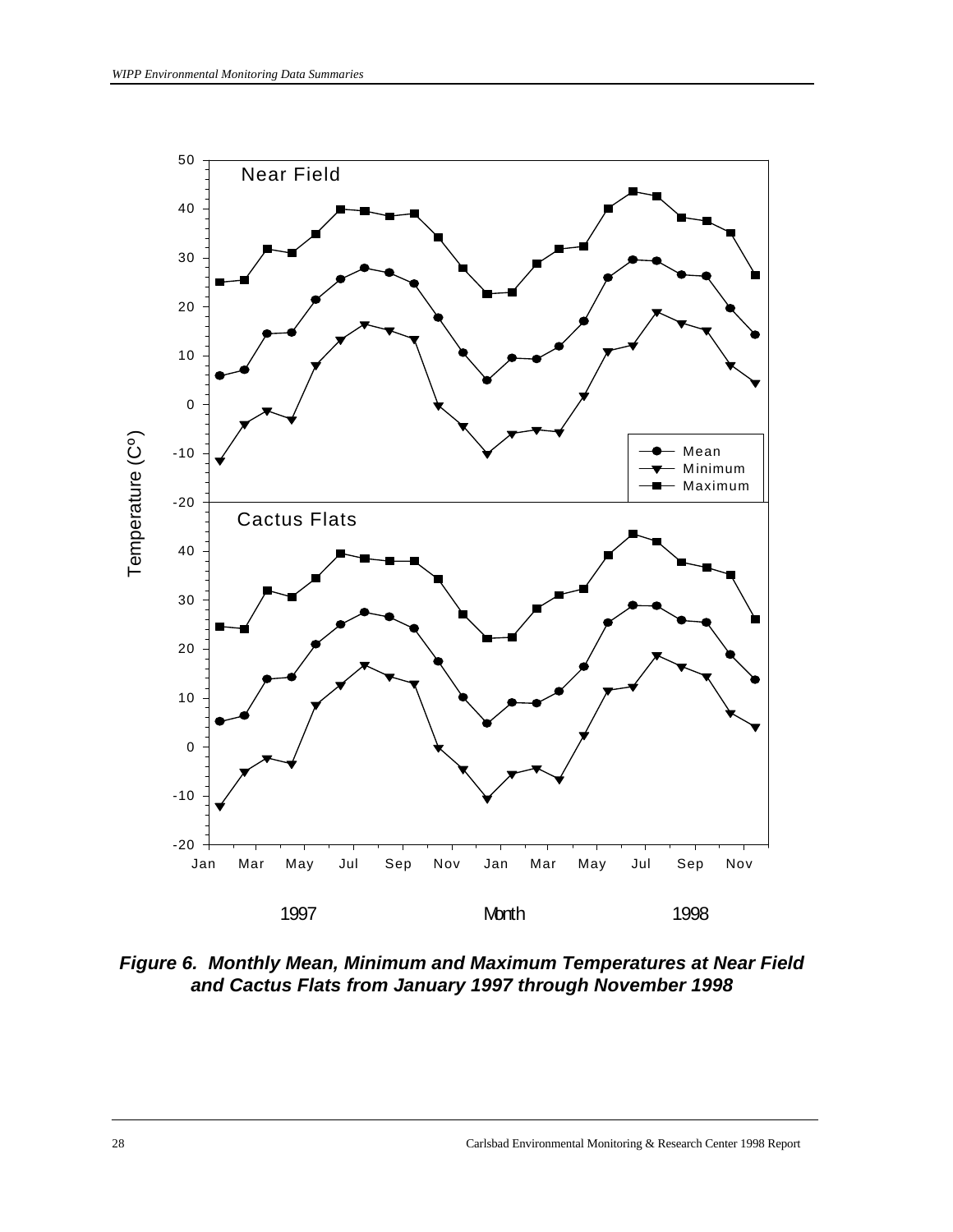Near Field

Cactus Flats

Temperature (C°)

Jan Mar May Jul Sep Nov Jan Mar May Jul Sep Nov

1997 Month 1998

Mean, Minimum, Maximum

***Figure 6. Monthly Mean, Minimum and Maximum Temperatures at Near Field and Cactus Flats from January 1997 through November 1998***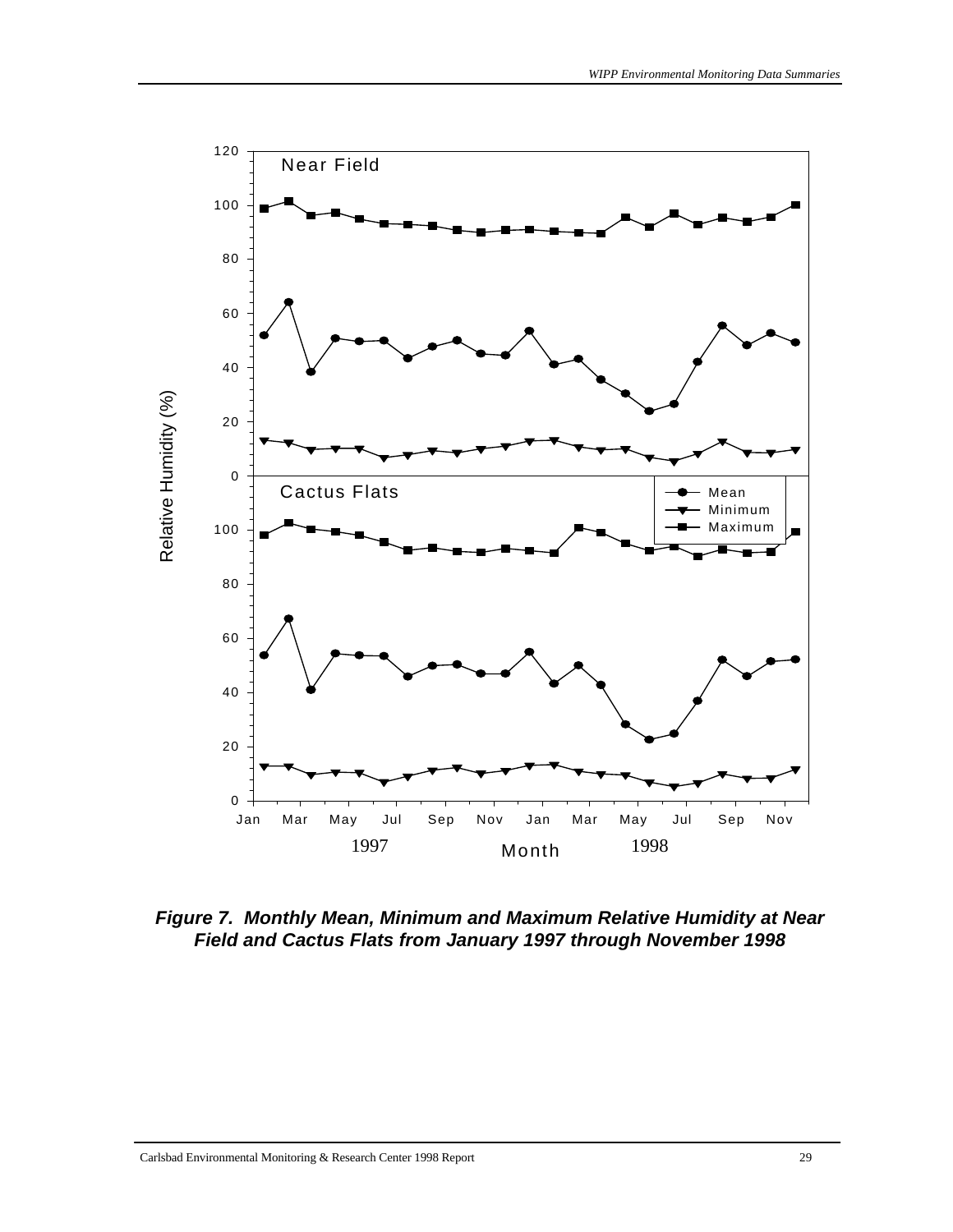*Figure 7. Monthly Mean, Minimum and Maximum Relative Humidity at Near Field and Cactus Flats from January 1997 through November 1998*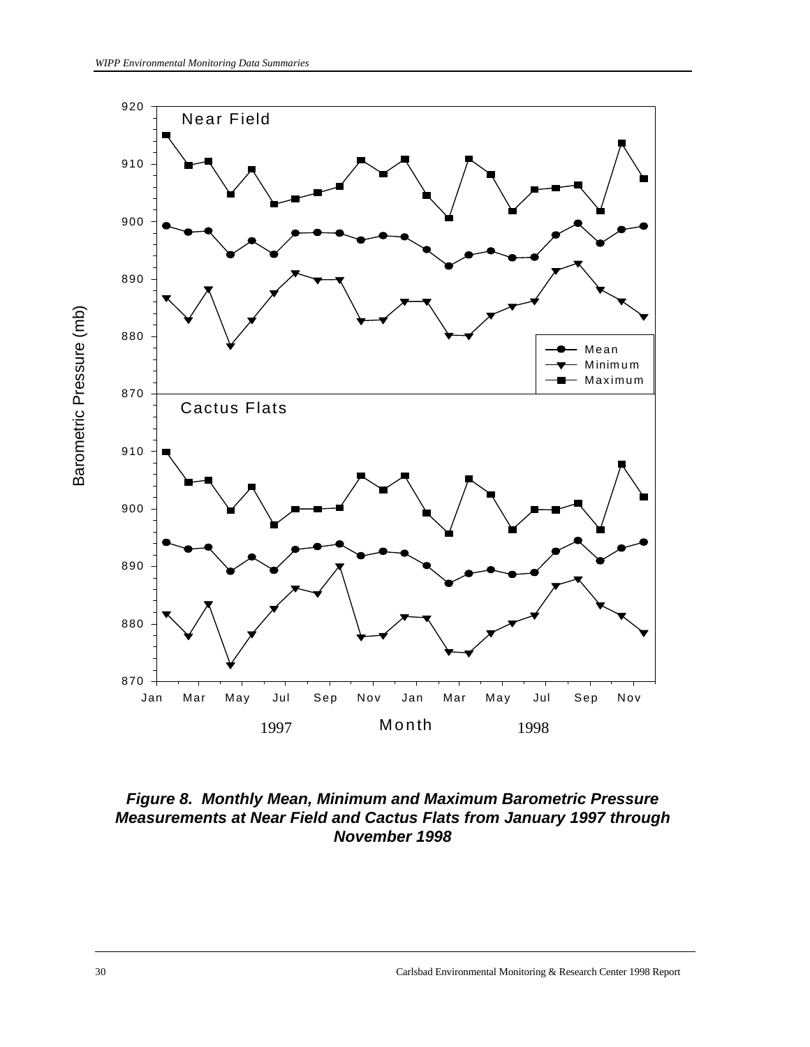**Figure 8. Monthly Mean, Minimum and Maximum Barometric Pressure Measurements at Near Field and Cactus Flats from January 1997 through November 1998**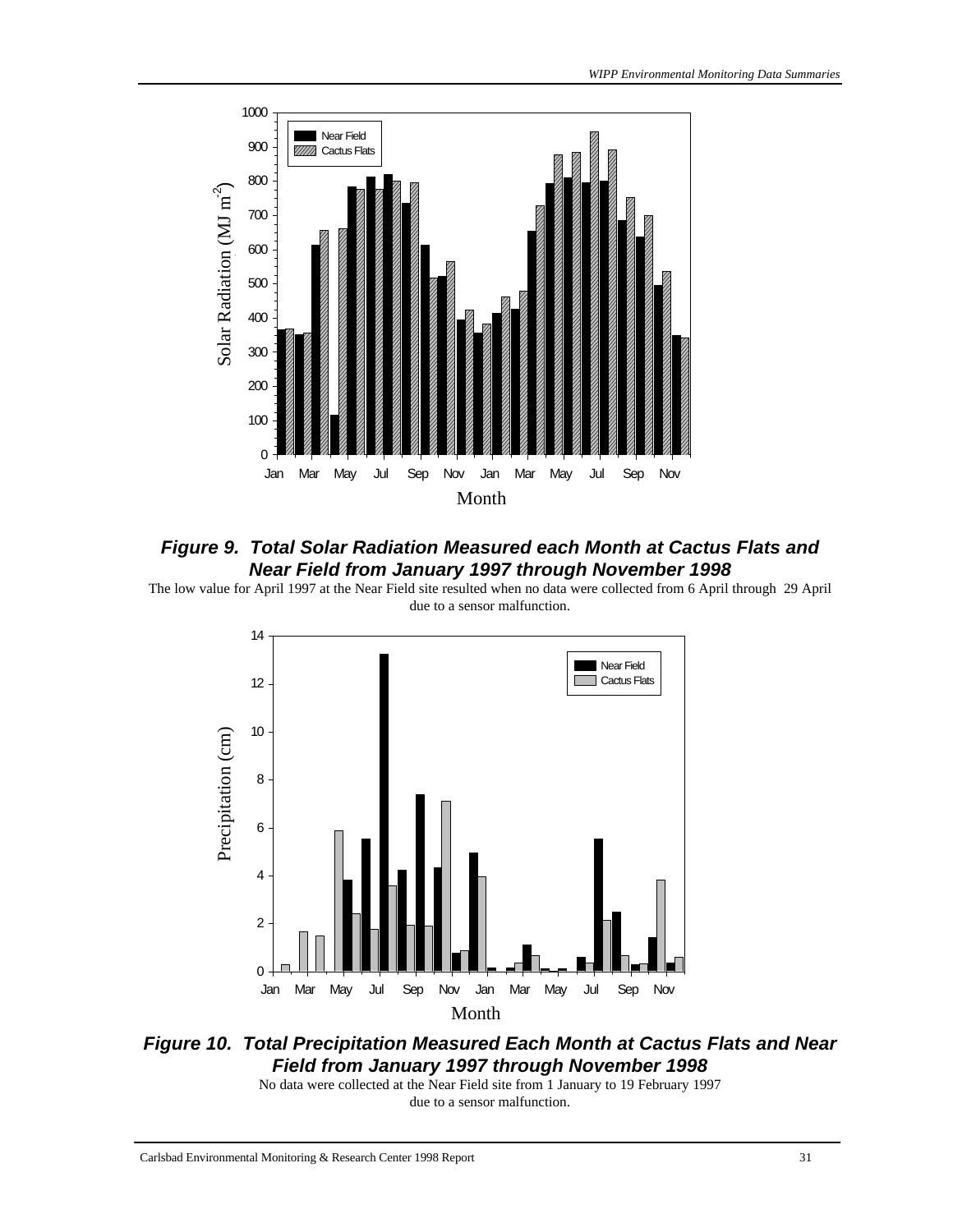**Figure 9. Total Solar Radiation Measured each Month at Cactus Flats and Near Field from January 1997 through November 1998**

The low value for April 1997 at the Near Field site resulted when no data were collected from 6 April through 29 April due to a sensor malfunction.

**Figure 10. Total Precipitation Measured Each Month at Cactus Flats and Near Field from January 1997 through November 1998**

No data were collected at the Near Field site from 1 January to 19 February 1997 due to a sensor malfunction.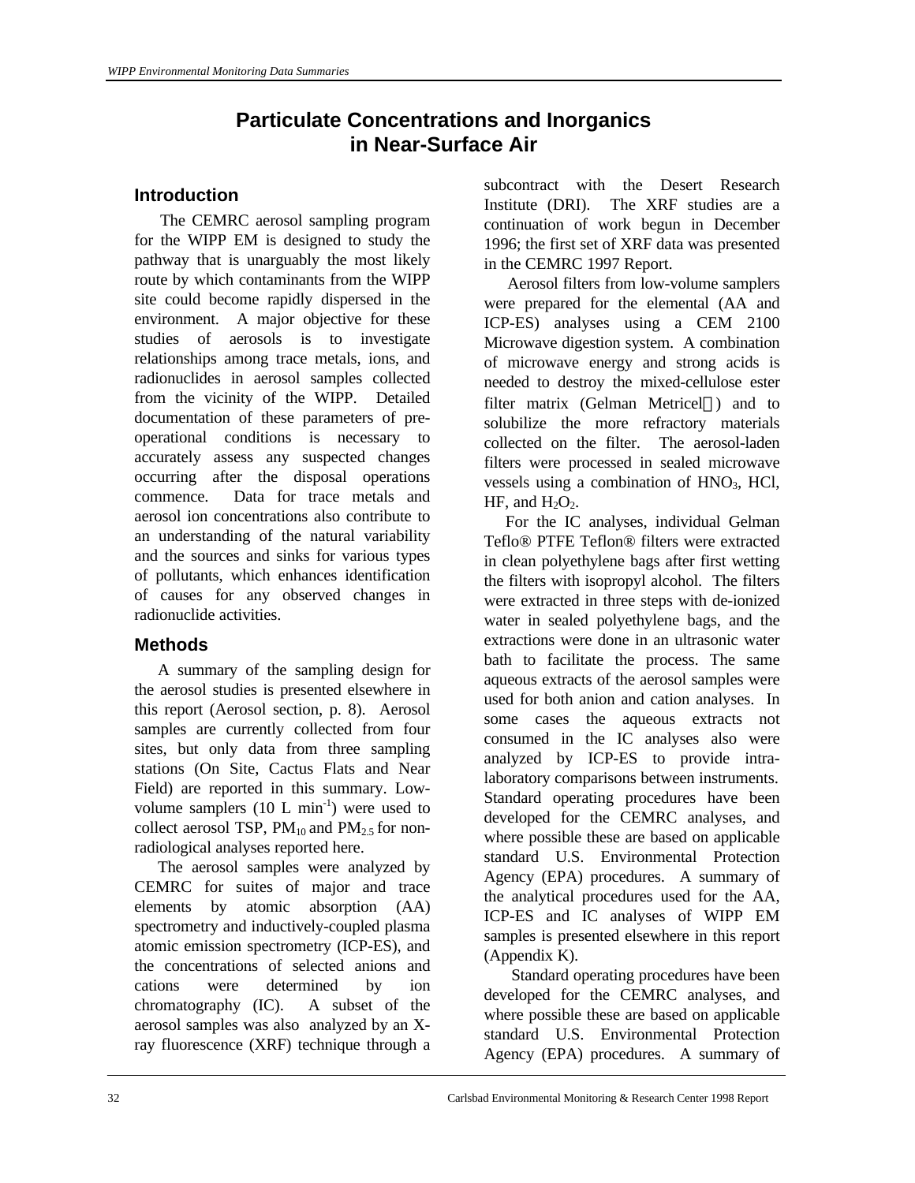# Particulate Concentrations and Inorganics in Near-Surface Air

## Introduction

The CEMRC aerosol sampling program for the WIPP EM is designed to study the pathway that is unarguably the most likely route by which contaminants from the WIPP site could become rapidly dispersed in the environment. A major objective for these studies of aerosols is to investigate relationships among trace metals, ions, and radionuclides in aerosol samples collected from the vicinity of the WIPP. Detailed documentation of these parameters of pre-operational conditions is necessary to accurately assess any suspected changes occurring after the disposal operations commence. Data for trace metals and aerosol ion concentrations also contribute to an understanding of the natural variability and the sources and sinks for various types of pollutants, which enhances identification of causes for any observed changes in radionuclide activities.

## Methods

A summary of the sampling design for the aerosol studies is presented elsewhere in this report (Aerosol section, p. 8). Aerosol samples are currently collected from four sites, but only data from three sampling stations (On Site, Cactus Flats and Near Field) are reported in this summary. Low-volume samplers (10 L $min^{-1}$) were used to collect aerosol TSP, $PM_{10}$ and $PM_{2.5}$ for non-radiological analyses reported here.

The aerosol samples were analyzed by CEMRC for suites of major and trace elements by atomic absorption (AA) spectrometry and inductively-coupled plasma atomic emission spectrometry (ICP-ES), and the concentrations of selected anions and cations were determined by ion chromatography (IC). A subset of the aerosol samples was also analyzed by an X-ray fluorescence (XRF) technique through a subcontract with the Desert Research Institute (DRI). The XRF studies are a continuation of work begun in December 1996; the first set of XRF data was presented in the CEMRC 1997 Report.

Aerosol filters from low-volume samplers were prepared for the elemental (AA and ICP-ES) analyses using a CEM 2100 Microwave digestion system. A combination of microwave energy and strong acids is needed to destroy the mixed-cellulose ester filter matrix (Gelman Metricel) and to solubilize the more refractory materials collected on the filter. The aerosol-laden filters were processed in sealed microwave vessels using a combination of $HNO_3$, HCl, HF, and $H_2O_2$.

For the IC analyses, individual Gelman Teflo® PTFE Teflon® filters were extracted in clean polyethylene bags after first wetting the filters with isopropyl alcohol. The filters were extracted in three steps with de-ionized water in sealed polyethylene bags, and the extractions were done in an ultrasonic water bath to facilitate the process. The same aqueous extracts of the aerosol samples were used for both anion and cation analyses. In some cases the aqueous extracts not consumed in the IC analyses also were analyzed by ICP-ES to provide intra-laboratory comparisons between instruments. Standard operating procedures have been developed for the CEMRC analyses, and where possible these are based on applicable standard U.S. Environmental Protection Agency (EPA) procedures. A summary of the analytical procedures used for the AA, ICP-ES and IC analyses of WIPP EM samples is presented elsewhere in this report (Appendix K).

Standard operating procedures have been developed for the CEMRC analyses, and where possible these are based on applicable standard U.S. Environmental Protection Agency (EPA) procedures. A summary of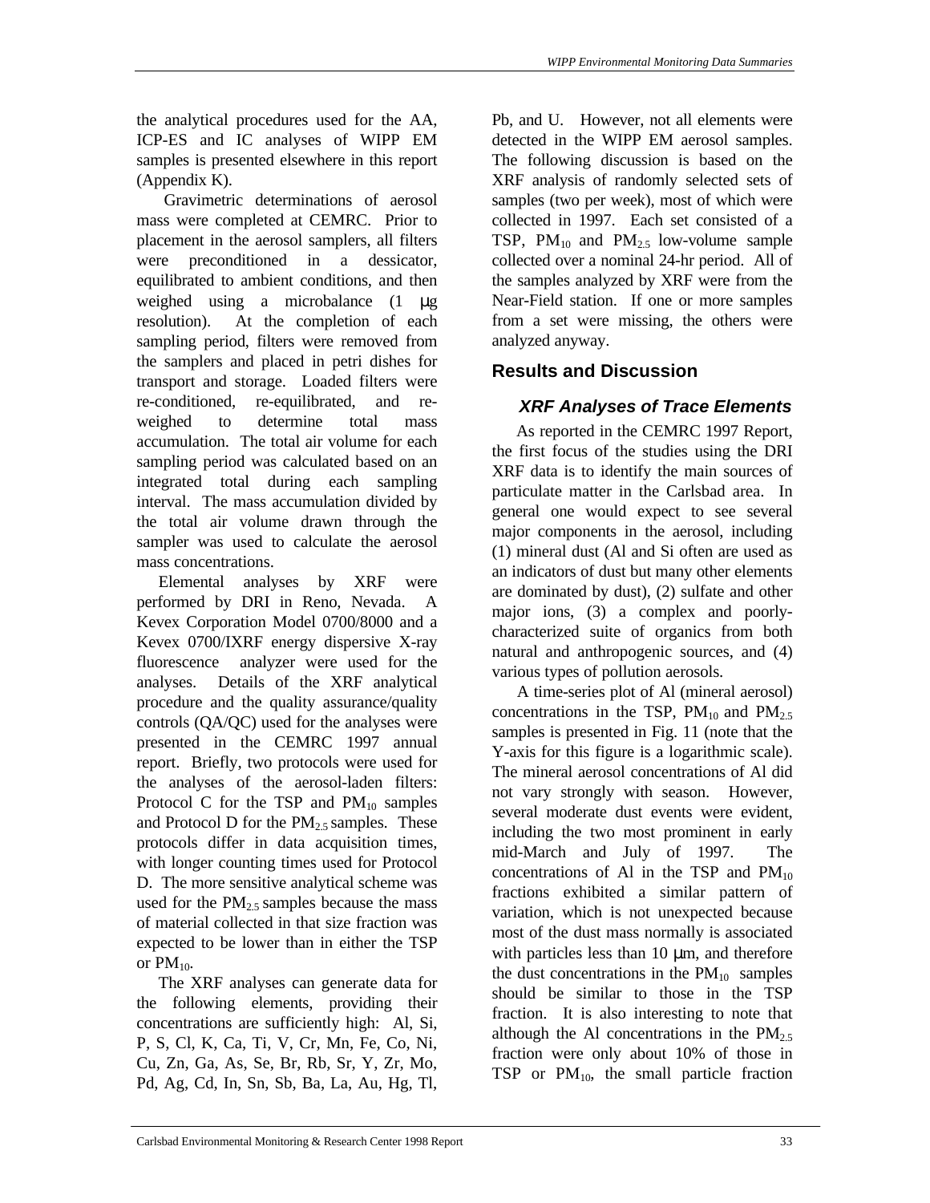the analytical procedures used for the AA, ICP-ES and IC analyses of WIPP EM samples is presented elsewhere in this report (Appendix K).

Gravimetric determinations of aerosol mass were completed at CEMRC. Prior to placement in the aerosol samplers, all filters were preconditioned in a dessicator, equilibrated to ambient conditions, and then weighed using a microbalance (1 μg resolution). At the completion of each sampling period, filters were removed from the samplers and placed in petri dishes for transport and storage. Loaded filters were re-conditioned, re-equilibrated, and re-weighed to determine total mass accumulation. The total air volume for each sampling period was calculated based on an integrated total during each sampling interval. The mass accumulation divided by the total air volume drawn through the sampler was used to calculate the aerosol mass concentrations.

Elemental analyses by XRF were performed by DRI in Reno, Nevada. A Kevex Corporation Model 0700/8000 and a Kevex 0700/IXRF energy dispersive X-ray fluorescence analyzer were used for the analyses. Details of the XRF analytical procedure and the quality assurance/quality controls (QA/QC) used for the analyses were presented in the CEMRC 1997 annual report. Briefly, two protocols were used for the analyses of the aerosol-laden filters: Protocol C for the TSP and $PM_{10}$ samples and Protocol D for the $PM_{2.5}$ samples. These protocols differ in data acquisition times, with longer counting times used for Protocol D. The more sensitive analytical scheme was used for the $PM_{2.5}$ samples because the mass of material collected in that size fraction was expected to be lower than in either the TSP or $PM_{10}$.

The XRF analyses can generate data for the following elements, providing their concentrations are sufficiently high: Al, Si, P, S, Cl, K, Ca, Ti, V, Cr, Mn, Fe, Co, Ni, Cu, Zn, Ga, As, Se, Br, Rb, Sr, Y, Zr, Mo, Pd, Ag, Cd, In, Sn, Sb, Ba, La, Au, Hg, Tl, Pb, and U. However, not all elements were detected in the WIPP EM aerosol samples. The following discussion is based on the XRF analysis of randomly selected sets of samples (two per week), most of which were collected in 1997. Each set consisted of a TSP, $PM_{10}$ and $PM_{2.5}$ low-volume sample collected over a nominal 24-hr period. All of the samples analyzed by XRF were from the Near-Field station. If one or more samples from a set were missing, the others were analyzed anyway.

## Results and Discussion

### *XRF Analyses of Trace Elements*

As reported in the CEMRC 1997 Report, the first focus of the studies using the DRI XRF data is to identify the main sources of particulate matter in the Carlsbad area. In general one would expect to see several major components in the aerosol, including (1) mineral dust (Al and Si often are used as an indicators of dust but many other elements are dominated by dust), (2) sulfate and other major ions, (3) a complex and poorly-characterized suite of organics from both natural and anthropogenic sources, and (4) various types of pollution aerosols.

A time-series plot of Al (mineral aerosol) concentrations in the TSP, $PM_{10}$ and $PM_{2.5}$ samples is presented in Fig. 11 (note that the Y-axis for this figure is a logarithmic scale). The mineral aerosol concentrations of Al did not vary strongly with season. However, several moderate dust events were evident, including the two most prominent in early mid-March and July of 1997. The concentrations of Al in the TSP and $PM_{10}$ fractions exhibited a similar pattern of variation, which is not unexpected because most of the dust mass normally is associated with particles less than 10 μm, and therefore the dust concentrations in the $PM_{10}$ samples should be similar to those in the TSP fraction. It is also interesting to note that although the Al concentrations in the $PM_{2.5}$ fraction were only about 10% of those in TSP or $PM_{10}$, the small particle fraction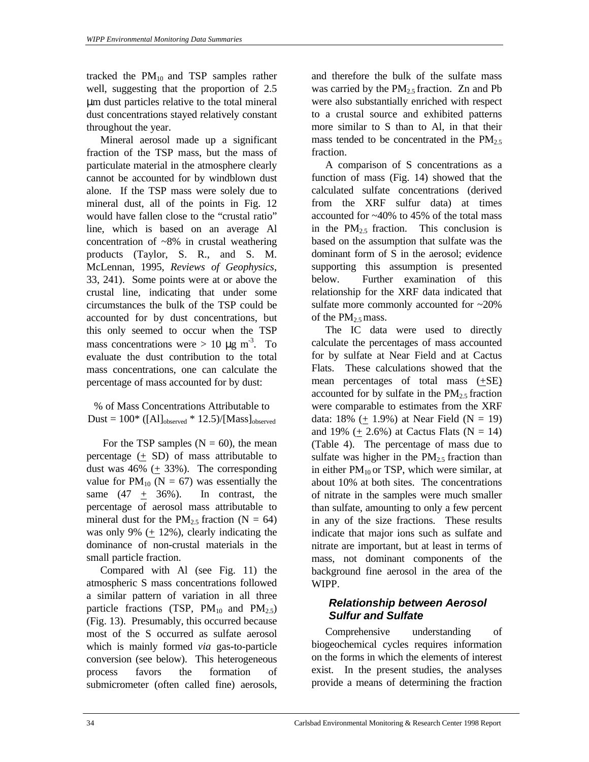tracked the $PM_{10}$ and TSP samples rather well, suggesting that the proportion of 2.5 μm dust particles relative to the total mineral dust concentrations stayed relatively constant throughout the year.

Mineral aerosol made up a significant fraction of the TSP mass, but the mass of particulate material in the atmosphere clearly cannot be accounted for by windblown dust alone. If the TSP mass were solely due to mineral dust, all of the points in Fig. 12 would have fallen close to the "crustal ratio" line, which is based on an average Al concentration of ~8% in crustal weathering products (Taylor, S. R., and S. M. McLennan, 1995, *Reviews of Geophysics*, 33, 241). Some points were at or above the crustal line, indicating that under some circumstances the bulk of the TSP could be accounted for by dust concentrations, but this only seemed to occur when the TSP mass concentrations were > 10 μg $m^{-3}$. To evaluate the dust contribution to the total mass concentrations, one can calculate the percentage of mass accounted for by dust:

$$\text{\% of Mass Concentrations Attributable to Dust} = 100 * ([Al]_{observed} * 12.5)/[Mass]_{observed}$$

For the TSP samples (N = 60), the mean percentage (± SD) of mass attributable to dust was 46% (± 33%). The corresponding value for $PM_{10}$ (N = 67) was essentially the same (47 ± 36%). In contrast, the percentage of aerosol mass attributable to mineral dust for the $PM_{2.5}$ fraction (N = 64) was only 9% (± 12%), clearly indicating the dominance of non-crustal materials in the small particle fraction.

Compared with Al (see Fig. 11) the atmospheric S mass concentrations followed a similar pattern of variation in all three particle fractions (TSP, $PM_{10}$ and $PM_{2.5}$) (Fig. 13). Presumably, this occurred because most of the S occurred as sulfate aerosol which is mainly formed *via* gas-to-particle conversion (see below). This heterogeneous process favors the formation of submicrometer (often called fine) aerosols, and therefore the bulk of the sulfate mass was carried by the $PM_{2.5}$ fraction. Zn and Pb were also substantially enriched with respect to a crustal source and exhibited patterns more similar to S than to Al, in that their mass tended to be concentrated in the $PM_{2.5}$ fraction.

A comparison of S concentrations as a function of mass (Fig. 14) showed that the calculated sulfate concentrations (derived from the XRF sulfur data) at times accounted for ~40% to 45% of the total mass in the $PM_{2.5}$ fraction. This conclusion is based on the assumption that sulfate was the dominant form of S in the aerosol; evidence supporting this assumption is presented below. Further examination of this relationship for the XRF data indicated that sulfate more commonly accounted for ~20% of the $PM_{2.5}$ mass.

The IC data were used to directly calculate the percentages of mass accounted for by sulfate at Near Field and at Cactus Flats. These calculations showed that the mean percentages of total mass (±SE) accounted for by sulfate in the $PM_{2.5}$ fraction were comparable to estimates from the XRF data: 18% (± 1.9%) at Near Field (N = 19) and 19% (± 2.6%) at Cactus Flats (N = 14) (Table 4). The percentage of mass due to sulfate was higher in the $PM_{2.5}$ fraction than in either $PM_{10}$ or TSP, which were similar, at about 10% at both sites. The concentrations of nitrate in the samples were much smaller than sulfate, amounting to only a few percent in any of the size fractions. These results indicate that major ions such as sulfate and nitrate are important, but at least in terms of mass, not dominant components of the background fine aerosol in the area of the WIPP.

### Relationship between Aerosol Sulfur and Sulfate

Comprehensive understanding of biogeochemical cycles requires information on the forms in which the elements of interest exist. In the present studies, the analyses provide a means of determining the fraction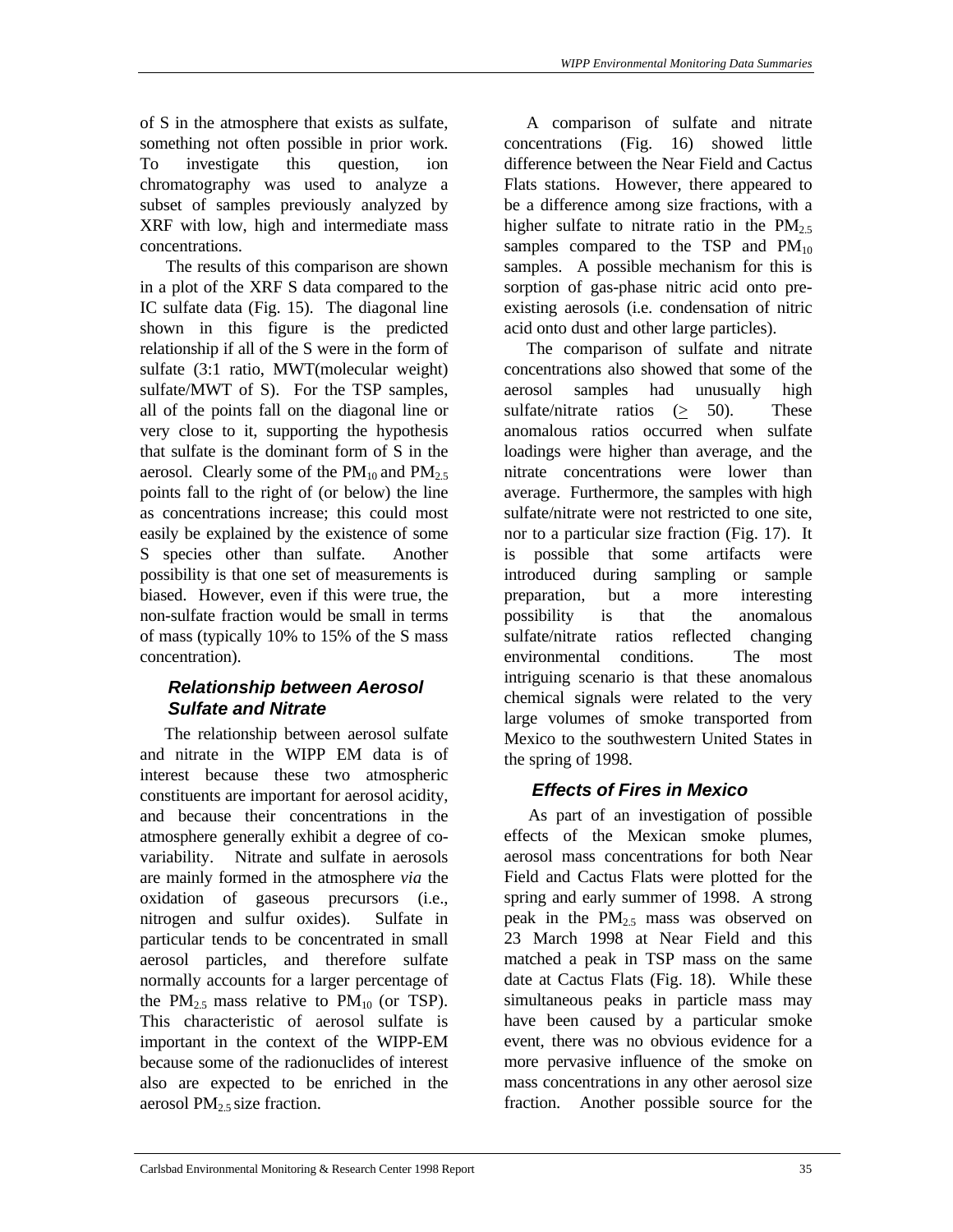of S in the atmosphere that exists as sulfate, something not often possible in prior work. To investigate this question, ion chromatography was used to analyze a subset of samples previously analyzed by XRF with low, high and intermediate mass concentrations.

The results of this comparison are shown in a plot of the XRF S data compared to the IC sulfate data (Fig. 15). The diagonal line shown in this figure is the predicted relationship if all of the S were in the form of sulfate (3:1 ratio, MWT(molecular weight) sulfate/MWT of S). For the TSP samples, all of the points fall on the diagonal line or very close to it, supporting the hypothesis that sulfate is the dominant form of S in the aerosol. Clearly some of the $PM_{10}$ and $PM_{2.5}$ points fall to the right of (or below) the line as concentrations increase; this could most easily be explained by the existence of some S species other than sulfate. Another possibility is that one set of measurements is biased. However, even if this were true, the non-sulfate fraction would be small in terms of mass (typically 10% to 15% of the S mass concentration).

### *Relationship between Aerosol Sulfate and Nitrate*

The relationship between aerosol sulfate and nitrate in the WIPP EM data is of interest because these two atmospheric constituents are important for aerosol acidity, and because their concentrations in the atmosphere generally exhibit a degree of co-variability. Nitrate and sulfate in aerosols are mainly formed in the atmosphere *via* the oxidation of gaseous precursors (i.e., nitrogen and sulfur oxides). Sulfate in particular tends to be concentrated in small aerosol particles, and therefore sulfate normally accounts for a larger percentage of the $PM_{2.5}$ mass relative to $PM_{10}$ (or TSP). This characteristic of aerosol sulfate is important in the context of the WIPP-EM because some of the radionuclides of interest also are expected to be enriched in the aerosol $PM_{2.5}$ size fraction.

A comparison of sulfate and nitrate concentrations (Fig. 16) showed little difference between the Near Field and Cactus Flats stations. However, there appeared to be a difference among size fractions, with a higher sulfate to nitrate ratio in the $PM_{2.5}$ samples compared to the TSP and $PM_{10}$ samples. A possible mechanism for this is sorption of gas-phase nitric acid onto pre-existing aerosols (i.e. condensation of nitric acid onto dust and other large particles).

The comparison of sulfate and nitrate concentrations also showed that some of the aerosol samples had unusually high sulfate/nitrate ratios ($\geq$ 50). These anomalous ratios occurred when sulfate loadings were higher than average, and the nitrate concentrations were lower than average. Furthermore, the samples with high sulfate/nitrate were not restricted to one site, nor to a particular size fraction (Fig. 17). It is possible that some artifacts were introduced during sampling or sample preparation, but a more interesting possibility is that the anomalous sulfate/nitrate ratios reflected changing environmental conditions. The most intriguing scenario is that these anomalous chemical signals were related to the very large volumes of smoke transported from Mexico to the southwestern United States in the spring of 1998.

### *Effects of Fires in Mexico*

As part of an investigation of possible effects of the Mexican smoke plumes, aerosol mass concentrations for both Near Field and Cactus Flats were plotted for the spring and early summer of 1998. A strong peak in the $PM_{2.5}$ mass was observed on 23 March 1998 at Near Field and this matched a peak in TSP mass on the same date at Cactus Flats (Fig. 18). While these simultaneous peaks in particle mass may have been caused by a particular smoke event, there was no obvious evidence for a more pervasive influence of the smoke on mass concentrations in any other aerosol size fraction. Another possible source for the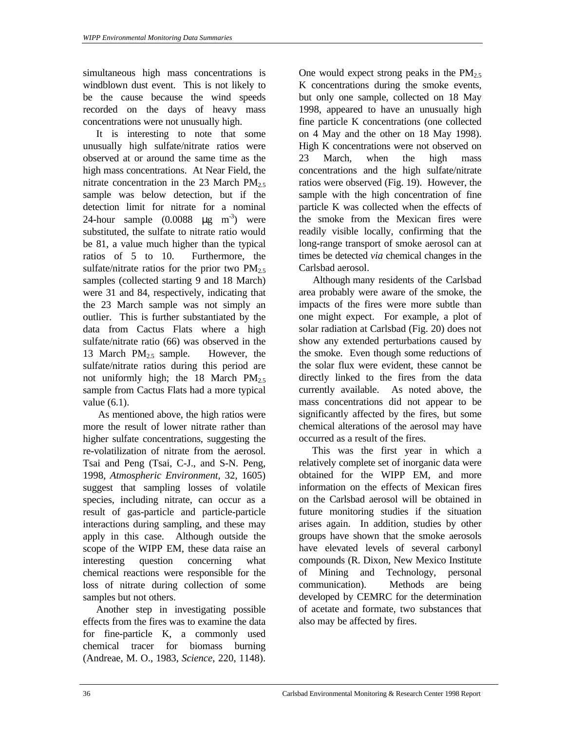simultaneous high mass concentrations is windblown dust event. This is not likely to be the cause because the wind speeds recorded on the days of heavy mass concentrations were not unusually high.

It is interesting to note that some unusually high sulfate/nitrate ratios were observed at or around the same time as the high mass concentrations. At Near Field, the nitrate concentration in the 23 March $PM_{2.5}$ sample was below detection, but if the detection limit for nitrate for a nominal 24-hour sample (0.0088 $\mu g\ m^{-3}$) were substituted, the sulfate to nitrate ratio would be 81, a value much higher than the typical ratios of 5 to 10. Furthermore, the sulfate/nitrate ratios for the prior two $PM_{2.5}$ samples (collected starting 9 and 18 March) were 31 and 84, respectively, indicating that the 23 March sample was not simply an outlier. This is further substantiated by the data from Cactus Flats where a high sulfate/nitrate ratio (66) was observed in the 13 March $PM_{2.5}$ sample. However, the sulfate/nitrate ratios during this period are not uniformly high; the 18 March $PM_{2.5}$ sample from Cactus Flats had a more typical value (6.1).

As mentioned above, the high ratios were more the result of lower nitrate rather than higher sulfate concentrations, suggesting the re-volatilization of nitrate from the aerosol. Tsai and Peng (Tsai, C-J., and S-N. Peng, 1998, *Atmospheric Environment*, 32, 1605) suggest that sampling losses of volatile species, including nitrate, can occur as a result of gas-particle and particle-particle interactions during sampling, and these may apply in this case. Although outside the scope of the WIPP EM, these data raise an interesting question concerning what chemical reactions were responsible for the loss of nitrate during collection of some samples but not others.

Another step in investigating possible effects from the fires was to examine the data for fine-particle K, a commonly used chemical tracer for biomass burning (Andreae, M. O., 1983, *Science*, 220, 1148). One would expect strong peaks in the $PM_{2.5}$ K concentrations during the smoke events, but only one sample, collected on 18 May 1998, appeared to have an unusually high fine particle K concentrations (one collected on 4 May and the other on 18 May 1998). High K concentrations were not observed on 23 March, when the high mass concentrations and the high sulfate/nitrate ratios were observed (Fig. 19). However, the sample with the high concentration of fine particle K was collected when the effects of the smoke from the Mexican fires were readily visible locally, confirming that the long-range transport of smoke aerosol can at times be detected *via* chemical changes in the Carlsbad aerosol.

Although many residents of the Carlsbad area probably were aware of the smoke, the impacts of the fires were more subtle than one might expect. For example, a plot of solar radiation at Carlsbad (Fig. 20) does not show any extended perturbations caused by the smoke. Even though some reductions of the solar flux were evident, these cannot be directly linked to the fires from the data currently available. As noted above, the mass concentrations did not appear to be significantly affected by the fires, but some chemical alterations of the aerosol may have occurred as a result of the fires.

This was the first year in which a relatively complete set of inorganic data were obtained for the WIPP EM, and more information on the effects of Mexican fires on the Carlsbad aerosol will be obtained in future monitoring studies if the situation arises again. In addition, studies by other groups have shown that the smoke aerosols have elevated levels of several carbonyl compounds (R. Dixon, New Mexico Institute of Mining and Technology, personal communication). Methods are being developed by CEMRC for the determination of acetate and formate, two substances that also may be affected by fires.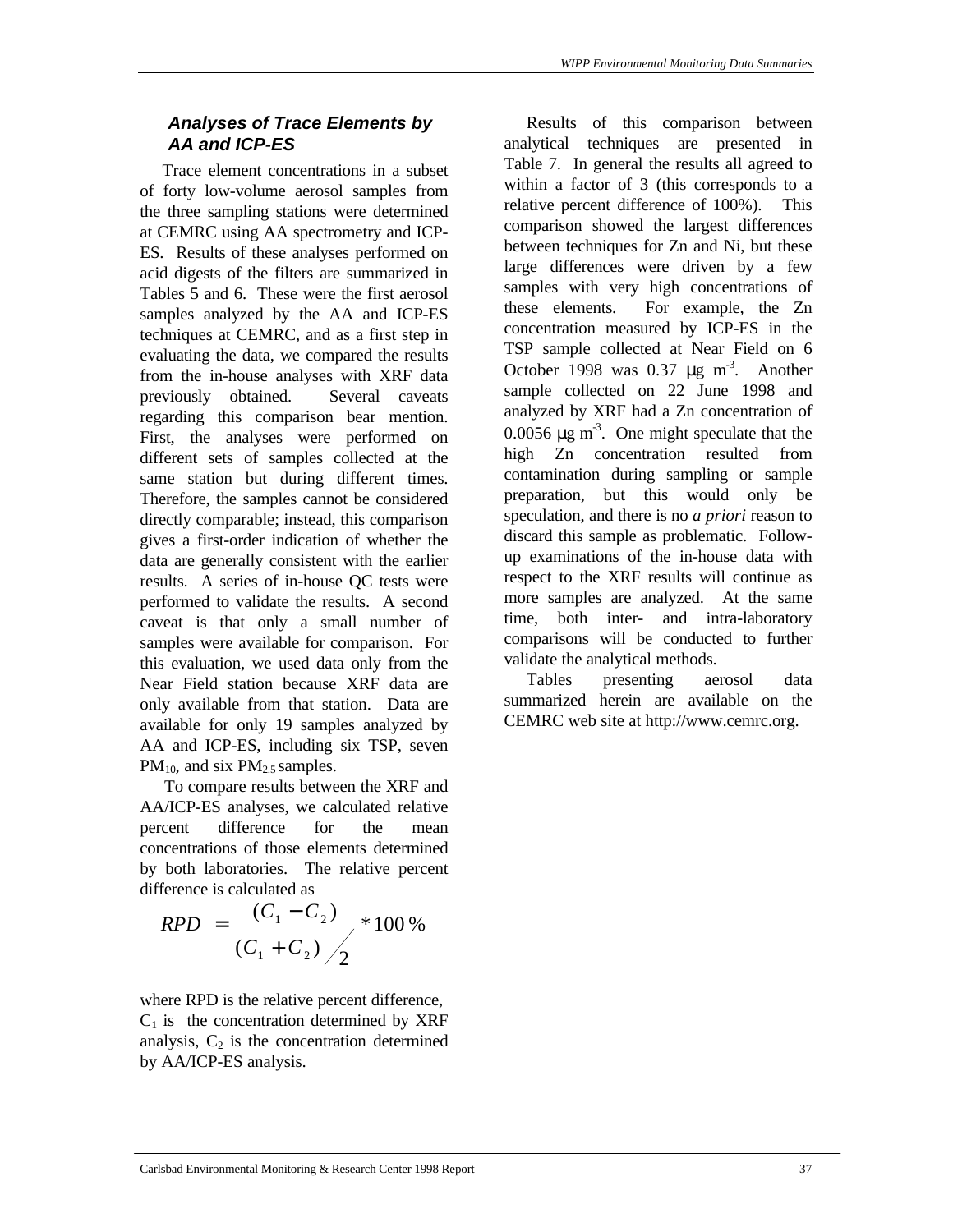### *Analyses of Trace Elements by AA and ICP-ES*

Trace element concentrations in a subset of forty low-volume aerosol samples from the three sampling stations were determined at CEMRC using AA spectrometry and ICP-ES. Results of these analyses performed on acid digests of the filters are summarized in Tables 5 and 6. These were the first aerosol samples analyzed by the AA and ICP-ES techniques at CEMRC, and as a first step in evaluating the data, we compared the results from the in-house analyses with XRF data previously obtained. Several caveats regarding this comparison bear mention. First, the analyses were performed on different sets of samples collected at the same station but during different times. Therefore, the samples cannot be considered directly comparable; instead, this comparison gives a first-order indication of whether the data are generally consistent with the earlier results. A series of in-house QC tests were performed to validate the results. A second caveat is that only a small number of samples were available for comparison. For this evaluation, we used data only from the Near Field station because XRF data are only available from that station. Data are available for only 19 samples analyzed by AA and ICP-ES, including six TSP, seven $PM_{10}$, and six $PM_{2.5}$ samples.

To compare results between the XRF and AA/ICP-ES analyses, we calculated relative percent difference for the mean concentrations of those elements determined by both laboratories. The relative percent difference is calculated as

$$RPD = \frac{(C_1 - C_2)}{(C_1 + C_2)/2} * 100\,\%$$

where RPD is the relative percent difference, $C_1$ is the concentration determined by XRF analysis, $C_2$ is the concentration determined by AA/ICP-ES analysis.

Results of this comparison between analytical techniques are presented in Table 7. In general the results all agreed to within a factor of 3 (this corresponds to a relative percent difference of 100%). This comparison showed the largest differences between techniques for Zn and Ni, but these large differences were driven by a few samples with very high concentrations of these elements. For example, the Zn concentration measured by ICP-ES in the TSP sample collected at Near Field on 6 October 1998 was 0.37 $\mu g\ m^{-3}$. Another sample collected on 22 June 1998 and analyzed by XRF had a Zn concentration of 0.0056 $\mu g\ m^{-3}$. One might speculate that the high Zn concentration resulted from contamination during sampling or sample preparation, but this would only be speculation, and there is no *a priori* reason to discard this sample as problematic. Follow-up examinations of the in-house data with respect to the XRF results will continue as more samples are analyzed. At the same time, both inter- and intra-laboratory comparisons will be conducted to further validate the analytical methods.

Tables presenting aerosol data summarized herein are available on the CEMRC web site at http://www.cemrc.org.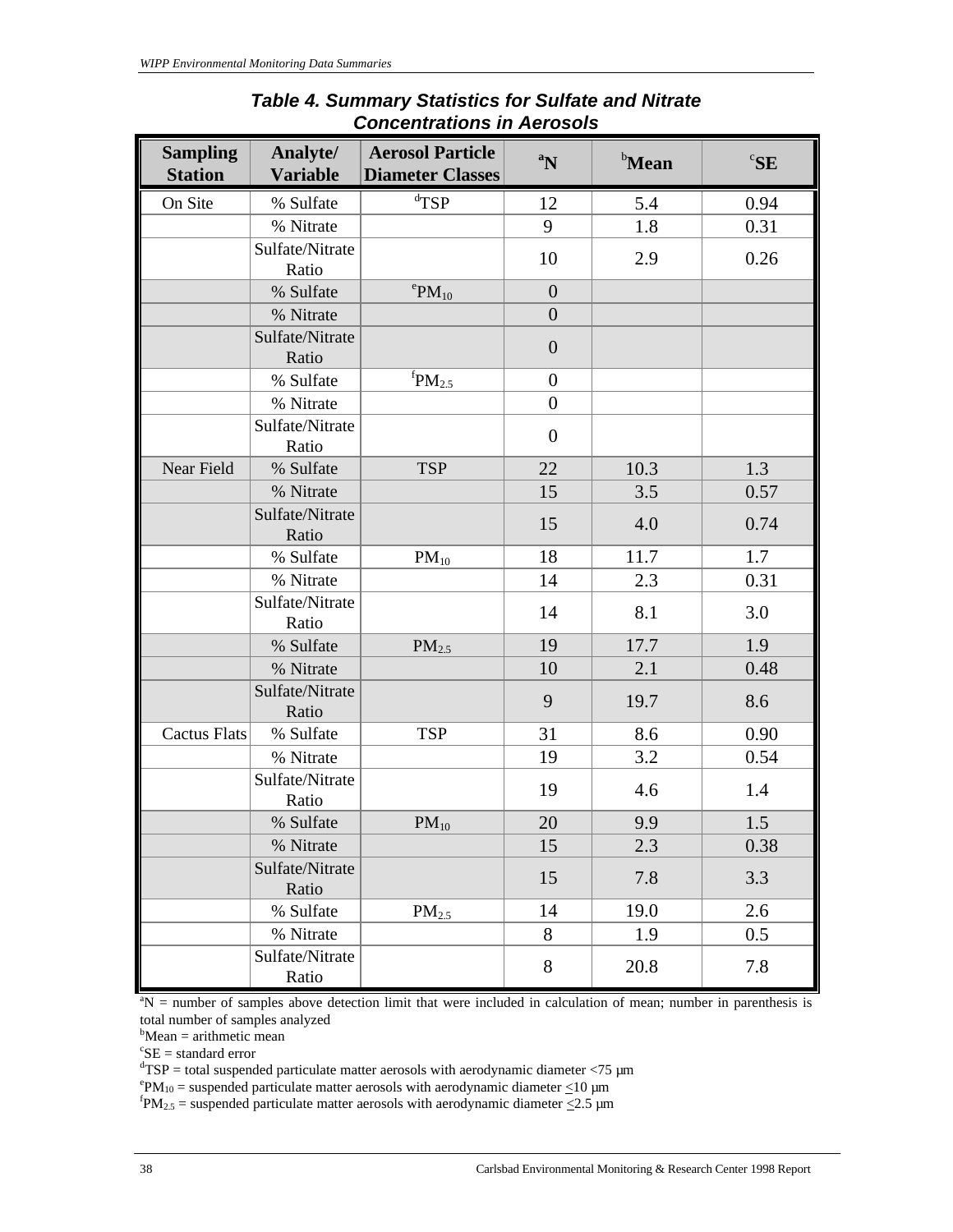## *Table 4. Summary Statistics for Sulfate and Nitrate Concentrations in Aerosols*

| Sampling Station | Analyte/ Variable | Aerosol Particle Diameter Classes | [a]N | [b]Mean | [c]SE |
|---|---|---|---|---|---|
| On Site | % Sulfate | [d]TSP | 12 | 5.4 | 0.94 |
| | % Nitrate | | 9 | 1.8 | 0.31 |
| | Sulfate/Nitrate Ratio | | 10 | 2.9 | 0.26 |
| | % Sulfate | [e]$PM_{10}$ | 0 | | |
| | % Nitrate | | 0 | | |
| | Sulfate/Nitrate Ratio | | 0 | | |
| | % Sulfate | [f]$PM_{2.5}$ | 0 | | |
| | % Nitrate | | 0 | | |
| | Sulfate/Nitrate Ratio | | 0 | | |
| Near Field | % Sulfate | TSP | 22 | 10.3 | 1.3 |
| | % Nitrate | | 15 | 3.5 | 0.57 |
| | Sulfate/Nitrate Ratio | | 15 | 4.0 | 0.74 |
| | % Sulfate | $PM_{10}$ | 18 | 11.7 | 1.7 |
| | % Nitrate | | 14 | 2.3 | 0.31 |
| | Sulfate/Nitrate Ratio | | 14 | 8.1 | 3.0 |
| | % Sulfate | $PM_{2.5}$ | 19 | 17.7 | 1.9 |
| | % Nitrate | | 10 | 2.1 | 0.48 |
| | Sulfate/Nitrate Ratio | | 9 | 19.7 | 8.6 |
| Cactus Flats | % Sulfate | TSP | 31 | 8.6 | 0.90 |
| | % Nitrate | | 19 | 3.2 | 0.54 |
| | Sulfate/Nitrate Ratio | | 19 | 4.6 | 1.4 |
| | % Sulfate | $PM_{10}$ | 20 | 9.9 | 1.5 |
| | % Nitrate | | 15 | 2.3 | 0.38 |
| | Sulfate/Nitrate Ratio | | 15 | 7.8 | 3.3 |
| | % Sulfate | $PM_{2.5}$ | 14 | 19.0 | 2.6 |
| | % Nitrate | | 8 | 1.9 | 0.5 |
| | Sulfate/Nitrate Ratio | | 8 | 20.8 | 7.8 |

[a]N = number of samples above detection limit that were included in calculation of mean; number in parenthesis is total number of samples analyzed
[b]Mean = arithmetic mean
[c]SE = standard error
[d]TSP = total suspended particulate matter aerosols with aerodynamic diameter <75 µm
[e]$PM_{10}$ = suspended particulate matter aerosols with aerodynamic diameter ≤10 µm
[f]$PM_{2.5}$ = suspended particulate matter aerosols with aerodynamic diameter ≤2.5 µm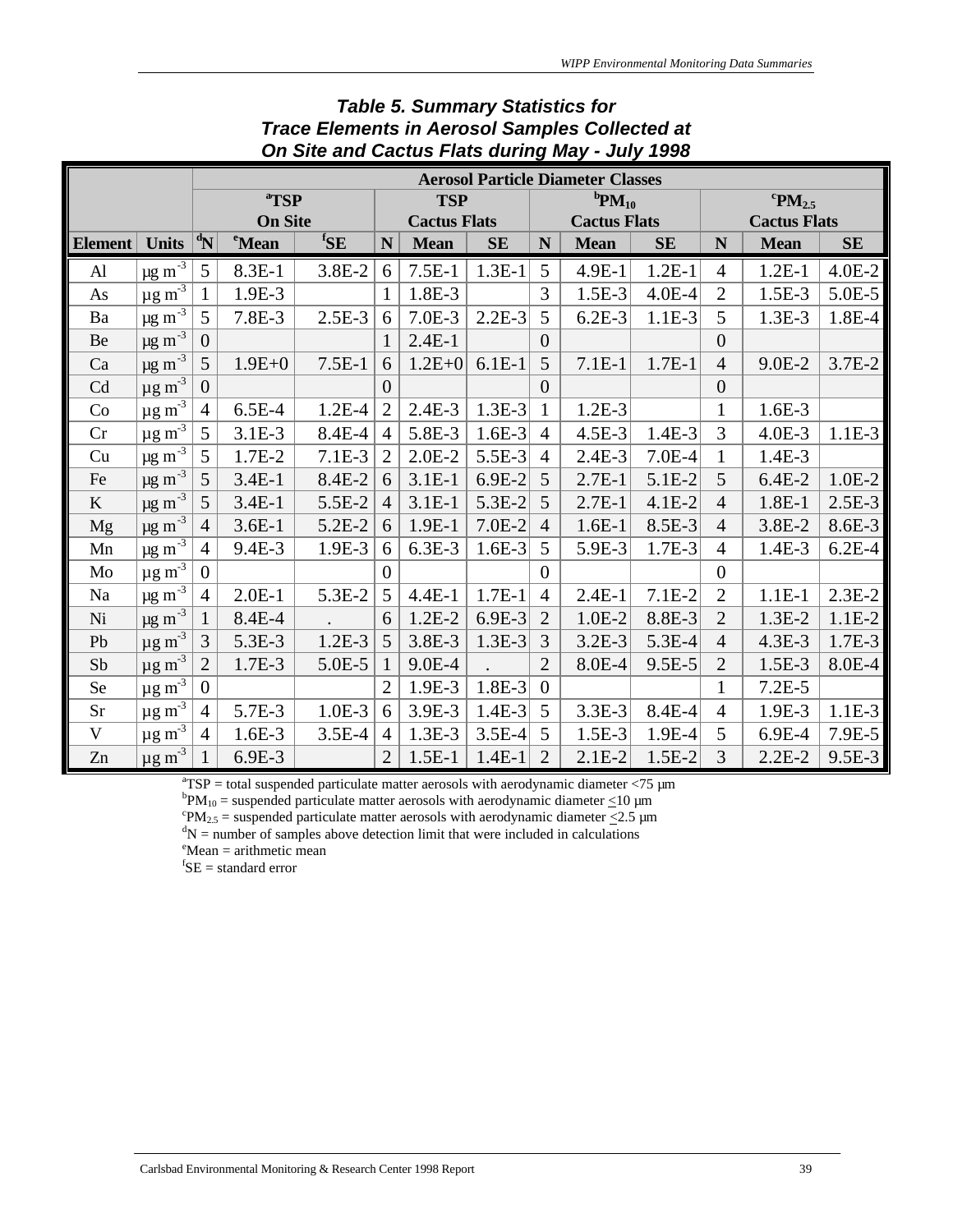### Table 5. Summary Statistics for Trace Elements in Aerosol Samples Collected at On Site and Cactus Flats during May - July 1998

| | | Aerosol Particle Diameter Classes | | | | | | | | | | | |
|---|---|---|---|---|---|---|---|---|---|---|---|---|---|
| | | [a]TSP On Site | | | TSP Cactus Flats | | | [b]$PM_{10}$ Cactus Flats | | | [c]$PM_{2.5}$ Cactus Flats | | |
| **Element** | **Units** | [d]N | [e]Mean | [f]SE | N | Mean | SE | N | Mean | SE | N | Mean | SE |
| Al | µg m$^{-3}$ | 5 | 8.3E-1 | 3.8E-2 | 6 | 7.5E-1 | 1.3E-1 | 5 | 4.9E-1 | 1.2E-1 | 4 | 1.2E-1 | 4.0E-2 |
| As | µg m$^{-3}$ | 1 | 1.9E-3 | | 1 | 1.8E-3 | | 3 | 1.5E-3 | 4.0E-4 | 2 | 1.5E-3 | 5.0E-5 |
| Ba | µg m$^{-3}$ | 5 | 7.8E-3 | 2.5E-3 | 6 | 7.0E-3 | 2.2E-3 | 5 | 6.2E-3 | 1.1E-3 | 5 | 1.3E-3 | 1.8E-4 |
| Be | µg m$^{-3}$ | 0 | | | 1 | 2.4E-1 | | 0 | | | 0 | | |
| Ca | µg m$^{-3}$ | 5 | 1.9E+0 | 7.5E-1 | 6 | 1.2E+0 | 6.1E-1 | 5 | 7.1E-1 | 1.7E-1 | 4 | 9.0E-2 | 3.7E-2 |
| Cd | µg m$^{-3}$ | 0 | | | 0 | | | 0 | | | 0 | | |
| Co | µg m$^{-3}$ | 4 | 6.5E-4 | 1.2E-4 | 2 | 2.4E-3 | 1.3E-3 | 1 | 1.2E-3 | | 1 | 1.6E-3 | |
| Cr | µg m$^{-3}$ | 5 | 3.1E-3 | 8.4E-4 | 4 | 5.8E-3 | 1.6E-3 | 4 | 4.5E-3 | 1.4E-3 | 3 | 4.0E-3 | 1.1E-3 |
| Cu | µg m$^{-3}$ | 5 | 1.7E-2 | 7.1E-3 | 2 | 2.0E-2 | 5.5E-3 | 4 | 2.4E-3 | 7.0E-4 | 1 | 1.4E-3 | |
| Fe | µg m$^{-3}$ | 5 | 3.4E-1 | 8.4E-2 | 6 | 3.1E-1 | 6.9E-2 | 5 | 2.7E-1 | 5.1E-2 | 5 | 6.4E-2 | 1.0E-2 |
| K | µg m$^{-3}$ | 5 | 3.4E-1 | 5.5E-2 | 4 | 3.1E-1 | 5.3E-2 | 5 | 2.7E-1 | 4.1E-2 | 4 | 1.8E-1 | 2.5E-3 |
| Mg | µg m$^{-3}$ | 4 | 3.6E-1 | 5.2E-2 | 6 | 1.9E-1 | 7.0E-2 | 4 | 1.6E-1 | 8.5E-3 | 4 | 3.8E-2 | 8.6E-3 |
| Mn | µg m$^{-3}$ | 4 | 9.4E-3 | 1.9E-3 | 6 | 6.3E-3 | 1.6E-3 | 5 | 5.9E-3 | 1.7E-3 | 4 | 1.4E-3 | 6.2E-4 |
| Mo | µg m$^{-3}$ | 0 | | | 0 | | | 0 | | | 0 | | |
| Na | µg m$^{-3}$ | 4 | 2.0E-1 | 5.3E-2 | 5 | 4.4E-1 | 1.7E-1 | 4 | 2.4E-1 | 7.1E-2 | 2 | 1.1E-1 | 2.3E-2 |
| Ni | µg m$^{-3}$ | 1 | 8.4E-4 | . | 6 | 1.2E-2 | 6.9E-3 | 2 | 1.0E-2 | 8.8E-3 | 2 | 1.3E-2 | 1.1E-2 |
| Pb | µg m$^{-3}$ | 3 | 5.3E-3 | 1.2E-3 | 5 | 3.8E-3 | 1.3E-3 | 3 | 3.2E-3 | 5.3E-4 | 4 | 4.3E-3 | 1.7E-3 |
| Sb | µg m$^{-3}$ | 2 | 1.7E-3 | 5.0E-5 | 1 | 9.0E-4 | . | 2 | 8.0E-4 | 9.5E-5 | 2 | 1.5E-3 | 8.0E-4 |
| Se | µg m$^{-3}$ | 0 | | | 2 | 1.9E-3 | 1.8E-3 | 0 | | | 1 | 7.2E-5 | |
| Sr | µg m$^{-3}$ | 4 | 5.7E-3 | 1.0E-3 | 6 | 3.9E-3 | 1.4E-3 | 5 | 3.3E-3 | 8.4E-4 | 4 | 1.9E-3 | 1.1E-3 |
| V | µg m$^{-3}$ | 4 | 1.6E-3 | 3.5E-4 | 4 | 1.3E-3 | 3.5E-4 | 5 | 1.5E-3 | 1.9E-4 | 5 | 6.9E-4 | 7.9E-5 |
| Zn | µg m$^{-3}$ | 1 | 6.9E-3 | | 2 | 1.5E-1 | 1.4E-1 | 2 | 2.1E-2 | 1.5E-2 | 3 | 2.2E-2 | 9.5E-3 |

[a]TSP = total suspended particulate matter aerosols with aerodynamic diameter <75 µm
[b]$PM_{10}$ = suspended particulate matter aerosols with aerodynamic diameter $\leq$10 µm
[c]$PM_{2.5}$ = suspended particulate matter aerosols with aerodynamic diameter $\leq$2.5 µm
[d]N = number of samples above detection limit that were included in calculations
[e]Mean = arithmetic mean
[f]SE = standard error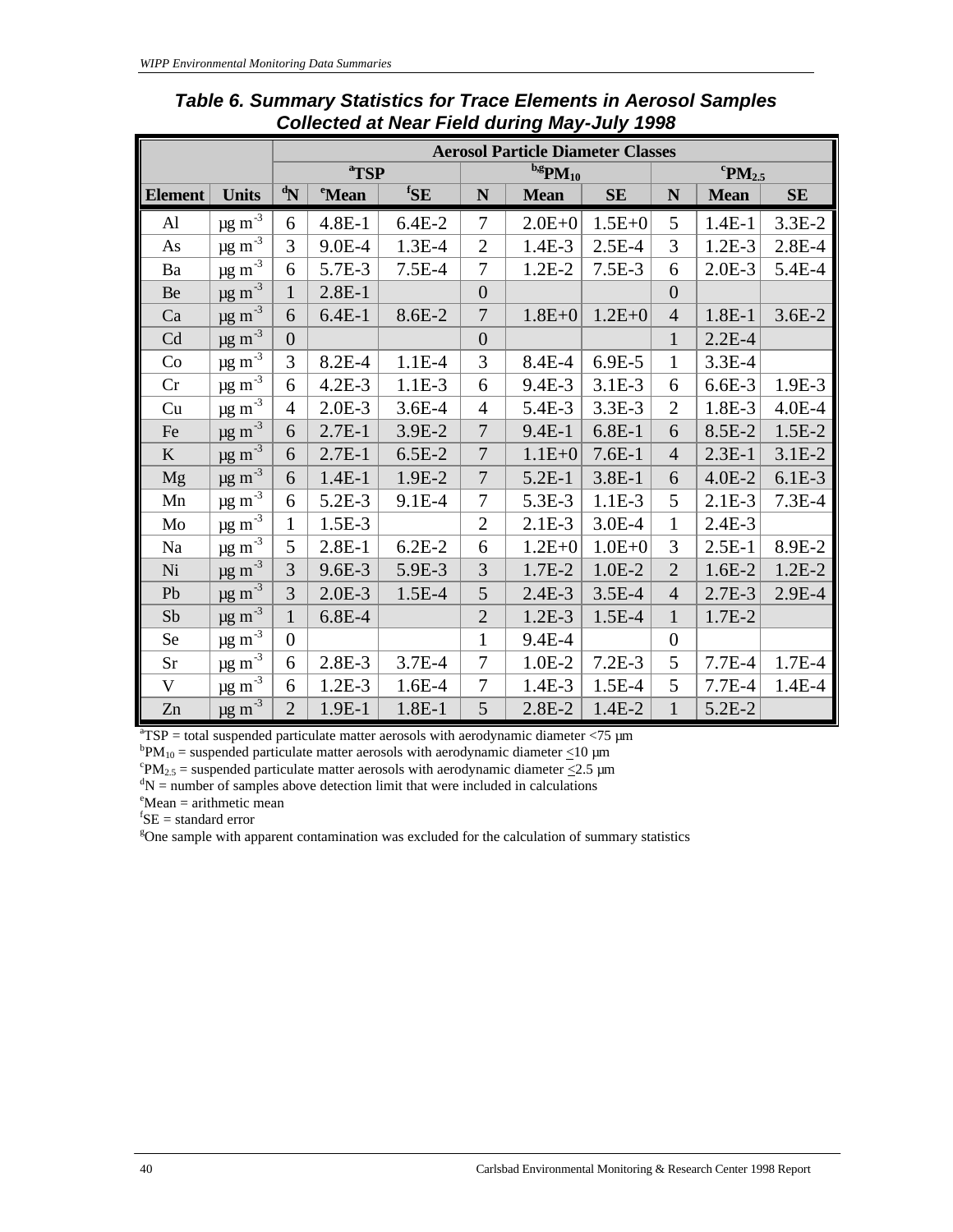**Table 6. Summary Statistics for Trace Elements in Aerosol Samples Collected at Near Field during May-July 1998**

| | | Aerosol Particle Diameter Classes | | | | | | | | |
|---|---|---|---|---|---|---|---|---|---|---|
| | | [a]TSP | | | [b,g]$PM_{10}$ | | | [c]$PM_{2.5}$ | | |
| Element | Units | [d]N | [e]Mean | [f]SE | N | Mean | SE | N | Mean | SE |
| Al | µg m$^{-3}$ | 6 | 4.8E-1 | 6.4E-2 | 7 | 2.0E+0 | 1.5E+0 | 5 | 1.4E-1 | 3.3E-2 |
| As | µg m$^{-3}$ | 3 | 9.0E-4 | 1.3E-4 | 2 | 1.4E-3 | 2.5E-4 | 3 | 1.2E-3 | 2.8E-4 |
| Ba | µg m$^{-3}$ | 6 | 5.7E-3 | 7.5E-4 | 7 | 1.2E-2 | 7.5E-3 | 6 | 2.0E-3 | 5.4E-4 |
| Be | µg m$^{-3}$ | 1 | 2.8E-1 | | 0 | | | 0 | | |
| Ca | µg m$^{-3}$ | 6 | 6.4E-1 | 8.6E-2 | 7 | 1.8E+0 | 1.2E+0 | 4 | 1.8E-1 | 3.6E-2 |
| Cd | µg m$^{-3}$ | 0 | | | 0 | | | 1 | 2.2E-4 | |
| Co | µg m$^{-3}$ | 3 | 8.2E-4 | 1.1E-4 | 3 | 8.4E-4 | 6.9E-5 | 1 | 3.3E-4 | |
| Cr | µg m$^{-3}$ | 6 | 4.2E-3 | 1.1E-3 | 6 | 9.4E-3 | 3.1E-3 | 6 | 6.6E-3 | 1.9E-3 |
| Cu | µg m$^{-3}$ | 4 | 2.0E-3 | 3.6E-4 | 4 | 5.4E-3 | 3.3E-3 | 2 | 1.8E-3 | 4.0E-4 |
| Fe | µg m$^{-3}$ | 6 | 2.7E-1 | 3.9E-2 | 7 | 9.4E-1 | 6.8E-1 | 6 | 8.5E-2 | 1.5E-2 |
| K | µg m$^{-3}$ | 6 | 2.7E-1 | 6.5E-2 | 7 | 1.1E+0 | 7.6E-1 | 4 | 2.3E-1 | 3.1E-2 |
| Mg | µg m$^{-3}$ | 6 | 1.4E-1 | 1.9E-2 | 7 | 5.2E-1 | 3.8E-1 | 6 | 4.0E-2 | 6.1E-3 |
| Mn | µg m$^{-3}$ | 6 | 5.2E-3 | 9.1E-4 | 7 | 5.3E-3 | 1.1E-3 | 5 | 2.1E-3 | 7.3E-4 |
| Mo | µg m$^{-3}$ | 1 | 1.5E-3 | | 2 | 2.1E-3 | 3.0E-4 | 1 | 2.4E-3 | |
| Na | µg m$^{-3}$ | 5 | 2.8E-1 | 6.2E-2 | 6 | 1.2E+0 | 1.0E+0 | 3 | 2.5E-1 | 8.9E-2 |
| Ni | µg m$^{-3}$ | 3 | 9.6E-3 | 5.9E-3 | 3 | 1.7E-2 | 1.0E-2 | 2 | 1.6E-2 | 1.2E-2 |
| Pb | µg m$^{-3}$ | 3 | 2.0E-3 | 1.5E-4 | 5 | 2.4E-3 | 3.5E-4 | 4 | 2.7E-3 | 2.9E-4 |
| Sb | µg m$^{-3}$ | 1 | 6.8E-4 | | 2 | 1.2E-3 | 1.5E-4 | 1 | 1.7E-2 | |
| Se | µg m$^{-3}$ | 0 | | | 1 | 9.4E-4 | | 0 | | |
| Sr | µg m$^{-3}$ | 6 | 2.8E-3 | 3.7E-4 | 7 | 1.0E-2 | 7.2E-3 | 5 | 7.7E-4 | 1.7E-4 |
| V | µg m$^{-3}$ | 6 | 1.2E-3 | 1.6E-4 | 7 | 1.4E-3 | 1.5E-4 | 5 | 7.7E-4 | 1.4E-4 |
| Zn | µg m$^{-3}$ | 2 | 1.9E-1 | 1.8E-1 | 5 | 2.8E-2 | 1.4E-2 | 1 | 5.2E-2 | |

[a]TSP = total suspended particulate matter aerosols with aerodynamic diameter <75 µm
[b]$PM_{10}$ = suspended particulate matter aerosols with aerodynamic diameter ≤10 µm
[c]$PM_{2.5}$ = suspended particulate matter aerosols with aerodynamic diameter ≤2.5 µm
[d]N = number of samples above detection limit that were included in calculations
[e]Mean = arithmetic mean
[f]SE = standard error
[g]One sample with apparent contamination was excluded for the calculation of summary statistics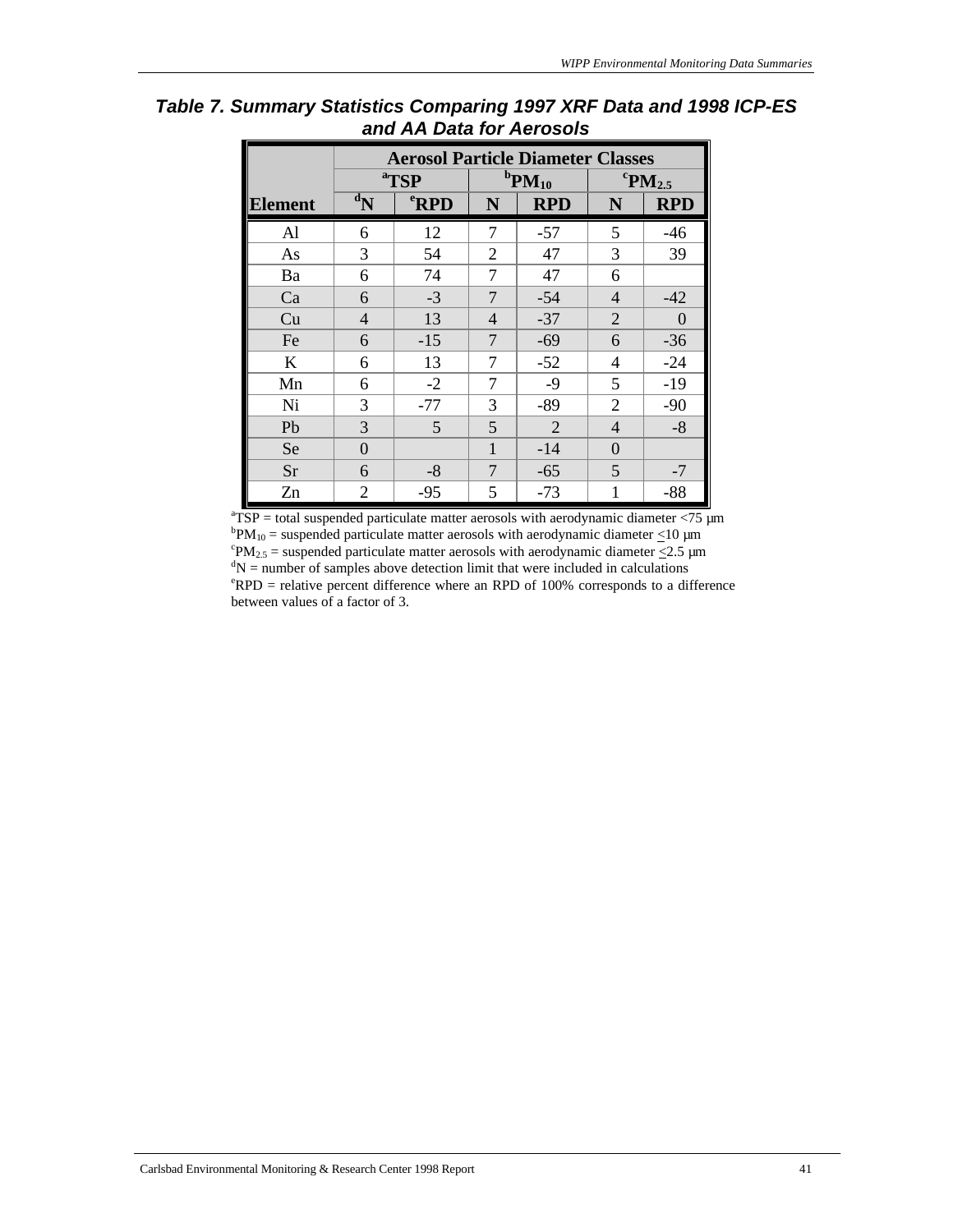## Table 7. Summary Statistics Comparing 1997 XRF Data and 1998 ICP-ES and AA Data for Aerosols

| | Aerosol Particle Diameter Classes | | | | | |
|---|---|---|---|---|---|---|
| | [a]TSP | | [b]$PM_{10}$ | | [c]$PM_{2.5}$ | |
| **Element** | [d]N | [e]RPD | N | RPD | N | RPD |
| Al | 6 | 12 | 7 | -57 | 5 | -46 |
| As | 3 | 54 | 2 | 47 | 3 | 39 |
| Ba | 6 | 74 | 7 | 47 | 6 | |
| Ca | 6 | -3 | 7 | -54 | 4 | -42 |
| Cu | 4 | 13 | 4 | -37 | 2 | 0 |
| Fe | 6 | -15 | 7 | -69 | 6 | -36 |
| K | 6 | 13 | 7 | -52 | 4 | -24 |
| Mn | 6 | -2 | 7 | -9 | 5 | -19 |
| Ni | 3 | -77 | 3 | -89 | 2 | -90 |
| Pb | 3 | 5 | 5 | 2 | 4 | -8 |
| Se | 0 | | 1 | -14 | 0 | |
| Sr | 6 | -8 | 7 | -65 | 5 | -7 |
| Zn | 2 | -95 | 5 | -73 | 1 | -88 |

[a]TSP = total suspended particulate matter aerosols with aerodynamic diameter <75 µm
[b]$PM_{10}$ = suspended particulate matter aerosols with aerodynamic diameter ≤10 µm
[c]$PM_{2.5}$ = suspended particulate matter aerosols with aerodynamic diameter ≤2.5 µm
[d]N = number of samples above detection limit that were included in calculations
[e]RPD = relative percent difference where an RPD of 100% corresponds to a difference between values of a factor of 3.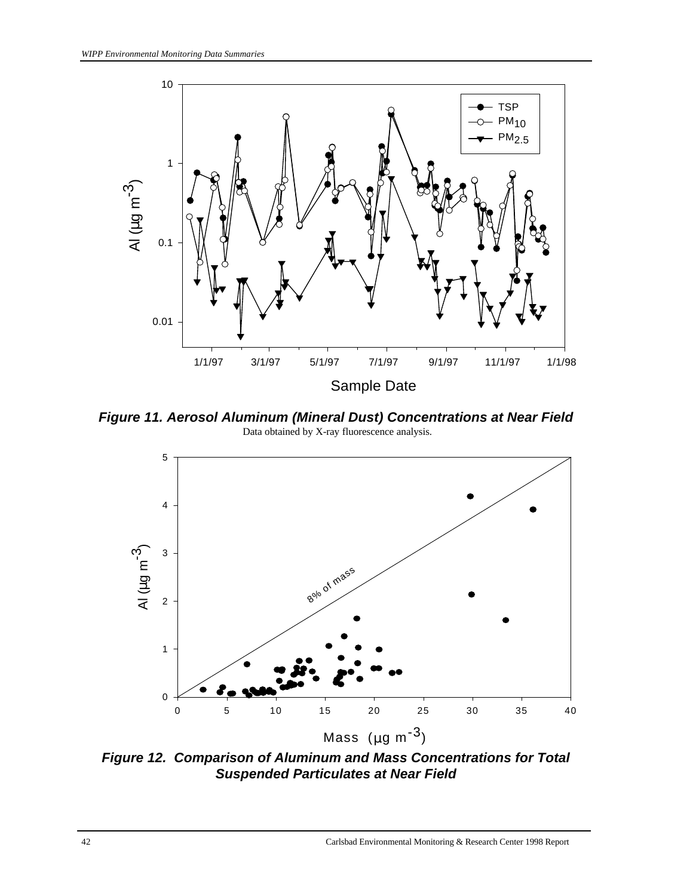**Figure 11. Aerosol Aluminum (Mineral Dust) Concentrations at Near Field**

Data obtained by X-ray fluorescence analysis.

**Figure 12. Comparison of Aluminum and Mass Concentrations for Total Suspended Particulates at Near Field**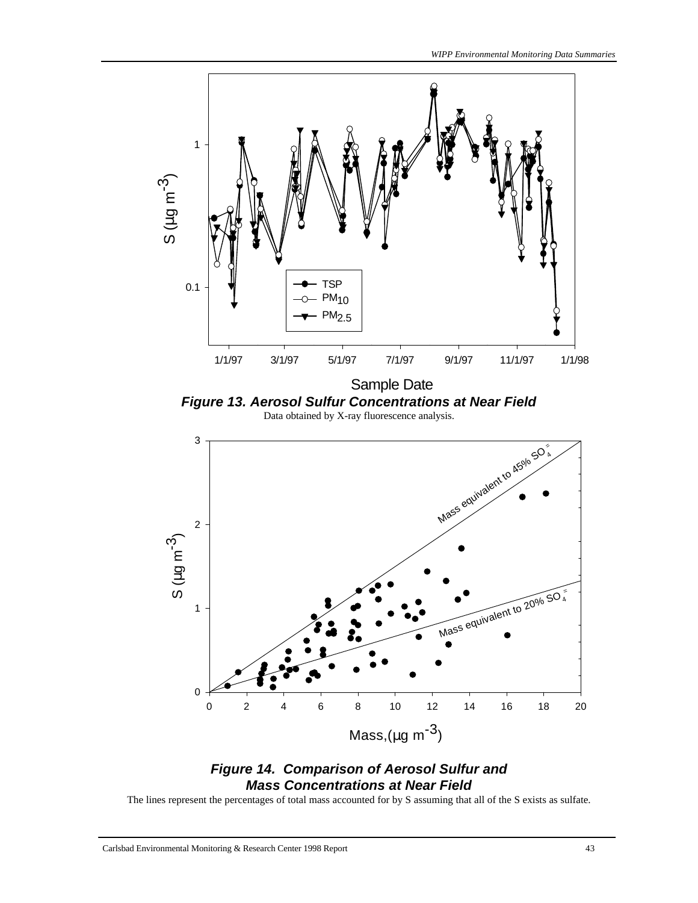***Figure 13. Aerosol Sulfur Concentrations at Near Field***

Data obtained by X-ray fluorescence analysis.

***Figure 14. Comparison of Aerosol Sulfur and Mass Concentrations at Near Field***

The lines represent the percentages of total mass accounted for by S assuming that all of the S exists as sulfate.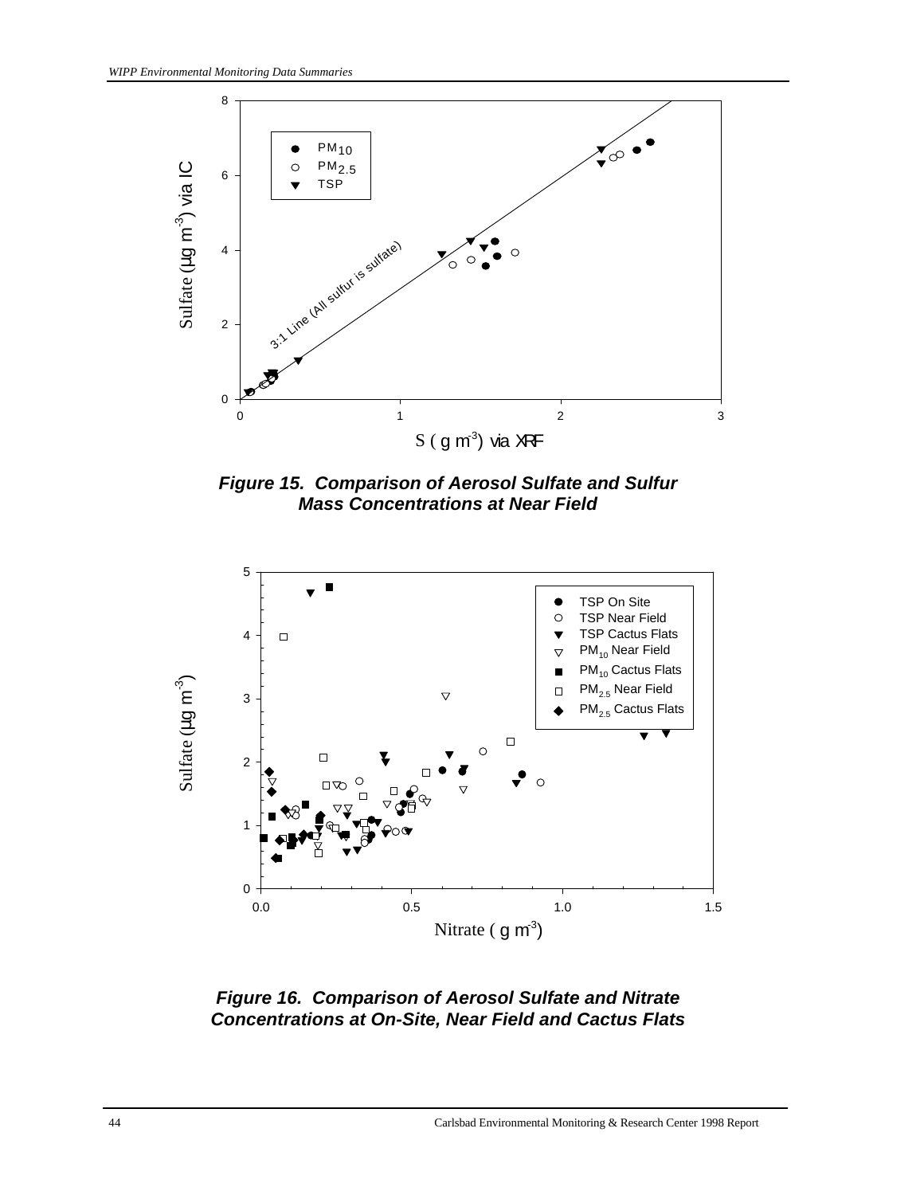**Figure 15. Comparison of Aerosol Sulfate and Sulfur Mass Concentrations at Near Field**

**Figure 16. Comparison of Aerosol Sulfate and Nitrate Concentrations at On-Site, Near Field and Cactus Flats**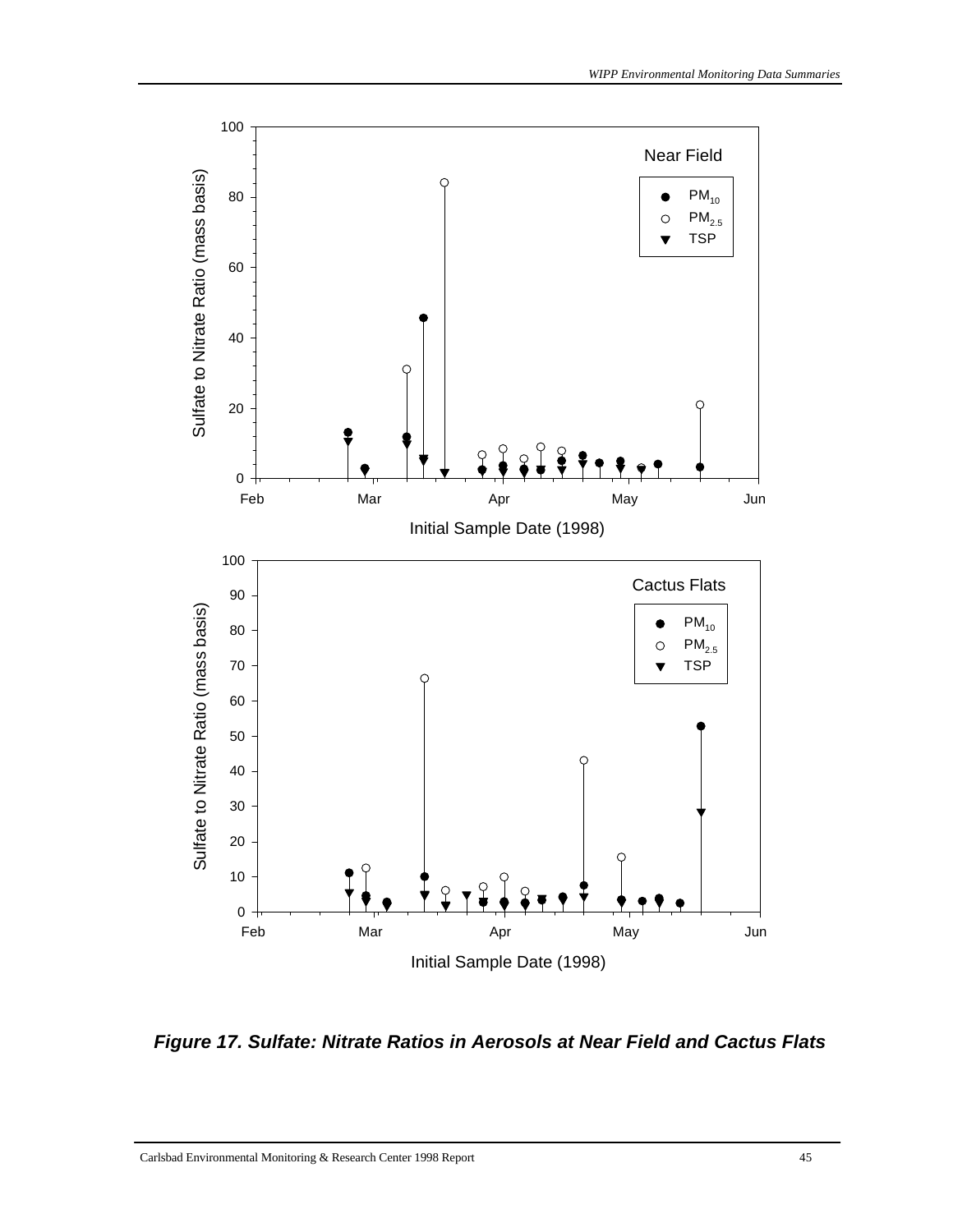*Figure 17. Sulfate: Nitrate Ratios in Aerosols at Near Field and Cactus Flats*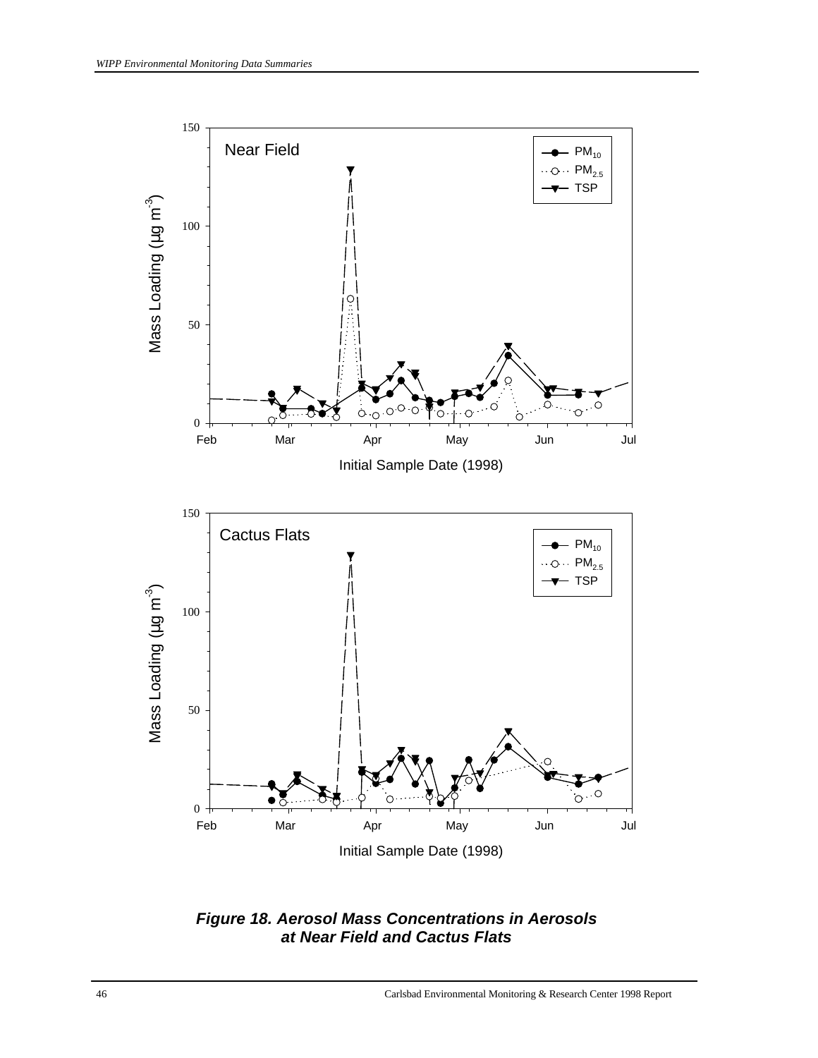Near Field

Mass Loading (µg m$^{-3}$)

Initial Sample Date (1998)

Cactus Flats

Mass Loading (µg m$^{-3}$)

Initial Sample Date (1998)

***Figure 18. Aerosol Mass Concentrations in Aerosols at Near Field and Cactus Flats***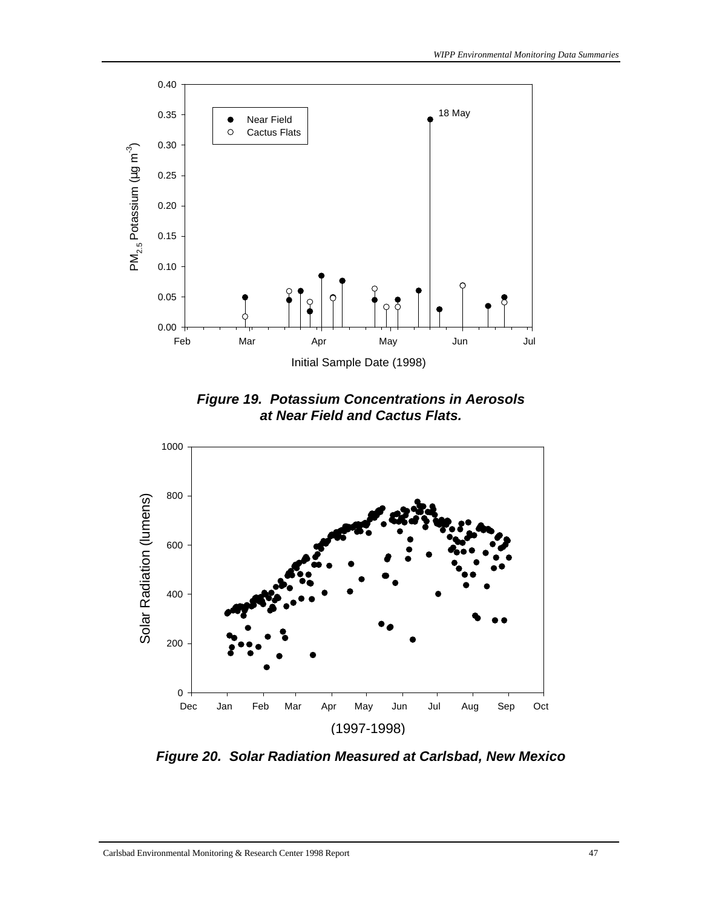***Figure 19. Potassium Concentrations in Aerosols at Near Field and Cactus Flats.***

***Figure 20. Solar Radiation Measured at Carlsbad, New Mexico***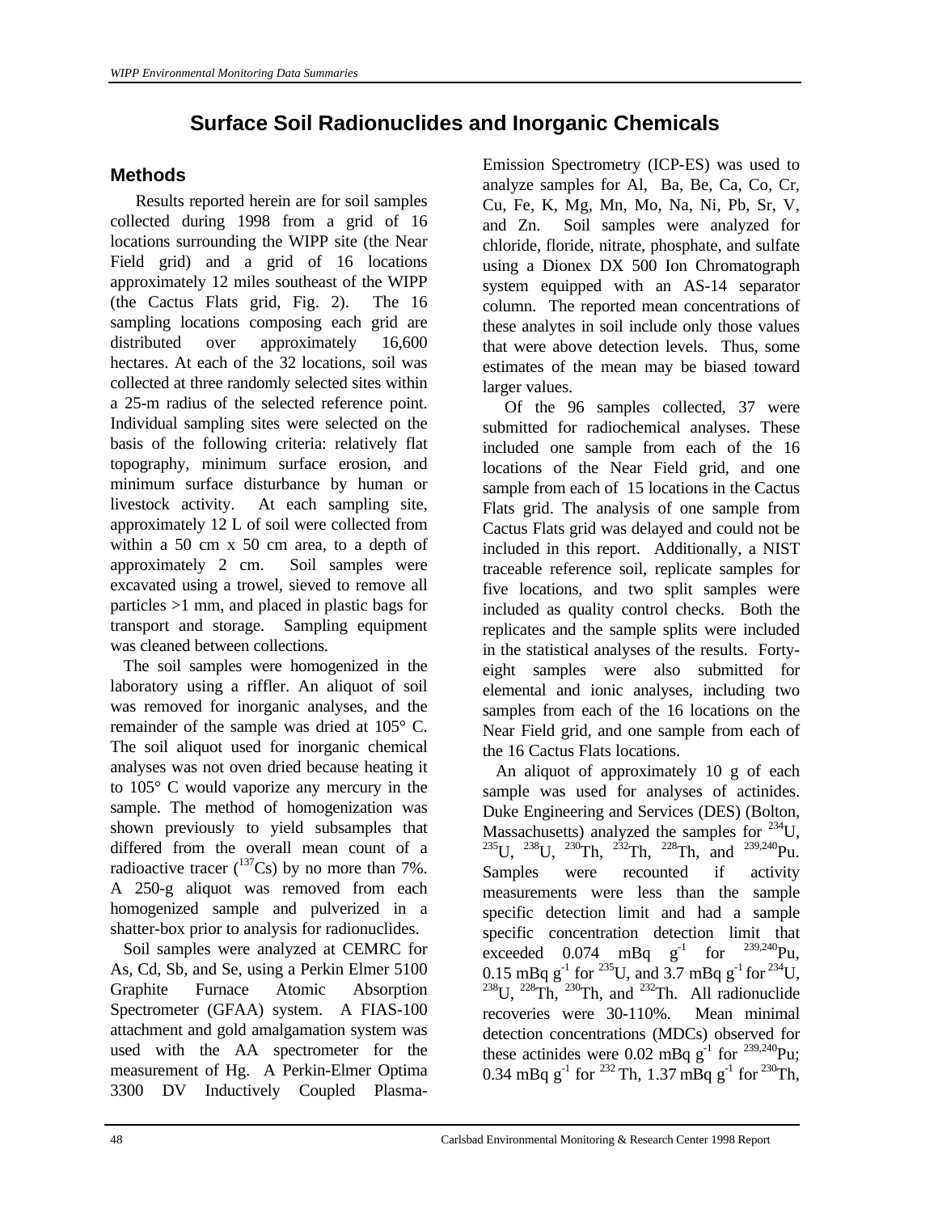# Surface Soil Radionuclides and Inorganic Chemicals

## Methods

Results reported herein are for soil samples collected during 1998 from a grid of 16 locations surrounding the WIPP site (the Near Field grid) and a grid of 16 locations approximately 12 miles southeast of the WIPP (the Cactus Flats grid, Fig. 2). The 16 sampling locations composing each grid are distributed over approximately 16,600 hectares. At each of the 32 locations, soil was collected at three randomly selected sites within a 25-m radius of the selected reference point. Individual sampling sites were selected on the basis of the following criteria: relatively flat topography, minimum surface erosion, and minimum surface disturbance by human or livestock activity. At each sampling site, approximately 12 L of soil were collected from within a 50 cm x 50 cm area, to a depth of approximately 2 cm. Soil samples were excavated using a trowel, sieved to remove all particles >1 mm, and placed in plastic bags for transport and storage. Sampling equipment was cleaned between collections.

The soil samples were homogenized in the laboratory using a riffler. An aliquot of soil was removed for inorganic analyses, and the remainder of the sample was dried at 105° C. The soil aliquot used for inorganic chemical analyses was not oven dried because heating it to 105° C would vaporize any mercury in the sample. The method of homogenization was shown previously to yield subsamples that differed from the overall mean count of a radioactive tracer ($^{137}$Cs) by no more than 7%. A 250-g aliquot was removed from each homogenized sample and pulverized in a shatter-box prior to analysis for radionuclides.

Soil samples were analyzed at CEMRC for As, Cd, Sb, and Se, using a Perkin Elmer 5100 Graphite Furnace Atomic Absorption Spectrometer (GFAA) system. A FIAS-100 attachment and gold amalgamation system was used with the AA spectrometer for the measurement of Hg. A Perkin-Elmer Optima 3300 DV Inductively Coupled Plasma-Emission Spectrometry (ICP-ES) was used to analyze samples for Al, Ba, Be, Ca, Co, Cr, Cu, Fe, K, Mg, Mn, Mo, Na, Ni, Pb, Sr, V, and Zn. Soil samples were analyzed for chloride, floride, nitrate, phosphate, and sulfate using a Dionex DX 500 Ion Chromatograph system equipped with an AS-14 separator column. The reported mean concentrations of these analytes in soil include only those values that were above detection levels. Thus, some estimates of the mean may be biased toward larger values.

Of the 96 samples collected, 37 were submitted for radiochemical analyses. These included one sample from each of the 16 locations of the Near Field grid, and one sample from each of 15 locations in the Cactus Flats grid. The analysis of one sample from Cactus Flats grid was delayed and could not be included in this report. Additionally, a NIST traceable reference soil, replicate samples for five locations, and two split samples were included as quality control checks. Both the replicates and the sample splits were included in the statistical analyses of the results. Forty-eight samples were also submitted for elemental and ionic analyses, including two samples from each of the 16 locations on the Near Field grid, and one sample from each of the 16 Cactus Flats locations.

An aliquot of approximately 10 g of each sample was used for analyses of actinides. Duke Engineering and Services (DES) (Bolton, Massachusetts) analyzed the samples for $^{234}$U, $^{235}$U, $^{238}$U, $^{230}$Th, $^{232}$Th, $^{228}$Th, and $^{239,240}$Pu. Samples were recounted if activity measurements were less than the sample specific detection limit and had a sample specific concentration detection limit that exceeded 0.074 mBq g$^{-1}$ for $^{239,240}$Pu, 0.15 mBq g$^{-1}$ for $^{235}$U, and 3.7 mBq g$^{-1}$ for $^{234}$U, $^{238}$U, $^{228}$Th, $^{230}$Th, and $^{232}$Th. All radionuclide recoveries were 30-110%. Mean minimal detection concentrations (MDCs) observed for these actinides were 0.02 mBq g$^{-1}$ for $^{239,240}$Pu; 0.34 mBq g$^{-1}$ for $^{232}$Th, 1.37 mBq g$^{-1}$ for $^{230}$Th,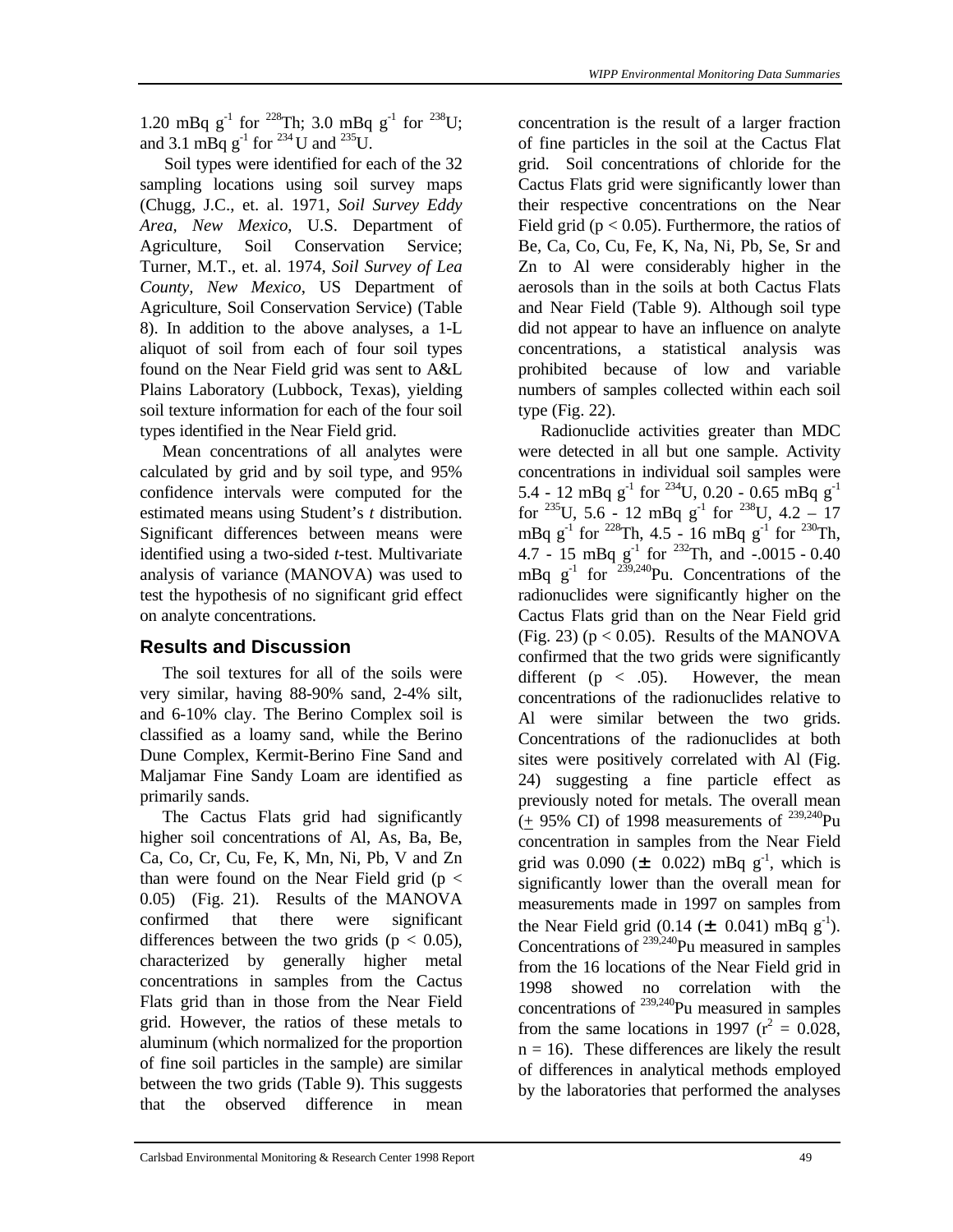1.20 mBq $g^{-1}$ for $^{228}$Th; 3.0 mBq $g^{-1}$ for $^{238}$U; and 3.1 mBq $g^{-1}$ for $^{234}$U and $^{235}$U.

Soil types were identified for each of the 32 sampling locations using soil survey maps (Chugg, J.C., et. al. 1971, *Soil Survey Eddy Area, New Mexico*, U.S. Department of Agriculture, Soil Conservation Service; Turner, M.T., et. al. 1974, *Soil Survey of Lea County, New Mexico*, US Department of Agriculture, Soil Conservation Service) (Table 8). In addition to the above analyses, a 1-L aliquot of soil from each of four soil types found on the Near Field grid was sent to A&L Plains Laboratory (Lubbock, Texas), yielding soil texture information for each of the four soil types identified in the Near Field grid.

Mean concentrations of all analytes were calculated by grid and by soil type, and 95% confidence intervals were computed for the estimated means using Student's *t* distribution. Significant differences between means were identified using a two-sided *t*-test. Multivariate analysis of variance (MANOVA) was used to test the hypothesis of no significant grid effect on analyte concentrations.

## Results and Discussion

The soil textures for all of the soils were very similar, having 88-90% sand, 2-4% silt, and 6-10% clay. The Berino Complex soil is classified as a loamy sand, while the Berino Dune Complex, Kermit-Berino Fine Sand and Maljamar Fine Sandy Loam are identified as primarily sands.

The Cactus Flats grid had significantly higher soil concentrations of Al, As, Ba, Be, Ca, Co, Cr, Cu, Fe, K, Mn, Ni, Pb, V and Zn than were found on the Near Field grid ($p < 0.05$) (Fig. 21). Results of the MANOVA confirmed that there were significant differences between the two grids ($p < 0.05$), characterized by generally higher metal concentrations in samples from the Cactus Flats grid than in those from the Near Field grid. However, the ratios of these metals to aluminum (which normalized for the proportion of fine soil particles in the sample) are similar between the two grids (Table 9). This suggests that the observed difference in mean concentration is the result of a larger fraction of fine particles in the soil at the Cactus Flat grid. Soil concentrations of chloride for the Cactus Flats grid were significantly lower than their respective concentrations on the Near Field grid ($p < 0.05$). Furthermore, the ratios of Be, Ca, Co, Cu, Fe, K, Na, Ni, Pb, Se, Sr and Zn to Al were considerably higher in the aerosols than in the soils at both Cactus Flats and Near Field (Table 9). Although soil type did not appear to have an influence on analyte concentrations, a statistical analysis was prohibited because of low and variable numbers of samples collected within each soil type (Fig. 22).

Radionuclide activities greater than MDC were detected in all but one sample. Activity concentrations in individual soil samples were 5.4 - 12 mBq $g^{-1}$ for $^{234}$U, 0.20 - 0.65 mBq $g^{-1}$ for $^{235}$U, 5.6 - 12 mBq $g^{-1}$ for $^{238}$U, 4.2 – 17 mBq $g^{-1}$ for $^{228}$Th, 4.5 - 16 mBq $g^{-1}$ for $^{230}$Th, 4.7 - 15 mBq $g^{-1}$ for $^{232}$Th, and -.0015 - 0.40 mBq $g^{-1}$ for $^{239,240}$Pu. Concentrations of the radionuclides were significantly higher on the Cactus Flats grid than on the Near Field grid (Fig. 23) ($p < 0.05$). Results of the MANOVA confirmed that the two grids were significantly different ($p < .05$). However, the mean concentrations of the radionuclides relative to Al were similar between the two grids. Concentrations of the radionuclides at both sites were positively correlated with Al (Fig. 24) suggesting a fine particle effect as previously noted for metals. The overall mean ($\pm$ 95% CI) of 1998 measurements of $^{239,240}$Pu concentration in samples from the Near Field grid was 0.090 ($\pm$ 0.022) mBq $g^{-1}$, which is significantly lower than the overall mean for measurements made in 1997 on samples from the Near Field grid (0.14 ($\pm$ 0.041) mBq $g^{-1}$). Concentrations of $^{239,240}$Pu measured in samples from the 16 locations of the Near Field grid in 1998 showed no correlation with the concentrations of $^{239,240}$Pu measured in samples from the same locations in 1997 ($r^2 = 0.028$, $n = 16$). These differences are likely the result of differences in analytical methods employed by the laboratories that performed the analyses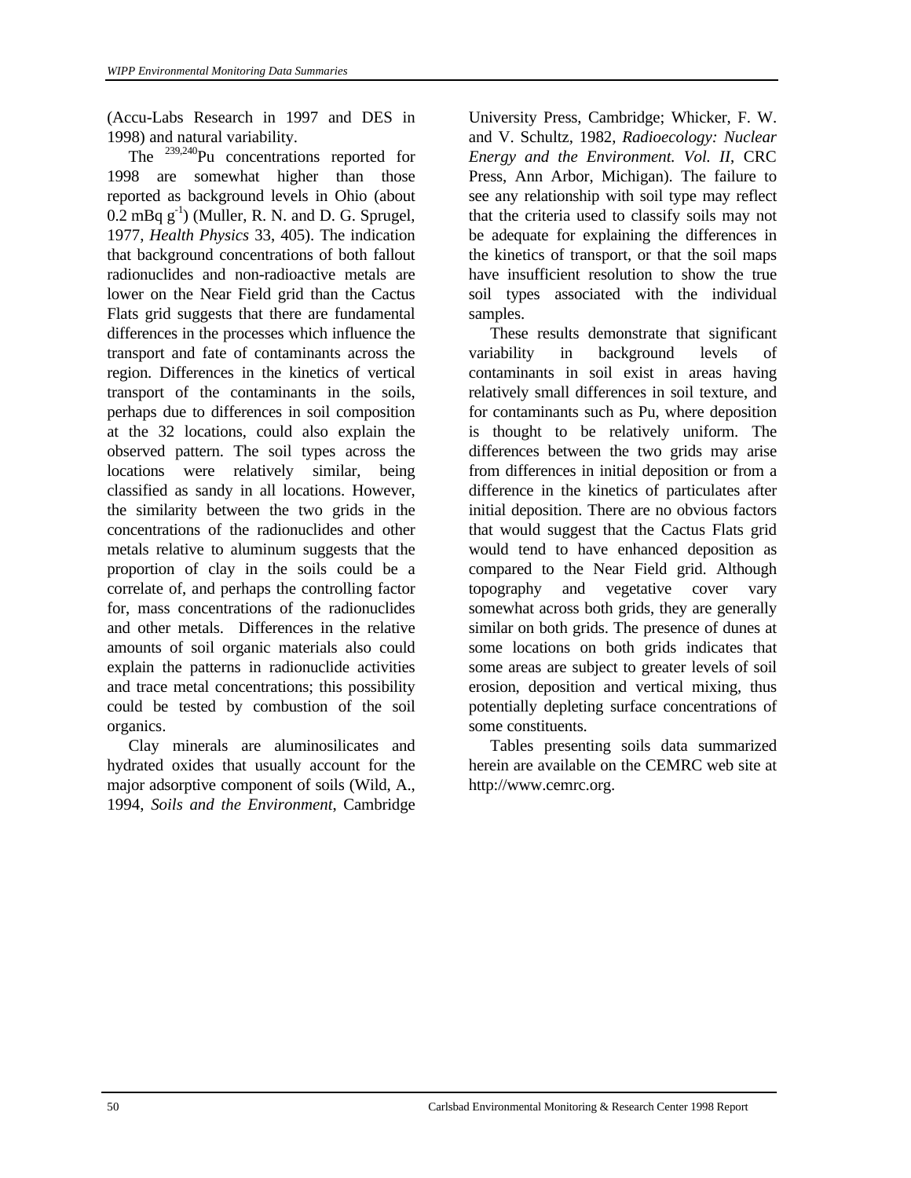(Accu-Labs Research in 1997 and DES in 1998) and natural variability.

The $^{239,240}Pu$ concentrations reported for 1998 are somewhat higher than those reported as background levels in Ohio (about 0.2 mBq $g^{-1}$) (Muller, R. N. and D. G. Sprugel, 1977, *Health Physics* 33, 405). The indication that background concentrations of both fallout radionuclides and non-radioactive metals are lower on the Near Field grid than the Cactus Flats grid suggests that there are fundamental differences in the processes which influence the transport and fate of contaminants across the region. Differences in the kinetics of vertical transport of the contaminants in the soils, perhaps due to differences in soil composition at the 32 locations, could also explain the observed pattern. The soil types across the locations were relatively similar, being classified as sandy in all locations. However, the similarity between the two grids in the concentrations of the radionuclides and other metals relative to aluminum suggests that the proportion of clay in the soils could be a correlate of, and perhaps the controlling factor for, mass concentrations of the radionuclides and other metals. Differences in the relative amounts of soil organic materials also could explain the patterns in radionuclide activities and trace metal concentrations; this possibility could be tested by combustion of the soil organics.

Clay minerals are aluminosilicates and hydrated oxides that usually account for the major adsorptive component of soils (Wild, A., 1994, *Soils and the Environment*, Cambridge University Press, Cambridge; Whicker, F. W. and V. Schultz, 1982, *Radioecology: Nuclear Energy and the Environment. Vol. II*, CRC Press, Ann Arbor, Michigan). The failure to see any relationship with soil type may reflect that the criteria used to classify soils may not be adequate for explaining the differences in the kinetics of transport, or that the soil maps have insufficient resolution to show the true soil types associated with the individual samples.

These results demonstrate that significant variability in background levels of contaminants in soil exist in areas having relatively small differences in soil texture, and for contaminants such as Pu, where deposition is thought to be relatively uniform. The differences between the two grids may arise from differences in initial deposition or from a difference in the kinetics of particulates after initial deposition. There are no obvious factors that would suggest that the Cactus Flats grid would tend to have enhanced deposition as compared to the Near Field grid. Although topography and vegetative cover vary somewhat across both grids, they are generally similar on both grids. The presence of dunes at some locations on both grids indicates that some areas are subject to greater levels of soil erosion, deposition and vertical mixing, thus potentially depleting surface concentrations of some constituents.

Tables presenting soils data summarized herein are available on the CEMRC web site at http://www.cemrc.org.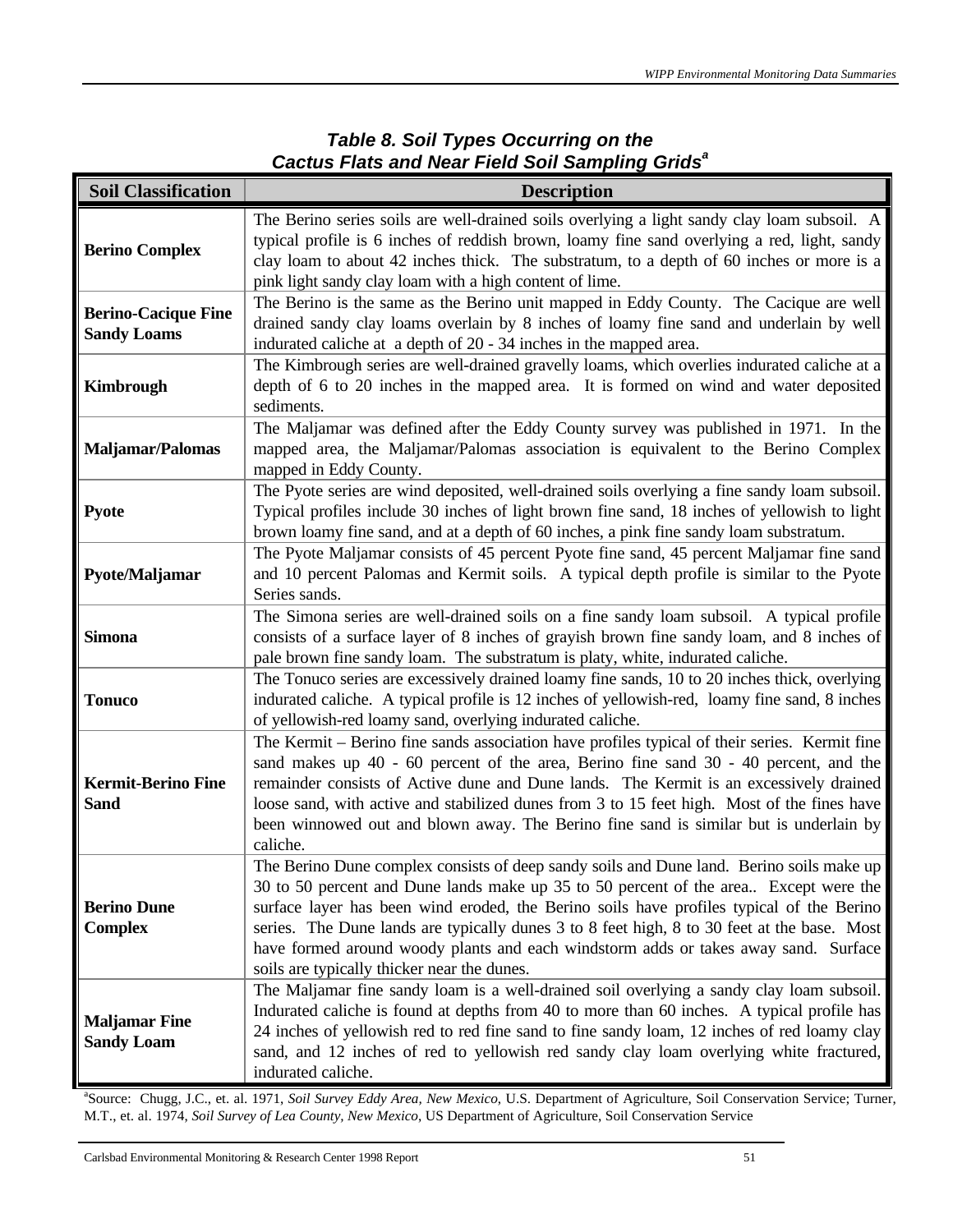**Table 8. Soil Types Occurring on the Cactus Flats and Near Field Soil Sampling Grids[a]**

| Soil Classification | Description |
|---|---|
| **Berino Complex** | The Berino series soils are well-drained soils overlying a light sandy clay loam subsoil. A typical profile is 6 inches of reddish brown, loamy fine sand overlying a red, light, sandy clay loam to about 42 inches thick. The substratum, to a depth of 60 inches or more is a pink light sandy clay loam with a high content of lime. |
| **Berino-Cacique Fine Sandy Loams** | The Berino is the same as the Berino unit mapped in Eddy County. The Cacique are well drained sandy clay loams overlain by 8 inches of loamy fine sand and underlain by well indurated caliche at a depth of 20 - 34 inches in the mapped area. |
| **Kimbrough** | The Kimbrough series are well-drained gravelly loams, which overlies indurated caliche at a depth of 6 to 20 inches in the mapped area. It is formed on wind and water deposited sediments. |
| **Maljamar/Palomas** | The Maljamar was defined after the Eddy County survey was published in 1971. In the mapped area, the Maljamar/Palomas association is equivalent to the Berino Complex mapped in Eddy County. |
| **Pyote** | The Pyote series are wind deposited, well-drained soils overlying a fine sandy loam subsoil. Typical profiles include 30 inches of light brown fine sand, 18 inches of yellowish to light brown loamy fine sand, and at a depth of 60 inches, a pink fine sandy loam substratum. |
| **Pyote/Maljamar** | The Pyote Maljamar consists of 45 percent Pyote fine sand, 45 percent Maljamar fine sand and 10 percent Palomas and Kermit soils. A typical depth profile is similar to the Pyote Series sands. |
| **Simona** | The Simona series are well-drained soils on a fine sandy loam subsoil. A typical profile consists of a surface layer of 8 inches of grayish brown fine sandy loam, and 8 inches of pale brown fine sandy loam. The substratum is platy, white, indurated caliche. |
| **Tonuco** | The Tonuco series are excessively drained loamy fine sands, 10 to 20 inches thick, overlying indurated caliche. A typical profile is 12 inches of yellowish-red, loamy fine sand, 8 inches of yellowish-red loamy sand, overlying indurated caliche. |
| **Kermit-Berino Fine Sand** | The Kermit – Berino fine sands association have profiles typical of their series. Kermit fine sand makes up 40 - 60 percent of the area, Berino fine sand 30 - 40 percent, and the remainder consists of Active dune and Dune lands. The Kermit is an excessively drained loose sand, with active and stabilized dunes from 3 to 15 feet high. Most of the fines have been winnowed out and blown away. The Berino fine sand is similar but is underlain by caliche. |
| **Berino Dune Complex** | The Berino Dune complex consists of deep sandy soils and Dune land. Berino soils make up 30 to 50 percent and Dune lands make up 35 to 50 percent of the area.. Except were the surface layer has been wind eroded, the Berino soils have profiles typical of the Berino series. The Dune lands are typically dunes 3 to 8 feet high, 8 to 30 feet at the base. Most have formed around woody plants and each windstorm adds or takes away sand. Surface soils are typically thicker near the dunes. |
| **Maljamar Fine Sandy Loam** | The Maljamar fine sandy loam is a well-drained soil overlying a sandy clay loam subsoil. Indurated caliche is found at depths from 40 to more than 60 inches. A typical profile has 24 inches of yellowish red to red fine sand to fine sandy loam, 12 inches of red loamy clay sand, and 12 inches of red to yellowish red sandy clay loam overlying white fractured, indurated caliche. |

[a]Source: Chugg, J.C., et. al. 1971, *Soil Survey Eddy Area, New Mexico*, U.S. Department of Agriculture, Soil Conservation Service; Turner, M.T., et. al. 1974, *Soil Survey of Lea County, New Mexico*, US Department of Agriculture, Soil Conservation Service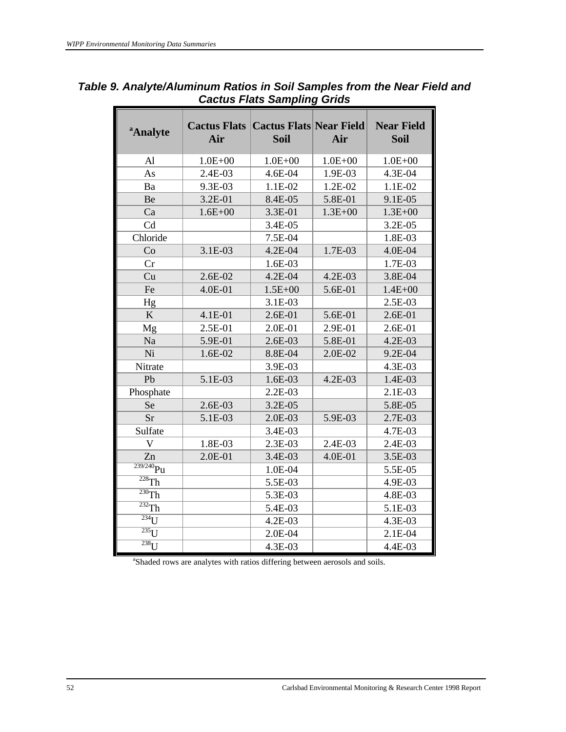### Table 9. Analyte/Aluminum Ratios in Soil Samples from the Near Field and Cactus Flats Sampling Grids

| [a]Analyte | Cactus Flats Air | Cactus Flats Soil | Near Field Air | Near Field Soil |
|---|---|---|---|---|
| Al | 1.0E+00 | 1.0E+00 | 1.0E+00 | 1.0E+00 |
| As | 2.4E-03 | 4.6E-04 | 1.9E-03 | 4.3E-04 |
| Ba | 9.3E-03 | 1.1E-02 | 1.2E-02 | 1.1E-02 |
| Be | 3.2E-01 | 8.4E-05 | 5.8E-01 | 9.1E-05 |
| Ca | 1.6E+00 | 3.3E-01 | 1.3E+00 | 1.3E+00 |
| Cd | | 3.4E-05 | | 3.2E-05 |
| Chloride | | 7.5E-04 | | 1.8E-03 |
| Co | 3.1E-03 | 4.2E-04 | 1.7E-03 | 4.0E-04 |
| Cr | | 1.6E-03 | | 1.7E-03 |
| Cu | 2.6E-02 | 4.2E-04 | 4.2E-03 | 3.8E-04 |
| Fe | 4.0E-01 | 1.5E+00 | 5.6E-01 | 1.4E+00 |
| Hg | | 3.1E-03 | | 2.5E-03 |
| K | 4.1E-01 | 2.6E-01 | 5.6E-01 | 2.6E-01 |
| Mg | 2.5E-01 | 2.0E-01 | 2.9E-01 | 2.6E-01 |
| Na | 5.9E-01 | 2.6E-03 | 5.8E-01 | 4.2E-03 |
| Ni | 1.6E-02 | 8.8E-04 | 2.0E-02 | 9.2E-04 |
| Nitrate | | 3.9E-03 | | 4.3E-03 |
| Pb | 5.1E-03 | 1.6E-03 | 4.2E-03 | 1.4E-03 |
| Phosphate | | 2.2E-03 | | 2.1E-03 |
| Se | 2.6E-03 | 3.2E-05 | | 5.8E-05 |
| Sr | 5.1E-03 | 2.0E-03 | 5.9E-03 | 2.7E-03 |
| Sulfate | | 3.4E-03 | | 4.7E-03 |
| V | 1.8E-03 | 2.3E-03 | 2.4E-03 | 2.4E-03 |
| Zn | 2.0E-01 | 3.4E-03 | 4.0E-01 | 3.5E-03 |
| $^{239/240}Pu$ | | 1.0E-04 | | 5.5E-05 |
| $^{228}Th$ | | 5.5E-03 | | 4.9E-03 |
| $^{230}Th$ | | 5.3E-03 | | 4.8E-03 |
| $^{232}Th$ | | 5.4E-03 | | 5.1E-03 |
| $^{234}U$ | | 4.2E-03 | | 4.3E-03 |
| $^{235}U$ | | 2.0E-04 | | 2.1E-04 |
| $^{238}U$ | | 4.3E-03 | | 4.4E-03 |

[a]Shaded rows are analytes with ratios differing between aerosols and soils.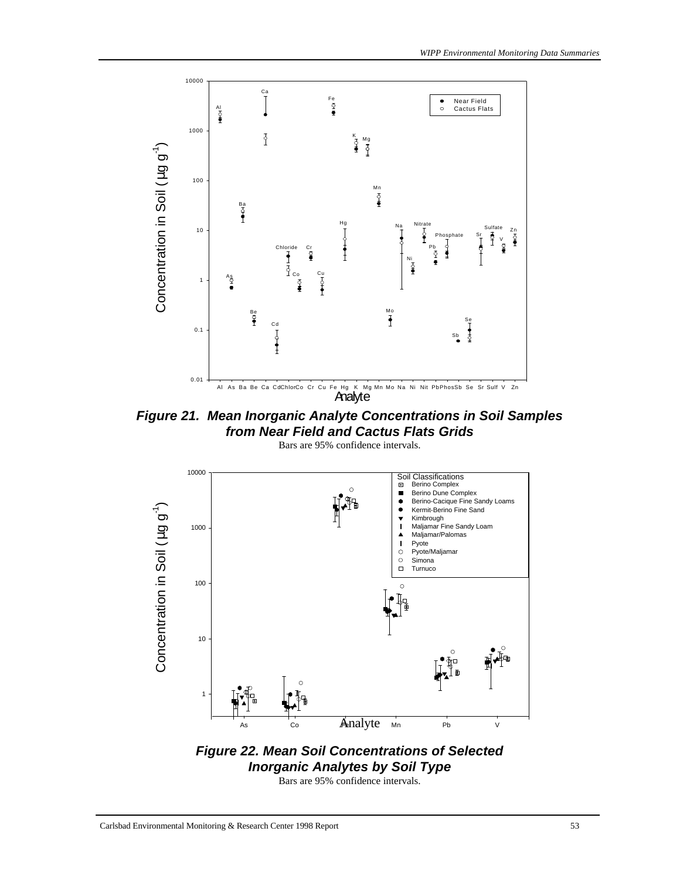***Figure 21. Mean Inorganic Analyte Concentrations in Soil Samples from Near Field and Cactus Flats Grids***

Bars are 95% confidence intervals.

***Figure 22. Mean Soil Concentrations of Selected Inorganic Analytes by Soil Type***

Bars are 95% confidence intervals.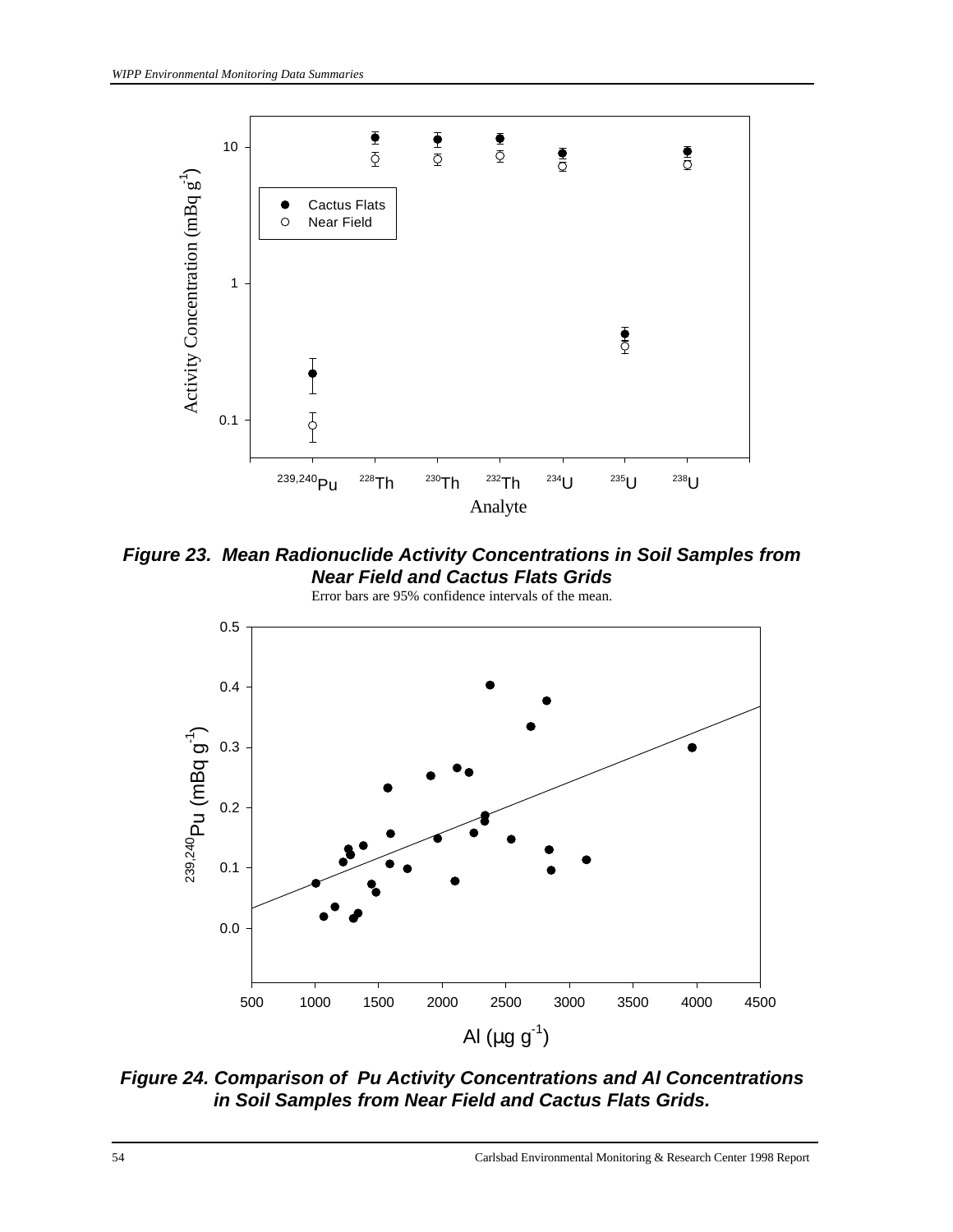***Figure 23. Mean Radionuclide Activity Concentrations in Soil Samples from Near Field and Cactus Flats Grids***

Error bars are 95% confidence intervals of the mean.

***Figure 24. Comparison of Pu Activity Concentrations and Al Concentrations in Soil Samples from Near Field and Cactus Flats Grids.***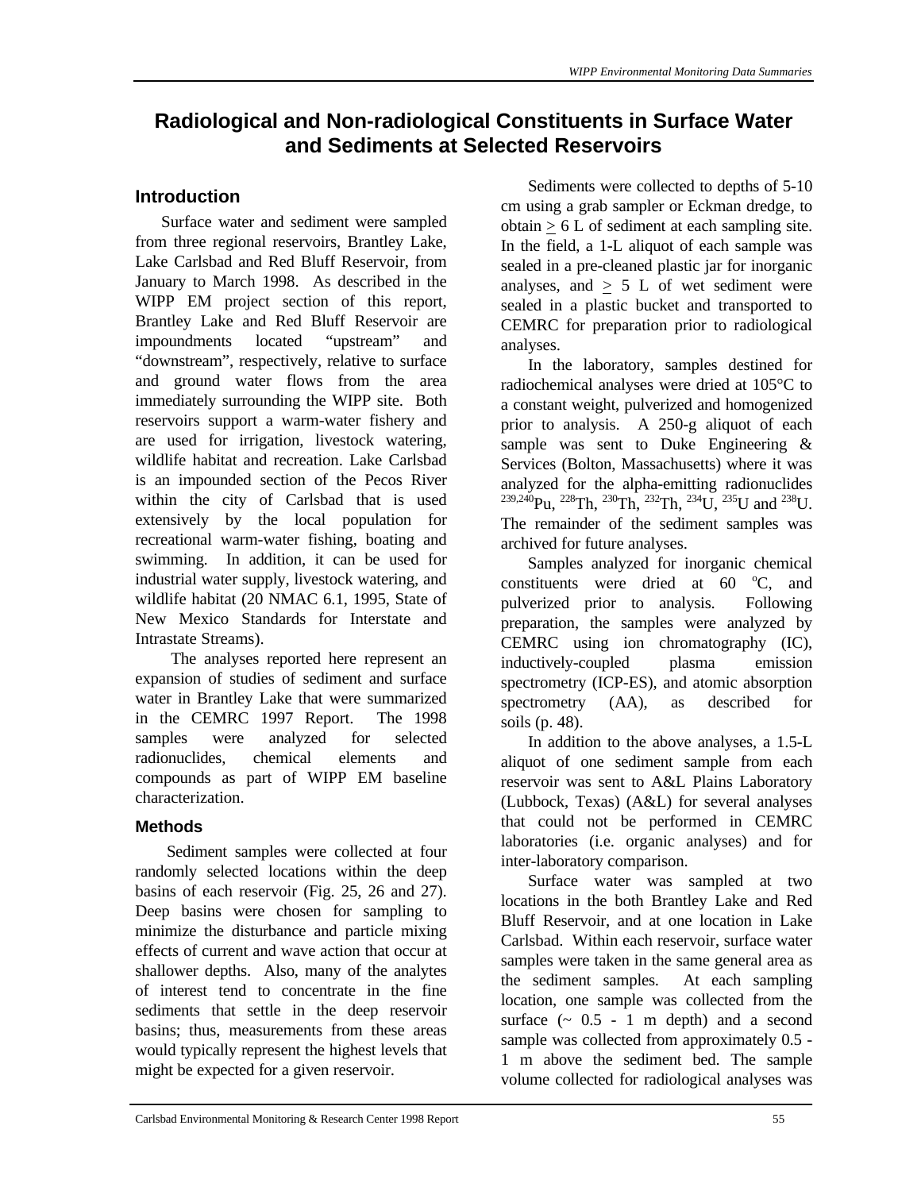# Radiological and Non-radiological Constituents in Surface Water and Sediments at Selected Reservoirs

## Introduction

Surface water and sediment were sampled from three regional reservoirs, Brantley Lake, Lake Carlsbad and Red Bluff Reservoir, from January to March 1998. As described in the WIPP EM project section of this report, Brantley Lake and Red Bluff Reservoir are impoundments located "upstream" and "downstream", respectively, relative to surface and ground water flows from the area immediately surrounding the WIPP site. Both reservoirs support a warm-water fishery and are used for irrigation, livestock watering, wildlife habitat and recreation. Lake Carlsbad is an impounded section of the Pecos River within the city of Carlsbad that is used extensively by the local population for recreational warm-water fishing, boating and swimming. In addition, it can be used for industrial water supply, livestock watering, and wildlife habitat (20 NMAC 6.1, 1995, State of New Mexico Standards for Interstate and Intrastate Streams).

The analyses reported here represent an expansion of studies of sediment and surface water in Brantley Lake that were summarized in the CEMRC 1997 Report. The 1998 samples were analyzed for selected radionuclides, chemical elements and compounds as part of WIPP EM baseline characterization.

### Methods

Sediment samples were collected at four randomly selected locations within the deep basins of each reservoir (Fig. 25, 26 and 27). Deep basins were chosen for sampling to minimize the disturbance and particle mixing effects of current and wave action that occur at shallower depths. Also, many of the analytes of interest tend to concentrate in the fine sediments that settle in the deep reservoir basins; thus, measurements from these areas would typically represent the highest levels that might be expected for a given reservoir.

Sediments were collected to depths of 5-10 cm using a grab sampler or Eckman dredge, to obtain ≥ 6 L of sediment at each sampling site. In the field, a 1-L aliquot of each sample was sealed in a pre-cleaned plastic jar for inorganic analyses, and ≥ 5 L of wet sediment were sealed in a plastic bucket and transported to CEMRC for preparation prior to radiological analyses.

In the laboratory, samples destined for radiochemical analyses were dried at 105°C to a constant weight, pulverized and homogenized prior to analysis. A 250-g aliquot of each sample was sent to Duke Engineering & Services (Bolton, Massachusetts) where it was analyzed for the alpha-emitting radionuclides $^{239,240}$Pu, $^{228}$Th, $^{230}$Th, $^{232}$Th, $^{234}$U, $^{235}$U and $^{238}$U. The remainder of the sediment samples was archived for future analyses.

Samples analyzed for inorganic chemical constituents were dried at 60 °C, and pulverized prior to analysis. Following preparation, the samples were analyzed by CEMRC using ion chromatography (IC), inductively-coupled plasma emission spectrometry (ICP-ES), and atomic absorption spectrometry (AA), as described for soils (p. 48).

In addition to the above analyses, a 1.5-L aliquot of one sediment sample from each reservoir was sent to A&L Plains Laboratory (Lubbock, Texas) (A&L) for several analyses that could not be performed in CEMRC laboratories (i.e. organic analyses) and for inter-laboratory comparison.

Surface water was sampled at two locations in the both Brantley Lake and Red Bluff Reservoir, and at one location in Lake Carlsbad. Within each reservoir, surface water samples were taken in the same general area as the sediment samples. At each sampling location, one sample was collected from the surface (~ 0.5 - 1 m depth) and a second sample was collected from approximately 0.5 - 1 m above the sediment bed. The sample volume collected for radiological analyses was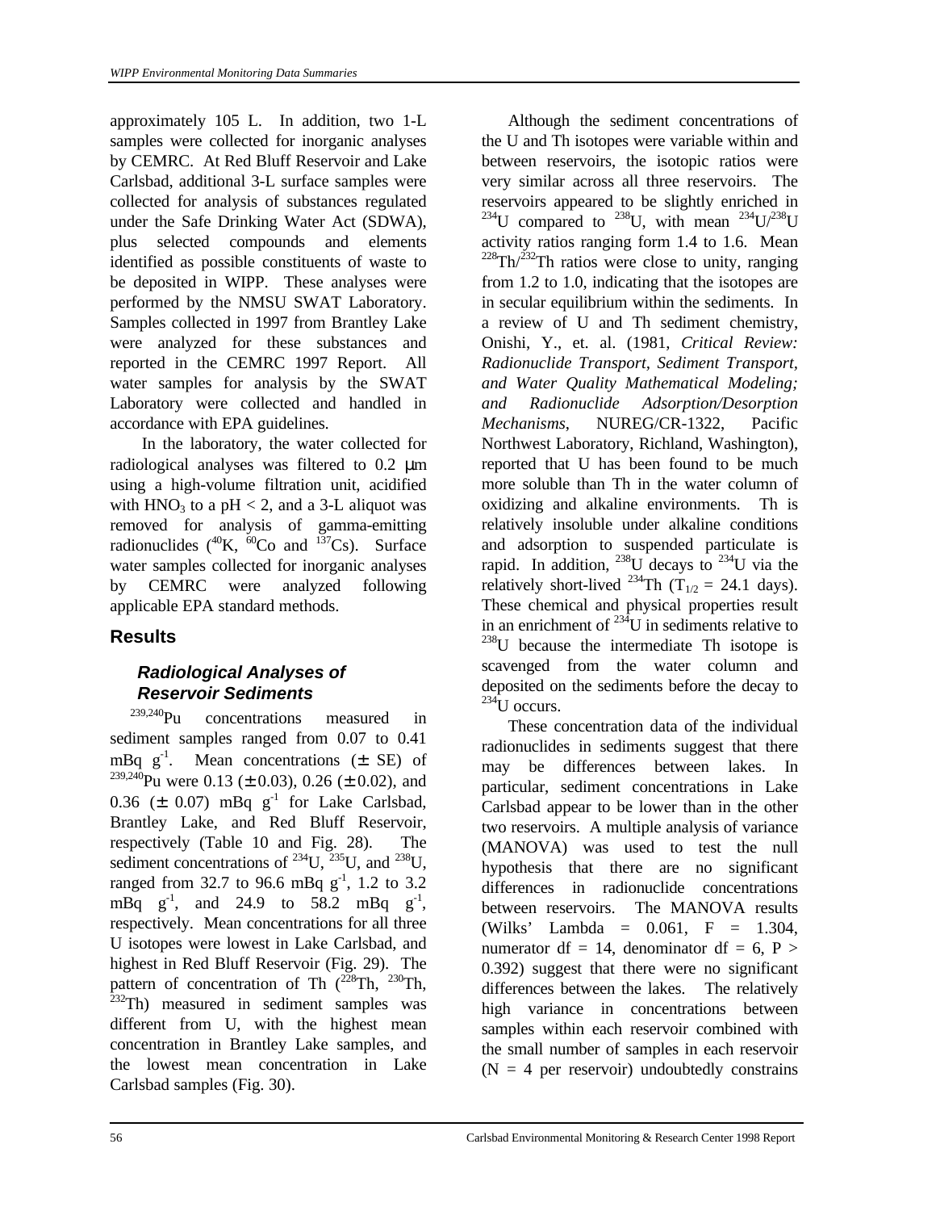approximately 105 L. In addition, two 1-L samples were collected for inorganic analyses by CEMRC. At Red Bluff Reservoir and Lake Carlsbad, additional 3-L surface samples were collected for analysis of substances regulated under the Safe Drinking Water Act (SDWA), plus selected compounds and elements identified as possible constituents of waste to be deposited in WIPP. These analyses were performed by the NMSU SWAT Laboratory. Samples collected in 1997 from Brantley Lake were analyzed for these substances and reported in the CEMRC 1997 Report. All water samples for analysis by the SWAT Laboratory were collected and handled in accordance with EPA guidelines.

In the laboratory, the water collected for radiological analyses was filtered to 0.2 μm using a high-volume filtration unit, acidified with $HNO_3$ to a pH < 2, and a 3-L aliquot was removed for analysis of gamma-emitting radionuclides ($^{40}$K, $^{60}$Co and $^{137}$Cs). Surface water samples collected for inorganic analyses by CEMRC were analyzed following applicable EPA standard methods.

## Results

### Radiological Analyses of Reservoir Sediments

$^{239,240}$Pu concentrations measured in sediment samples ranged from 0.07 to 0.41 mBq g$^{-1}$. Mean concentrations (± SE) of $^{239,240}$Pu were 0.13 (± 0.03), 0.26 (± 0.02), and 0.36 (± 0.07) mBq g$^{-1}$ for Lake Carlsbad, Brantley Lake, and Red Bluff Reservoir, respectively (Table 10 and Fig. 28). The sediment concentrations of $^{234}$U, $^{235}$U, and $^{238}$U, ranged from 32.7 to 96.6 mBq g$^{-1}$, 1.2 to 3.2 mBq g$^{-1}$, and 24.9 to 58.2 mBq g$^{-1}$, respectively. Mean concentrations for all three U isotopes were lowest in Lake Carlsbad, and highest in Red Bluff Reservoir (Fig. 29). The pattern of concentration of Th ($^{228}$Th, $^{230}$Th, $^{232}$Th) measured in sediment samples was different from U, with the highest mean concentration in Brantley Lake samples, and the lowest mean concentration in Lake Carlsbad samples (Fig. 30).

Although the sediment concentrations of the U and Th isotopes were variable within and between reservoirs, the isotopic ratios were very similar across all three reservoirs. The reservoirs appeared to be slightly enriched in $^{234}$U compared to $^{238}$U, with mean $^{234}$U/$^{238}$U activity ratios ranging form 1.4 to 1.6. Mean $^{228}$Th/$^{232}$Th ratios were close to unity, ranging from 1.2 to 1.0, indicating that the isotopes are in secular equilibrium within the sediments. In a review of U and Th sediment chemistry, Onishi, Y., et. al. (1981, *Critical Review: Radionuclide Transport, Sediment Transport, and Water Quality Mathematical Modeling; and Radionuclide Adsorption/Desorption Mechanisms*, NUREG/CR-1322, Pacific Northwest Laboratory, Richland, Washington), reported that U has been found to be much more soluble than Th in the water column of oxidizing and alkaline environments. Th is relatively insoluble under alkaline conditions and adsorption to suspended particulate is rapid. In addition, $^{238}$U decays to $^{234}$U via the relatively short-lived $^{234}$Th ($T_{1/2}$ = 24.1 days). These chemical and physical properties result in an enrichment of $^{234}$U in sediments relative to $^{238}$U because the intermediate Th isotope is scavenged from the water column and deposited on the sediments before the decay to $^{234}$U occurs.

These concentration data of the individual radionuclides in sediments suggest that there may be differences between lakes. In particular, sediment concentrations in Lake Carlsbad appear to be lower than in the other two reservoirs. A multiple analysis of variance (MANOVA) was used to test the null hypothesis that there are no significant differences in radionuclide concentrations between reservoirs. The MANOVA results (Wilks' Lambda = 0.061, F = 1.304, numerator df = 14, denominator df = 6, P > 0.392) suggest that there were no significant differences between the lakes. The relatively high variance in concentrations between samples within each reservoir combined with the small number of samples in each reservoir (N = 4 per reservoir) undoubtedly constrains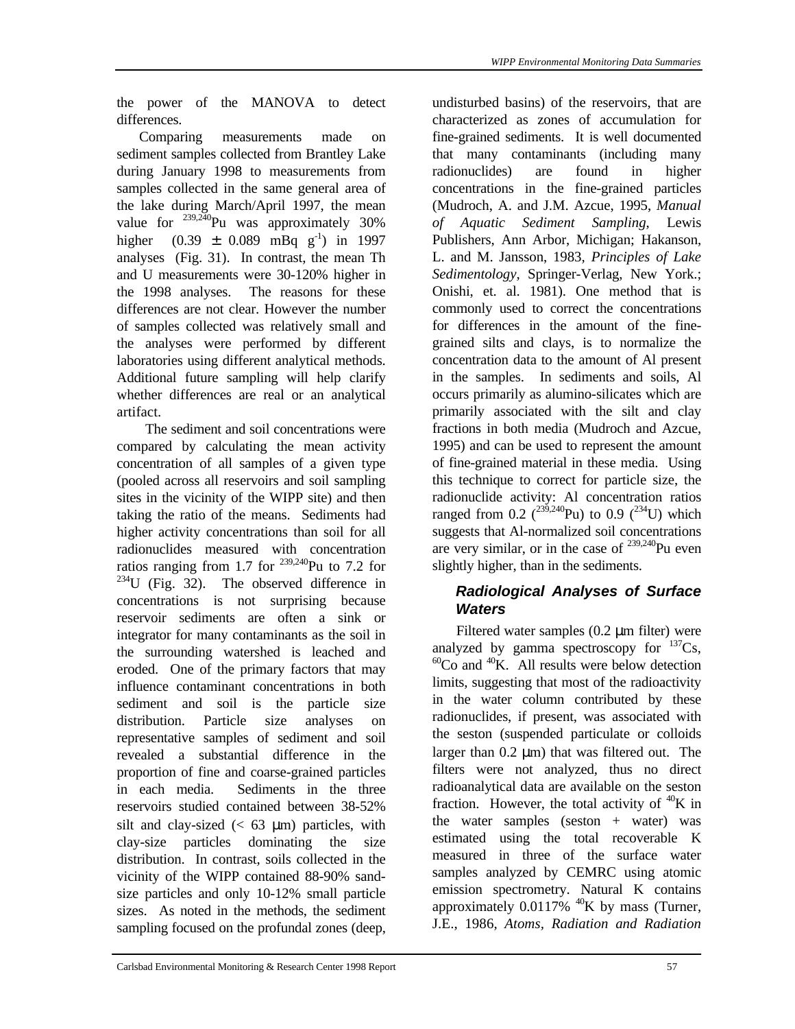the power of the MANOVA to detect differences.

Comparing measurements made on sediment samples collected from Brantley Lake during January 1998 to measurements from samples collected in the same general area of the lake during March/April 1997, the mean value for $^{239,240}$Pu was approximately 30% higher (0.39 ± 0.089 mBq g$^{-1}$) in 1997 analyses (Fig. 31). In contrast, the mean Th and U measurements were 30-120% higher in the 1998 analyses. The reasons for these differences are not clear. However the number of samples collected was relatively small and the analyses were performed by different laboratories using different analytical methods. Additional future sampling will help clarify whether differences are real or an analytical artifact.

The sediment and soil concentrations were compared by calculating the mean activity concentration of all samples of a given type (pooled across all reservoirs and soil sampling sites in the vicinity of the WIPP site) and then taking the ratio of the means. Sediments had higher activity concentrations than soil for all radionuclides measured with concentration ratios ranging from 1.7 for $^{239,240}$Pu to 7.2 for $^{234}$U (Fig. 32). The observed difference in concentrations is not surprising because reservoir sediments are often a sink or integrator for many contaminants as the soil in the surrounding watershed is leached and eroded. One of the primary factors that may influence contaminant concentrations in both sediment and soil is the particle size distribution. Particle size analyses on representative samples of sediment and soil revealed a substantial difference in the proportion of fine and coarse-grained particles in each media. Sediments in the three reservoirs studied contained between 38-52% silt and clay-sized (< 63 µm) particles, with clay-size particles dominating the size distribution. In contrast, soils collected in the vicinity of the WIPP contained 88-90% sand-size particles and only 10-12% small particle sizes. As noted in the methods, the sediment sampling focused on the profundal zones (deep, undisturbed basins) of the reservoirs, that are characterized as zones of accumulation for fine-grained sediments. It is well documented that many contaminants (including many radionuclides) are found in higher concentrations in the fine-grained particles (Mudroch, A. and J.M. Azcue, 1995, *Manual of Aquatic Sediment Sampling*, Lewis Publishers, Ann Arbor, Michigan; Hakanson, L. and M. Jansson, 1983, *Principles of Lake Sedimentology*, Springer-Verlag, New York.; Onishi, et. al. 1981). One method that is commonly used to correct the concentrations for differences in the amount of the fine-grained silts and clays, is to normalize the concentration data to the amount of Al present in the samples. In sediments and soils, Al occurs primarily as alumino-silicates which are primarily associated with the silt and clay fractions in both media (Mudroch and Azcue, 1995) and can be used to represent the amount of fine-grained material in these media. Using this technique to correct for particle size, the radionuclide activity: Al concentration ratios ranged from 0.2 ($^{239,240}$Pu) to 0.9 ($^{234}$U) which suggests that Al-normalized soil concentrations are very similar, or in the case of $^{239,240}$Pu even slightly higher, than in the sediments.

### *Radiological Analyses of Surface Waters*

Filtered water samples (0.2 µm filter) were analyzed by gamma spectroscopy for $^{137}$Cs, $^{60}$Co and $^{40}$K. All results were below detection limits, suggesting that most of the radioactivity in the water column contributed by these radionuclides, if present, was associated with the seston (suspended particulate or colloids larger than 0.2 µm) that was filtered out. The filters were not analyzed, thus no direct radioanalytical data are available on the seston fraction. However, the total activity of $^{40}$K in the water samples (seston + water) was estimated using the total recoverable K measured in three of the surface water samples analyzed by CEMRC using atomic emission spectrometry. Natural K contains approximately 0.0117% $^{40}$K by mass (Turner, J.E., 1986, *Atoms, Radiation and Radiation*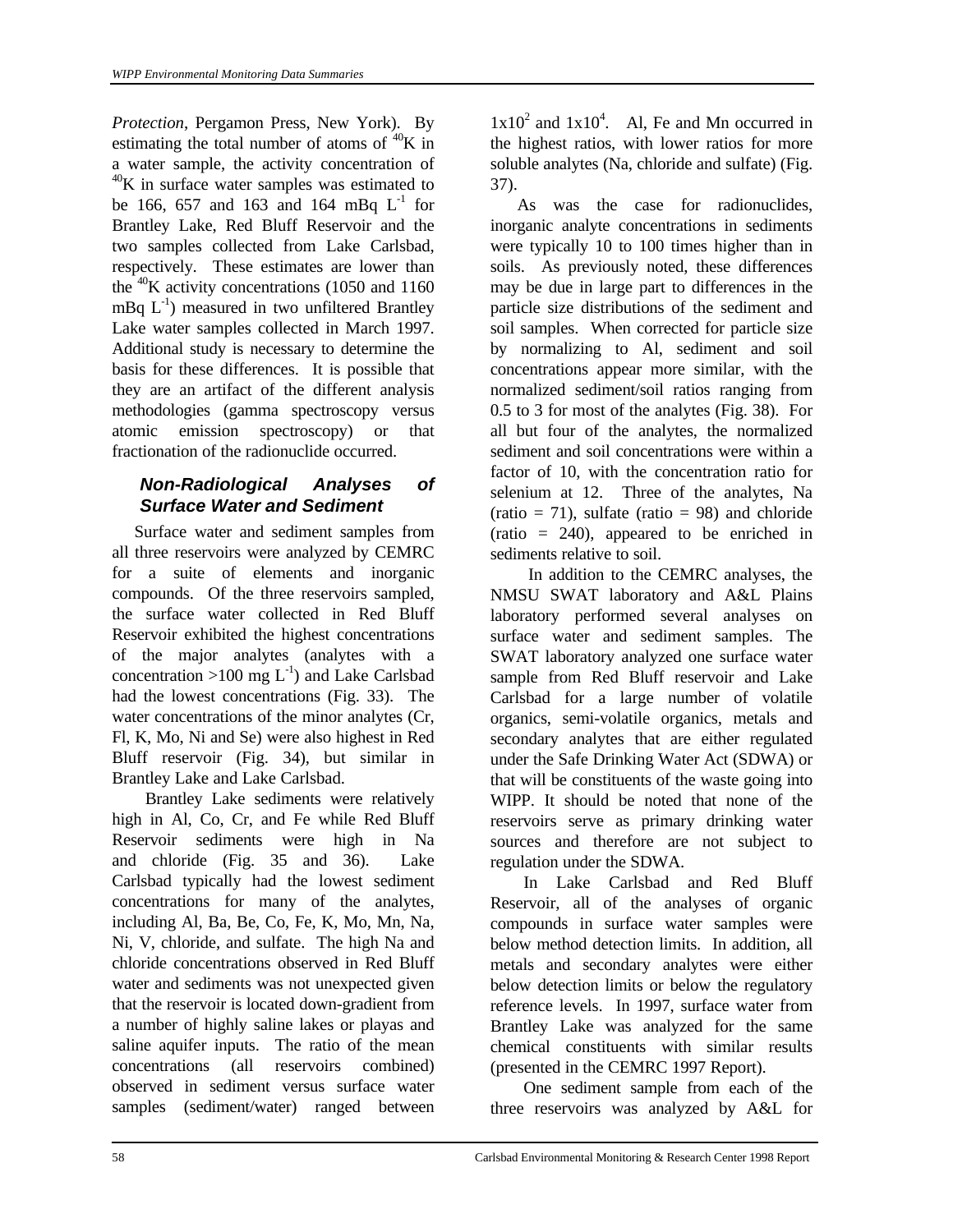*Protection*, Pergamon Press, New York). By estimating the total number of atoms of $^{40}$K in a water sample, the activity concentration of $^{40}$K in surface water samples was estimated to be 166, 657 and 163 and 164 mBq $L^{-1}$ for Brantley Lake, Red Bluff Reservoir and the two samples collected from Lake Carlsbad, respectively. These estimates are lower than the $^{40}$K activity concentrations (1050 and 1160 mBq $L^{-1}$) measured in two unfiltered Brantley Lake water samples collected in March 1997. Additional study is necessary to determine the basis for these differences. It is possible that they are an artifact of the different analysis methodologies (gamma spectroscopy versus atomic emission spectroscopy) or that fractionation of the radionuclide occurred.

### *Non-Radiological Analyses of Surface Water and Sediment*

Surface water and sediment samples from all three reservoirs were analyzed by CEMRC for a suite of elements and inorganic compounds. Of the three reservoirs sampled, the surface water collected in Red Bluff Reservoir exhibited the highest concentrations of the major analytes (analytes with a concentration >100 mg $L^{-1}$) and Lake Carlsbad had the lowest concentrations (Fig. 33). The water concentrations of the minor analytes (Cr, Fl, K, Mo, Ni and Se) were also highest in Red Bluff reservoir (Fig. 34), but similar in Brantley Lake and Lake Carlsbad.

Brantley Lake sediments were relatively high in Al, Co, Cr, and Fe while Red Bluff Reservoir sediments were high in Na and chloride (Fig. 35 and 36). Lake Carlsbad typically had the lowest sediment concentrations for many of the analytes, including Al, Ba, Be, Co, Fe, K, Mo, Mn, Na, Ni, V, chloride, and sulfate. The high Na and chloride concentrations observed in Red Bluff water and sediments was not unexpected given that the reservoir is located down-gradient from a number of highly saline lakes or playas and saline aquifer inputs. The ratio of the mean concentrations (all reservoirs combined) observed in sediment versus surface water samples (sediment/water) ranged between $1x10^2$ and $1x10^4$. Al, Fe and Mn occurred in the highest ratios, with lower ratios for more soluble analytes (Na, chloride and sulfate) (Fig. 37).

As was the case for radionuclides, inorganic analyte concentrations in sediments were typically 10 to 100 times higher than in soils. As previously noted, these differences may be due in large part to differences in the particle size distributions of the sediment and soil samples. When corrected for particle size by normalizing to Al, sediment and soil concentrations appear more similar, with the normalized sediment/soil ratios ranging from 0.5 to 3 for most of the analytes (Fig. 38). For all but four of the analytes, the normalized sediment and soil concentrations were within a factor of 10, with the concentration ratio for selenium at 12. Three of the analytes, Na (ratio = 71), sulfate (ratio = 98) and chloride (ratio = 240), appeared to be enriched in sediments relative to soil.

In addition to the CEMRC analyses, the NMSU SWAT laboratory and A&L Plains laboratory performed several analyses on surface water and sediment samples. The SWAT laboratory analyzed one surface water sample from Red Bluff reservoir and Lake Carlsbad for a large number of volatile organics, semi-volatile organics, metals and secondary analytes that are either regulated under the Safe Drinking Water Act (SDWA) or that will be constituents of the waste going into WIPP. It should be noted that none of the reservoirs serve as primary drinking water sources and therefore are not subject to regulation under the SDWA.

In Lake Carlsbad and Red Bluff Reservoir, all of the analyses of organic compounds in surface water samples were below method detection limits. In addition, all metals and secondary analytes were either below detection limits or below the regulatory reference levels. In 1997, surface water from Brantley Lake was analyzed for the same chemical constituents with similar results (presented in the CEMRC 1997 Report).

One sediment sample from each of the three reservoirs was analyzed by A&L for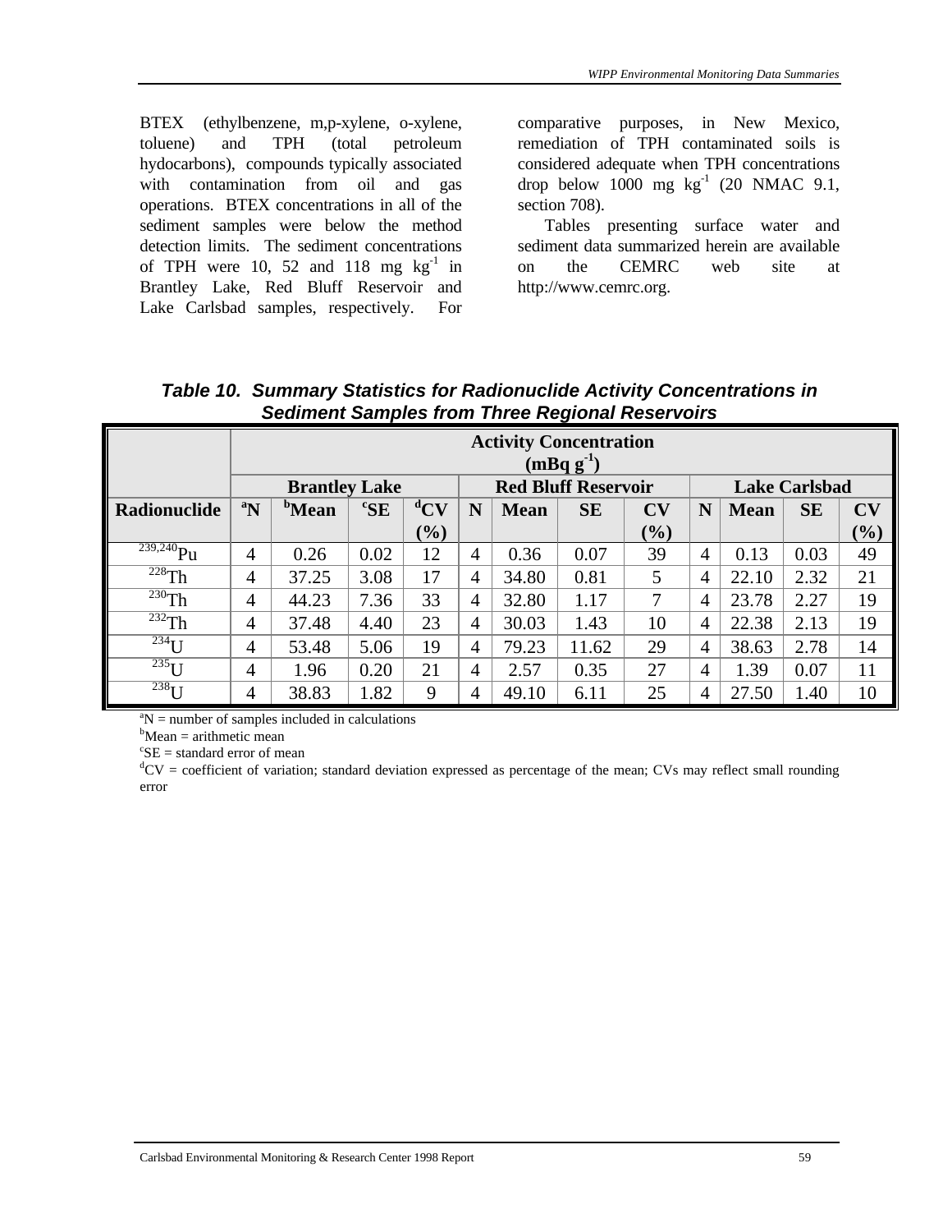BTEX (ethylbenzene, m,p-xylene, o-xylene, toluene) and TPH (total petroleum hydocarbons), compounds typically associated with contamination from oil and gas operations. BTEX concentrations in all of the sediment samples were below the method detection limits. The sediment concentrations of TPH were 10, 52 and 118 mg $kg^{-1}$ in Brantley Lake, Red Bluff Reservoir and Lake Carlsbad samples, respectively. For comparative purposes, in New Mexico, remediation of TPH contaminated soils is considered adequate when TPH concentrations drop below 1000 mg $kg^{-1}$ (20 NMAC 9.1, section 708).

Tables presenting surface water and sediment data summarized herein are available on the CEMRC web site at http://www.cemrc.org.

***Table 10. Summary Statistics for Radionuclide Activity Concentrations in Sediment Samples from Three Regional Reservoirs***

| | Activity Concentration ($mBq\ g^{-1}$) | | | | | | | | | | | |
|---|---|---|---|---|---|---|---|---|---|---|---|---|
| | **Brantley Lake** | | | | **Red Bluff Reservoir** | | | | **Lake Carlsbad** | | | |
| **Radionuclide** | **[a]N** | **[b]Mean** | **[c]SE** | **[d]CV (%)** | **N** | **Mean** | **SE** | **CV (%)** | **N** | **Mean** | **SE** | **CV (%)** |
| $^{239,240}Pu$ | 4 | 0.26 | 0.02 | 12 | 4 | 0.36 | 0.07 | 39 | 4 | 0.13 | 0.03 | 49 |
| $^{228}Th$ | 4 | 37.25 | 3.08 | 17 | 4 | 34.80 | 0.81 | 5 | 4 | 22.10 | 2.32 | 21 |
| $^{230}Th$ | 4 | 44.23 | 7.36 | 33 | 4 | 32.80 | 1.17 | 7 | 4 | 23.78 | 2.27 | 19 |
| $^{232}Th$ | 4 | 37.48 | 4.40 | 23 | 4 | 30.03 | 1.43 | 10 | 4 | 22.38 | 2.13 | 19 |
| $^{234}U$ | 4 | 53.48 | 5.06 | 19 | 4 | 79.23 | 11.62 | 29 | 4 | 38.63 | 2.78 | 14 |
| $^{235}U$ | 4 | 1.96 | 0.20 | 21 | 4 | 2.57 | 0.35 | 27 | 4 | 1.39 | 0.07 | 11 |
| $^{238}U$ | 4 | 38.83 | 1.82 | 9 | 4 | 49.10 | 6.11 | 25 | 4 | 27.50 | 1.40 | 10 |

[a]N = number of samples included in calculations
[b]Mean = arithmetic mean
[c]SE = standard error of mean
[d]CV = coefficient of variation; standard deviation expressed as percentage of the mean; CVs may reflect small rounding error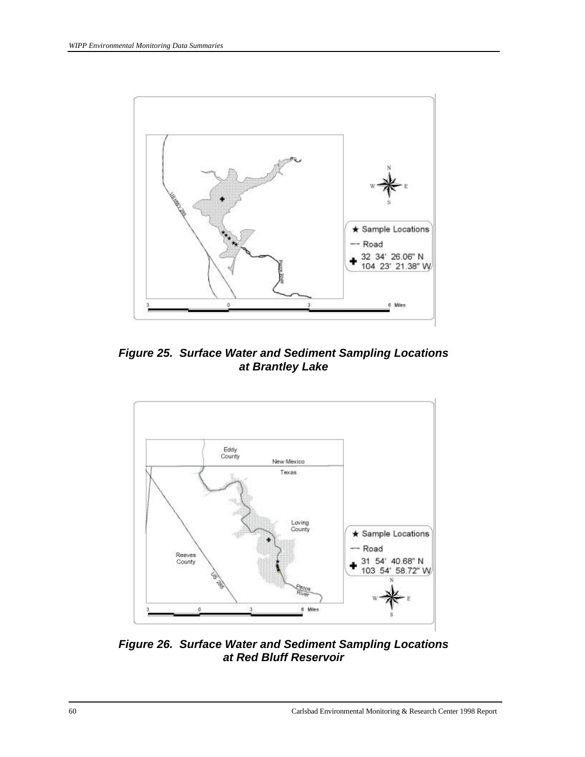**Figure 25. Surface Water and Sediment Sampling Locations at Brantley Lake**

**Figure 26. Surface Water and Sediment Sampling Locations at Red Bluff Reservoir**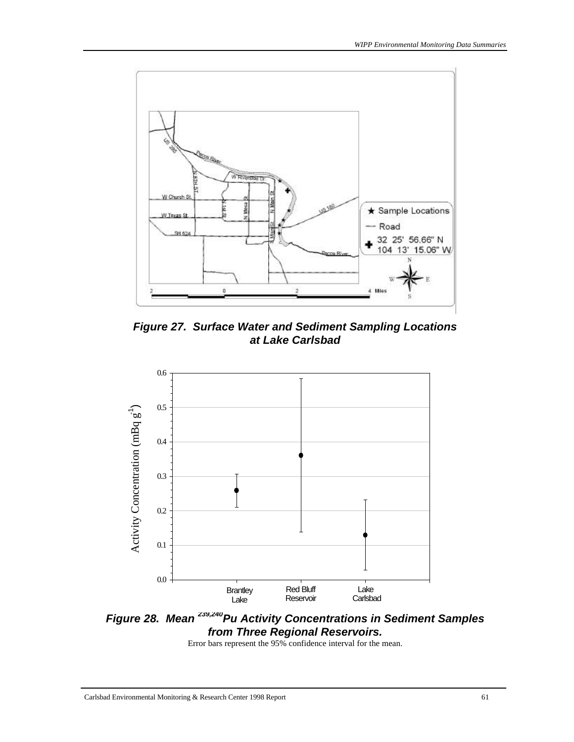**_Figure 27. Surface Water and Sediment Sampling Locations at Lake Carlsbad_**

**_Figure 28. Mean $^{239,240}$Pu Activity Concentrations in Sediment Samples from Three Regional Reservoirs._**

Error bars represent the 95% confidence interval for the mean.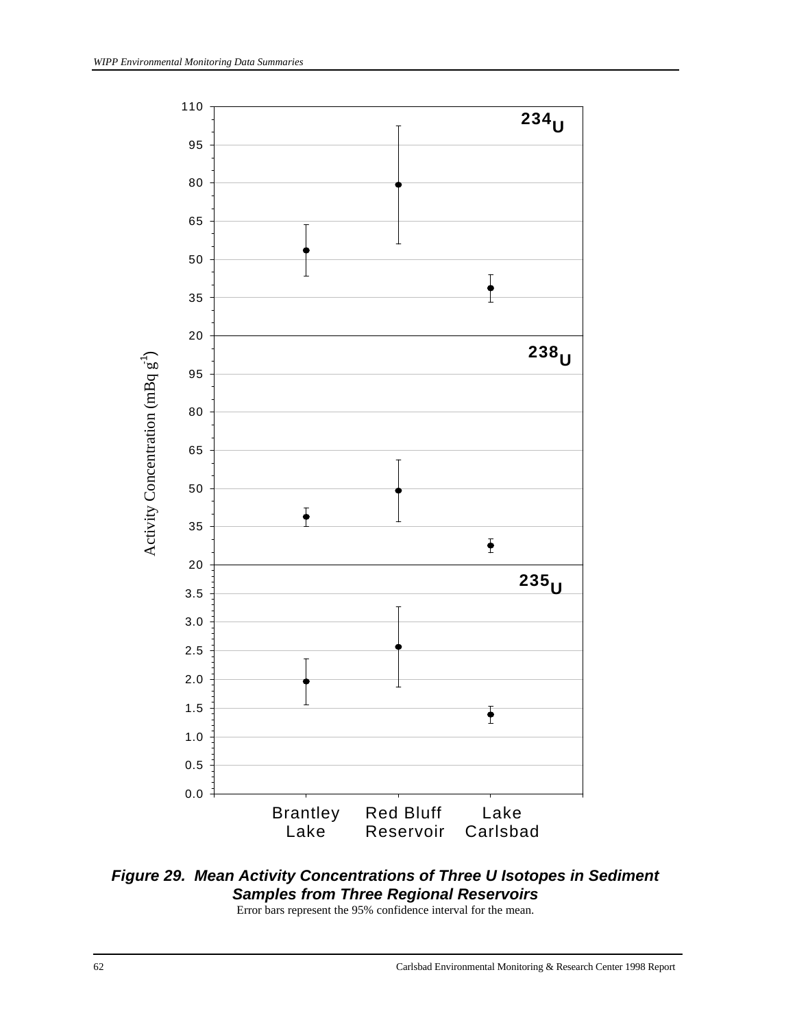***Figure 29. Mean Activity Concentrations of Three U Isotopes in Sediment Samples from Three Regional Reservoirs***

Error bars represent the 95% confidence interval for the mean.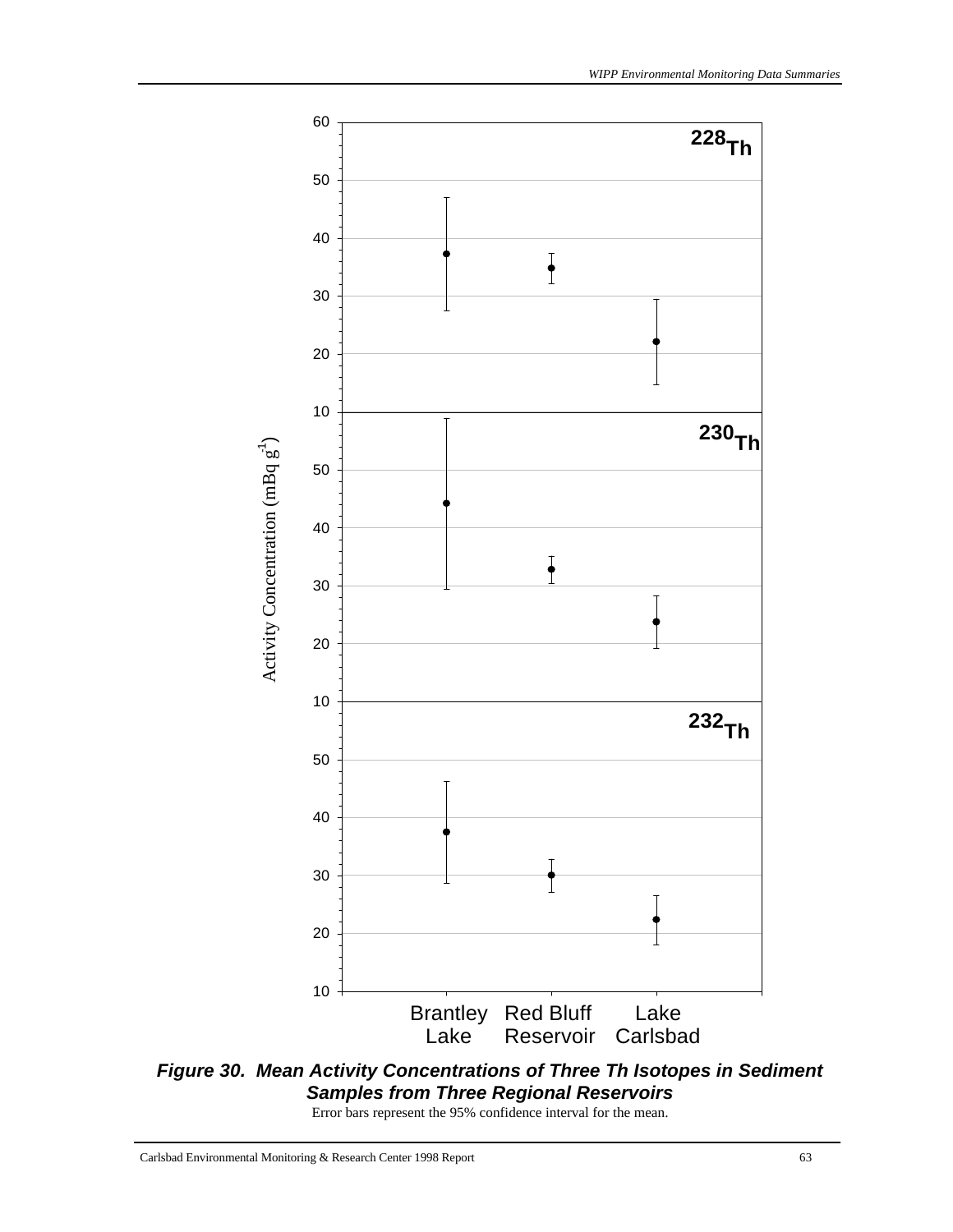*Figure 30. Mean Activity Concentrations of Three Th Isotopes in Sediment Samples from Three Regional Reservoirs*

Error bars represent the 95% confidence interval for the mean.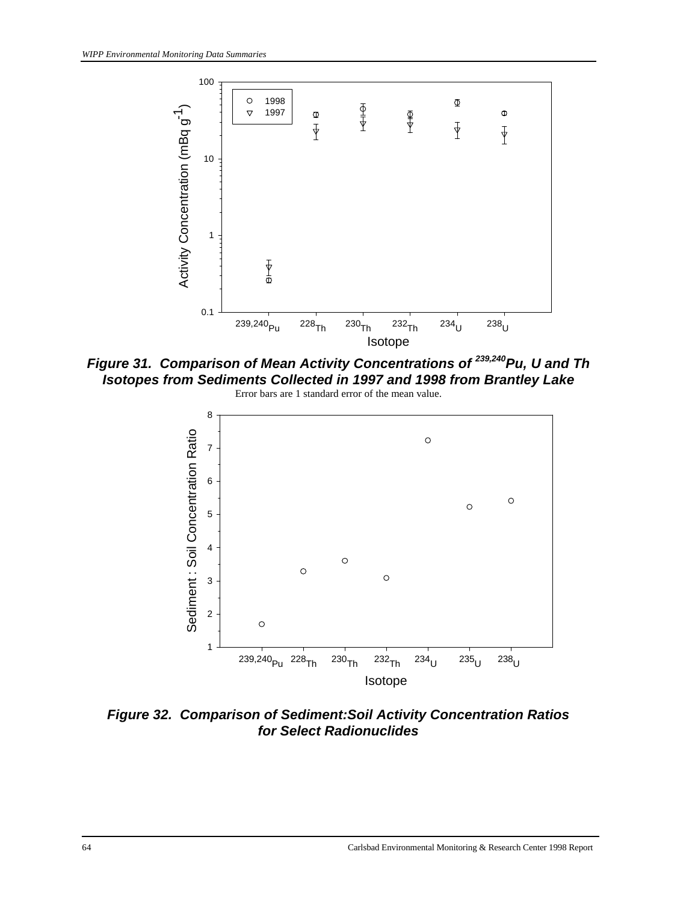**Figure 31. Comparison of Mean Activity Concentrations of $^{239,240}Pu$, U and Th Isotopes from Sediments Collected in 1997 and 1998 from Brantley Lake**

Error bars are 1 standard error of the mean value.

**Figure 32. Comparison of Sediment:Soil Activity Concentration Ratios for Select Radionuclides**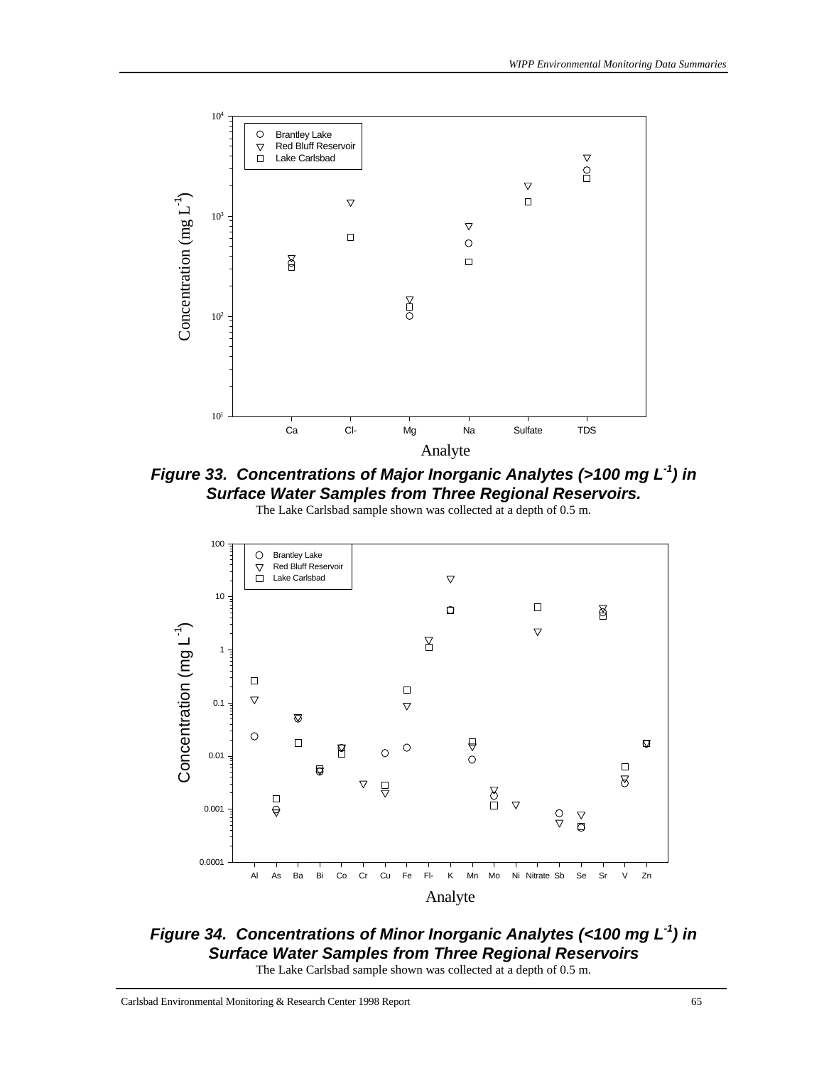**Figure 33. Concentrations of Major Inorganic Analytes (>100 mg $L^{-1}$) in Surface Water Samples from Three Regional Reservoirs.**

The Lake Carlsbad sample shown was collected at a depth of 0.5 m.

**Figure 34. Concentrations of Minor Inorganic Analytes (<100 mg $L^{-1}$) in Surface Water Samples from Three Regional Reservoirs**

The Lake Carlsbad sample shown was collected at a depth of 0.5 m.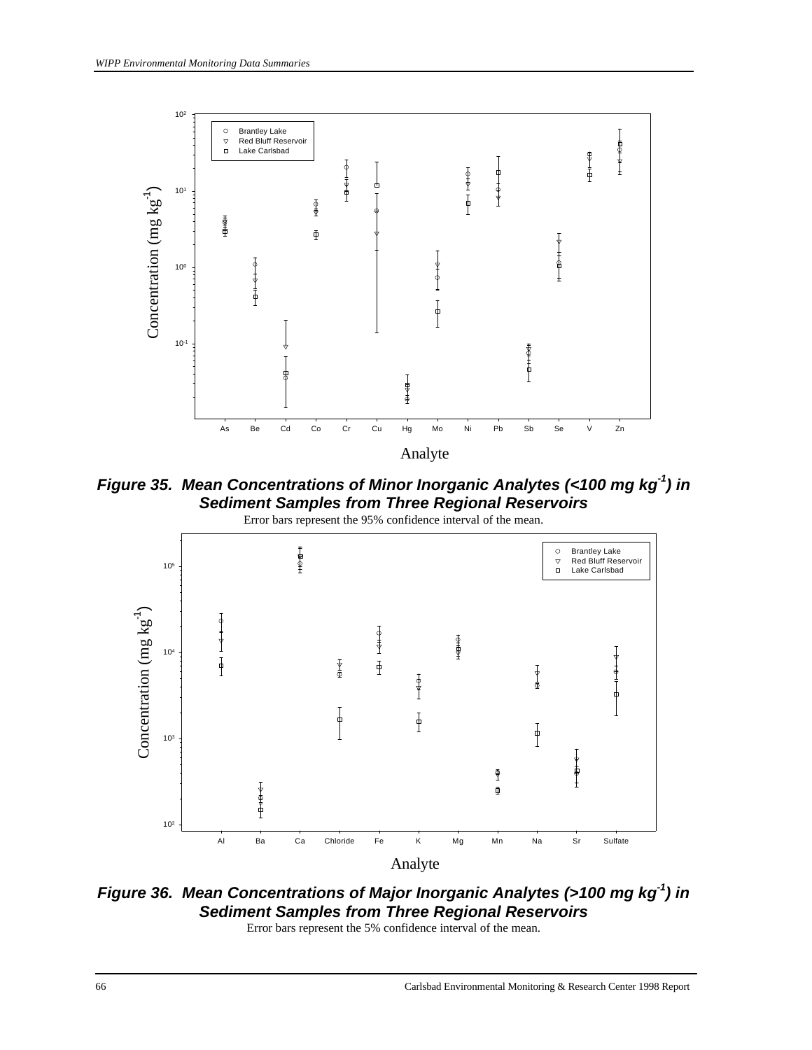**Figure 35. Mean Concentrations of Minor Inorganic Analytes (<100 mg kg$^{-1}$) in Sediment Samples from Three Regional Reservoirs**

Error bars represent the 95% confidence interval of the mean.

**Figure 36. Mean Concentrations of Major Inorganic Analytes (>100 mg kg$^{-1}$) in Sediment Samples from Three Regional Reservoirs**

Error bars represent the 5% confidence interval of the mean.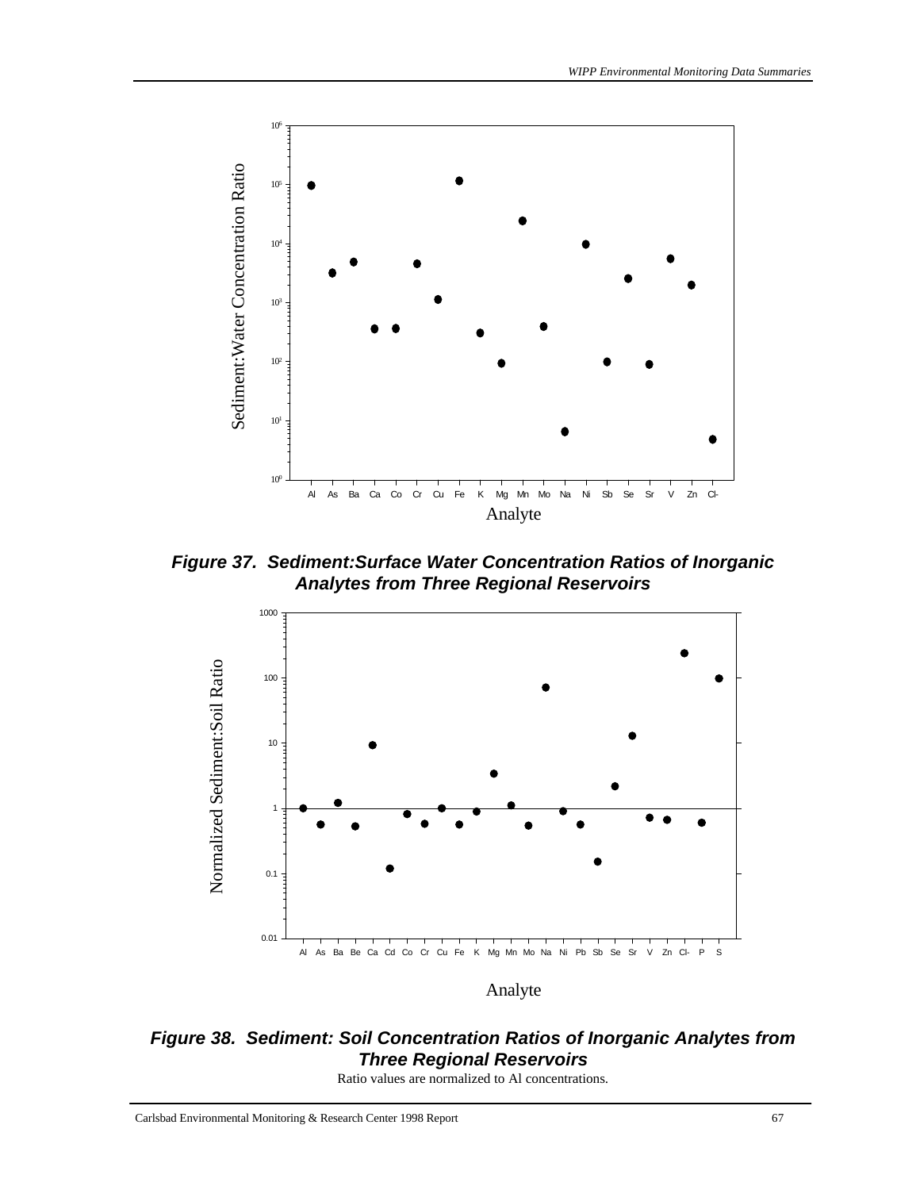**Figure 37. Sediment:Surface Water Concentration Ratios of Inorganic Analytes from Three Regional Reservoirs**

**Figure 38. Sediment: Soil Concentration Ratios of Inorganic Analytes from Three Regional Reservoirs**

Ratio values are normalized to Al concentrations.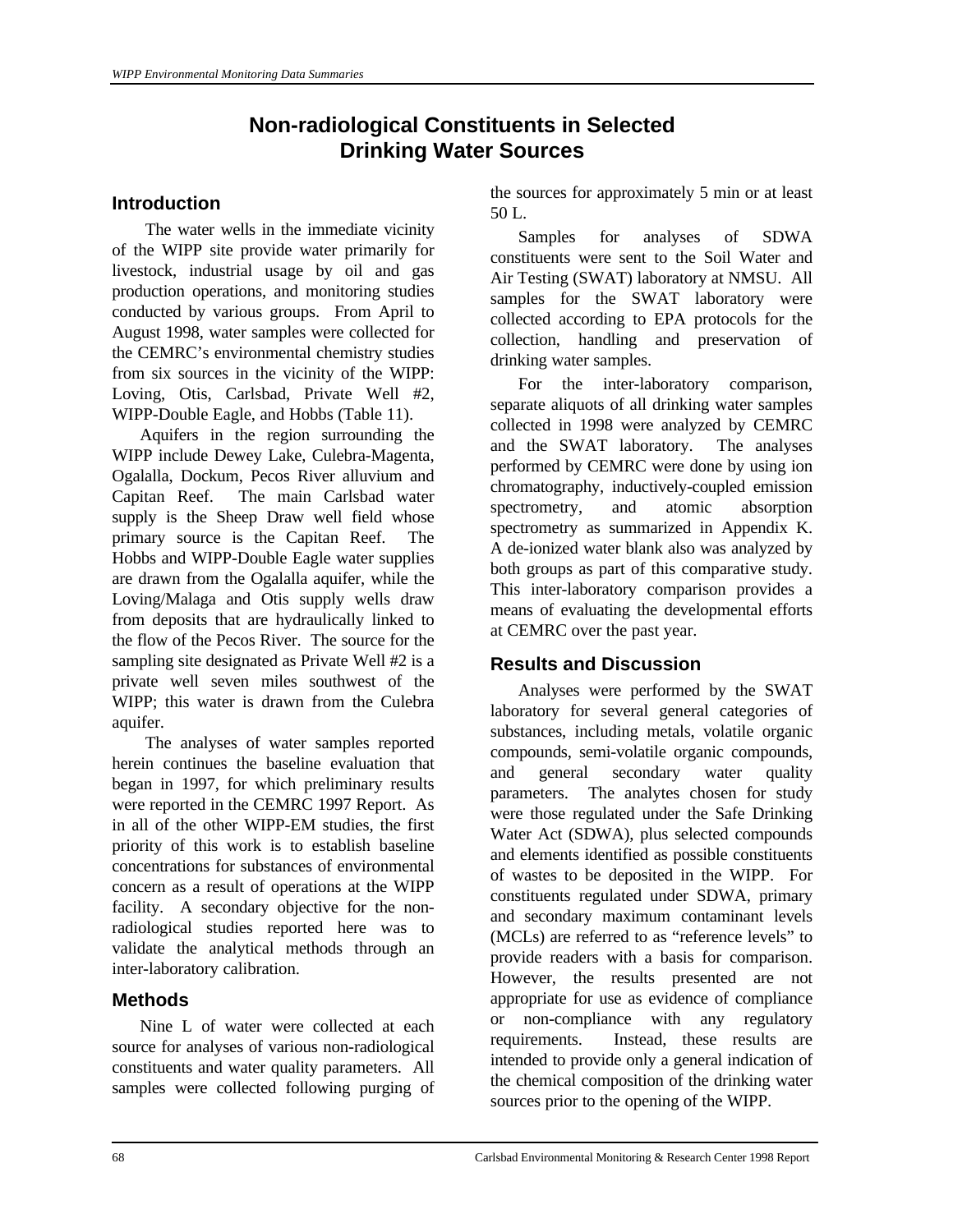# Non-radiological Constituents in Selected Drinking Water Sources

## Introduction

The water wells in the immediate vicinity of the WIPP site provide water primarily for livestock, industrial usage by oil and gas production operations, and monitoring studies conducted by various groups. From April to August 1998, water samples were collected for the CEMRC's environmental chemistry studies from six sources in the vicinity of the WIPP: Loving, Otis, Carlsbad, Private Well #2, WIPP-Double Eagle, and Hobbs (Table 11).

Aquifers in the region surrounding the WIPP include Dewey Lake, Culebra-Magenta, Ogalalla, Dockum, Pecos River alluvium and Capitan Reef. The main Carlsbad water supply is the Sheep Draw well field whose primary source is the Capitan Reef. The Hobbs and WIPP-Double Eagle water supplies are drawn from the Ogalalla aquifer, while the Loving/Malaga and Otis supply wells draw from deposits that are hydraulically linked to the flow of the Pecos River. The source for the sampling site designated as Private Well #2 is a private well seven miles southwest of the WIPP; this water is drawn from the Culebra aquifer.

The analyses of water samples reported herein continues the baseline evaluation that began in 1997, for which preliminary results were reported in the CEMRC 1997 Report. As in all of the other WIPP-EM studies, the first priority of this work is to establish baseline concentrations for substances of environmental concern as a result of operations at the WIPP facility. A secondary objective for the non-radiological studies reported here was to validate the analytical methods through an inter-laboratory calibration.

## Methods

Nine L of water were collected at each source for analyses of various non-radiological constituents and water quality parameters. All samples were collected following purging of the sources for approximately 5 min or at least 50 L.

Samples for analyses of SDWA constituents were sent to the Soil Water and Air Testing (SWAT) laboratory at NMSU. All samples for the SWAT laboratory were collected according to EPA protocols for the collection, handling and preservation of drinking water samples.

For the inter-laboratory comparison, separate aliquots of all drinking water samples collected in 1998 were analyzed by CEMRC and the SWAT laboratory. The analyses performed by CEMRC were done by using ion chromatography, inductively-coupled emission spectrometry, and atomic absorption spectrometry as summarized in Appendix K. A de-ionized water blank also was analyzed by both groups as part of this comparative study. This inter-laboratory comparison provides a means of evaluating the developmental efforts at CEMRC over the past year.

## Results and Discussion

Analyses were performed by the SWAT laboratory for several general categories of substances, including metals, volatile organic compounds, semi-volatile organic compounds, and general secondary water quality parameters. The analytes chosen for study were those regulated under the Safe Drinking Water Act (SDWA), plus selected compounds and elements identified as possible constituents of wastes to be deposited in the WIPP. For constituents regulated under SDWA, primary and secondary maximum contaminant levels (MCLs) are referred to as "reference levels" to provide readers with a basis for comparison. However, the results presented are not appropriate for use as evidence of compliance or non-compliance with any regulatory requirements. Instead, these results are intended to provide only a general indication of the chemical composition of the drinking water sources prior to the opening of the WIPP.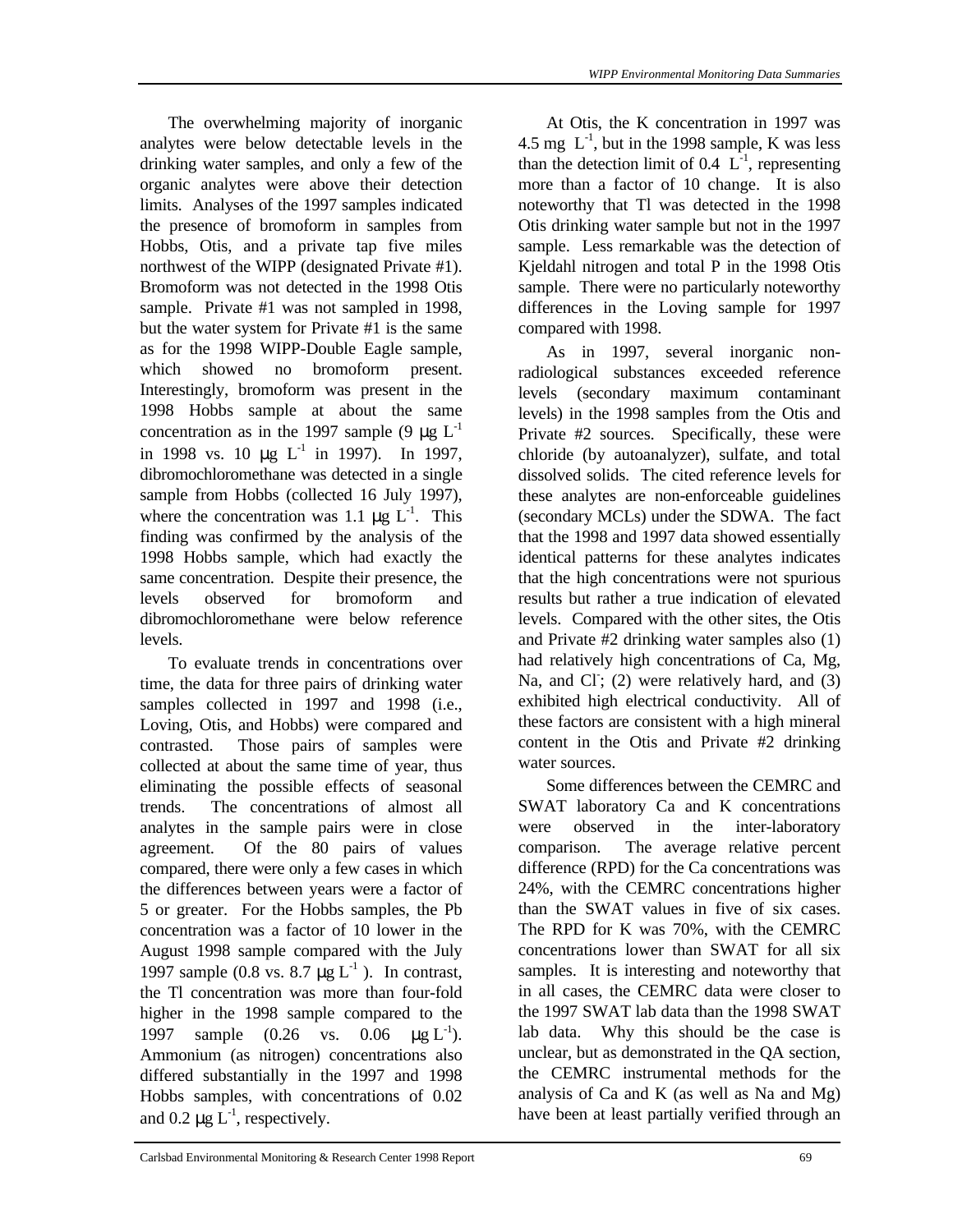The overwhelming majority of inorganic analytes were below detectable levels in the drinking water samples, and only a few of the organic analytes were above their detection limits. Analyses of the 1997 samples indicated the presence of bromoform in samples from Hobbs, Otis, and a private tap five miles northwest of the WIPP (designated Private #1). Bromoform was not detected in the 1998 Otis sample. Private #1 was not sampled in 1998, but the water system for Private #1 is the same as for the 1998 WIPP-Double Eagle sample, which showed no bromoform present. Interestingly, bromoform was present in the 1998 Hobbs sample at about the same concentration as in the 1997 sample (9 $\mu g\ L^{-1}$ in 1998 vs. 10 $\mu g\ L^{-1}$ in 1997). In 1997, dibromochloromethane was detected in a single sample from Hobbs (collected 16 July 1997), where the concentration was 1.1 $\mu g\ L^{-1}$. This finding was confirmed by the analysis of the 1998 Hobbs sample, which had exactly the same concentration. Despite their presence, the levels observed for bromoform and dibromochloromethane were below reference levels.

To evaluate trends in concentrations over time, the data for three pairs of drinking water samples collected in 1997 and 1998 (i.e., Loving, Otis, and Hobbs) were compared and contrasted. Those pairs of samples were collected at about the same time of year, thus eliminating the possible effects of seasonal trends. The concentrations of almost all analytes in the sample pairs were in close agreement. Of the 80 pairs of values compared, there were only a few cases in which the differences between years were a factor of 5 or greater. For the Hobbs samples, the Pb concentration was a factor of 10 lower in the August 1998 sample compared with the July 1997 sample (0.8 vs. 8.7 $\mu g\ L^{-1}$). In contrast, the Tl concentration was more than four-fold higher in the 1998 sample compared to the 1997 sample (0.26 vs. 0.06 $\mu g\ L^{-1}$). Ammonium (as nitrogen) concentrations also differed substantially in the 1997 and 1998 Hobbs samples, with concentrations of 0.02 and 0.2 $\mu g\ L^{-1}$, respectively.

At Otis, the K concentration in 1997 was 4.5 mg $L^{-1}$, but in the 1998 sample, K was less than the detection limit of 0.4 $L^{-1}$, representing more than a factor of 10 change. It is also noteworthy that Tl was detected in the 1998 Otis drinking water sample but not in the 1997 sample. Less remarkable was the detection of Kjeldahl nitrogen and total P in the 1998 Otis sample. There were no particularly noteworthy differences in the Loving sample for 1997 compared with 1998.

As in 1997, several inorganic non-radiological substances exceeded reference levels (secondary maximum contaminant levels) in the 1998 samples from the Otis and Private #2 sources. Specifically, these were chloride (by autoanalyzer), sulfate, and total dissolved solids. The cited reference levels for these analytes are non-enforceable guidelines (secondary MCLs) under the SDWA. The fact that the 1998 and 1997 data showed essentially identical patterns for these analytes indicates that the high concentrations were not spurious results but rather a true indication of elevated levels. Compared with the other sites, the Otis and Private #2 drinking water samples also (1) had relatively high concentrations of Ca, Mg, Na, and $Cl^-$; (2) were relatively hard, and (3) exhibited high electrical conductivity. All of these factors are consistent with a high mineral content in the Otis and Private #2 drinking water sources.

Some differences between the CEMRC and SWAT laboratory Ca and K concentrations were observed in the inter-laboratory comparison. The average relative percent difference (RPD) for the Ca concentrations was 24%, with the CEMRC concentrations higher than the SWAT values in five of six cases. The RPD for K was 70%, with the CEMRC concentrations lower than SWAT for all six samples. It is interesting and noteworthy that in all cases, the CEMRC data were closer to the 1997 SWAT lab data than the 1998 SWAT lab data. Why this should be the case is unclear, but as demonstrated in the QA section, the CEMRC instrumental methods for the analysis of Ca and K (as well as Na and Mg) have been at least partially verified through an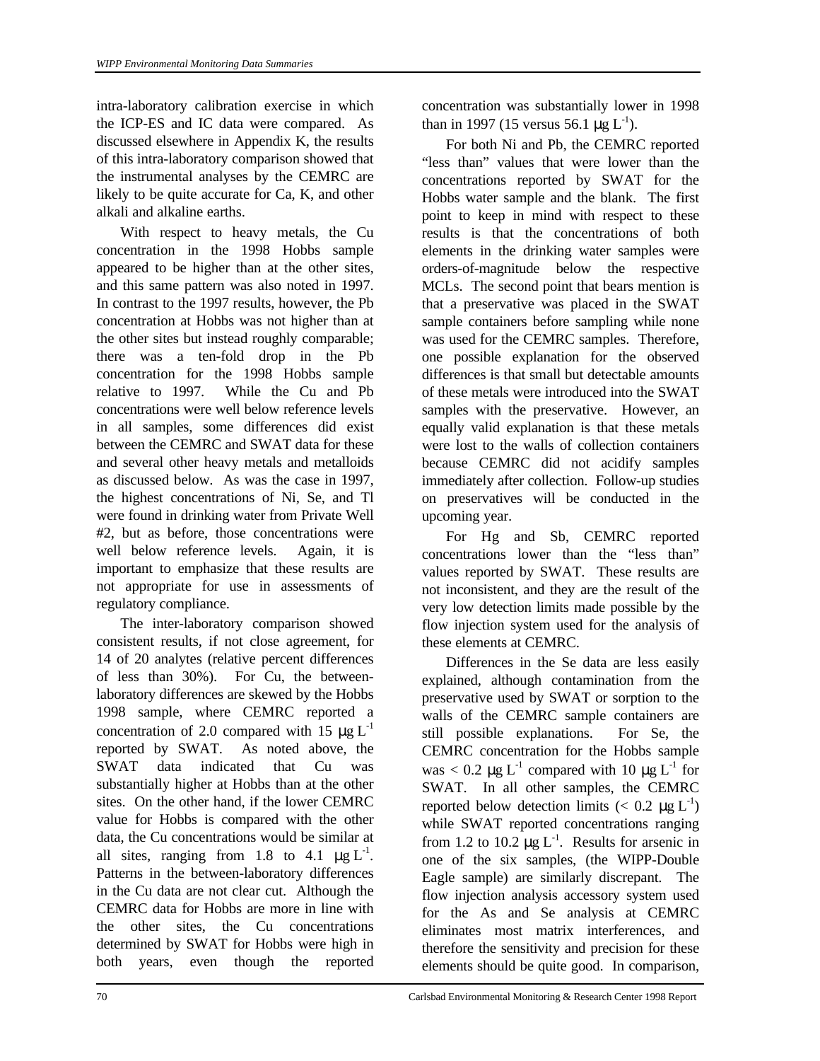intra-laboratory calibration exercise in which the ICP-ES and IC data were compared. As discussed elsewhere in Appendix K, the results of this intra-laboratory comparison showed that the instrumental analyses by the CEMRC are likely to be quite accurate for Ca, K, and other alkali and alkaline earths.

With respect to heavy metals, the Cu concentration in the 1998 Hobbs sample appeared to be higher than at the other sites, and this same pattern was also noted in 1997. In contrast to the 1997 results, however, the Pb concentration at Hobbs was not higher than at the other sites but instead roughly comparable; there was a ten-fold drop in the Pb concentration for the 1998 Hobbs sample relative to 1997. While the Cu and Pb concentrations were well below reference levels in all samples, some differences did exist between the CEMRC and SWAT data for these and several other heavy metals and metalloids as discussed below. As was the case in 1997, the highest concentrations of Ni, Se, and Tl were found in drinking water from Private Well #2, but as before, those concentrations were well below reference levels. Again, it is important to emphasize that these results are not appropriate for use in assessments of regulatory compliance.

The inter-laboratory comparison showed consistent results, if not close agreement, for 14 of 20 analytes (relative percent differences of less than 30%). For Cu, the between-laboratory differences are skewed by the Hobbs 1998 sample, where CEMRC reported a concentration of 2.0 compared with 15 $\mu g\ L^{-1}$ reported by SWAT. As noted above, the SWAT data indicated that Cu was substantially higher at Hobbs than at the other sites. On the other hand, if the lower CEMRC value for Hobbs is compared with the other data, the Cu concentrations would be similar at all sites, ranging from 1.8 to 4.1 $\mu g\ L^{-1}$. Patterns in the between-laboratory differences in the Cu data are not clear cut. Although the CEMRC data for Hobbs are more in line with the other sites, the Cu concentrations determined by SWAT for Hobbs were high in both years, even though the reported concentration was substantially lower in 1998 than in 1997 (15 versus 56.1 $\mu g\ L^{-1}$).

For both Ni and Pb, the CEMRC reported "less than" values that were lower than the concentrations reported by SWAT for the Hobbs water sample and the blank. The first point to keep in mind with respect to these results is that the concentrations of both elements in the drinking water samples were orders-of-magnitude below the respective MCLs. The second point that bears mention is that a preservative was placed in the SWAT sample containers before sampling while none was used for the CEMRC samples. Therefore, one possible explanation for the observed differences is that small but detectable amounts of these metals were introduced into the SWAT samples with the preservative. However, an equally valid explanation is that these metals were lost to the walls of collection containers because CEMRC did not acidify samples immediately after collection. Follow-up studies on preservatives will be conducted in the upcoming year.

For Hg and Sb, CEMRC reported concentrations lower than the "less than" values reported by SWAT. These results are not inconsistent, and they are the result of the very low detection limits made possible by the flow injection system used for the analysis of these elements at CEMRC.

Differences in the Se data are less easily explained, although contamination from the preservative used by SWAT or sorption to the walls of the CEMRC sample containers are still possible explanations. For Se, the CEMRC concentration for the Hobbs sample was < 0.2 $\mu g\ L^{-1}$ compared with 10 $\mu g\ L^{-1}$ for SWAT. In all other samples, the CEMRC reported below detection limits (< 0.2 $\mu g\ L^{-1}$) while SWAT reported concentrations ranging from 1.2 to 10.2 $\mu g\ L^{-1}$. Results for arsenic in one of the six samples, (the WIPP-Double Eagle sample) are similarly discrepant. The flow injection analysis accessory system used for the As and Se analysis at CEMRC eliminates most matrix interferences, and therefore the sensitivity and precision for these elements should be quite good. In comparison,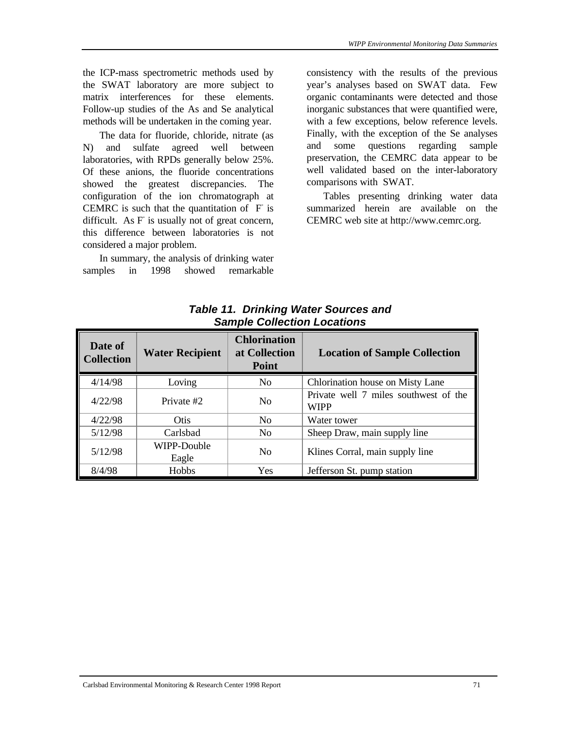the ICP-mass spectrometric methods used by the SWAT laboratory are more subject to matrix interferences for these elements. Follow-up studies of the As and Se analytical methods will be undertaken in the coming year.

The data for fluoride, chloride, nitrate (as N) and sulfate agreed well between laboratories, with RPDs generally below 25%. Of these anions, the fluoride concentrations showed the greatest discrepancies. The configuration of the ion chromatograph at CEMRC is such that the quantitation of $F^-$ is difficult. As $F^-$ is usually not of great concern, this difference between laboratories is not considered a major problem.

In summary, the analysis of drinking water samples in 1998 showed remarkable consistency with the results of the previous year's analyses based on SWAT data. Few organic contaminants were detected and those inorganic substances that were quantified were, with a few exceptions, below reference levels. Finally, with the exception of the Se analyses and some questions regarding sample preservation, the CEMRC data appear to be well validated based on the inter-laboratory comparisons with SWAT.

Tables presenting drinking water data summarized herein are available on the CEMRC web site at http://www.cemrc.org.

***Table 11. Drinking Water Sources and Sample Collection Locations***

| Date of Collection | Water Recipient | Chlorination at Collection Point | Location of Sample Collection |
|---|---|---|---|
| 4/14/98 | Loving | No | Chlorination house on Misty Lane |
| 4/22/98 | Private #2 | No | Private well 7 miles southwest of the WIPP |
| 4/22/98 | Otis | No | Water tower |
| 5/12/98 | Carlsbad | No | Sheep Draw, main supply line |
| 5/12/98 | WIPP-Double Eagle | No | Klines Corral, main supply line |
| 8/4/98 | Hobbs | Yes | Jefferson St. pump station |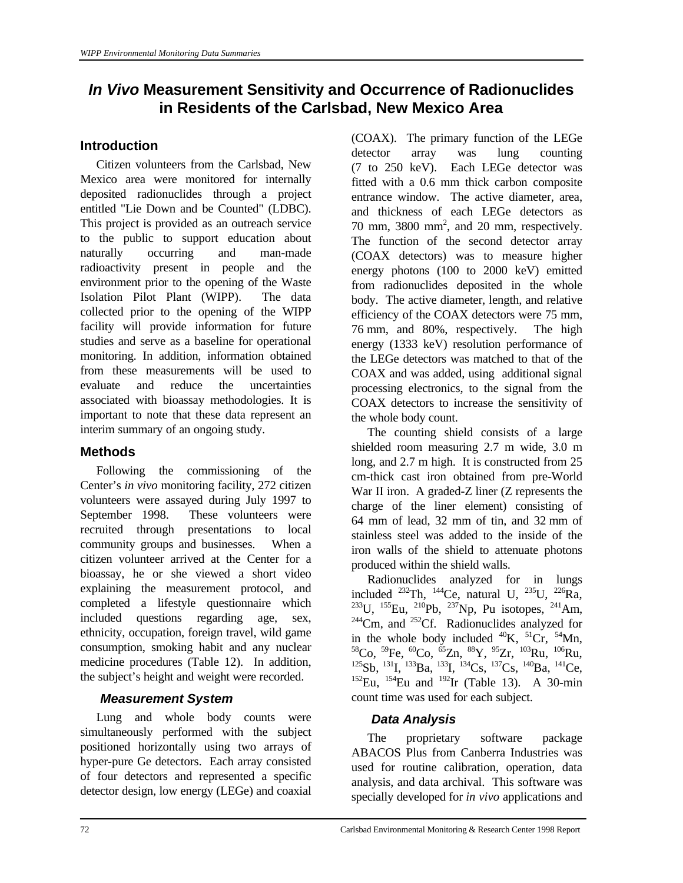# *In Vivo* Measurement Sensitivity and Occurrence of Radionuclides in Residents of the Carlsbad, New Mexico Area

## Introduction

Citizen volunteers from the Carlsbad, New Mexico area were monitored for internally deposited radionuclides through a project entitled "Lie Down and be Counted" (LDBC). This project is provided as an outreach service to the public to support education about naturally occurring and man-made radioactivity present in people and the environment prior to the opening of the Waste Isolation Pilot Plant (WIPP). The data collected prior to the opening of the WIPP facility will provide information for future studies and serve as a baseline for operational monitoring. In addition, information obtained from these measurements will be used to evaluate and reduce the uncertainties associated with bioassay methodologies. It is important to note that these data represent an interim summary of an ongoing study.

## Methods

Following the commissioning of the Center's *in vivo* monitoring facility, 272 citizen volunteers were assayed during July 1997 to September 1998. These volunteers were recruited through presentations to local community groups and businesses. When a citizen volunteer arrived at the Center for a bioassay, he or she viewed a short video explaining the measurement protocol, and completed a lifestyle questionnaire which included questions regarding age, sex, ethnicity, occupation, foreign travel, wild game consumption, smoking habit and any nuclear medicine procedures (Table 12). In addition, the subject's height and weight were recorded.

### Measurement System

Lung and whole body counts were simultaneously performed with the subject positioned horizontally using two arrays of hyper-pure Ge detectors. Each array consisted of four detectors and represented a specific detector design, low energy (LEGe) and coaxial (COAX). The primary function of the LEGe detector array was lung counting (7 to 250 keV). Each LEGe detector was fitted with a 0.6 mm thick carbon composite entrance window. The active diameter, area, and thickness of each LEGe detectors as 70 mm, 3800 mm$^2$, and 20 mm, respectively. The function of the second detector array (COAX detectors) was to measure higher energy photons (100 to 2000 keV) emitted from radionuclides deposited in the whole body. The active diameter, length, and relative efficiency of the COAX detectors were 75 mm, 76 mm, and 80%, respectively. The high energy (1333 keV) resolution performance of the LEGe detectors was matched to that of the COAX and was added, using additional signal processing electronics, to the signal from the COAX detectors to increase the sensitivity of the whole body count.

The counting shield consists of a large shielded room measuring 2.7 m wide, 3.0 m long, and 2.7 m high. It is constructed from 25 cm-thick cast iron obtained from pre-World War II iron. A graded-Z liner (Z represents the charge of the liner element) consisting of 64 mm of lead, 32 mm of tin, and 32 mm of stainless steel was added to the inside of the iron walls of the shield to attenuate photons produced within the shield walls.

Radionuclides analyzed for in lungs included $^{232}$Th, $^{144}$Ce, natural U, $^{235}$U, $^{226}$Ra, $^{233}$U, $^{155}$Eu, $^{210}$Pb, $^{237}$Np, Pu isotopes, $^{241}$Am, $^{244}$Cm, and $^{252}$Cf. Radionuclides analyzed for in the whole body included $^{40}$K, $^{51}$Cr, $^{54}$Mn, $^{58}$Co, $^{59}$Fe, $^{60}$Co, $^{65}$Zn, $^{88}$Y, $^{95}$Zr, $^{103}$Ru, $^{106}$Ru, $^{125}$Sb, $^{131}$I, $^{133}$Ba, $^{133}$I, $^{134}$Cs, $^{137}$Cs, $^{140}$Ba, $^{141}$Ce, $^{152}$Eu, $^{154}$Eu and $^{192}$Ir (Table 13). A 30-min count time was used for each subject.

### Data Analysis

The proprietary software package ABACOS Plus from Canberra Industries was used for routine calibration, operation, data analysis, and data archival. This software was specially developed for *in vivo* applications and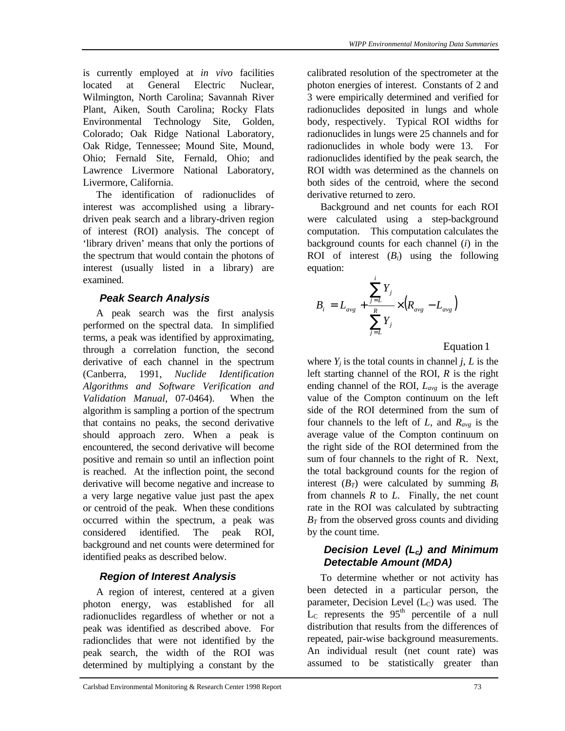is currently employed at *in vivo* facilities located at General Electric Nuclear, Wilmington, North Carolina; Savannah River Plant, Aiken, South Carolina; Rocky Flats Environmental Technology Site, Golden, Colorado; Oak Ridge National Laboratory, Oak Ridge, Tennessee; Mound Site, Mound, Ohio; Fernald Site, Fernald, Ohio; and Lawrence Livermore National Laboratory, Livermore, California.

The identification of radionuclides of interest was accomplished using a library-driven peak search and a library-driven region of interest (ROI) analysis. The concept of 'library driven' means that only the portions of the spectrum that would contain the photons of interest (usually listed in a library) are examined.

### Peak Search Analysis

A peak search was the first analysis performed on the spectral data. In simplified terms, a peak was identified by approximating, through a correlation function, the second derivative of each channel in the spectrum (Canberra, 1991, *Nuclide Identification Algorithms and Software Verification and Validation Manual*, 07-0464). When the algorithm is sampling a portion of the spectrum that contains no peaks, the second derivative should approach zero. When a peak is encountered, the second derivative will become positive and remain so until an inflection point is reached. At the inflection point, the second derivative will become negative and increase to a very large negative value just past the apex or centroid of the peak. When these conditions occurred within the spectrum, a peak was considered identified. The peak ROI, background and net counts were determined for identified peaks as described below.

### Region of Interest Analysis

A region of interest, centered at a given photon energy, was established for all radionuclides regardless of whether or not a peak was identified as described above. For radionclides that were not identified by the peak search, the width of the ROI was determined by multiplying a constant by the calibrated resolution of the spectrometer at the photon energies of interest. Constants of 2 and 3 were empirically determined and verified for radionuclides deposited in lungs and whole body, respectively. Typical ROI widths for radionuclides in lungs were 25 channels and for radionuclides in whole body were 13. For radionuclides identified by the peak search, the ROI width was determined as the channels on both sides of the centroid, where the second derivative returned to zero.

Background and net counts for each ROI were calculated using a step-background computation. This computation calculates the background counts for each channel ($i$) in the ROI of interest ($B_i$) using the following equation:

$$B_i = L_{avg} + \frac{\sum_{j=L}^{i} Y_j}{\sum_{j=L}^{R} Y_j} \times \left(R_{avg} - L_{avg}\right)$$

Equation 1

where $Y_j$ is the total counts in channel $j$, $L$ is the left starting channel of the ROI, $R$ is the right ending channel of the ROI, $L_{avg}$ is the average value of the Compton continuum on the left side of the ROI determined from the sum of four channels to the left of $L$, and $R_{avg}$ is the average value of the Compton continuum on the right side of the ROI determined from the sum of four channels to the right of R. Next, the total background counts for the region of interest ($B_T$) were calculated by summing $B_i$ from channels $R$ to $L$. Finally, the net count rate in the ROI was calculated by subtracting $B_T$ from the observed gross counts and dividing by the count time.

### Decision Level ($L_c$) and Minimum Detectable Amount (MDA)

To determine whether or not activity has been detected in a particular person, the parameter, Decision Level ($L_C$) was used. The $L_C$ represents the 95$^{th}$ percentile of a null distribution that results from the differences of repeated, pair-wise background measurements. An individual result (net count rate) was assumed to be statistically greater than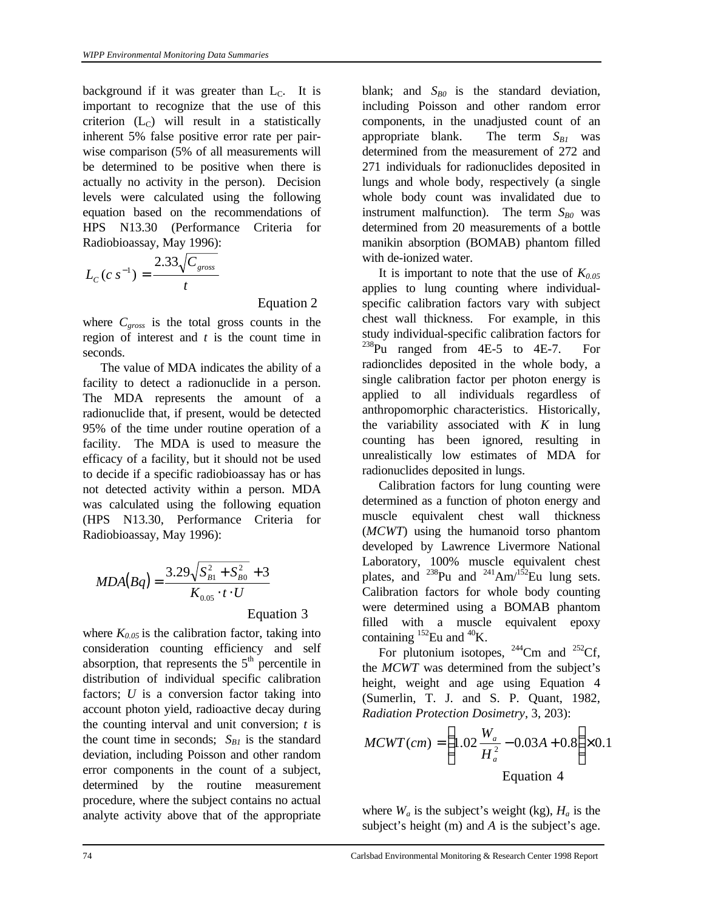background if it was greater than $L_C$. It is important to recognize that the use of this criterion ($L_C$) will result in a statistically inherent 5% false positive error rate per pair-wise comparison (5% of all measurements will be determined to be positive when there is actually no activity in the person). Decision levels were calculated using the following equation based on the recommendations of HPS N13.30 (Performance Criteria for Radiobioassay, May 1996):

$$L_C\,(c\,s^{-1}) = \frac{2.33\sqrt{C_{gross}}}{t}$$

Equation 2

where $C_{gross}$ is the total gross counts in the region of interest and $t$ is the count time in seconds.

The value of MDA indicates the ability of a facility to detect a radionuclide in a person. The MDA represents the amount of a radionuclide that, if present, would be detected 95% of the time under routine operation of a facility. The MDA is used to measure the efficacy of a facility, but it should not be used to decide if a specific radiobioassay has or has not detected activity within a person. MDA was calculated using the following equation (HPS N13.30, Performance Criteria for Radiobioassay, May 1996):

$$MDA(Bq) = \frac{3.29\sqrt{S_{B1}^2 + S_{B0}^2} + 3}{K_{0.05} \cdot t \cdot U}$$

Equation 3

where $K_{0.05}$ is the calibration factor, taking into consideration counting efficiency and self absorption, that represents the 5th percentile in distribution of individual specific calibration factors; $U$ is a conversion factor taking into account photon yield, radioactive decay during the counting interval and unit conversion; $t$ is the count time in seconds; $S_{B1}$ is the standard deviation, including Poisson and other random error components in the count of a subject, determined by the routine measurement procedure, where the subject contains no actual analyte activity above that of the appropriate blank; and $S_{B0}$ is the standard deviation, including Poisson and other random error components, in the unadjusted count of an appropriate blank. The term $S_{B1}$ was determined from the measurement of 272 and 271 individuals for radionuclides deposited in lungs and whole body, respectively (a single whole body count was invalidated due to instrument malfunction). The term $S_{B0}$ was determined from 20 measurements of a bottle manikin absorption (BOMAB) phantom filled with de-ionized water.

It is important to note that the use of $K_{0.05}$ applies to lung counting where individual-specific calibration factors vary with subject chest wall thickness. For example, in this study individual-specific calibration factors for $^{238}$Pu ranged from 4E-5 to 4E-7. For radionclides deposited in the whole body, a single calibration factor per photon energy is applied to all individuals regardless of anthropomorphic characteristics. Historically, the variability associated with $K$ in lung counting has been ignored, resulting in unrealistically low estimates of MDA for radionuclides deposited in lungs.

Calibration factors for lung counting were determined as a function of photon energy and muscle equivalent chest wall thickness (*MCWT*) using the humanoid torso phantom developed by Lawrence Livermore National Laboratory, 100% muscle equivalent chest plates, and $^{238}$Pu and $^{241}$Am/$^{152}$Eu lung sets. Calibration factors for whole body counting were determined using a BOMAB phantom filled with a muscle equivalent epoxy containing $^{152}$Eu and $^{40}$K.

For plutonium isotopes, $^{244}$Cm and $^{252}$Cf, the *MCWT* was determined from the subject's height, weight and age using Equation 4 (Sumerlin, T. J. and S. P. Quant, 1982, *Radiation Protection Dosimetry*, 3, 203):

$$MCWT\,(cm) = \left(1.02\,\frac{W_a}{H_a^2} - 0.03A + 0.8\right) \times 0.1$$

Equation 4

where $W_a$ is the subject's weight (kg), $H_a$ is the subject's height (m) and $A$ is the subject's age.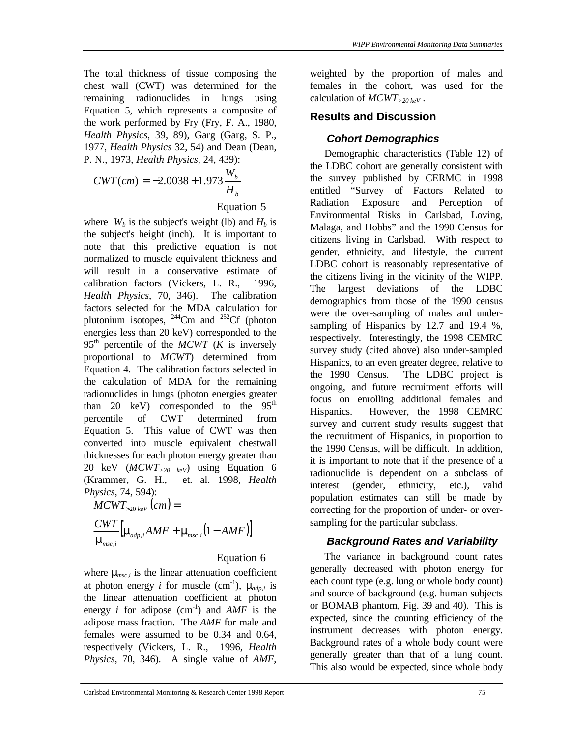The total thickness of tissue composing the chest wall (CWT) was determined for the remaining radionuclides in lungs using Equation 5, which represents a composite of the work performed by Fry (Fry, F. A., 1980, *Health Physics*, 39, 89), Garg (Garg, S. P., 1977, *Health Physics* 32, 54) and Dean (Dean, P. N., 1973, *Health Physics*, 24, 439):

$$CWT(cm) = -2.0038 + 1.973\frac{W_b}{H_b}$$

Equation 5

where $W_b$ is the subject's weight (lb) and $H_b$ is the subject's height (inch). It is important to note that this predictive equation is not normalized to muscle equivalent thickness and will result in a conservative estimate of calibration factors (Vickers, L. R., 1996, *Health Physics*, 70, 346). The calibration factors selected for the MDA calculation for plutonium isotopes, $^{244}$Cm and $^{252}$Cf (photon energies less than 20 keV) corresponded to the 95$^{th}$ percentile of the *MCWT* (*K* is inversely proportional to *MCWT*) determined from Equation 4. The calibration factors selected in the calculation of MDA for the remaining radionuclides in lungs (photon energies greater than 20 keV) corresponded to the 95$^{th}$ percentile of CWT determined from Equation 5. This value of CWT was then converted into muscle equivalent chestwall thicknesses for each photon energy greater than 20 keV ($MCWT_{>20\ keV}$) using Equation 6 (Krammer, G. H., et. al. 1998, *Health Physics*, 74, 594):

$$MCWT_{>20\ keV}(cm) = \frac{CWT}{\mu_{msc,i}}\left[\mu_{adp,i} AMF + \mu_{msc,i}(1 - AMF)\right]$$

Equation 6

where $\mu_{msc,i}$ is the linear attenuation coefficient at photon energy *i* for muscle (cm$^{-1}$), $\mu_{adp,i}$ is the linear attenuation coefficient at photon energy *i* for adipose (cm$^{-1}$) and *AMF* is the adipose mass fraction. The *AMF* for male and females were assumed to be 0.34 and 0.64, respectively (Vickers, L. R., 1996, *Health Physics*, 70, 346). A single value of *AMF*, weighted by the proportion of males and females in the cohort, was used for the calculation of $MCWT_{>20\ keV}$.

## Results and Discussion

### Cohort Demographics

Demographic characteristics (Table 12) of the LDBC cohort are generally consistent with the survey published by CERMC in 1998 entitled "Survey of Factors Related to Radiation Exposure and Perception of Environmental Risks in Carlsbad, Loving, Malaga, and Hobbs" and the 1990 Census for citizens living in Carlsbad. With respect to gender, ethnicity, and lifestyle, the current LDBC cohort is reasonably representative of the citizens living in the vicinity of the WIPP. The largest deviations of the LDBC demographics from those of the 1990 census were the over-sampling of males and under-sampling of Hispanics by 12.7 and 19.4 %, respectively. Interestingly, the 1998 CEMRC survey study (cited above) also under-sampled Hispanics, to an even greater degree, relative to the 1990 Census. The LDBC project is ongoing, and future recruitment efforts will focus on enrolling additional females and Hispanics. However, the 1998 CEMRC survey and current study results suggest that the recruitment of Hispanics, in proportion to the 1990 Census, will be difficult. In addition, it is important to note that if the presence of a radionuclide is dependent on a subclass of interest (gender, ethnicity, etc.), valid population estimates can still be made by correcting for the proportion of under- or over-sampling for the particular subclass.

### Background Rates and Variability

The variance in background count rates generally decreased with photon energy for each count type (e.g. lung or whole body count) and source of background (e.g. human subjects or BOMAB phantom, Fig. 39 and 40). This is expected, since the counting efficiency of the instrument decreases with photon energy. Background rates of a whole body count were generally greater than that of a lung count. This also would be expected, since whole body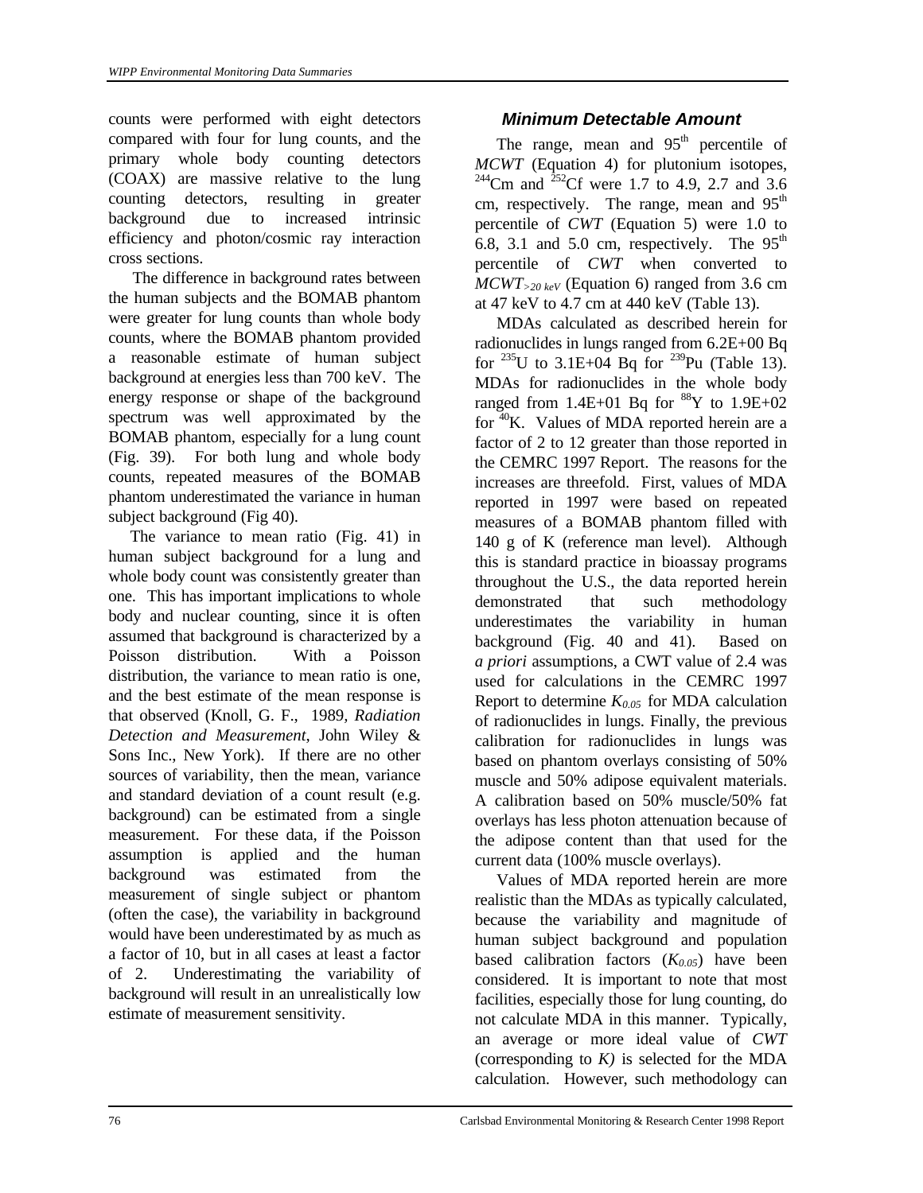counts were performed with eight detectors compared with four for lung counts, and the primary whole body counting detectors (COAX) are massive relative to the lung counting detectors, resulting in greater background due to increased intrinsic efficiency and photon/cosmic ray interaction cross sections.

The difference in background rates between the human subjects and the BOMAB phantom were greater for lung counts than whole body counts, where the BOMAB phantom provided a reasonable estimate of human subject background at energies less than 700 keV. The energy response or shape of the background spectrum was well approximated by the BOMAB phantom, especially for a lung count (Fig. 39). For both lung and whole body counts, repeated measures of the BOMAB phantom underestimated the variance in human subject background (Fig 40).

The variance to mean ratio (Fig. 41) in human subject background for a lung and whole body count was consistently greater than one. This has important implications to whole body and nuclear counting, since it is often assumed that background is characterized by a Poisson distribution. With a Poisson distribution, the variance to mean ratio is one, and the best estimate of the mean response is that observed (Knoll, G. F., 1989, *Radiation Detection and Measurement*, John Wiley & Sons Inc., New York). If there are no other sources of variability, then the mean, variance and standard deviation of a count result (e.g. background) can be estimated from a single measurement. For these data, if the Poisson assumption is applied and the human background was estimated from the measurement of single subject or phantom (often the case), the variability in background would have been underestimated by as much as a factor of 10, but in all cases at least a factor of 2. Underestimating the variability of background will result in an unrealistically low estimate of measurement sensitivity.

## Minimum Detectable Amount

The range, mean and 95$^{th}$ percentile of *MCWT* (Equation 4) for plutonium isotopes, $^{244}$Cm and $^{252}$Cf were 1.7 to 4.9, 2.7 and 3.6 cm, respectively. The range, mean and 95$^{th}$ percentile of *CWT* (Equation 5) were 1.0 to 6.8, 3.1 and 5.0 cm, respectively. The 95$^{th}$ percentile of *CWT* when converted to $MCWT_{>20\ keV}$ (Equation 6) ranged from 3.6 cm at 47 keV to 4.7 cm at 440 keV (Table 13).

MDAs calculated as described herein for radionuclides in lungs ranged from 6.2E+00 Bq for $^{235}$U to 3.1E+04 Bq for $^{239}$Pu (Table 13). MDAs for radionuclides in the whole body ranged from 1.4E+01 Bq for $^{88}$Y to 1.9E+02 for $^{40}$K. Values of MDA reported herein are a factor of 2 to 12 greater than those reported in the CEMRC 1997 Report. The reasons for the increases are threefold. First, values of MDA reported in 1997 were based on repeated measures of a BOMAB phantom filled with 140 g of K (reference man level). Although this is standard practice in bioassay programs throughout the U.S., the data reported herein demonstrated that such methodology underestimates the variability in human background (Fig. 40 and 41). Based on *a priori* assumptions, a CWT value of 2.4 was used for calculations in the CEMRC 1997 Report to determine $K_{0.05}$ for MDA calculation of radionuclides in lungs. Finally, the previous calibration for radionuclides in lungs was based on phantom overlays consisting of 50% muscle and 50% adipose equivalent materials. A calibration based on 50% muscle/50% fat overlays has less photon attenuation because of the adipose content than that used for the current data (100% muscle overlays).

Values of MDA reported herein are more realistic than the MDAs as typically calculated, because the variability and magnitude of human subject background and population based calibration factors ($K_{0.05}$) have been considered. It is important to note that most facilities, especially those for lung counting, do not calculate MDA in this manner. Typically, an average or more ideal value of *CWT* (corresponding to $K$) is selected for the MDA calculation. However, such methodology can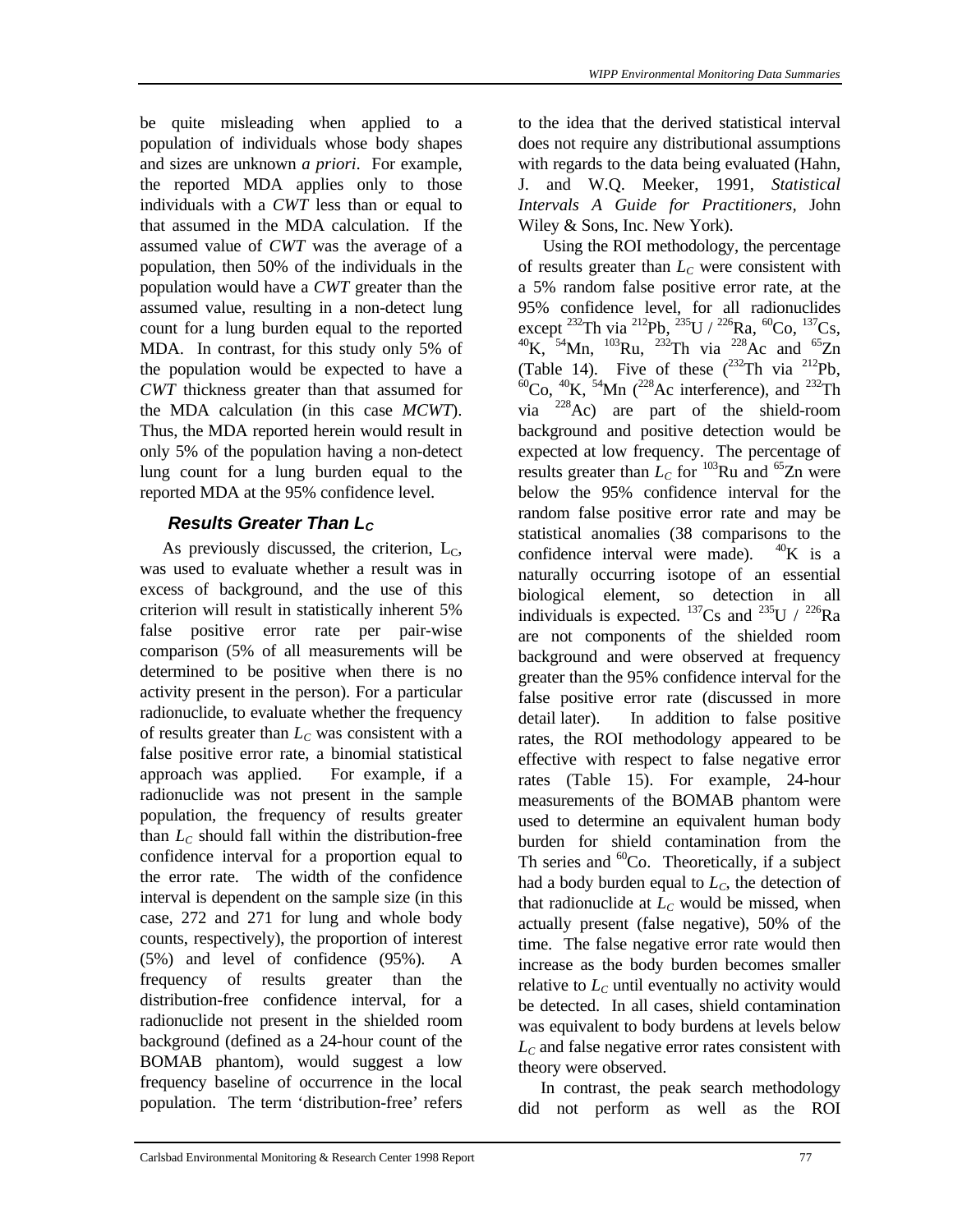be quite misleading when applied to a population of individuals whose body shapes and sizes are unknown *a priori*. For example, the reported MDA applies only to those individuals with a *CWT* less than or equal to that assumed in the MDA calculation. If the assumed value of *CWT* was the average of a population, then 50% of the individuals in the population would have a *CWT* greater than the assumed value, resulting in a non-detect lung count for a lung burden equal to the reported MDA. In contrast, for this study only 5% of the population would be expected to have a *CWT* thickness greater than that assumed for the MDA calculation (in this case *MCWT*). Thus, the MDA reported herein would result in only 5% of the population having a non-detect lung count for a lung burden equal to the reported MDA at the 95% confidence level.

### Results Greater Than $L_C$

As previously discussed, the criterion, $L_C$, was used to evaluate whether a result was in excess of background, and the use of this criterion will result in statistically inherent 5% false positive error rate per pair-wise comparison (5% of all measurements will be determined to be positive when there is no activity present in the person). For a particular radionuclide, to evaluate whether the frequency of results greater than $L_C$ was consistent with a false positive error rate, a binomial statistical approach was applied. For example, if a radionuclide was not present in the sample population, the frequency of results greater than $L_C$ should fall within the distribution-free confidence interval for a proportion equal to the error rate. The width of the confidence interval is dependent on the sample size (in this case, 272 and 271 for lung and whole body counts, respectively), the proportion of interest (5%) and level of confidence (95%). A frequency of results greater than the distribution-free confidence interval, for a radionuclide not present in the shielded room background (defined as a 24-hour count of the BOMAB phantom), would suggest a low frequency baseline of occurrence in the local population. The term 'distribution-free' refers to the idea that the derived statistical interval does not require any distributional assumptions with regards to the data being evaluated (Hahn, J. and W.Q. Meeker, 1991, *Statistical Intervals A Guide for Practitioners*, John Wiley & Sons, Inc. New York).

Using the ROI methodology, the percentage of results greater than $L_C$ were consistent with a 5% random false positive error rate, at the 95% confidence level, for all radionuclides except $^{232}$Th via $^{212}$Pb, $^{235}$U / $^{226}$Ra, $^{60}$Co, $^{137}$Cs, $^{40}$K, $^{54}$Mn, $^{103}$Ru, $^{232}$Th via $^{228}$Ac and $^{65}$Zn (Table 14). Five of these ($^{232}$Th via $^{212}$Pb, $^{60}$Co, $^{40}$K, $^{54}$Mn ($^{228}$Ac interference), and $^{232}$Th via $^{228}$Ac) are part of the shield-room background and positive detection would be expected at low frequency. The percentage of results greater than $L_C$ for $^{103}$Ru and $^{65}$Zn were below the 95% confidence interval for the random false positive error rate and may be statistical anomalies (38 comparisons to the confidence interval were made). $^{40}$K is a naturally occurring isotope of an essential biological element, so detection in all individuals is expected. $^{137}$Cs and $^{235}$U / $^{226}$Ra are not components of the shielded room background and were observed at frequency greater than the 95% confidence interval for the false positive error rate (discussed in more detail later). In addition to false positive rates, the ROI methodology appeared to be effective with respect to false negative error rates (Table 15). For example, 24-hour measurements of the BOMAB phantom were used to determine an equivalent human body burden for shield contamination from the Th series and $^{60}$Co. Theoretically, if a subject had a body burden equal to $L_C$, the detection of that radionuclide at $L_C$ would be missed, when actually present (false negative), 50% of the time. The false negative error rate would then increase as the body burden becomes smaller relative to $L_C$ until eventually no activity would be detected. In all cases, shield contamination was equivalent to body burdens at levels below $L_C$ and false negative error rates consistent with theory were observed.

In contrast, the peak search methodology did not perform as well as the ROI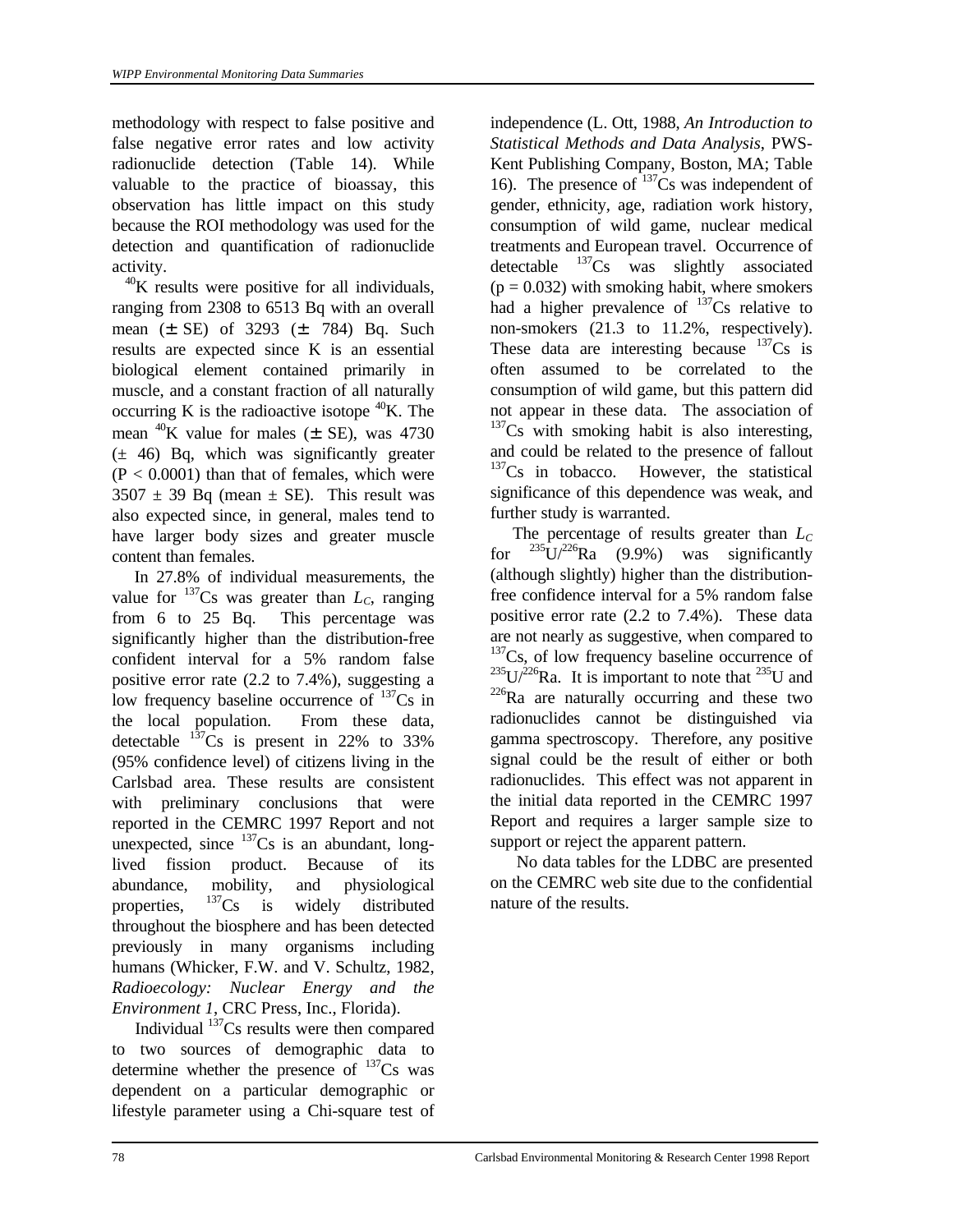methodology with respect to false positive and false negative error rates and low activity radionuclide detection (Table 14). While valuable to the practice of bioassay, this observation has little impact on this study because the ROI methodology was used for the detection and quantification of radionuclide activity.

$^{40}$K results were positive for all individuals, ranging from 2308 to 6513 Bq with an overall mean (± SE) of 3293 (± 784) Bq. Such results are expected since K is an essential biological element contained primarily in muscle, and a constant fraction of all naturally occurring K is the radioactive isotope $^{40}$K. The mean $^{40}$K value for males (± SE), was 4730 (± 46) Bq, which was significantly greater ($P < 0.0001$) than that of females, which were 3507 ± 39 Bq (mean ± SE). This result was also expected since, in general, males tend to have larger body sizes and greater muscle content than females.

In 27.8% of individual measurements, the value for $^{137}$Cs was greater than $L_C$, ranging from 6 to 25 Bq. This percentage was significantly higher than the distribution-free confident interval for a 5% random false positive error rate (2.2 to 7.4%), suggesting a low frequency baseline occurrence of $^{137}$Cs in the local population. From these data, detectable $^{137}$Cs is present in 22% to 33% (95% confidence level) of citizens living in the Carlsbad area. These results are consistent with preliminary conclusions that were reported in the CEMRC 1997 Report and not unexpected, since $^{137}$Cs is an abundant, long-lived fission product. Because of its abundance, mobility, and physiological properties, $^{137}$Cs is widely distributed throughout the biosphere and has been detected previously in many organisms including humans (Whicker, F.W. and V. Schultz, 1982, *Radioecology: Nuclear Energy and the Environment 1*, CRC Press, Inc., Florida).

Individual $^{137}$Cs results were then compared to two sources of demographic data to determine whether the presence of $^{137}$Cs was dependent on a particular demographic or lifestyle parameter using a Chi-square test of independence (L. Ott, 1988, *An Introduction to Statistical Methods and Data Analysis*, PWS-Kent Publishing Company, Boston, MA; Table 16). The presence of $^{137}$Cs was independent of gender, ethnicity, age, radiation work history, consumption of wild game, nuclear medical treatments and European travel. Occurrence of detectable $^{137}$Cs was slightly associated ($p = 0.032$) with smoking habit, where smokers had a higher prevalence of $^{137}$Cs relative to non-smokers (21.3 to 11.2%, respectively). These data are interesting because $^{137}$Cs is often assumed to be correlated to the consumption of wild game, but this pattern did not appear in these data. The association of $^{137}$Cs with smoking habit is also interesting, and could be related to the presence of fallout $^{137}$Cs in tobacco. However, the statistical significance of this dependence was weak, and further study is warranted.

The percentage of results greater than $L_C$ for $^{235}$U/$^{226}$Ra (9.9%) was significantly (although slightly) higher than the distribution-free confidence interval for a 5% random false positive error rate (2.2 to 7.4%). These data are not nearly as suggestive, when compared to $^{137}$Cs, of low frequency baseline occurrence of $^{235}$U/$^{226}$Ra. It is important to note that $^{235}$U and $^{226}$Ra are naturally occurring and these two radionuclides cannot be distinguished via gamma spectroscopy. Therefore, any positive signal could be the result of either or both radionuclides. This effect was not apparent in the initial data reported in the CEMRC 1997 Report and requires a larger sample size to support or reject the apparent pattern.

No data tables for the LDBC are presented on the CEMRC web site due to the confidential nature of the results.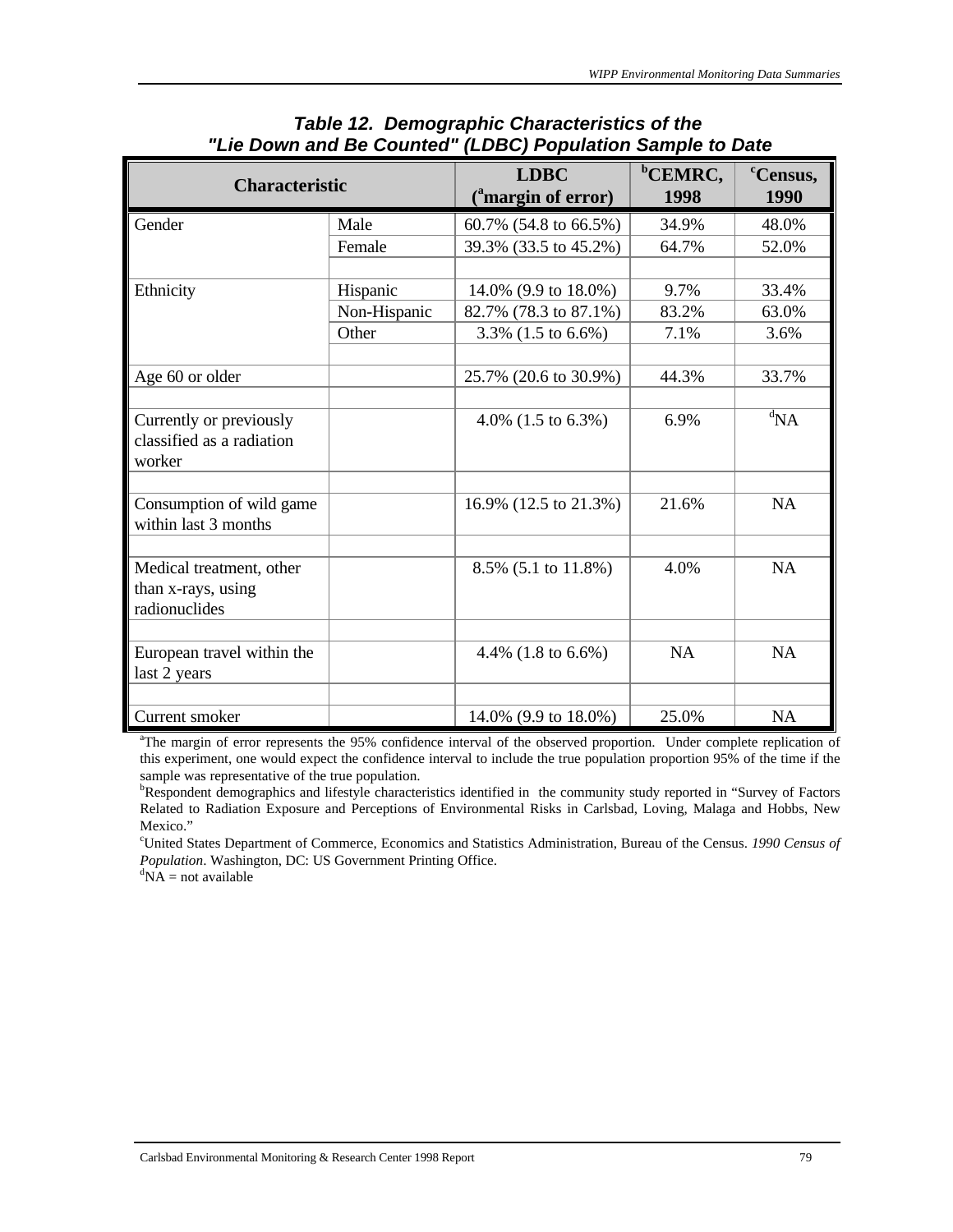**Table 12. Demographic Characteristics of the "Lie Down and Be Counted" (LDBC) Population Sample to Date**

| Characteristic | | LDBC ([a]margin of error) | [b]CEMRC, 1998 | [c]Census, 1990 |
|---|---|---|---|---|
| Gender | Male | 60.7% (54.8 to 66.5%) | 34.9% | 48.0% |
| | Female | 39.3% (33.5 to 45.2%) | 64.7% | 52.0% |
| | | | | |
| Ethnicity | Hispanic | 14.0% (9.9 to 18.0%) | 9.7% | 33.4% |
| | Non-Hispanic | 82.7% (78.3 to 87.1%) | 83.2% | 63.0% |
| | Other | 3.3% (1.5 to 6.6%) | 7.1% | 3.6% |
| | | | | |
| Age 60 or older | | 25.7% (20.6 to 30.9%) | 44.3% | 33.7% |
| | | | | |
| Currently or previously classified as a radiation worker | | 4.0% (1.5 to 6.3%) | 6.9% | [d]NA |
| | | | | |
| Consumption of wild game within last 3 months | | 16.9% (12.5 to 21.3%) | 21.6% | NA |
| | | | | |
| Medical treatment, other than x-rays, using radionuclides | | 8.5% (5.1 to 11.8%) | 4.0% | NA |
| | | | | |
| European travel within the last 2 years | | 4.4% (1.8 to 6.6%) | NA | NA |
| | | | | |
| Current smoker | | 14.0% (9.9 to 18.0%) | 25.0% | NA |

[a]The margin of error represents the 95% confidence interval of the observed proportion. Under complete replication of this experiment, one would expect the confidence interval to include the true population proportion 95% of the time if the sample was representative of the true population.

[b]Respondent demographics and lifestyle characteristics identified in the community study reported in "Survey of Factors Related to Radiation Exposure and Perceptions of Environmental Risks in Carlsbad, Loving, Malaga and Hobbs, New Mexico."

[c]United States Department of Commerce, Economics and Statistics Administration, Bureau of the Census. *1990 Census of Population*. Washington, DC: US Government Printing Office.

[d]NA = not available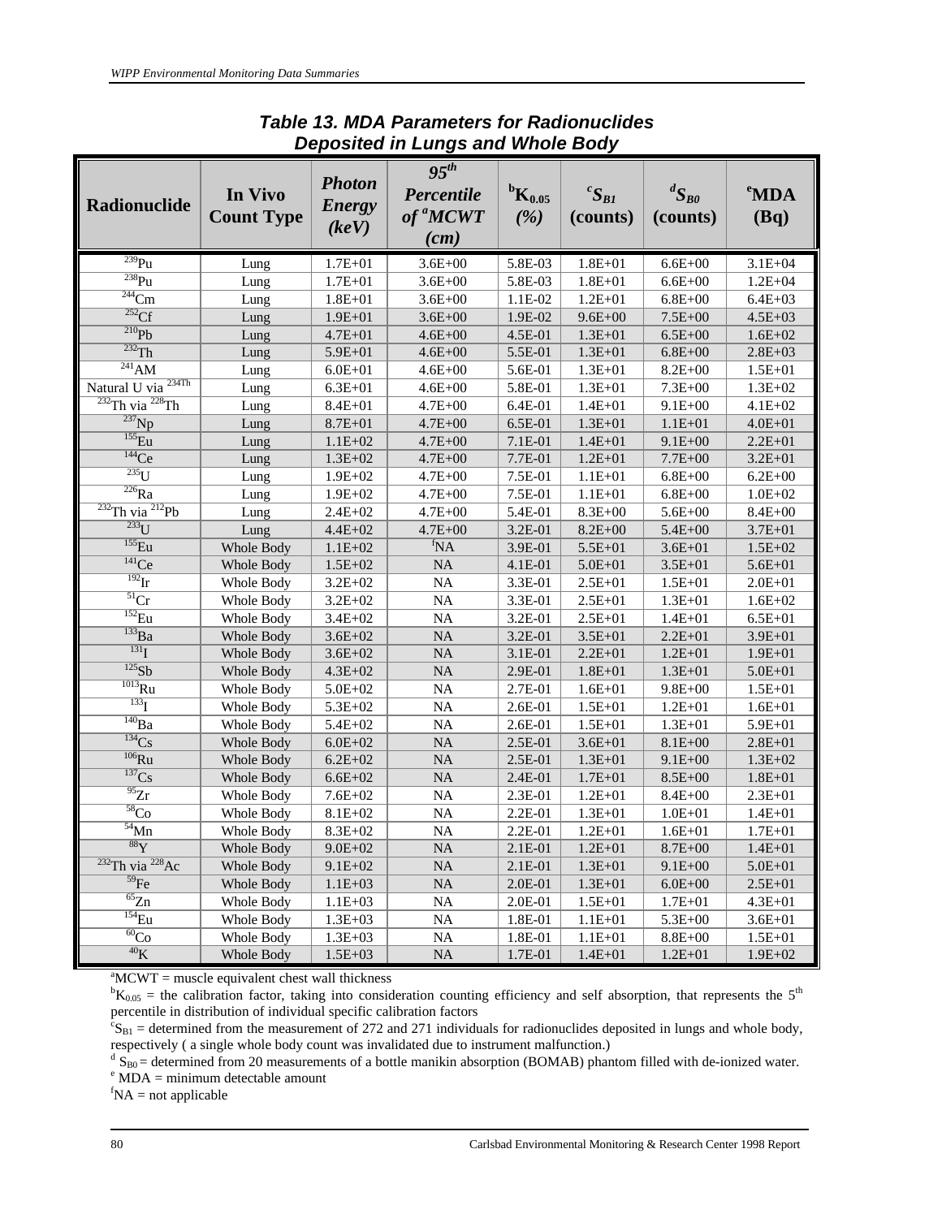## Table 13. MDA Parameters for Radionuclides Deposited in Lungs and Whole Body

| Radionuclide | In Vivo Count Type | *Photon Energy (keV)* | *95th Percentile of aMCWT (cm)* | bK$_{0.05}$ (%) | c$S_{B1}$ (counts) | d$S_{B0}$ (counts) | eMDA (Bq) |
|---|---|---|---|---|---|---|---|
| $^{239}$Pu | Lung | 1.7E+01 | 3.6E+00 | 5.8E-03 | 1.8E+01 | 6.6E+00 | 3.1E+04 |
| $^{238}$Pu | Lung | 1.7E+01 | 3.6E+00 | 5.8E-03 | 1.8E+01 | 6.6E+00 | 1.2E+04 |
| $^{244}$Cm | Lung | 1.8E+01 | 3.6E+00 | 1.1E-02 | 1.2E+01 | 6.8E+00 | 6.4E+03 |
| $^{252}$Cf | Lung | 1.9E+01 | 3.6E+00 | 1.9E-02 | 9.6E+00 | 7.5E+00 | 4.5E+03 |
| $^{210}$Pb | Lung | 4.7E+01 | 4.6E+00 | 4.5E-01 | 1.3E+01 | 6.5E+00 | 1.6E+02 |
| $^{232}$Th | Lung | 5.9E+01 | 4.6E+00 | 5.5E-01 | 1.3E+01 | 6.8E+00 | 2.8E+03 |
| $^{241}$AM | Lung | 6.0E+01 | 4.6E+00 | 5.6E-01 | 1.3E+01 | 8.2E+00 | 1.5E+01 |
| Natural U via $^{234Th}$ | Lung | 6.3E+01 | 4.6E+00 | 5.8E-01 | 1.3E+01 | 7.3E+00 | 1.3E+02 |
| $^{232}$Th via $^{228}$Th | Lung | 8.4E+01 | 4.7E+00 | 6.4E-01 | 1.4E+01 | 9.1E+00 | 4.1E+02 |
| $^{237}$Np | Lung | 8.7E+01 | 4.7E+00 | 6.5E-01 | 1.3E+01 | 1.1E+01 | 4.0E+01 |
| $^{155}$Eu | Lung | 1.1E+02 | 4.7E+00 | 7.1E-01 | 1.4E+01 | 9.1E+00 | 2.2E+01 |
| $^{144}$Ce | Lung | 1.3E+02 | 4.7E+00 | 7.7E-01 | 1.2E+01 | 7.7E+00 | 3.2E+01 |
| $^{235}$U | Lung | 1.9E+02 | 4.7E+00 | 7.5E-01 | 1.1E+01 | 6.8E+00 | 6.2E+00 |
| $^{226}$Ra | Lung | 1.9E+02 | 4.7E+00 | 7.5E-01 | 1.1E+01 | 6.8E+00 | 1.0E+02 |
| $^{232}$Th via $^{212}$Pb | Lung | 2.4E+02 | 4.7E+00 | 5.4E-01 | 8.3E+00 | 5.6E+00 | 8.4E+00 |
| $^{233}$U | Lung | 4.4E+02 | 4.7E+00 | 3.2E-01 | 8.2E+00 | 5.4E+00 | 3.7E+01 |
| $^{155}$Eu | Whole Body | 1.1E+02 | fNA | 3.9E-01 | 5.5E+01 | 3.6E+01 | 1.5E+02 |
| $^{141}$Ce | Whole Body | 1.5E+02 | NA | 4.1E-01 | 5.0E+01 | 3.5E+01 | 5.6E+01 |
| $^{192}$Ir | Whole Body | 3.2E+02 | NA | 3.3E-01 | 2.5E+01 | 1.5E+01 | 2.0E+01 |
| $^{51}$Cr | Whole Body | 3.2E+02 | NA | 3.3E-01 | 2.5E+01 | 1.3E+01 | 1.6E+02 |
| $^{152}$Eu | Whole Body | 3.4E+02 | NA | 3.2E-01 | 2.5E+01 | 1.4E+01 | 6.5E+01 |
| $^{133}$Ba | Whole Body | 3.6E+02 | NA | 3.2E-01 | 3.5E+01 | 2.2E+01 | 3.9E+01 |
| $^{131}$I | Whole Body | 3.6E+02 | NA | 3.1E-01 | 2.2E+01 | 1.2E+01 | 1.9E+01 |
| $^{125}$Sb | Whole Body | 4.3E+02 | NA | 2.9E-01 | 1.8E+01 | 1.3E+01 | 5.0E+01 |
| $^{1013}$Ru | Whole Body | 5.0E+02 | NA | 2.7E-01 | 1.6E+01 | 9.8E+00 | 1.5E+01 |
| $^{133}$I | Whole Body | 5.3E+02 | NA | 2.6E-01 | 1.5E+01 | 1.2E+01 | 1.6E+01 |
| $^{140}$Ba | Whole Body | 5.4E+02 | NA | 2.6E-01 | 1.5E+01 | 1.3E+01 | 5.9E+01 |
| $^{134}$Cs | Whole Body | 6.0E+02 | NA | 2.5E-01 | 3.6E+01 | 8.1E+00 | 2.8E+01 |
| $^{106}$Ru | Whole Body | 6.2E+02 | NA | 2.5E-01 | 1.3E+01 | 9.1E+00 | 1.3E+02 |
| $^{137}$Cs | Whole Body | 6.6E+02 | NA | 2.4E-01 | 1.7E+01 | 8.5E+00 | 1.8E+01 |
| $^{95}$Zr | Whole Body | 7.6E+02 | NA | 2.3E-01 | 1.2E+01 | 8.4E+00 | 2.3E+01 |
| $^{58}$Co | Whole Body | 8.1E+02 | NA | 2.2E-01 | 1.3E+01 | 1.0E+01 | 1.4E+01 |
| $^{54}$Mn | Whole Body | 8.3E+02 | NA | 2.2E-01 | 1.2E+01 | 1.6E+01 | 1.7E+01 |
| $^{88}$Y | Whole Body | 9.0E+02 | NA | 2.1E-01 | 1.2E+01 | 8.7E+00 | 1.4E+01 |
| $^{232}$Th via $^{228}$Ac | Whole Body | 9.1E+02 | NA | 2.1E-01 | 1.3E+01 | 9.1E+00 | 5.0E+01 |
| $^{59}$Fe | Whole Body | 1.1E+03 | NA | 2.0E-01 | 1.3E+01 | 6.0E+00 | 2.5E+01 |
| $^{65}$Zn | Whole Body | 1.1E+03 | NA | 2.0E-01 | 1.5E+01 | 1.7E+01 | 4.3E+01 |
| $^{154}$Eu | Whole Body | 1.3E+03 | NA | 1.8E-01 | 1.1E+01 | 5.3E+00 | 3.6E+01 |
| $^{60}$Co | Whole Body | 1.3E+03 | NA | 1.8E-01 | 1.1E+01 | 8.8E+00 | 1.5E+01 |
| $^{40}$K | Whole Body | 1.5E+03 | NA | 1.7E-01 | 1.4E+01 | 1.2E+01 | 1.9E+02 |

aMCWT = muscle equivalent chest wall thickness

b$K_{0.05}$ = the calibration factor, taking into consideration counting efficiency and self absorption, that represents the 5th percentile in distribution of individual specific calibration factors

c$S_{B1}$ = determined from the measurement of 272 and 271 individuals for radionuclides deposited in lungs and whole body, respectively ( a single whole body count was invalidated due to instrument malfunction.)

d $S_{B0}$ = determined from 20 measurements of a bottle manikin absorption (BOMAB) phantom filled with de-ionized water.

e MDA = minimum detectable amount

fNA = not applicable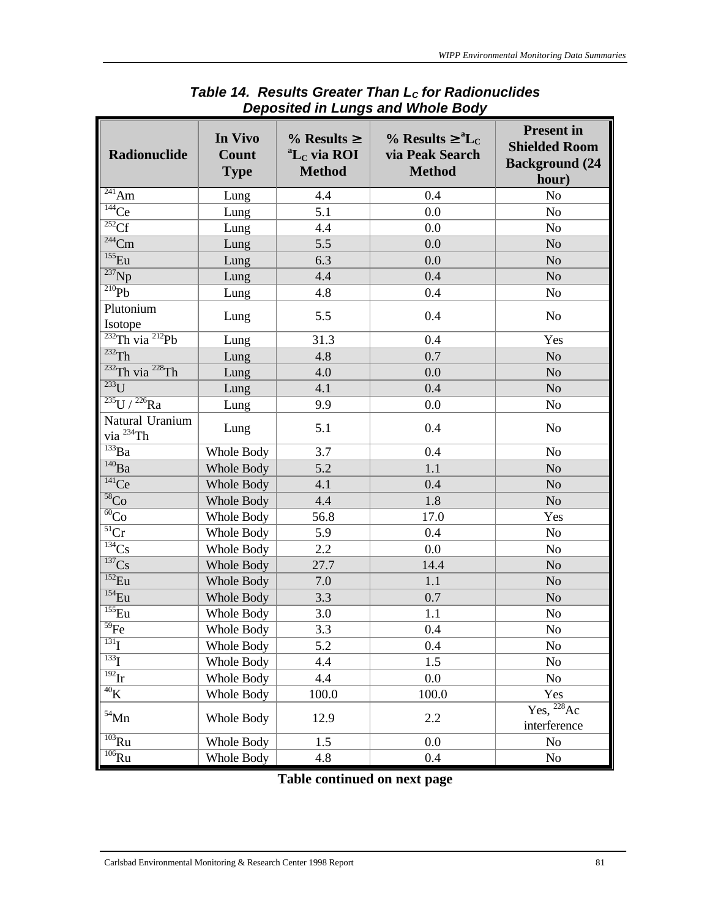***Table 14. Results Greater Than $L_C$ for Radionuclides Deposited in Lungs and Whole Body***

| Radionuclide | In Vivo Count Type | % Results ≥ $^{a}L_C$ via ROI Method | % Results ≥ $^{a}L_C$ via Peak Search Method | Present in Shielded Room Background (24 hour) |
|---|---|---|---|---|
| $^{241}$Am | Lung | 4.4 | 0.4 | No |
| $^{144}$Ce | Lung | 5.1 | 0.0 | No |
| $^{252}$Cf | Lung | 4.4 | 0.0 | No |
| $^{244}$Cm | Lung | 5.5 | 0.0 | No |
| $^{155}$Eu | Lung | 6.3 | 0.0 | No |
| $^{237}$Np | Lung | 4.4 | 0.4 | No |
| $^{210}$Pb | Lung | 4.8 | 0.4 | No |
| Plutonium Isotope | Lung | 5.5 | 0.4 | No |
| $^{232}$Th via $^{212}$Pb | Lung | 31.3 | 0.4 | Yes |
| $^{232}$Th | Lung | 4.8 | 0.7 | No |
| $^{232}$Th via $^{228}$Th | Lung | 4.0 | 0.0 | No |
| $^{233}$U | Lung | 4.1 | 0.4 | No |
| $^{235}$U / $^{226}$Ra | Lung | 9.9 | 0.0 | No |
| Natural Uranium via $^{234}$Th | Lung | 5.1 | 0.4 | No |
| $^{133}$Ba | Whole Body | 3.7 | 0.4 | No |
| $^{140}$Ba | Whole Body | 5.2 | 1.1 | No |
| $^{141}$Ce | Whole Body | 4.1 | 0.4 | No |
| $^{58}$Co | Whole Body | 4.4 | 1.8 | No |
| $^{60}$Co | Whole Body | 56.8 | 17.0 | Yes |
| $^{51}$Cr | Whole Body | 5.9 | 0.4 | No |
| $^{134}$Cs | Whole Body | 2.2 | 0.0 | No |
| $^{137}$Cs | Whole Body | 27.7 | 14.4 | No |
| $^{152}$Eu | Whole Body | 7.0 | 1.1 | No |
| $^{154}$Eu | Whole Body | 3.3 | 0.7 | No |
| $^{155}$Eu | Whole Body | 3.0 | 1.1 | No |
| $^{59}$Fe | Whole Body | 3.3 | 0.4 | No |
| $^{131}$I | Whole Body | 5.2 | 0.4 | No |
| $^{133}$I | Whole Body | 4.4 | 1.5 | No |
| $^{192}$Ir | Whole Body | 4.4 | 0.0 | No |
| $^{40}$K | Whole Body | 100.0 | 100.0 | Yes |
| $^{54}$Mn | Whole Body | 12.9 | 2.2 | Yes, $^{228}$Ac interference |
| $^{103}$Ru | Whole Body | 1.5 | 0.0 | No |
| $^{106}$Ru | Whole Body | 4.8 | 0.4 | No |

**Table continued on next page**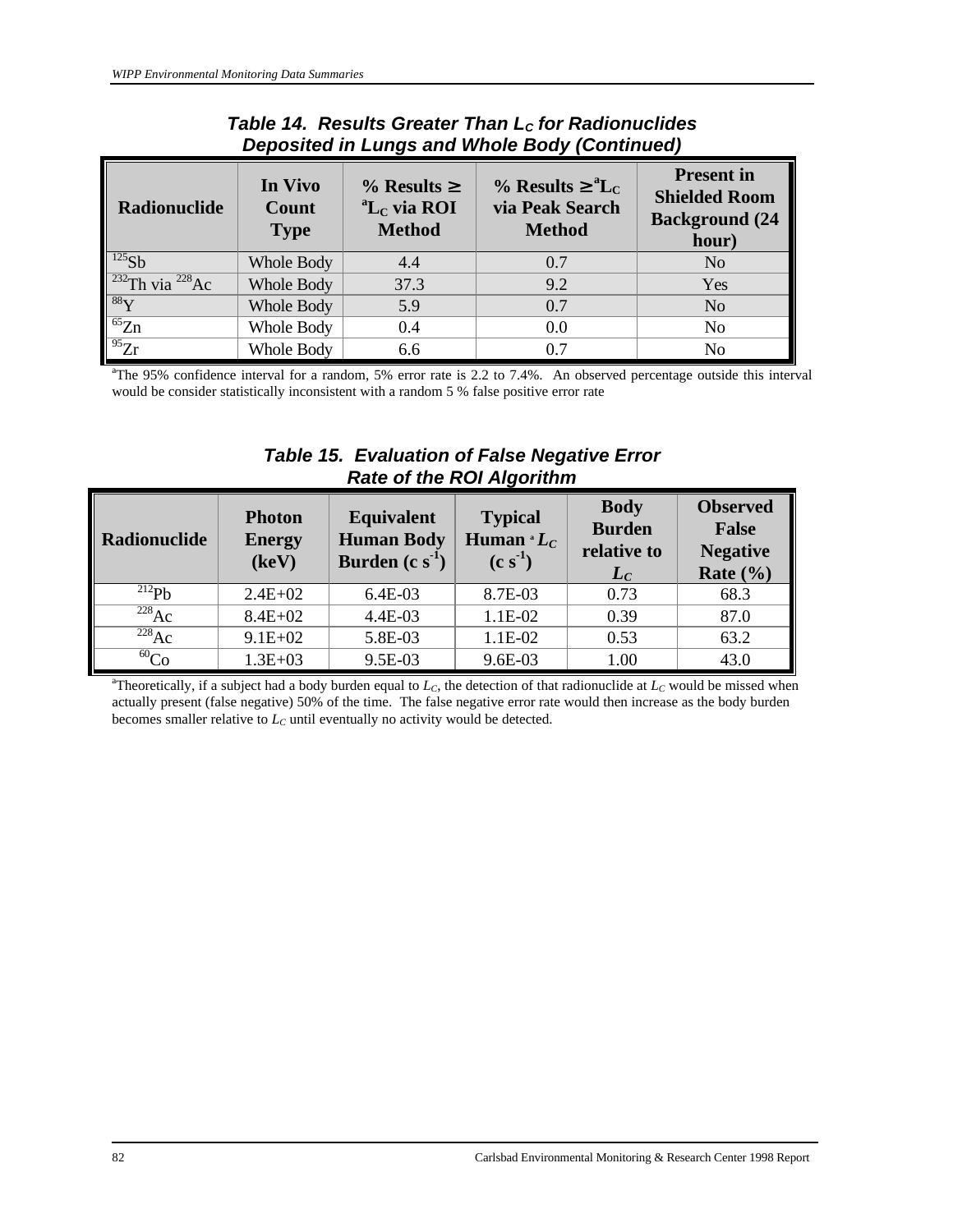**Table 14. Results Greater Than $L_C$ for Radionuclides Deposited in Lungs and Whole Body (Continued)**

| Radionuclide | In Vivo Count Type | % Results ≥ [a]$L_C$ via ROI Method | % Results ≥ [a]$L_C$ via Peak Search Method | Present in Shielded Room Background (24 hour) |
|---|---|---|---|---|
| $^{125}$Sb | Whole Body | 4.4 | 0.7 | No |
| $^{232}$Th via $^{228}$Ac | Whole Body | 37.3 | 9.2 | Yes |
| $^{88}$Y | Whole Body | 5.9 | 0.7 | No |
| $^{65}$Zn | Whole Body | 0.4 | 0.0 | No |
| $^{95}$Zr | Whole Body | 6.6 | 0.7 | No |

[a]The 95% confidence interval for a random, 5% error rate is 2.2 to 7.4%. An observed percentage outside this interval would be consider statistically inconsistent with a random 5 % false positive error rate

**Table 15. Evaluation of False Negative Error Rate of the ROI Algorithm**

| Radionuclide | Photon Energy (keV) | Equivalent Human Body Burden (c $s^{-1}$) | Typical Human [a] $L_C$ (c $s^{-1}$) | Body Burden relative to $L_C$ | Observed False Negative Rate (%) |
|---|---|---|---|---|---|
| $^{212}$Pb | 2.4E+02 | 6.4E-03 | 8.7E-03 | 0.73 | 68.3 |
| $^{228}$Ac | 8.4E+02 | 4.4E-03 | 1.1E-02 | 0.39 | 87.0 |
| $^{228}$Ac | 9.1E+02 | 5.8E-03 | 1.1E-02 | 0.53 | 63.2 |
| $^{60}$Co | 1.3E+03 | 9.5E-03 | 9.6E-03 | 1.00 | 43.0 |

[a]Theoretically, if a subject had a body burden equal to $L_C$, the detection of that radionuclide at $L_C$ would be missed when actually present (false negative) 50% of the time. The false negative error rate would then increase as the body burden becomes smaller relative to $L_C$ until eventually no activity would be detected.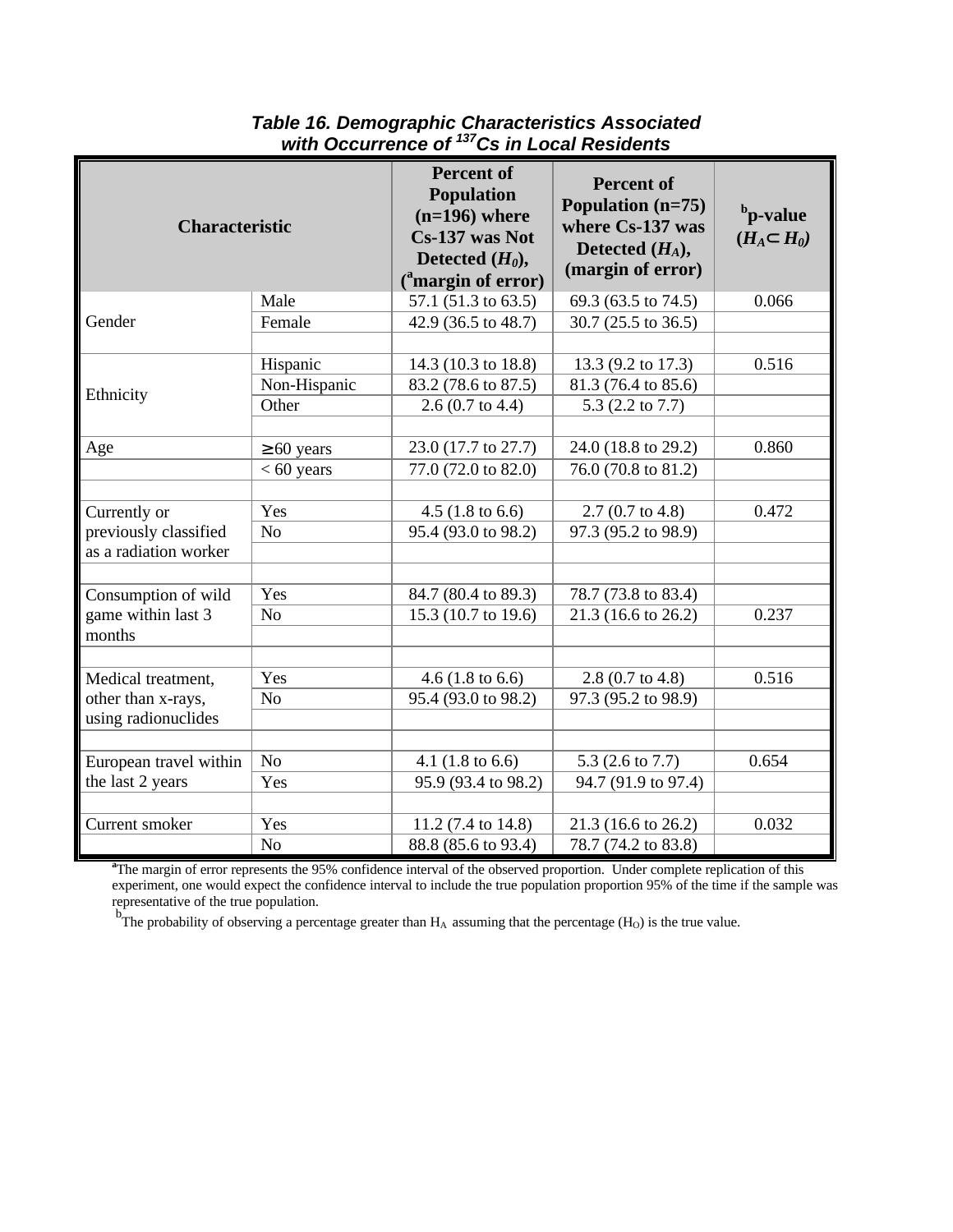***Table 16. Demographic Characteristics Associated with Occurrence of $^{137}$Cs in Local Residents***

| Characteristic | | Percent of Population (n=196) where Cs-137 was Not Detected ($H_0$), ([a]margin of error) | Percent of Population (n=75) where Cs-137 was Detected ($H_A$), (margin of error) | [b]p-value ($H_A \subset H_0$) |
|---|---|---|---|---|
| Gender | Male | 57.1 (51.3 to 63.5) | 69.3 (63.5 to 74.5) | 0.066 |
| | Female | 42.9 (36.5 to 48.7) | 30.7 (25.5 to 36.5) | |
| | | | | |
| Ethnicity | Hispanic | 14.3 (10.3 to 18.8) | 13.3 (9.2 to 17.3) | 0.516 |
| | Non-Hispanic | 83.2 (78.6 to 87.5) | 81.3 (76.4 to 85.6) | |
| | Other | 2.6 (0.7 to 4.4) | 5.3 (2.2 to 7.7) | |
| | | | | |
| Age | ≥ 60 years | 23.0 (17.7 to 27.7) | 24.0 (18.8 to 29.2) | 0.860 |
| | < 60 years | 77.0 (72.0 to 82.0) | 76.0 (70.8 to 81.2) | |
| | | | | |
| Currently or previously classified as a radiation worker | Yes | 4.5 (1.8 to 6.6) | 2.7 (0.7 to 4.8) | 0.472 |
| | No | 95.4 (93.0 to 98.2) | 97.3 (95.2 to 98.9) | |
| | | | | |
| Consumption of wild game within last 3 months | Yes | 84.7 (80.4 to 89.3) | 78.7 (73.8 to 83.4) | |
| | No | 15.3 (10.7 to 19.6) | 21.3 (16.6 to 26.2) | 0.237 |
| | | | | |
| Medical treatment, other than x-rays, using radionuclides | Yes | 4.6 (1.8 to 6.6) | 2.8 (0.7 to 4.8) | 0.516 |
| | No | 95.4 (93.0 to 98.2) | 97.3 (95.2 to 98.9) | |
| | | | | |
| European travel within the last 2 years | No | 4.1 (1.8 to 6.6) | 5.3 (2.6 to 7.7) | 0.654 |
| | Yes | 95.9 (93.4 to 98.2) | 94.7 (91.9 to 97.4) | |
| | | | | |
| Current smoker | Yes | 11.2 (7.4 to 14.8) | 21.3 (16.6 to 26.2) | 0.032 |
| | No | 88.8 (85.6 to 93.4) | 78.7 (74.2 to 83.8) | |

[a]The margin of error represents the 95% confidence interval of the observed proportion. Under complete replication of this experiment, one would expect the confidence interval to include the true population proportion 95% of the time if the sample was representative of the true population.

[b]The probability of observing a percentage greater than $H_A$ assuming that the percentage ($H_O$) is the true value.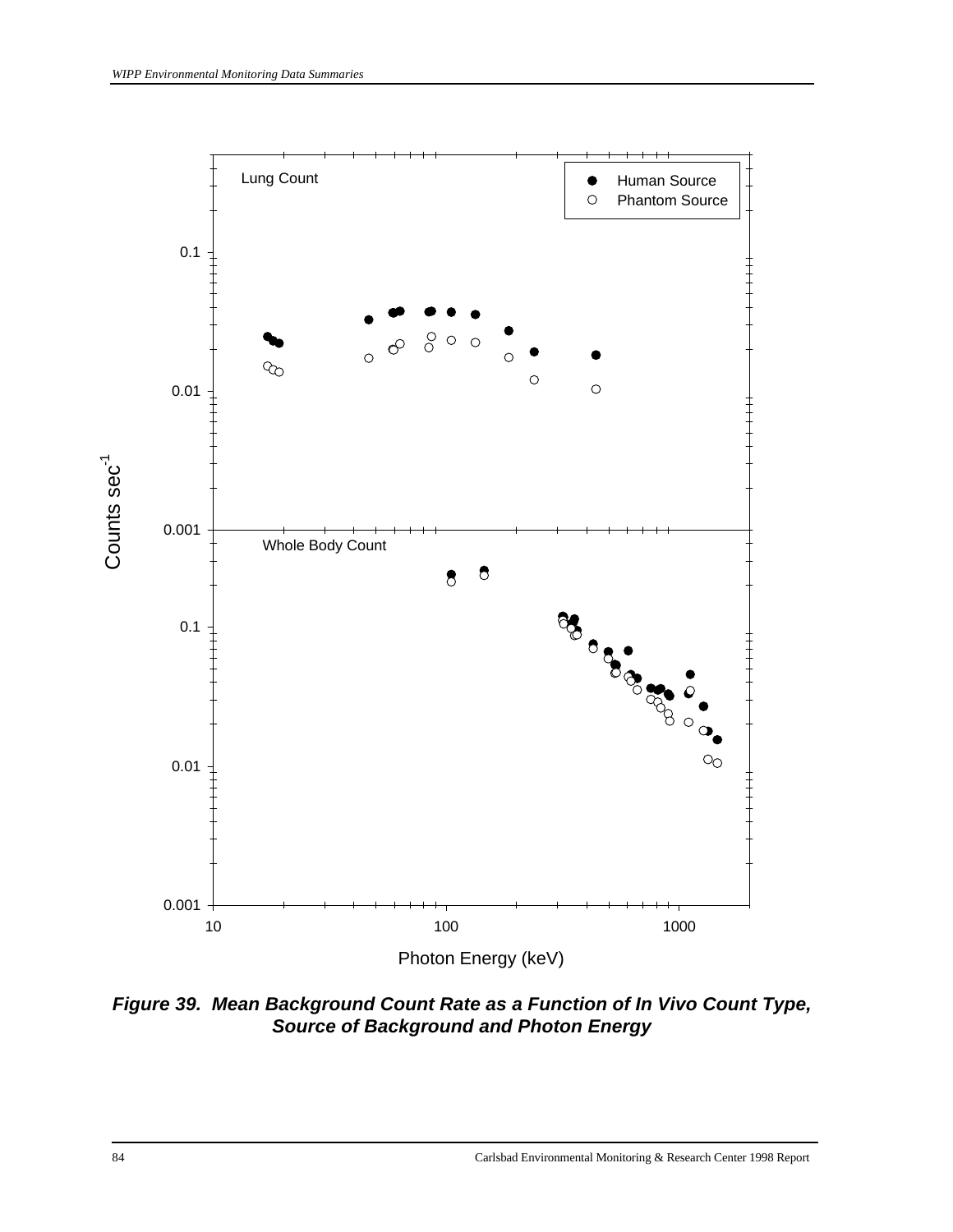Lung Count

Whole Body Count

Counts sec$^{-1}$

Photon Energy (keV)

Human Source

Phantom Source

***Figure 39. Mean Background Count Rate as a Function of In Vivo Count Type, Source of Background and Photon Energy***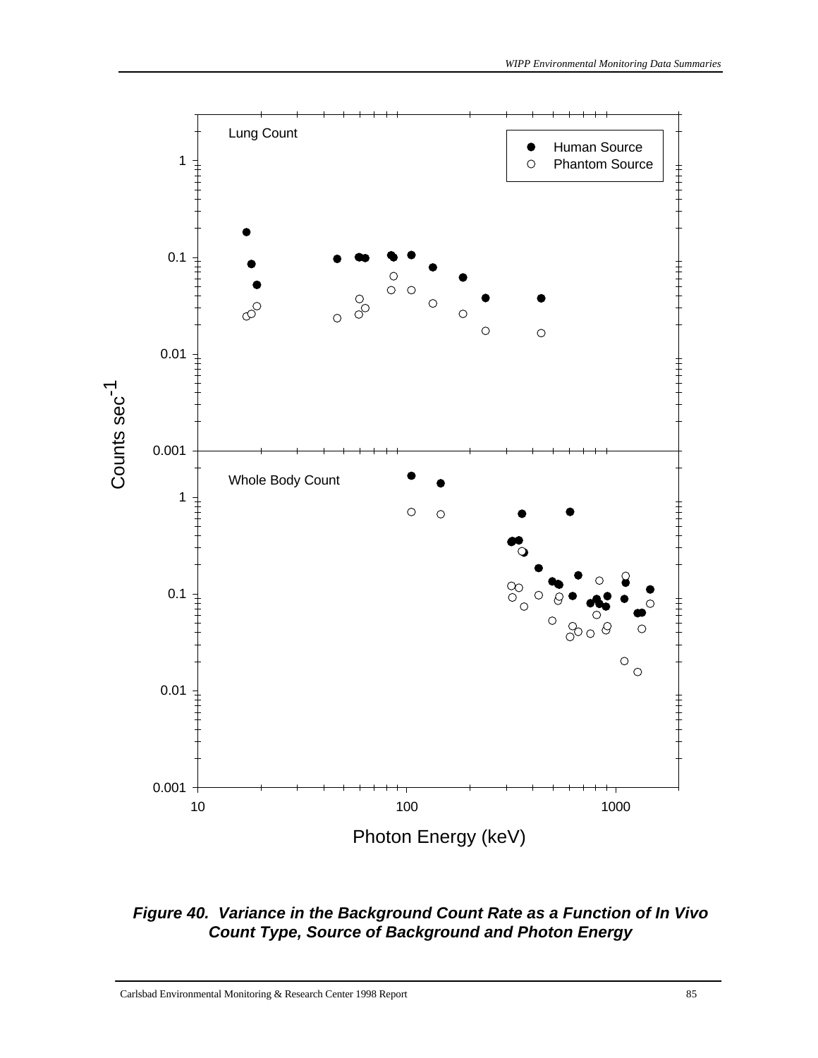***Figure 40. Variance in the Background Count Rate as a Function of In Vivo Count Type, Source of Background and Photon Energy***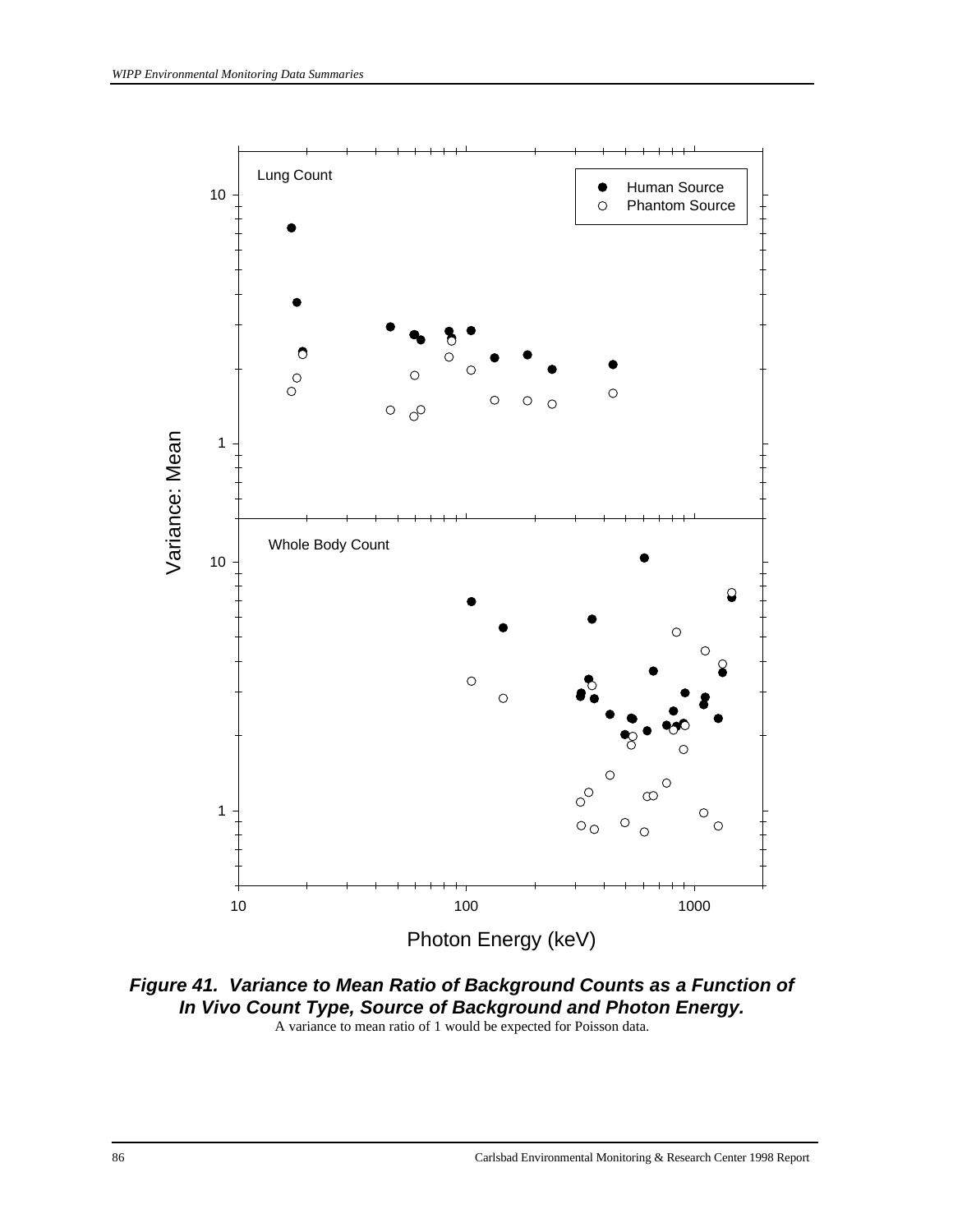**Figure 41. Variance to Mean Ratio of Background Counts as a Function of In Vivo Count Type, Source of Background and Photon Energy.**

A variance to mean ratio of 1 would be expected for Poisson data.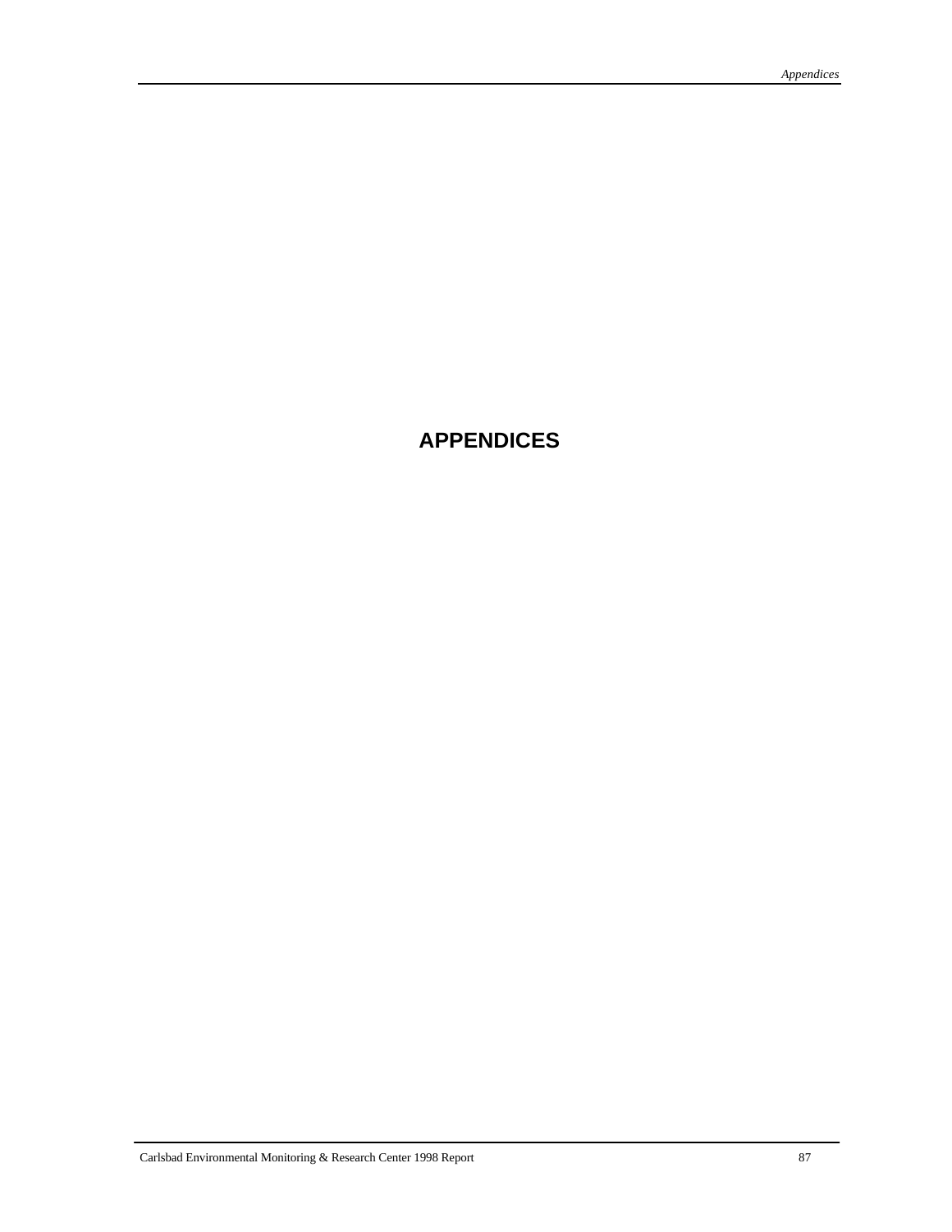# APPENDICES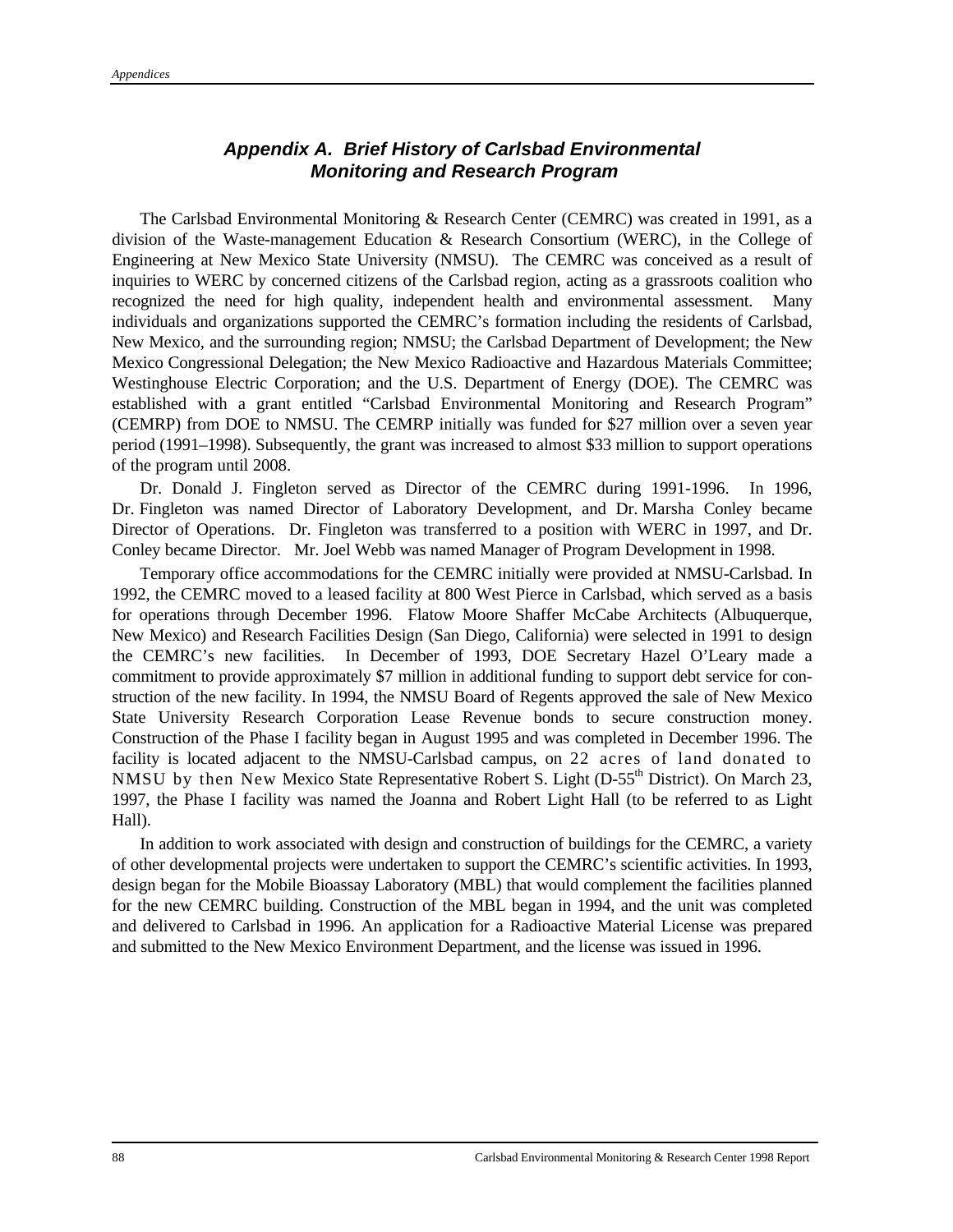# *Appendix A. Brief History of Carlsbad Environmental Monitoring and Research Program*

The Carlsbad Environmental Monitoring & Research Center (CEMRC) was created in 1991, as a division of the Waste-management Education & Research Consortium (WERC), in the College of Engineering at New Mexico State University (NMSU). The CEMRC was conceived as a result of inquiries to WERC by concerned citizens of the Carlsbad region, acting as a grassroots coalition who recognized the need for high quality, independent health and environmental assessment. Many individuals and organizations supported the CEMRC's formation including the residents of Carlsbad, New Mexico, and the surrounding region; NMSU; the Carlsbad Department of Development; the New Mexico Congressional Delegation; the New Mexico Radioactive and Hazardous Materials Committee; Westinghouse Electric Corporation; and the U.S. Department of Energy (DOE). The CEMRC was established with a grant entitled "Carlsbad Environmental Monitoring and Research Program" (CEMRP) from DOE to NMSU. The CEMRP initially was funded for $27 million over a seven year period (1991–1998). Subsequently, the grant was increased to almost $33 million to support operations of the program until 2008.

Dr. Donald J. Fingleton served as Director of the CEMRC during 1991-1996. In 1996, Dr. Fingleton was named Director of Laboratory Development, and Dr. Marsha Conley became Director of Operations. Dr. Fingleton was transferred to a position with WERC in 1997, and Dr. Conley became Director. Mr. Joel Webb was named Manager of Program Development in 1998.

Temporary office accommodations for the CEMRC initially were provided at NMSU-Carlsbad. In 1992, the CEMRC moved to a leased facility at 800 West Pierce in Carlsbad, which served as a basis for operations through December 1996. Flatow Moore Shaffer McCabe Architects (Albuquerque, New Mexico) and Research Facilities Design (San Diego, California) were selected in 1991 to design the CEMRC's new facilities. In December of 1993, DOE Secretary Hazel O'Leary made a commitment to provide approximately $7 million in additional funding to support debt service for construction of the new facility. In 1994, the NMSU Board of Regents approved the sale of New Mexico State University Research Corporation Lease Revenue bonds to secure construction money. Construction of the Phase I facility began in August 1995 and was completed in December 1996. The facility is located adjacent to the NMSU-Carlsbad campus, on 22 acres of land donated to NMSU by then New Mexico State Representative Robert S. Light (D-55th District). On March 23, 1997, the Phase I facility was named the Joanna and Robert Light Hall (to be referred to as Light Hall).

In addition to work associated with design and construction of buildings for the CEMRC, a variety of other developmental projects were undertaken to support the CEMRC's scientific activities. In 1993, design began for the Mobile Bioassay Laboratory (MBL) that would complement the facilities planned for the new CEMRC building. Construction of the MBL began in 1994, and the unit was completed and delivered to Carlsbad in 1996. An application for a Radioactive Material License was prepared and submitted to the New Mexico Environment Department, and the license was issued in 1996.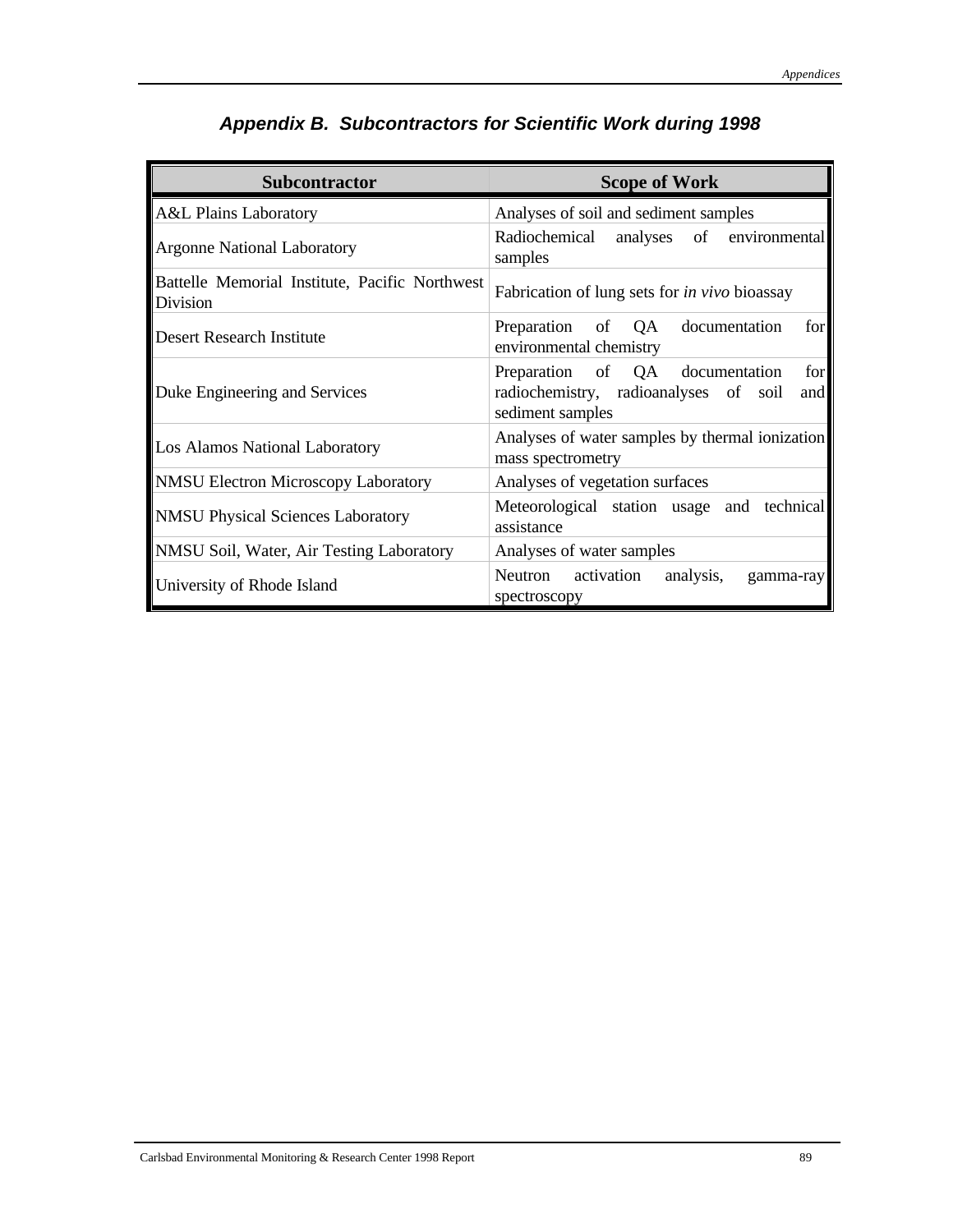## Appendix B.  Subcontractors for Scientific Work during 1998

| Subcontractor | Scope of Work |
| --- | --- |
| A&L Plains Laboratory | Analyses of soil and sediment samples |
| Argonne National Laboratory | Radiochemical analyses of environmental samples |
| Battelle Memorial Institute, Pacific Northwest Division | Fabrication of lung sets for *in vivo* bioassay |
| Desert Research Institute | Preparation of QA documentation for environmental chemistry |
| Duke Engineering and Services | Preparation of QA documentation for radiochemistry, radioanalyses of soil and sediment samples |
| Los Alamos National Laboratory | Analyses of water samples by thermal ionization mass spectrometry |
| NMSU Electron Microscopy Laboratory | Analyses of vegetation surfaces |
| NMSU Physical Sciences Laboratory | Meteorological station usage and technical assistance |
| NMSU Soil, Water, Air Testing Laboratory | Analyses of water samples |
| University of Rhode Island | Neutron activation analysis, gamma-ray spectroscopy |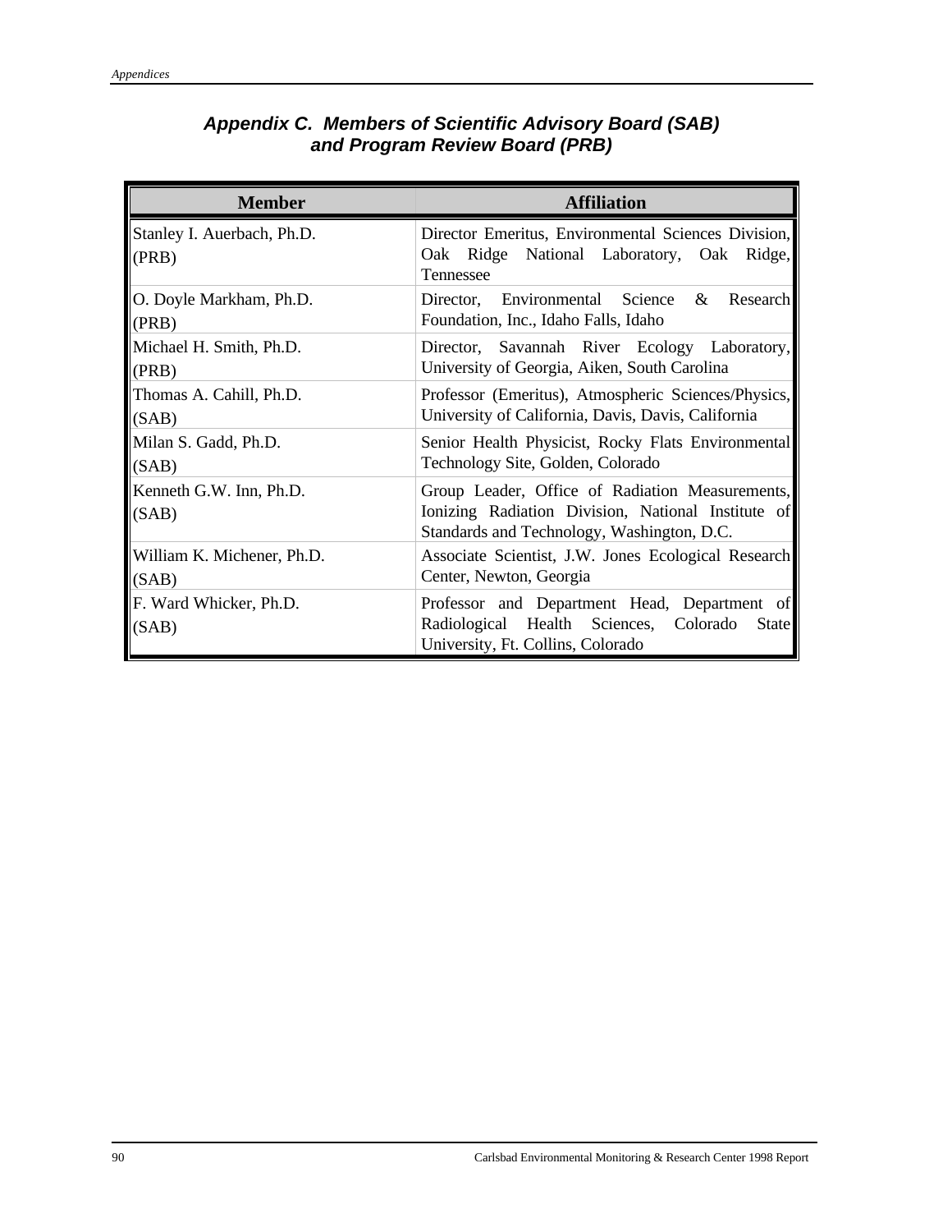## Appendix C. Members of Scientific Advisory Board (SAB) and Program Review Board (PRB)

| Member | Affiliation |
|---|---|
| Stanley I. Auerbach, Ph.D. (PRB) | Director Emeritus, Environmental Sciences Division, Oak Ridge National Laboratory, Oak Ridge, Tennessee |
| O. Doyle Markham, Ph.D. (PRB) | Director, Environmental Science & Research Foundation, Inc., Idaho Falls, Idaho |
| Michael H. Smith, Ph.D. (PRB) | Director, Savannah River Ecology Laboratory, University of Georgia, Aiken, South Carolina |
| Thomas A. Cahill, Ph.D. (SAB) | Professor (Emeritus), Atmospheric Sciences/Physics, University of California, Davis, Davis, California |
| Milan S. Gadd, Ph.D. (SAB) | Senior Health Physicist, Rocky Flats Environmental Technology Site, Golden, Colorado |
| Kenneth G.W. Inn, Ph.D. (SAB) | Group Leader, Office of Radiation Measurements, Ionizing Radiation Division, National Institute of Standards and Technology, Washington, D.C. |
| William K. Michener, Ph.D. (SAB) | Associate Scientist, J.W. Jones Ecological Research Center, Newton, Georgia |
| F. Ward Whicker, Ph.D. (SAB) | Professor and Department Head, Department of Radiological Health Sciences, Colorado State University, Ft. Collins, Colorado |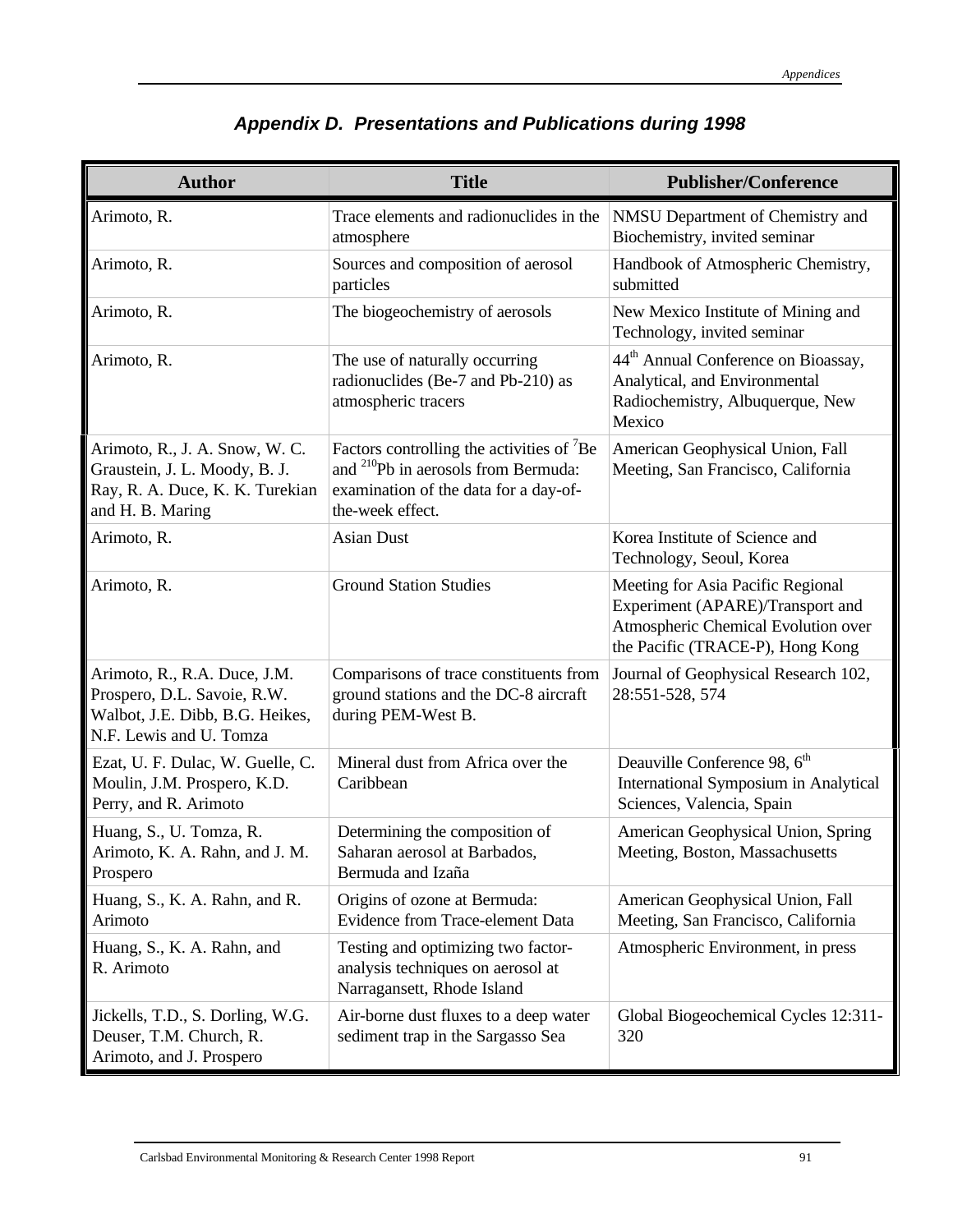## *Appendix D. Presentations and Publications during 1998*

| Author | Title | Publisher/Conference |
|---|---|---|
| Arimoto, R. | Trace elements and radionuclides in the atmosphere | NMSU Department of Chemistry and Biochemistry, invited seminar |
| Arimoto, R. | Sources and composition of aerosol particles | Handbook of Atmospheric Chemistry, submitted |
| Arimoto, R. | The biogeochemistry of aerosols | New Mexico Institute of Mining and Technology, invited seminar |
| Arimoto, R. | The use of naturally occurring radionuclides (Be-7 and Pb-210) as atmospheric tracers | 44th Annual Conference on Bioassay, Analytical, and Environmental Radiochemistry, Albuquerque, New Mexico |
| Arimoto, R., J. A. Snow, W. C. Graustein, J. L. Moody, B. J. Ray, R. A. Duce, K. K. Turekian and H. B. Maring | Factors controlling the activities of $^{7}$Be and $^{210}$Pb in aerosols from Bermuda: examination of the data for a day-of-the-week effect. | American Geophysical Union, Fall Meeting, San Francisco, California |
| Arimoto, R. | Asian Dust | Korea Institute of Science and Technology, Seoul, Korea |
| Arimoto, R. | Ground Station Studies | Meeting for Asia Pacific Regional Experiment (APARE)/Transport and Atmospheric Chemical Evolution over the Pacific (TRACE-P), Hong Kong |
| Arimoto, R., R.A. Duce, J.M. Prospero, D.L. Savoie, R.W. Walbot, J.E. Dibb, B.G. Heikes, N.F. Lewis and U. Tomza | Comparisons of trace constituents from ground stations and the DC-8 aircraft during PEM-West B. | Journal of Geophysical Research 102, 28:551-528, 574 |
| Ezat, U. F. Dulac, W. Guelle, C. Moulin, J.M. Prospero, K.D. Perry, and R. Arimoto | Mineral dust from Africa over the Caribbean | Deauville Conference 98, 6th International Symposium in Analytical Sciences, Valencia, Spain |
| Huang, S., U. Tomza, R. Arimoto, K. A. Rahn, and J. M. Prospero | Determining the composition of Saharan aerosol at Barbados, Bermuda and Izaña | American Geophysical Union, Spring Meeting, Boston, Massachusetts |
| Huang, S., K. A. Rahn, and R. Arimoto | Origins of ozone at Bermuda: Evidence from Trace-element Data | American Geophysical Union, Fall Meeting, San Francisco, California |
| Huang, S., K. A. Rahn, and R. Arimoto | Testing and optimizing two factor-analysis techniques on aerosol at Narragansett, Rhode Island | Atmospheric Environment, in press |
| Jickells, T.D., S. Dorling, W.G. Deuser, T.M. Church, R. Arimoto, and J. Prospero | Air-borne dust fluxes to a deep water sediment trap in the Sargasso Sea | Global Biogeochemical Cycles 12:311-320 |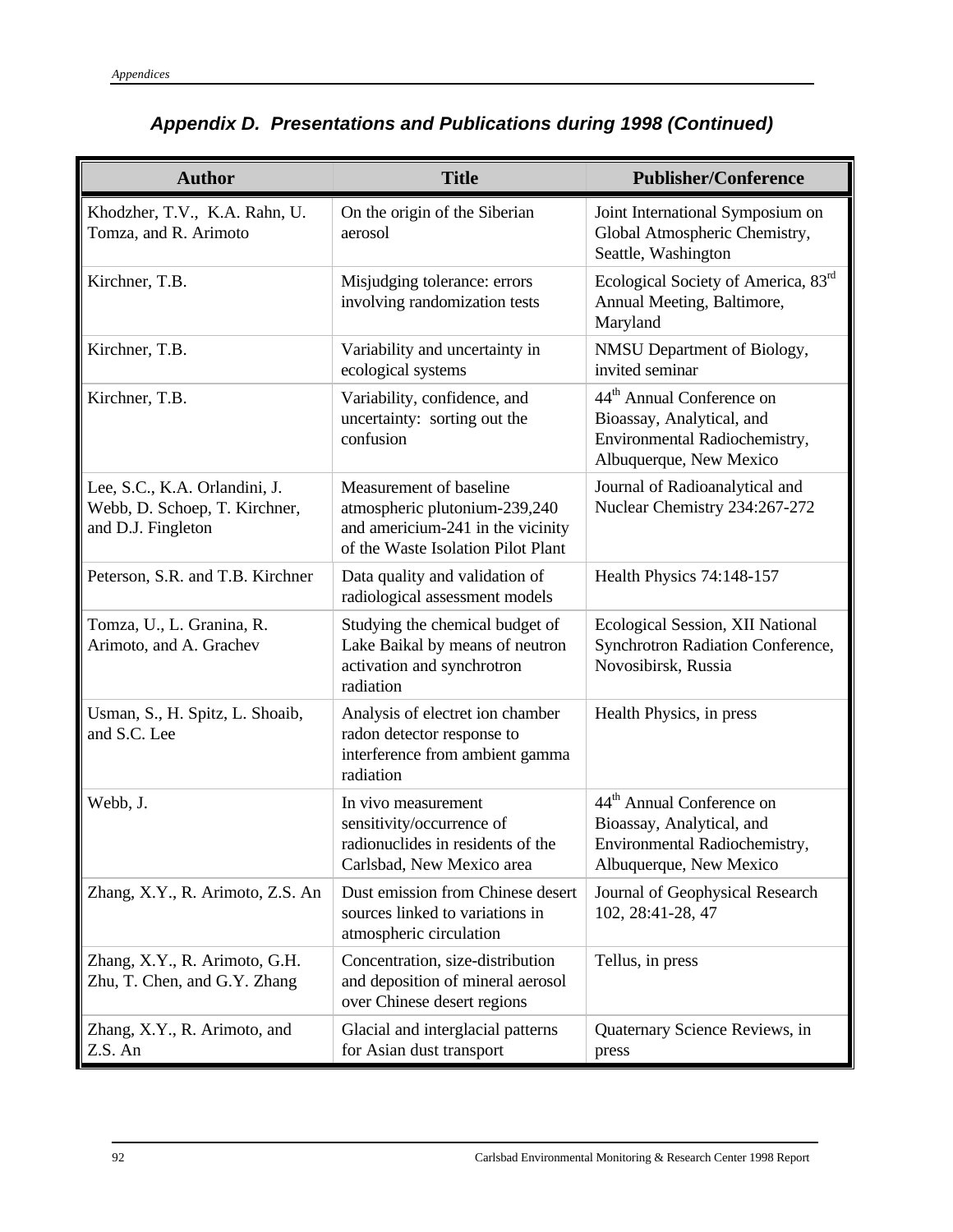## *Appendix D. Presentations and Publications during 1998 (Continued)*

| Author | Title | Publisher/Conference |
|---|---|---|
| Khodzher, T.V., K.A. Rahn, U. Tomza, and R. Arimoto | On the origin of the Siberian aerosol | Joint International Symposium on Global Atmospheric Chemistry, Seattle, Washington |
| Kirchner, T.B. | Misjudging tolerance: errors involving randomization tests | Ecological Society of America, 83rd Annual Meeting, Baltimore, Maryland |
| Kirchner, T.B. | Variability and uncertainty in ecological systems | NMSU Department of Biology, invited seminar |
| Kirchner, T.B. | Variability, confidence, and uncertainty: sorting out the confusion | 44th Annual Conference on Bioassay, Analytical, and Environmental Radiochemistry, Albuquerque, New Mexico |
| Lee, S.C., K.A. Orlandini, J. Webb, D. Schoep, T. Kirchner, and D.J. Fingleton | Measurement of baseline atmospheric plutonium-239,240 and americium-241 in the vicinity of the Waste Isolation Pilot Plant | Journal of Radioanalytical and Nuclear Chemistry 234:267-272 |
| Peterson, S.R. and T.B. Kirchner | Data quality and validation of radiological assessment models | Health Physics 74:148-157 |
| Tomza, U., L. Granina, R. Arimoto, and A. Grachev | Studying the chemical budget of Lake Baikal by means of neutron activation and synchrotron radiation | Ecological Session, XII National Synchrotron Radiation Conference, Novosibirsk, Russia |
| Usman, S., H. Spitz, L. Shoaib, and S.C. Lee | Analysis of electret ion chamber radon detector response to interference from ambient gamma radiation | Health Physics, in press |
| Webb, J. | In vivo measurement sensitivity/occurrence of radionuclides in residents of the Carlsbad, New Mexico area | 44th Annual Conference on Bioassay, Analytical, and Environmental Radiochemistry, Albuquerque, New Mexico |
| Zhang, X.Y., R. Arimoto, Z.S. An | Dust emission from Chinese desert sources linked to variations in atmospheric circulation | Journal of Geophysical Research 102, 28:41-28, 47 |
| Zhang, X.Y., R. Arimoto, G.H. Zhu, T. Chen, and G.Y. Zhang | Concentration, size-distribution and deposition of mineral aerosol over Chinese desert regions | Tellus, in press |
| Zhang, X.Y., R. Arimoto, and Z.S. An | Glacial and interglacial patterns for Asian dust transport | Quaternary Science Reviews, in press |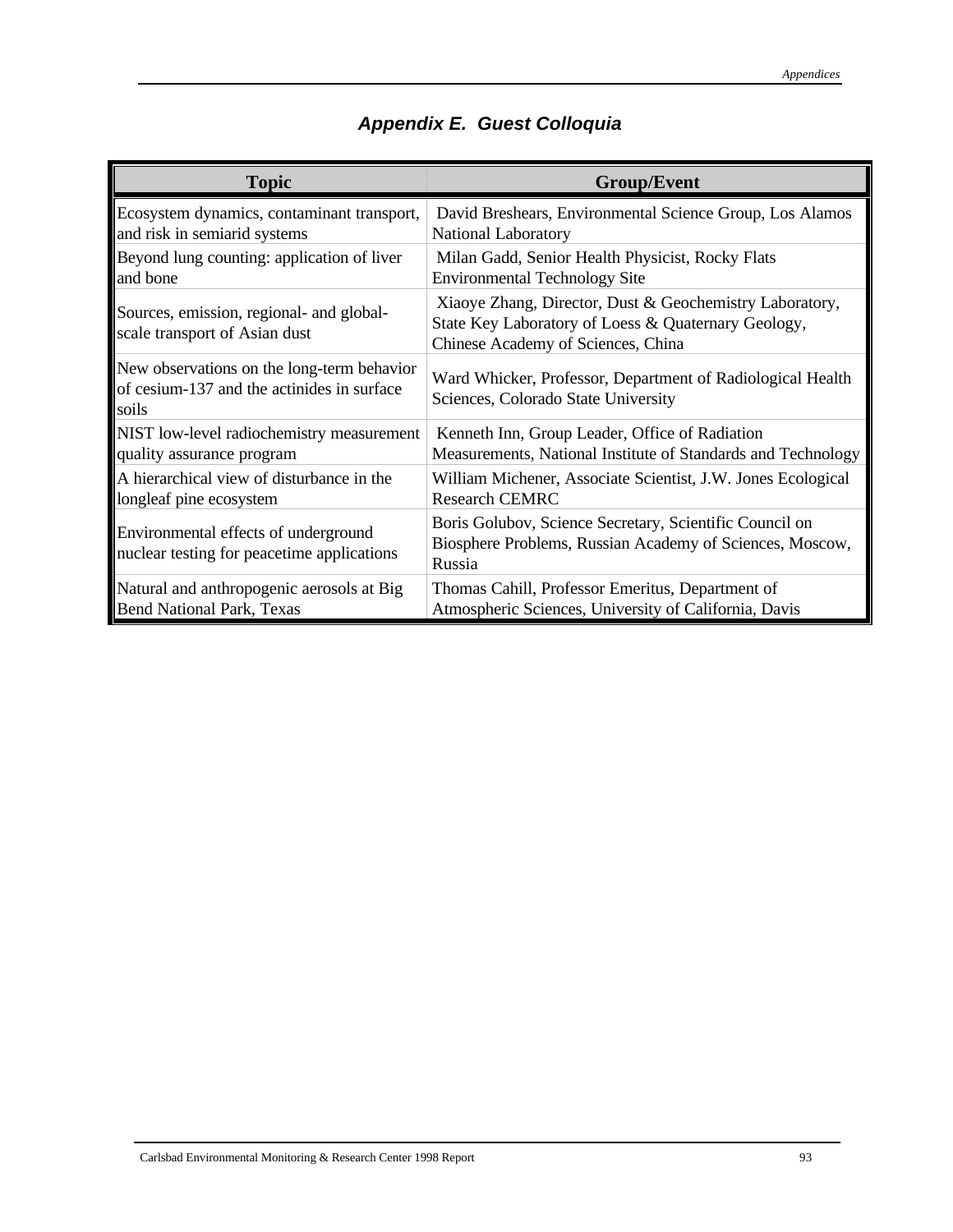## Appendix E. Guest Colloquia

| Topic | Group/Event |
|---|---|
| Ecosystem dynamics, contaminant transport, and risk in semiarid systems | David Breshears, Environmental Science Group, Los Alamos National Laboratory |
| Beyond lung counting: application of liver and bone | Milan Gadd, Senior Health Physicist, Rocky Flats Environmental Technology Site |
| Sources, emission, regional- and global-scale transport of Asian dust | Xiaoye Zhang, Director, Dust & Geochemistry Laboratory, State Key Laboratory of Loess & Quaternary Geology, Chinese Academy of Sciences, China |
| New observations on the long-term behavior of cesium-137 and the actinides in surface soils | Ward Whicker, Professor, Department of Radiological Health Sciences, Colorado State University |
| NIST low-level radiochemistry measurement quality assurance program | Kenneth Inn, Group Leader, Office of Radiation Measurements, National Institute of Standards and Technology |
| A hierarchical view of disturbance in the longleaf pine ecosystem | William Michener, Associate Scientist, J.W. Jones Ecological Research CEMRC |
| Environmental effects of underground nuclear testing for peacetime applications | Boris Golubov, Science Secretary, Scientific Council on Biosphere Problems, Russian Academy of Sciences, Moscow, Russia |
| Natural and anthropogenic aerosols at Big Bend National Park, Texas | Thomas Cahill, Professor Emeritus, Department of Atmospheric Sciences, University of California, Davis |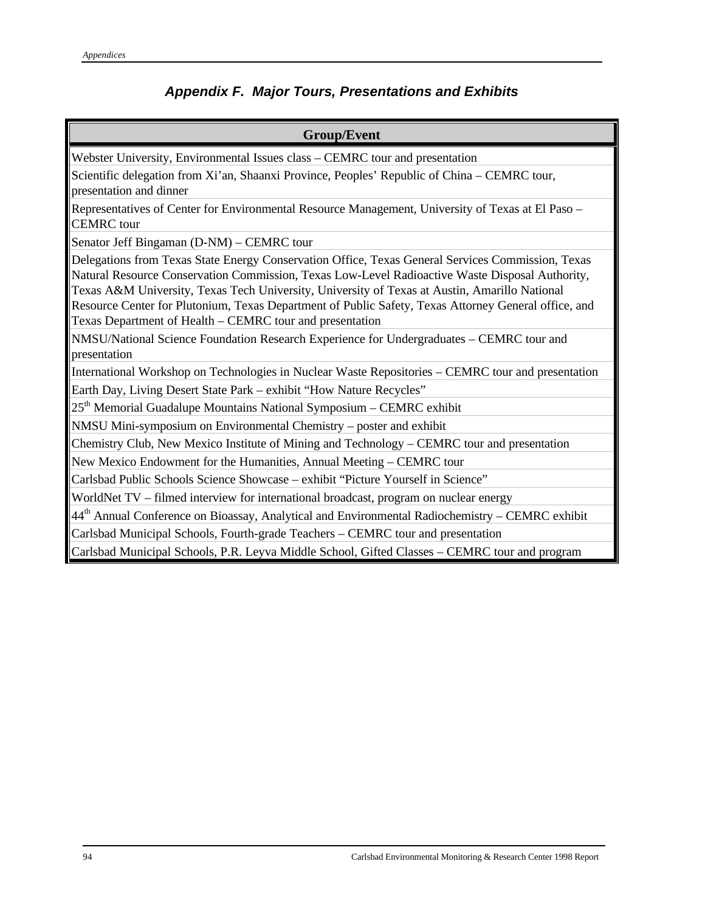## *Appendix F. Major Tours, Presentations and Exhibits*

| Group/Event |
| --- |
| Webster University, Environmental Issues class – CEMRC tour and presentation |
| Scientific delegation from Xi'an, Shaanxi Province, Peoples' Republic of China – CEMRC tour, presentation and dinner |
| Representatives of Center for Environmental Resource Management, University of Texas at El Paso – CEMRC tour |
| Senator Jeff Bingaman (D-NM) – CEMRC tour |
| Delegations from Texas State Energy Conservation Office, Texas General Services Commission, Texas Natural Resource Conservation Commission, Texas Low-Level Radioactive Waste Disposal Authority, Texas A&M University, Texas Tech University, University of Texas at Austin, Amarillo National Resource Center for Plutonium, Texas Department of Public Safety, Texas Attorney General office, and Texas Department of Health – CEMRC tour and presentation |
| NMSU/National Science Foundation Research Experience for Undergraduates – CEMRC tour and presentation |
| International Workshop on Technologies in Nuclear Waste Repositories – CEMRC tour and presentation |
| Earth Day, Living Desert State Park – exhibit "How Nature Recycles" |
| 25th Memorial Guadalupe Mountains National Symposium – CEMRC exhibit |
| NMSU Mini-symposium on Environmental Chemistry – poster and exhibit |
| Chemistry Club, New Mexico Institute of Mining and Technology – CEMRC tour and presentation |
| New Mexico Endowment for the Humanities, Annual Meeting – CEMRC tour |
| Carlsbad Public Schools Science Showcase – exhibit "Picture Yourself in Science" |
| WorldNet TV – filmed interview for international broadcast, program on nuclear energy |
| 44th Annual Conference on Bioassay, Analytical and Environmental Radiochemistry – CEMRC exhibit |
| Carlsbad Municipal Schools, Fourth-grade Teachers – CEMRC tour and presentation |
| Carlsbad Municipal Schools, P.R. Leyva Middle School, Gifted Classes – CEMRC tour and program |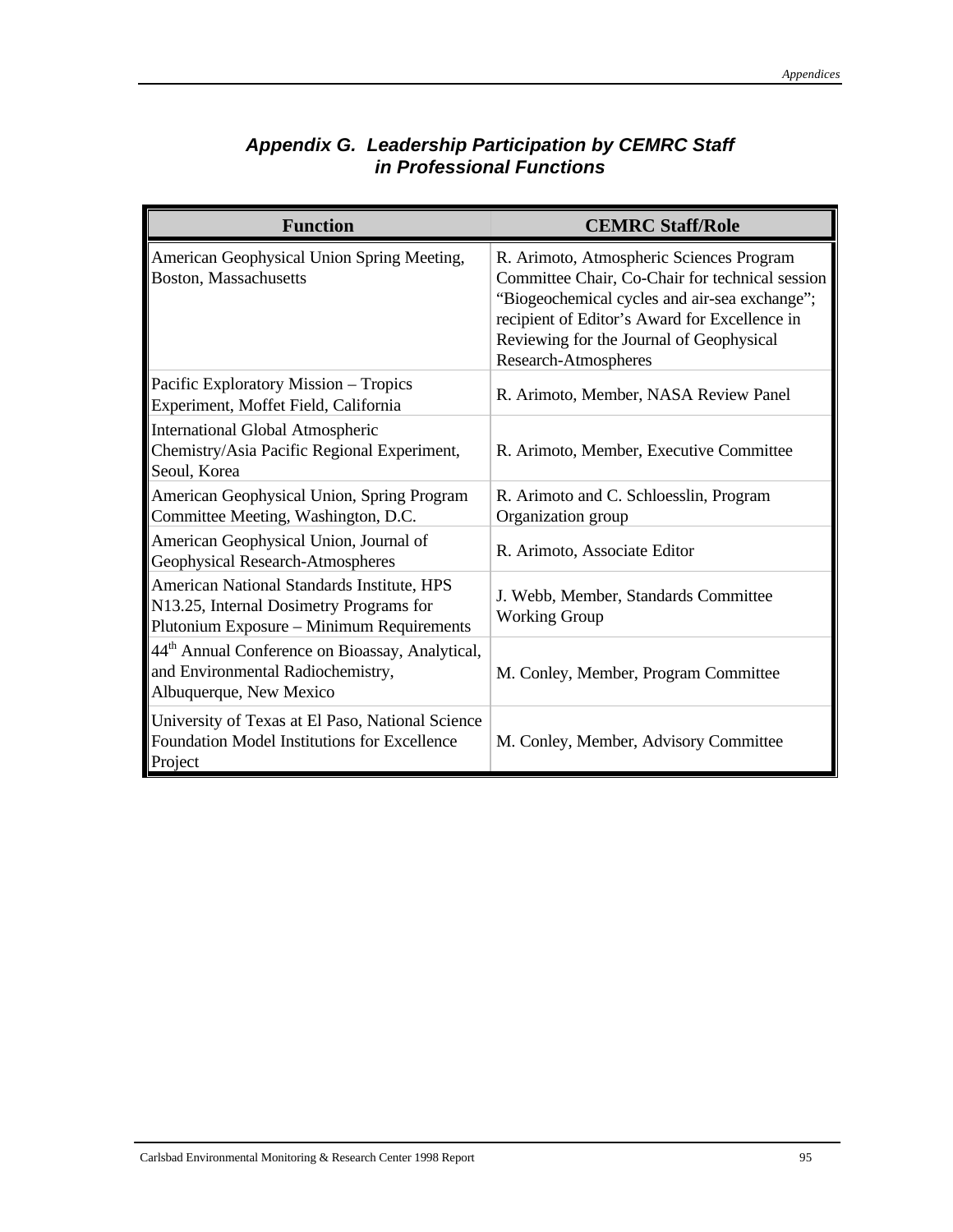# *Appendix G. Leadership Participation by CEMRC Staff in Professional Functions*

| Function | CEMRC Staff/Role |
|---|---|
| American Geophysical Union Spring Meeting, Boston, Massachusetts | R. Arimoto, Atmospheric Sciences Program Committee Chair, Co-Chair for technical session "Biogeochemical cycles and air-sea exchange"; recipient of Editor's Award for Excellence in Reviewing for the Journal of Geophysical Research-Atmospheres |
| Pacific Exploratory Mission – Tropics Experiment, Moffet Field, California | R. Arimoto, Member, NASA Review Panel |
| International Global Atmospheric Chemistry/Asia Pacific Regional Experiment, Seoul, Korea | R. Arimoto, Member, Executive Committee |
| American Geophysical Union, Spring Program Committee Meeting, Washington, D.C. | R. Arimoto and C. Schloesslin, Program Organization group |
| American Geophysical Union, Journal of Geophysical Research-Atmospheres | R. Arimoto, Associate Editor |
| American National Standards Institute, HPS N13.25, Internal Dosimetry Programs for Plutonium Exposure – Minimum Requirements | J. Webb, Member, Standards Committee Working Group |
| 44th Annual Conference on Bioassay, Analytical, and Environmental Radiochemistry, Albuquerque, New Mexico | M. Conley, Member, Program Committee |
| University of Texas at El Paso, National Science Foundation Model Institutions for Excellence Project | M. Conley, Member, Advisory Committee |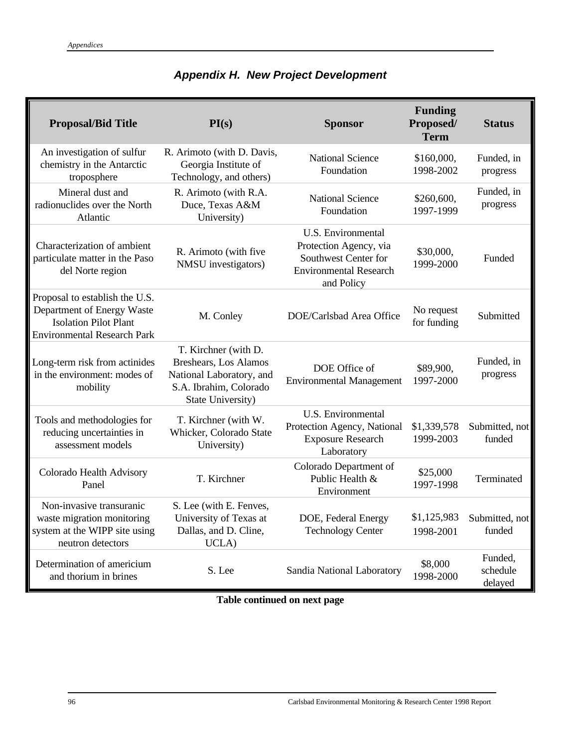## *Appendix H. New Project Development*

| Proposal/Bid Title | PI(s) | Sponsor | Funding Proposed/ Term | Status |
|---|---|---|---|---|
| An investigation of sulfur chemistry in the Antarctic troposphere | R. Arimoto (with D. Davis, Georgia Institute of Technology, and others) | National Science Foundation | \$160,000, 1998-2002 | Funded, in progress |
| Mineral dust and radionuclides over the North Atlantic | R. Arimoto (with R.A. Duce, Texas A&M University) | National Science Foundation | \$260,600, 1997-1999 | Funded, in progress |
| Characterization of ambient particulate matter in the Paso del Norte region | R. Arimoto (with five NMSU investigators) | U.S. Environmental Protection Agency, via Southwest Center for Environmental Research and Policy | \$30,000, 1999-2000 | Funded |
| Proposal to establish the U.S. Department of Energy Waste Isolation Pilot Plant Environmental Research Park | M. Conley | DOE/Carlsbad Area Office | No request for funding | Submitted |
| Long-term risk from actinides in the environment: modes of mobility | T. Kirchner (with D. Breshears, Los Alamos National Laboratory, and S.A. Ibrahim, Colorado State University) | DOE Office of Environmental Management | \$89,900, 1997-2000 | Funded, in progress |
| Tools and methodologies for reducing uncertainties in assessment models | T. Kirchner (with W. Whicker, Colorado State University) | U.S. Environmental Protection Agency, National Exposure Research Laboratory | \$1,339,578 1999-2003 | Submitted, not funded |
| Colorado Health Advisory Panel | T. Kirchner | Colorado Department of Public Health & Environment | \$25,000 1997-1998 | Terminated |
| Non-invasive transuranic waste migration monitoring system at the WIPP site using neutron detectors | S. Lee (with E. Fenves, University of Texas at Dallas, and D. Cline, UCLA) | DOE, Federal Energy Technology Center | \$1,125,983 1998-2001 | Submitted, not funded |
| Determination of americium and thorium in brines | S. Lee | Sandia National Laboratory | \$8,000 1998-2000 | Funded, schedule delayed |

**Table continued on next page**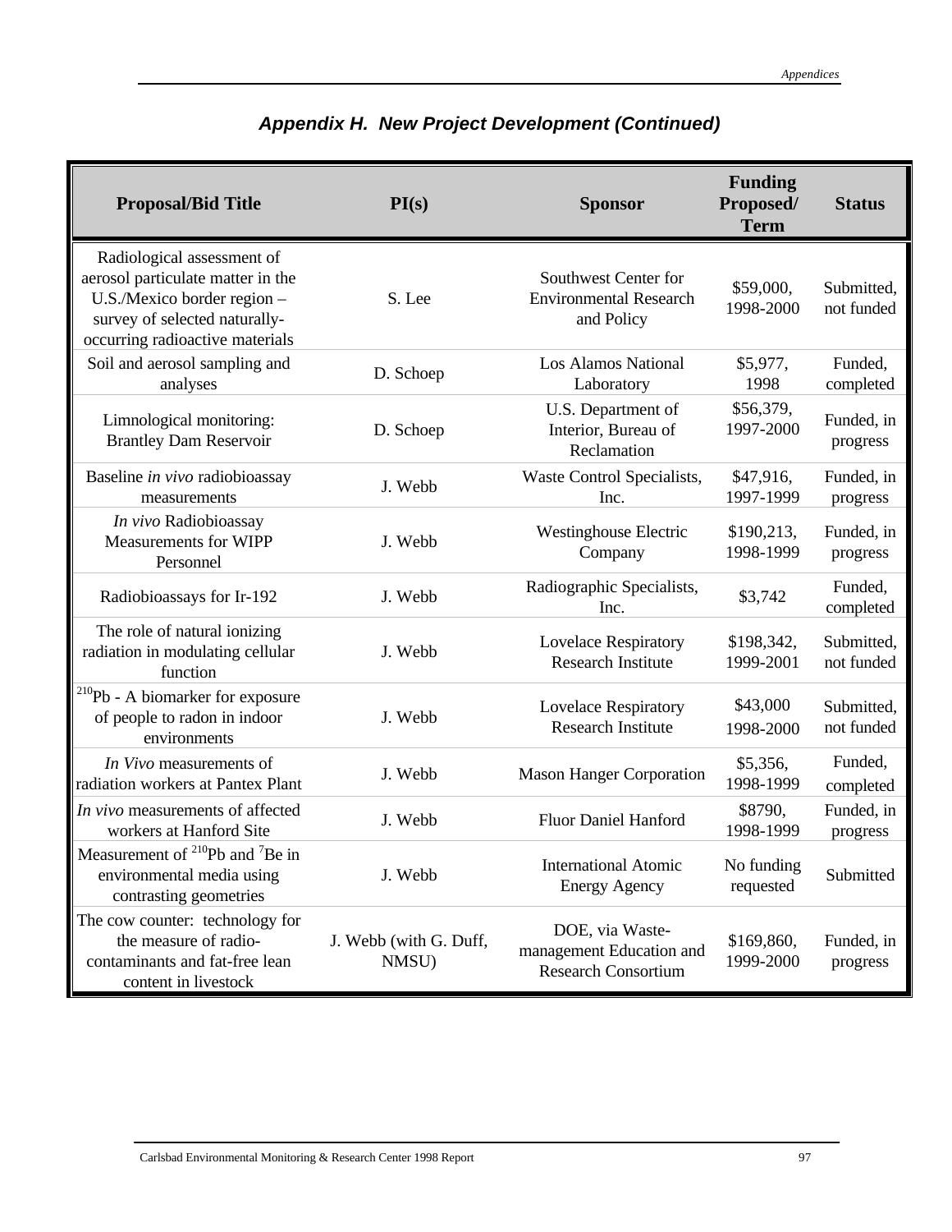## *Appendix H. New Project Development (Continued)*

| Proposal/Bid Title | PI(s) | Sponsor | Funding Proposed/ Term | Status |
|---|---|---|---|---|
| Radiological assessment of aerosol particulate matter in the U.S./Mexico border region – survey of selected naturally-occurring radioactive materials | S. Lee | Southwest Center for Environmental Research and Policy | \$59,000, 1998-2000 | Submitted, not funded |
| Soil and aerosol sampling and analyses | D. Schoep | Los Alamos National Laboratory | \$5,977, 1998 | Funded, completed |
| Limnological monitoring: Brantley Dam Reservoir | D. Schoep | U.S. Department of Interior, Bureau of Reclamation | \$56,379, 1997-2000 | Funded, in progress |
| Baseline *in vivo* radiobioassay measurements | J. Webb | Waste Control Specialists, Inc. | \$47,916, 1997-1999 | Funded, in progress |
| *In vivo* Radiobioassay Measurements for WIPP Personnel | J. Webb | Westinghouse Electric Company | \$190,213, 1998-1999 | Funded, in progress |
| Radiobioassays for Ir-192 | J. Webb | Radiographic Specialists, Inc. | \$3,742 | Funded, completed |
| The role of natural ionizing radiation in modulating cellular function | J. Webb | Lovelace Respiratory Research Institute | \$198,342, 1999-2001 | Submitted, not funded |
| $^{210}$Pb - A biomarker for exposure of people to radon in indoor environments | J. Webb | Lovelace Respiratory Research Institute | \$43,000 1998-2000 | Submitted, not funded |
| *In Vivo* measurements of radiation workers at Pantex Plant | J. Webb | Mason Hanger Corporation | \$5,356, 1998-1999 | Funded, completed |
| *In vivo* measurements of affected workers at Hanford Site | J. Webb | Fluor Daniel Hanford | \$8790, 1998-1999 | Funded, in progress |
| Measurement of $^{210}$Pb and $^{7}$Be in environmental media using contrasting geometries | J. Webb | International Atomic Energy Agency | No funding requested | Submitted |
| The cow counter: technology for the measure of radio-contaminants and fat-free lean content in livestock | J. Webb (with G. Duff, NMSU) | DOE, via Waste-management Education and Research Consortium | \$169,860, 1999-2000 | Funded, in progress |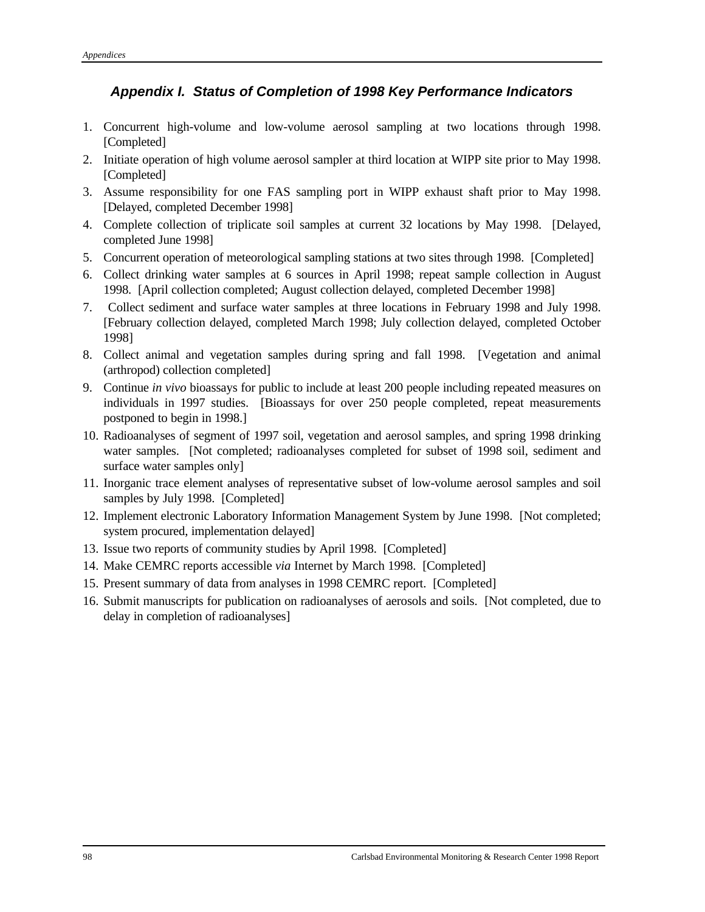## *Appendix I. Status of Completion of 1998 Key Performance Indicators*

1. Concurrent high-volume and low-volume aerosol sampling at two locations through 1998. [Completed]
2. Initiate operation of high volume aerosol sampler at third location at WIPP site prior to May 1998. [Completed]
3. Assume responsibility for one FAS sampling port in WIPP exhaust shaft prior to May 1998. [Delayed, completed December 1998]
4. Complete collection of triplicate soil samples at current 32 locations by May 1998. [Delayed, completed June 1998]
5. Concurrent operation of meteorological sampling stations at two sites through 1998. [Completed]
6. Collect drinking water samples at 6 sources in April 1998; repeat sample collection in August 1998. [April collection completed; August collection delayed, completed December 1998]
7. Collect sediment and surface water samples at three locations in February 1998 and July 1998. [February collection delayed, completed March 1998; July collection delayed, completed October 1998]
8. Collect animal and vegetation samples during spring and fall 1998. [Vegetation and animal (arthropod) collection completed]
9. Continue *in vivo* bioassays for public to include at least 200 people including repeated measures on individuals in 1997 studies. [Bioassays for over 250 people completed, repeat measurements postponed to begin in 1998.]
10. Radioanalyses of segment of 1997 soil, vegetation and aerosol samples, and spring 1998 drinking water samples. [Not completed; radioanalyses completed for subset of 1998 soil, sediment and surface water samples only]
11. Inorganic trace element analyses of representative subset of low-volume aerosol samples and soil samples by July 1998. [Completed]
12. Implement electronic Laboratory Information Management System by June 1998. [Not completed; system procured, implementation delayed]
13. Issue two reports of community studies by April 1998. [Completed]
14. Make CEMRC reports accessible *via* Internet by March 1998. [Completed]
15. Present summary of data from analyses in 1998 CEMRC report. [Completed]
16. Submit manuscripts for publication on radioanalyses of aerosols and soils. [Not completed, due to delay in completion of radioanalyses]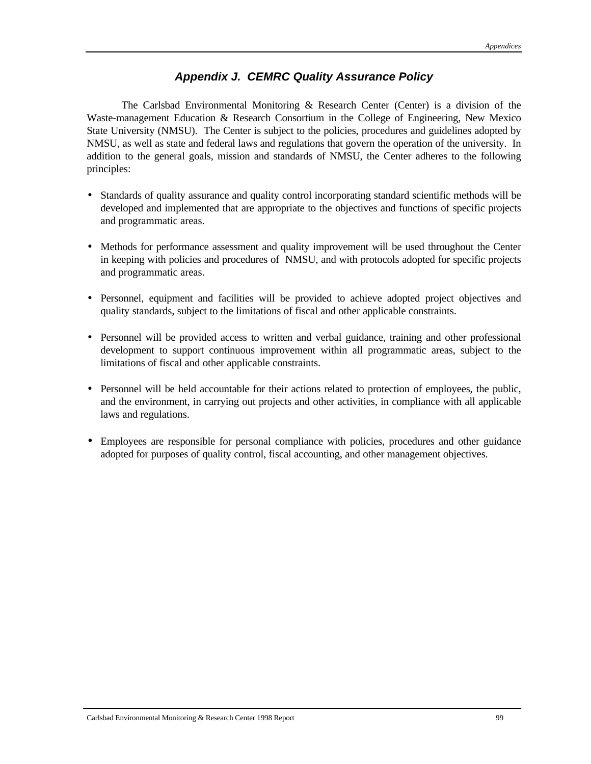## *Appendix J. CEMRC Quality Assurance Policy*

The Carlsbad Environmental Monitoring & Research Center (Center) is a division of the Waste-management Education & Research Consortium in the College of Engineering, New Mexico State University (NMSU). The Center is subject to the policies, procedures and guidelines adopted by NMSU, as well as state and federal laws and regulations that govern the operation of the university. In addition to the general goals, mission and standards of NMSU, the Center adheres to the following principles:

- Standards of quality assurance and quality control incorporating standard scientific methods will be developed and implemented that are appropriate to the objectives and functions of specific projects and programmatic areas.

- Methods for performance assessment and quality improvement will be used throughout the Center in keeping with policies and procedures of NMSU, and with protocols adopted for specific projects and programmatic areas.

- Personnel, equipment and facilities will be provided to achieve adopted project objectives and quality standards, subject to the limitations of fiscal and other applicable constraints.

- Personnel will be provided access to written and verbal guidance, training and other professional development to support continuous improvement within all programmatic areas, subject to the limitations of fiscal and other applicable constraints.

- Personnel will be held accountable for their actions related to protection of employees, the public, and the environment, in carrying out projects and other activities, in compliance with all applicable laws and regulations.

- Employees are responsible for personal compliance with policies, procedures and other guidance adopted for purposes of quality control, fiscal accounting, and other management objectives.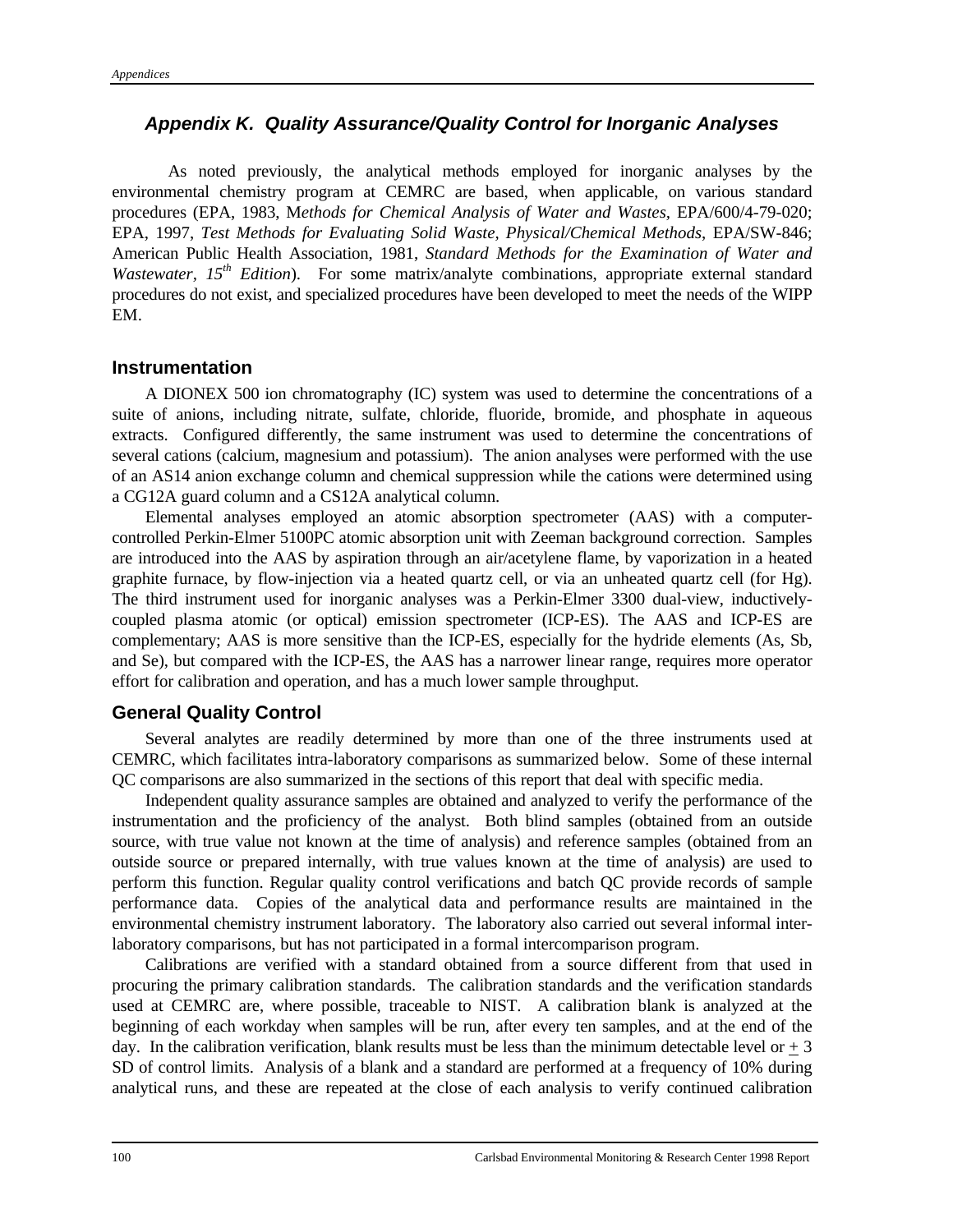## *Appendix K. Quality Assurance/Quality Control for Inorganic Analyses*

As noted previously, the analytical methods employed for inorganic analyses by the environmental chemistry program at CEMRC are based, when applicable, on various standard procedures (EPA, 1983, M*ethods for Chemical Analysis of Water and Wastes*, EPA/600/4-79-020; EPA, 1997, *Test Methods for Evaluating Solid Waste, Physical/Chemical Methods*, EPA/SW-846; American Public Health Association, 1981, *Standard Methods for the Examination of Water and Wastewater, 15th Edition*). For some matrix/analyte combinations, appropriate external standard procedures do not exist, and specialized procedures have been developed to meet the needs of the WIPP EM.

### Instrumentation

A DIONEX 500 ion chromatography (IC) system was used to determine the concentrations of a suite of anions, including nitrate, sulfate, chloride, fluoride, bromide, and phosphate in aqueous extracts. Configured differently, the same instrument was used to determine the concentrations of several cations (calcium, magnesium and potassium). The anion analyses were performed with the use of an AS14 anion exchange column and chemical suppression while the cations were determined using a CG12A guard column and a CS12A analytical column.

Elemental analyses employed an atomic absorption spectrometer (AAS) with a computer-controlled Perkin-Elmer 5100PC atomic absorption unit with Zeeman background correction. Samples are introduced into the AAS by aspiration through an air/acetylene flame, by vaporization in a heated graphite furnace, by flow-injection via a heated quartz cell, or via an unheated quartz cell (for Hg). The third instrument used for inorganic analyses was a Perkin-Elmer 3300 dual-view, inductively-coupled plasma atomic (or optical) emission spectrometer (ICP-ES). The AAS and ICP-ES are complementary; AAS is more sensitive than the ICP-ES, especially for the hydride elements (As, Sb, and Se), but compared with the ICP-ES, the AAS has a narrower linear range, requires more operator effort for calibration and operation, and has a much lower sample throughput.

### General Quality Control

Several analytes are readily determined by more than one of the three instruments used at CEMRC, which facilitates intra-laboratory comparisons as summarized below. Some of these internal QC comparisons are also summarized in the sections of this report that deal with specific media.

Independent quality assurance samples are obtained and analyzed to verify the performance of the instrumentation and the proficiency of the analyst. Both blind samples (obtained from an outside source, with true value not known at the time of analysis) and reference samples (obtained from an outside source or prepared internally, with true values known at the time of analysis) are used to perform this function. Regular quality control verifications and batch QC provide records of sample performance data. Copies of the analytical data and performance results are maintained in the environmental chemistry instrument laboratory. The laboratory also carried out several informal inter-laboratory comparisons, but has not participated in a formal intercomparison program.

Calibrations are verified with a standard obtained from a source different from that used in procuring the primary calibration standards. The calibration standards and the verification standards used at CEMRC are, where possible, traceable to NIST. A calibration blank is analyzed at the beginning of each workday when samples will be run, after every ten samples, and at the end of the day. In the calibration verification, blank results must be less than the minimum detectable level or ± 3 SD of control limits. Analysis of a blank and a standard are performed at a frequency of 10% during analytical runs, and these are repeated at the close of each analysis to verify continued calibration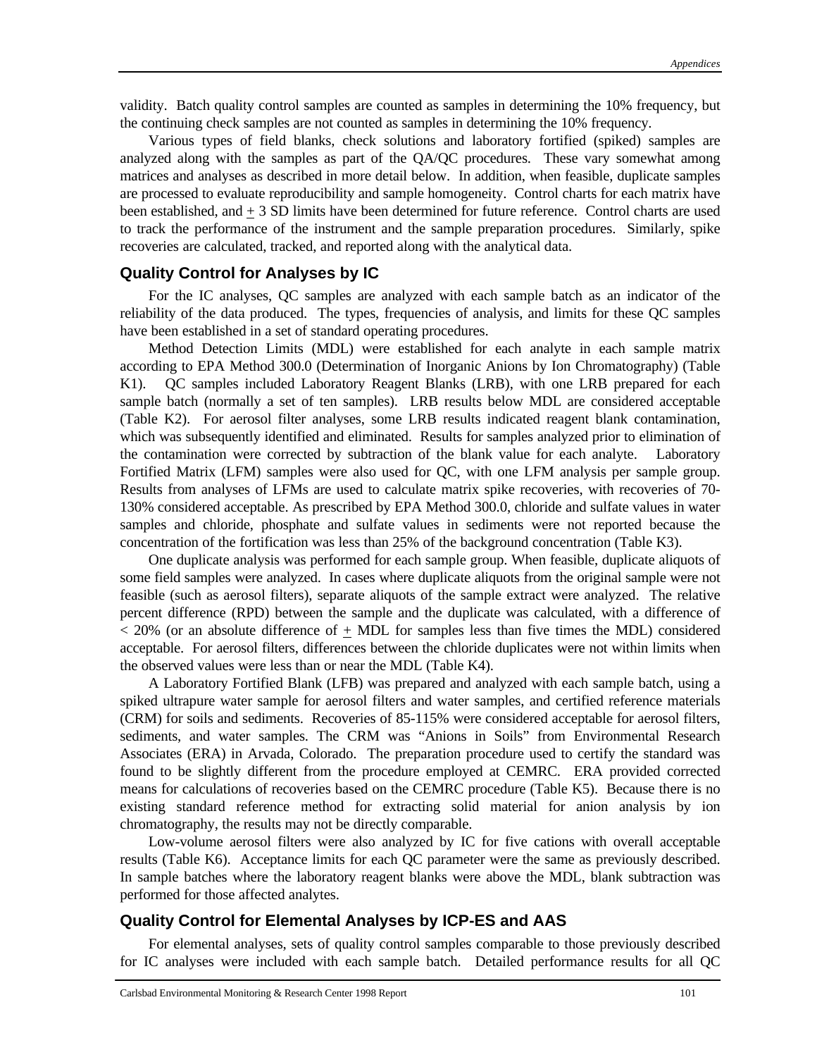validity. Batch quality control samples are counted as samples in determining the 10% frequency, but the continuing check samples are not counted as samples in determining the 10% frequency.

Various types of field blanks, check solutions and laboratory fortified (spiked) samples are analyzed along with the samples as part of the QA/QC procedures. These vary somewhat among matrices and analyses as described in more detail below. In addition, when feasible, duplicate samples are processed to evaluate reproducibility and sample homogeneity. Control charts for each matrix have been established, and $\pm$ 3 SD limits have been determined for future reference. Control charts are used to track the performance of the instrument and the sample preparation procedures. Similarly, spike recoveries are calculated, tracked, and reported along with the analytical data.

## Quality Control for Analyses by IC

For the IC analyses, QC samples are analyzed with each sample batch as an indicator of the reliability of the data produced. The types, frequencies of analysis, and limits for these QC samples have been established in a set of standard operating procedures.

Method Detection Limits (MDL) were established for each analyte in each sample matrix according to EPA Method 300.0 (Determination of Inorganic Anions by Ion Chromatography) (Table K1). QC samples included Laboratory Reagent Blanks (LRB), with one LRB prepared for each sample batch (normally a set of ten samples). LRB results below MDL are considered acceptable (Table K2). For aerosol filter analyses, some LRB results indicated reagent blank contamination, which was subsequently identified and eliminated. Results for samples analyzed prior to elimination of the contamination were corrected by subtraction of the blank value for each analyte. Laboratory Fortified Matrix (LFM) samples were also used for QC, with one LFM analysis per sample group. Results from analyses of LFMs are used to calculate matrix spike recoveries, with recoveries of 70-130% considered acceptable. As prescribed by EPA Method 300.0, chloride and sulfate values in water samples and chloride, phosphate and sulfate values in sediments were not reported because the concentration of the fortification was less than 25% of the background concentration (Table K3).

One duplicate analysis was performed for each sample group. When feasible, duplicate aliquots of some field samples were analyzed. In cases where duplicate aliquots from the original sample were not feasible (such as aerosol filters), separate aliquots of the sample extract were analyzed. The relative percent difference (RPD) between the sample and the duplicate was calculated, with a difference of < 20% (or an absolute difference of $\pm$ MDL for samples less than five times the MDL) considered acceptable. For aerosol filters, differences between the chloride duplicates were not within limits when the observed values were less than or near the MDL (Table K4).

A Laboratory Fortified Blank (LFB) was prepared and analyzed with each sample batch, using a spiked ultrapure water sample for aerosol filters and water samples, and certified reference materials (CRM) for soils and sediments. Recoveries of 85-115% were considered acceptable for aerosol filters, sediments, and water samples. The CRM was "Anions in Soils" from Environmental Research Associates (ERA) in Arvada, Colorado. The preparation procedure used to certify the standard was found to be slightly different from the procedure employed at CEMRC. ERA provided corrected means for calculations of recoveries based on the CEMRC procedure (Table K5). Because there is no existing standard reference method for extracting solid material for anion analysis by ion chromatography, the results may not be directly comparable.

Low-volume aerosol filters were also analyzed by IC for five cations with overall acceptable results (Table K6). Acceptance limits for each QC parameter were the same as previously described. In sample batches where the laboratory reagent blanks were above the MDL, blank subtraction was performed for those affected analytes.

## Quality Control for Elemental Analyses by ICP-ES and AAS

For elemental analyses, sets of quality control samples comparable to those previously described for IC analyses were included with each sample batch. Detailed performance results for all QC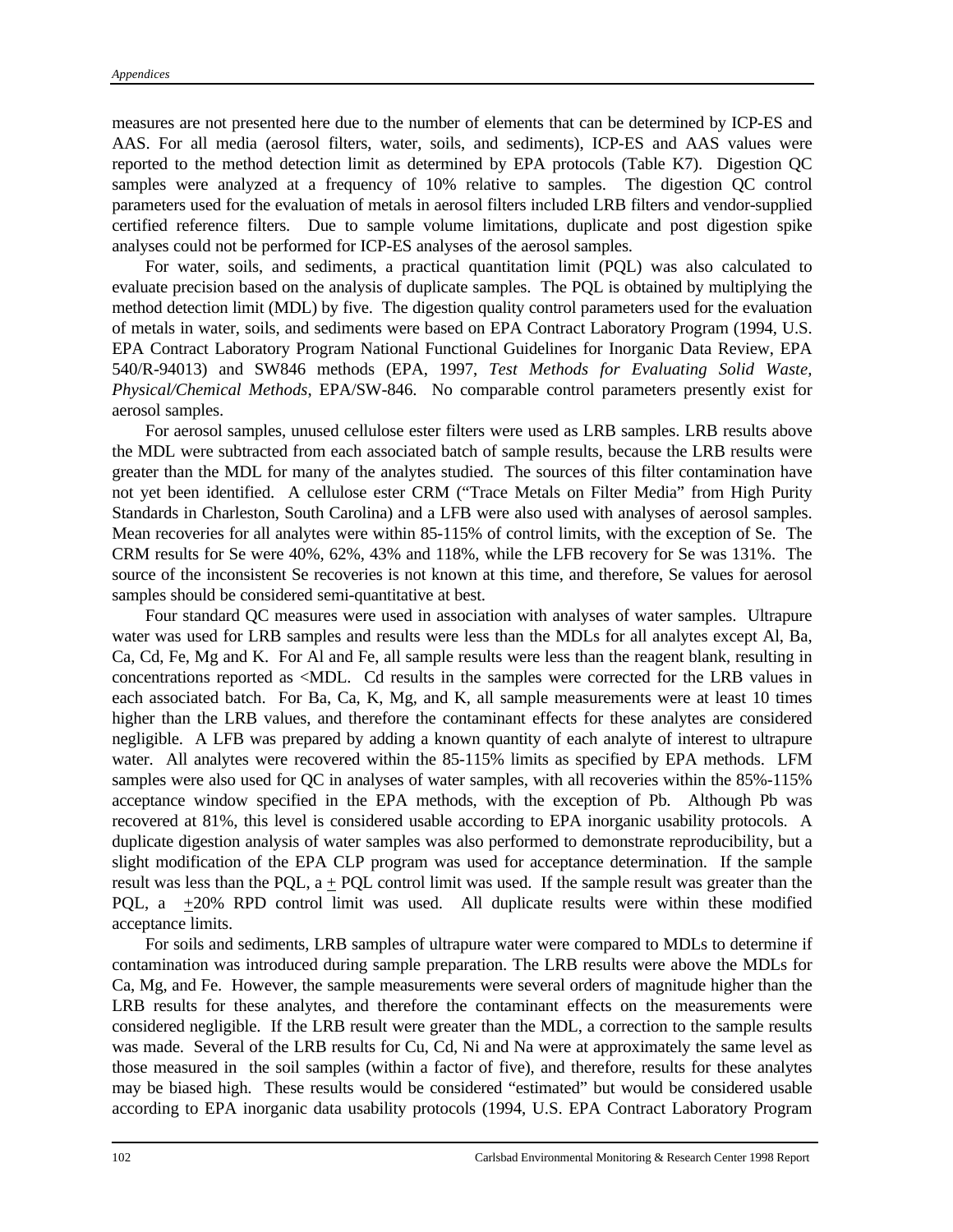measures are not presented here due to the number of elements that can be determined by ICP-ES and AAS. For all media (aerosol filters, water, soils, and sediments), ICP-ES and AAS values were reported to the method detection limit as determined by EPA protocols (Table K7). Digestion QC samples were analyzed at a frequency of 10% relative to samples. The digestion QC control parameters used for the evaluation of metals in aerosol filters included LRB filters and vendor-supplied certified reference filters. Due to sample volume limitations, duplicate and post digestion spike analyses could not be performed for ICP-ES analyses of the aerosol samples.

For water, soils, and sediments, a practical quantitation limit (PQL) was also calculated to evaluate precision based on the analysis of duplicate samples. The PQL is obtained by multiplying the method detection limit (MDL) by five. The digestion quality control parameters used for the evaluation of metals in water, soils, and sediments were based on EPA Contract Laboratory Program (1994, U.S. EPA Contract Laboratory Program National Functional Guidelines for Inorganic Data Review, EPA 540/R-94013) and SW846 methods (EPA, 1997, *Test Methods for Evaluating Solid Waste, Physical/Chemical Methods*, EPA/SW-846. No comparable control parameters presently exist for aerosol samples.

For aerosol samples, unused cellulose ester filters were used as LRB samples. LRB results above the MDL were subtracted from each associated batch of sample results, because the LRB results were greater than the MDL for many of the analytes studied. The sources of this filter contamination have not yet been identified. A cellulose ester CRM ("Trace Metals on Filter Media" from High Purity Standards in Charleston, South Carolina) and a LFB were also used with analyses of aerosol samples. Mean recoveries for all analytes were within 85-115% of control limits, with the exception of Se. The CRM results for Se were 40%, 62%, 43% and 118%, while the LFB recovery for Se was 131%. The source of the inconsistent Se recoveries is not known at this time, and therefore, Se values for aerosol samples should be considered semi-quantitative at best.

Four standard QC measures were used in association with analyses of water samples. Ultrapure water was used for LRB samples and results were less than the MDLs for all analytes except Al, Ba, Ca, Cd, Fe, Mg and K. For Al and Fe, all sample results were less than the reagent blank, resulting in concentrations reported as <MDL. Cd results in the samples were corrected for the LRB values in each associated batch. For Ba, Ca, K, Mg, and K, all sample measurements were at least 10 times higher than the LRB values, and therefore the contaminant effects for these analytes are considered negligible. A LFB was prepared by adding a known quantity of each analyte of interest to ultrapure water. All analytes were recovered within the 85-115% limits as specified by EPA methods. LFM samples were also used for QC in analyses of water samples, with all recoveries within the 85%-115% acceptance window specified in the EPA methods, with the exception of Pb. Although Pb was recovered at 81%, this level is considered usable according to EPA inorganic usability protocols. A duplicate digestion analysis of water samples was also performed to demonstrate reproducibility, but a slight modification of the EPA CLP program was used for acceptance determination. If the sample result was less than the PQL, a ± PQL control limit was used. If the sample result was greater than the PQL, a ±20% RPD control limit was used. All duplicate results were within these modified acceptance limits.

For soils and sediments, LRB samples of ultrapure water were compared to MDLs to determine if contamination was introduced during sample preparation. The LRB results were above the MDLs for Ca, Mg, and Fe. However, the sample measurements were several orders of magnitude higher than the LRB results for these analytes, and therefore the contaminant effects on the measurements were considered negligible. If the LRB result were greater than the MDL, a correction to the sample results was made. Several of the LRB results for Cu, Cd, Ni and Na were at approximately the same level as those measured in the soil samples (within a factor of five), and therefore, results for these analytes may be biased high. These results would be considered "estimated" but would be considered usable according to EPA inorganic data usability protocols (1994, U.S. EPA Contract Laboratory Program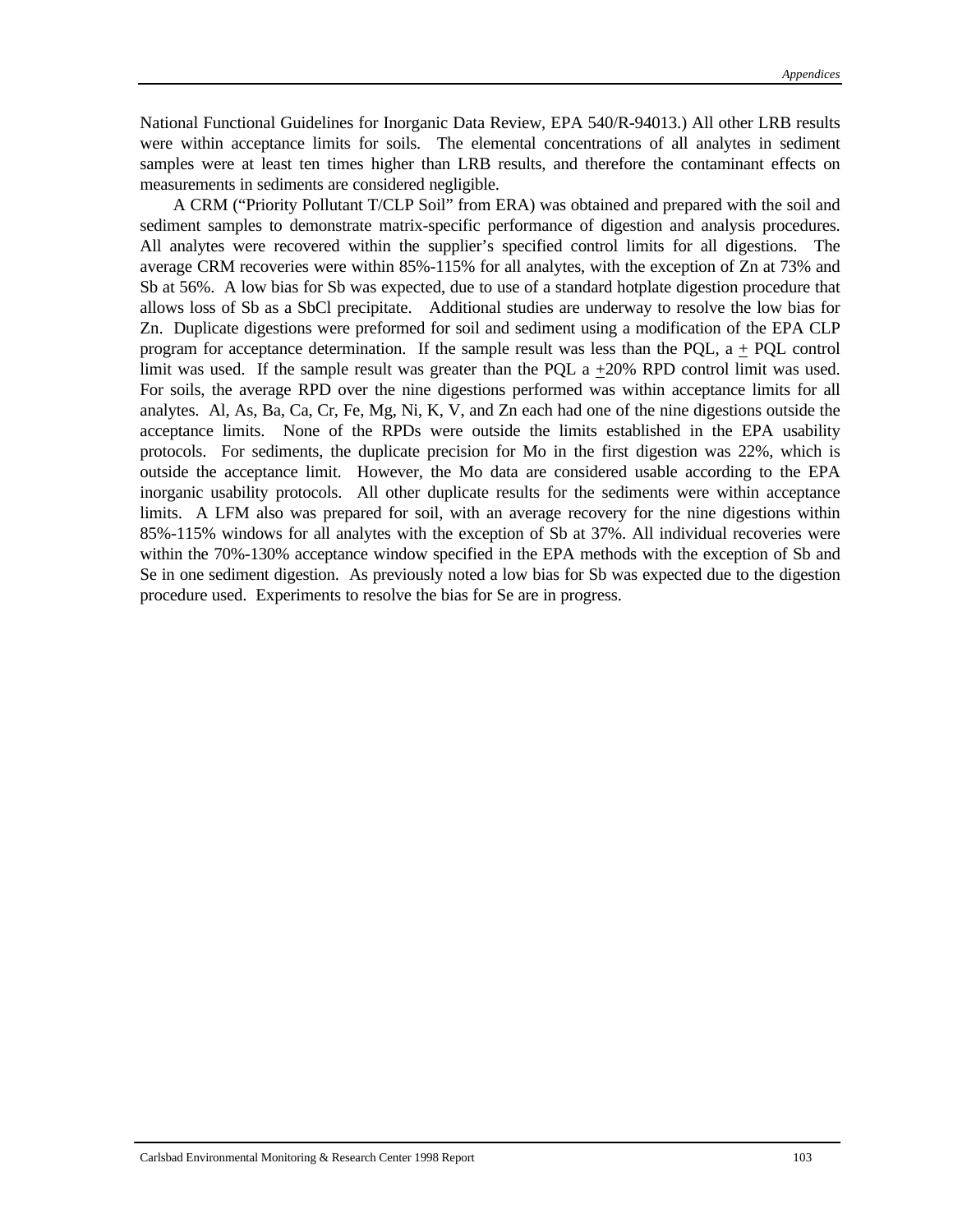National Functional Guidelines for Inorganic Data Review, EPA 540/R-94013.) All other LRB results were within acceptance limits for soils. The elemental concentrations of all analytes in sediment samples were at least ten times higher than LRB results, and therefore the contaminant effects on measurements in sediments are considered negligible.

A CRM ("Priority Pollutant T/CLP Soil" from ERA) was obtained and prepared with the soil and sediment samples to demonstrate matrix-specific performance of digestion and analysis procedures. All analytes were recovered within the supplier's specified control limits for all digestions. The average CRM recoveries were within 85%-115% for all analytes, with the exception of Zn at 73% and Sb at 56%. A low bias for Sb was expected, due to use of a standard hotplate digestion procedure that allows loss of Sb as a SbCl precipitate. Additional studies are underway to resolve the low bias for Zn. Duplicate digestions were preformed for soil and sediment using a modification of the EPA CLP program for acceptance determination. If the sample result was less than the PQL, a $\pm$ PQL control limit was used. If the sample result was greater than the PQL a $\pm$20% RPD control limit was used. For soils, the average RPD over the nine digestions performed was within acceptance limits for all analytes. Al, As, Ba, Ca, Cr, Fe, Mg, Ni, K, V, and Zn each had one of the nine digestions outside the acceptance limits. None of the RPDs were outside the limits established in the EPA usability protocols. For sediments, the duplicate precision for Mo in the first digestion was 22%, which is outside the acceptance limit. However, the Mo data are considered usable according to the EPA inorganic usability protocols. All other duplicate results for the sediments were within acceptance limits. A LFM also was prepared for soil, with an average recovery for the nine digestions within 85%-115% windows for all analytes with the exception of Sb at 37%. All individual recoveries were within the 70%-130% acceptance window specified in the EPA methods with the exception of Sb and Se in one sediment digestion. As previously noted a low bias for Sb was expected due to the digestion procedure used. Experiments to resolve the bias for Se are in progress.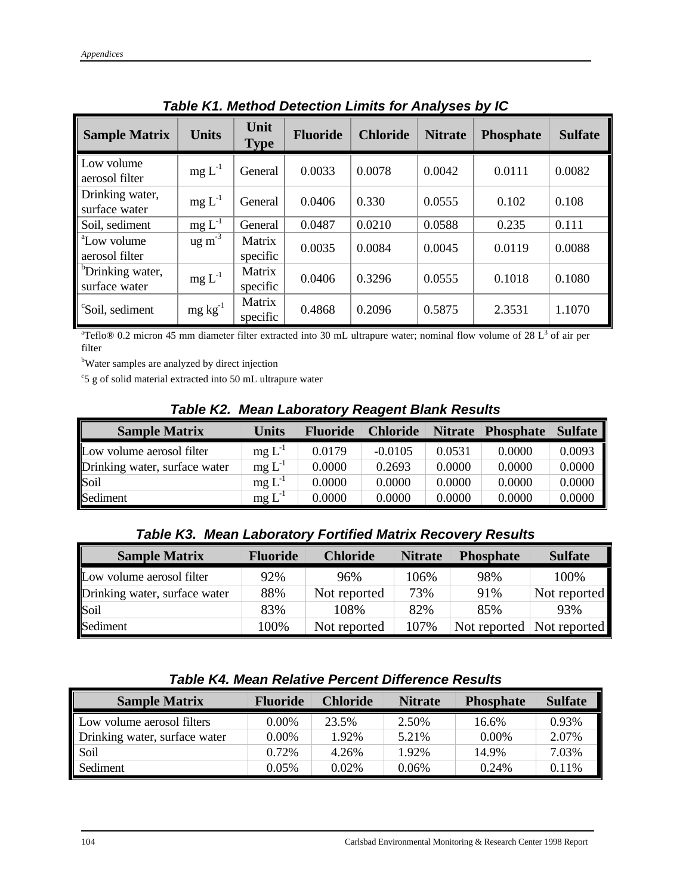### Table K1. Method Detection Limits for Analyses by IC

| Sample Matrix | Units | Unit Type | Fluoride | Chloride | Nitrate | Phosphate | Sulfate |
|---|---|---|---|---|---|---|---|
| Low volume aerosol filter | mg $L^{-1}$ | General | 0.0033 | 0.0078 | 0.0042 | 0.0111 | 0.0082 |
| Drinking water, surface water | mg $L^{-1}$ | General | 0.0406 | 0.330 | 0.0555 | 0.102 | 0.108 |
| Soil, sediment | mg $L^{-1}$ | General | 0.0487 | 0.0210 | 0.0588 | 0.235 | 0.111 |
| [a]Low volume aerosol filter | ug $m^{-3}$ | Matrix specific | 0.0035 | 0.0084 | 0.0045 | 0.0119 | 0.0088 |
| [b]Drinking water, surface water | mg $L^{-1}$ | Matrix specific | 0.0406 | 0.3296 | 0.0555 | 0.1018 | 0.1080 |
| [c]Soil, sediment | mg $kg^{-1}$ | Matrix specific | 0.4868 | 0.2096 | 0.5875 | 2.3531 | 1.1070 |

[a]Teflo® 0.2 micron 45 mm diameter filter extracted into 30 mL ultrapure water; nominal flow volume of 28 $L^3$ of air per filter

[b]Water samples are analyzed by direct injection

[c]5 g of solid material extracted into 50 mL ultrapure water

### Table K2. Mean Laboratory Reagent Blank Results

| Sample Matrix | Units | Fluoride | Chloride | Nitrate | Phosphate | Sulfate |
|---|---|---|---|---|---|---|
| Low volume aerosol filter | mg $L^{-1}$ | 0.0179 | -0.0105 | 0.0531 | 0.0000 | 0.0093 |
| Drinking water, surface water | mg $L^{-1}$ | 0.0000 | 0.2693 | 0.0000 | 0.0000 | 0.0000 |
| Soil | mg $L^{-1}$ | 0.0000 | 0.0000 | 0.0000 | 0.0000 | 0.0000 |
| Sediment | mg $L^{-1}$ | 0.0000 | 0.0000 | 0.0000 | 0.0000 | 0.0000 |

### Table K3. Mean Laboratory Fortified Matrix Recovery Results

| Sample Matrix | Fluoride | Chloride | Nitrate | Phosphate | Sulfate |
|---|---|---|---|---|---|
| Low volume aerosol filter | 92% | 96% | 106% | 98% | 100% |
| Drinking water, surface water | 88% | Not reported | 73% | 91% | Not reported |
| Soil | 83% | 108% | 82% | 85% | 93% |
| Sediment | 100% | Not reported | 107% | Not reported | Not reported |

### Table K4. Mean Relative Percent Difference Results

| Sample Matrix | Fluoride | Chloride | Nitrate | Phosphate | Sulfate |
|---|---|---|---|---|---|
| Low volume aerosol filters | 0.00% | 23.5% | 2.50% | 16.6% | 0.93% |
| Drinking water, surface water | 0.00% | 1.92% | 5.21% | 0.00% | 2.07% |
| Soil | 0.72% | 4.26% | 1.92% | 14.9% | 7.03% |
| Sediment | 0.05% | 0.02% | 0.06% | 0.24% | 0.11% |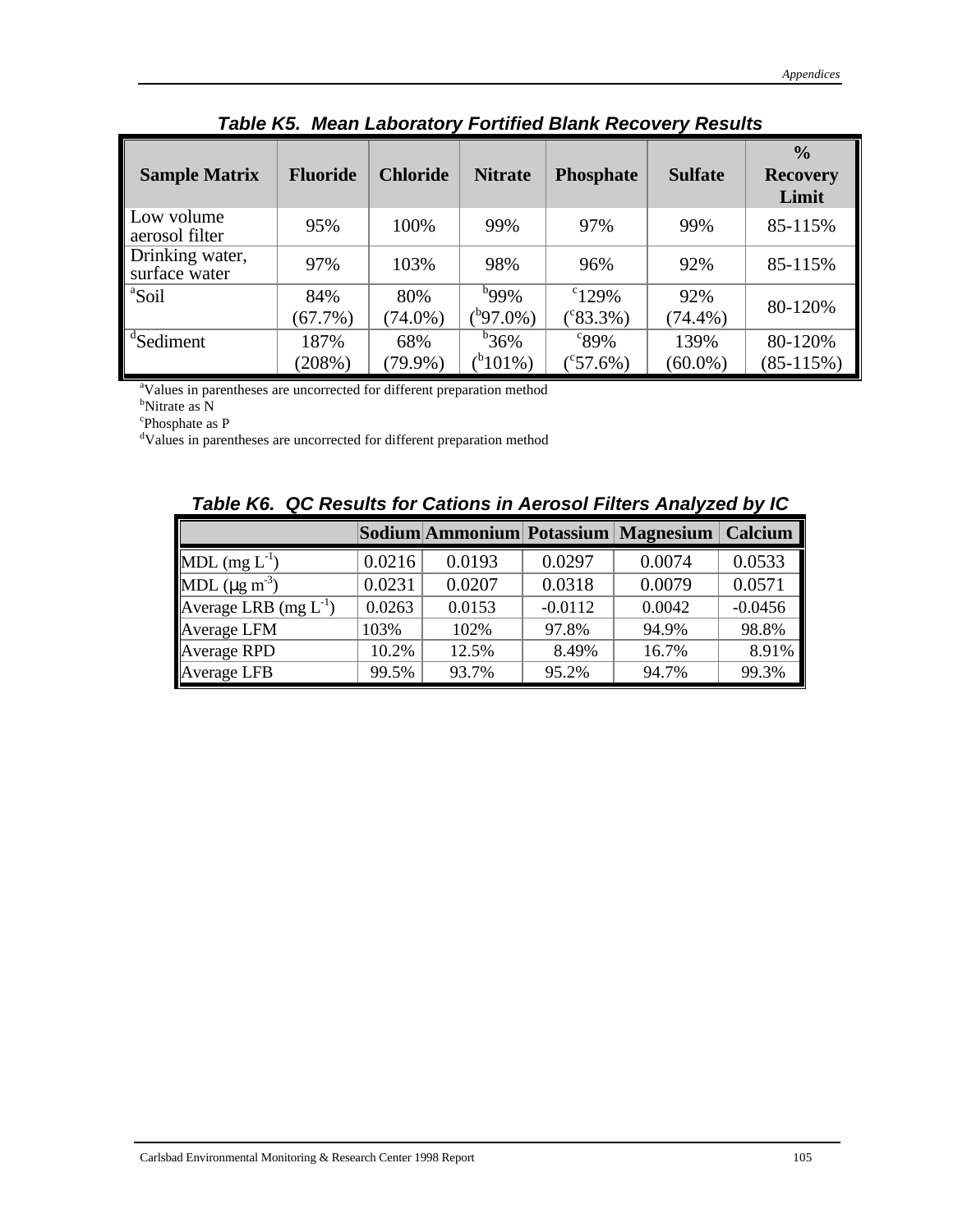**Table K5. Mean Laboratory Fortified Blank Recovery Results**

| Sample Matrix | Fluoride | Chloride | Nitrate | Phosphate | Sulfate | % Recovery Limit |
|---|---|---|---|---|---|---|
| Low volume aerosol filter | 95% | 100% | 99% | 97% | 99% | 85-115% |
| Drinking water, surface water | 97% | 103% | 98% | 96% | 92% | 85-115% |
| [a]Soil | 84% (67.7%) | 80% (74.0%) | [b]99% ([b]97.0%) | [c]129% ([c]83.3%) | 92% (74.4%) | 80-120% |
| [d]Sediment | 187% (208%) | 68% (79.9%) | [b]36% ([b]101%) | [c]89% ([c]57.6%) | 139% (60.0%) | 80-120% (85-115%) |

[a]Values in parentheses are uncorrected for different preparation method
[b]Nitrate as N
[c]Phosphate as P
[d]Values in parentheses are uncorrected for different preparation method

**Table K6. QC Results for Cations in Aerosol Filters Analyzed by IC**

| | Sodium | Ammonium | Potassium | Magnesium | Calcium |
|---|---|---|---|---|---|
| MDL (mg $L^{-1}$) | 0.0216 | 0.0193 | 0.0297 | 0.0074 | 0.0533 |
| MDL ($\mu$g $m^{-3}$) | 0.0231 | 0.0207 | 0.0318 | 0.0079 | 0.0571 |
| Average LRB (mg $L^{-1}$) | 0.0263 | 0.0153 | -0.0112 | 0.0042 | -0.0456 |
| Average LFM | 103% | 102% | 97.8% | 94.9% | 98.8% |
| Average RPD | 10.2% | 12.5% | 8.49% | 16.7% | 8.91% |
| Average LFB | 99.5% | 93.7% | 95.2% | 94.7% | 99.3% |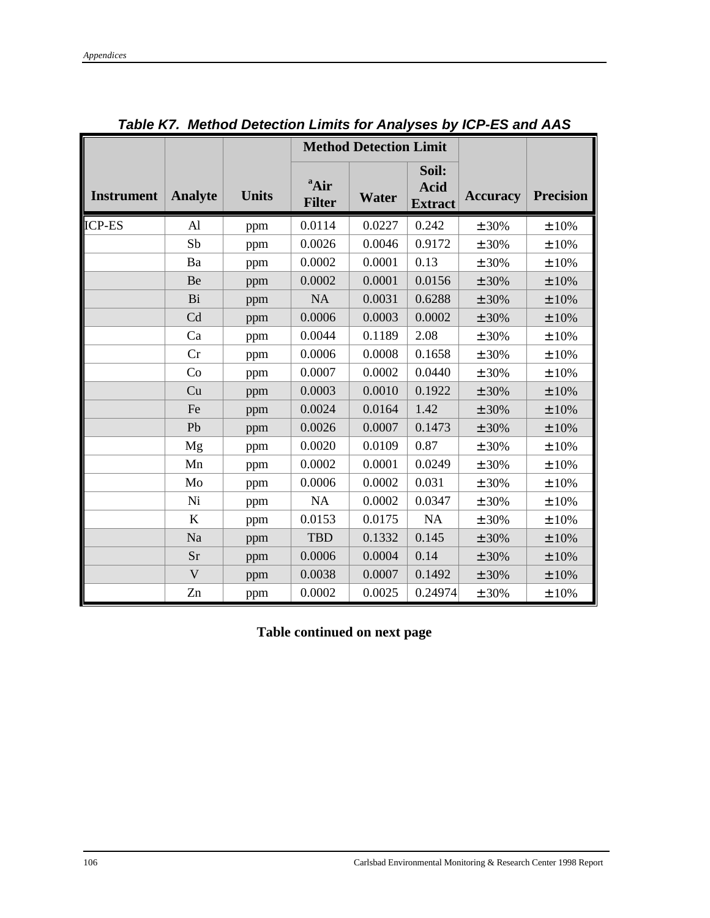**Table K7. Method Detection Limits for Analyses by ICP-ES and AAS**

| Instrument | Analyte | Units | Method Detection Limit | | | Accuracy | Precision |
|---|---|---|---|---|---|---|---|
| | | | [a]Air Filter | Water | Soil: Acid Extract | | |
| ICP-ES | Al | ppm | 0.0114 | 0.0227 | 0.242 | ±30% | ±10% |
| | Sb | ppm | 0.0026 | 0.0046 | 0.9172 | ±30% | ±10% |
| | Ba | ppm | 0.0002 | 0.0001 | 0.13 | ±30% | ±10% |
| | Be | ppm | 0.0002 | 0.0001 | 0.0156 | ±30% | ±10% |
| | Bi | ppm | NA | 0.0031 | 0.6288 | ±30% | ±10% |
| | Cd | ppm | 0.0006 | 0.0003 | 0.0002 | ±30% | ±10% |
| | Ca | ppm | 0.0044 | 0.1189 | 2.08 | ±30% | ±10% |
| | Cr | ppm | 0.0006 | 0.0008 | 0.1658 | ±30% | ±10% |
| | Co | ppm | 0.0007 | 0.0002 | 0.0440 | ±30% | ±10% |
| | Cu | ppm | 0.0003 | 0.0010 | 0.1922 | ±30% | ±10% |
| | Fe | ppm | 0.0024 | 0.0164 | 1.42 | ±30% | ±10% |
| | Pb | ppm | 0.0026 | 0.0007 | 0.1473 | ±30% | ±10% |
| | Mg | ppm | 0.0020 | 0.0109 | 0.87 | ±30% | ±10% |
| | Mn | ppm | 0.0002 | 0.0001 | 0.0249 | ±30% | ±10% |
| | Mo | ppm | 0.0006 | 0.0002 | 0.031 | ±30% | ±10% |
| | Ni | ppm | NA | 0.0002 | 0.0347 | ±30% | ±10% |
| | K | ppm | 0.0153 | 0.0175 | NA | ±30% | ±10% |
| | Na | ppm | TBD | 0.1332 | 0.145 | ±30% | ±10% |
| | Sr | ppm | 0.0006 | 0.0004 | 0.14 | ±30% | ±10% |
| | V | ppm | 0.0038 | 0.0007 | 0.1492 | ±30% | ±10% |
| | Zn | ppm | 0.0002 | 0.0025 | 0.24974 | ±30% | ±10% |

**Table continued on next page**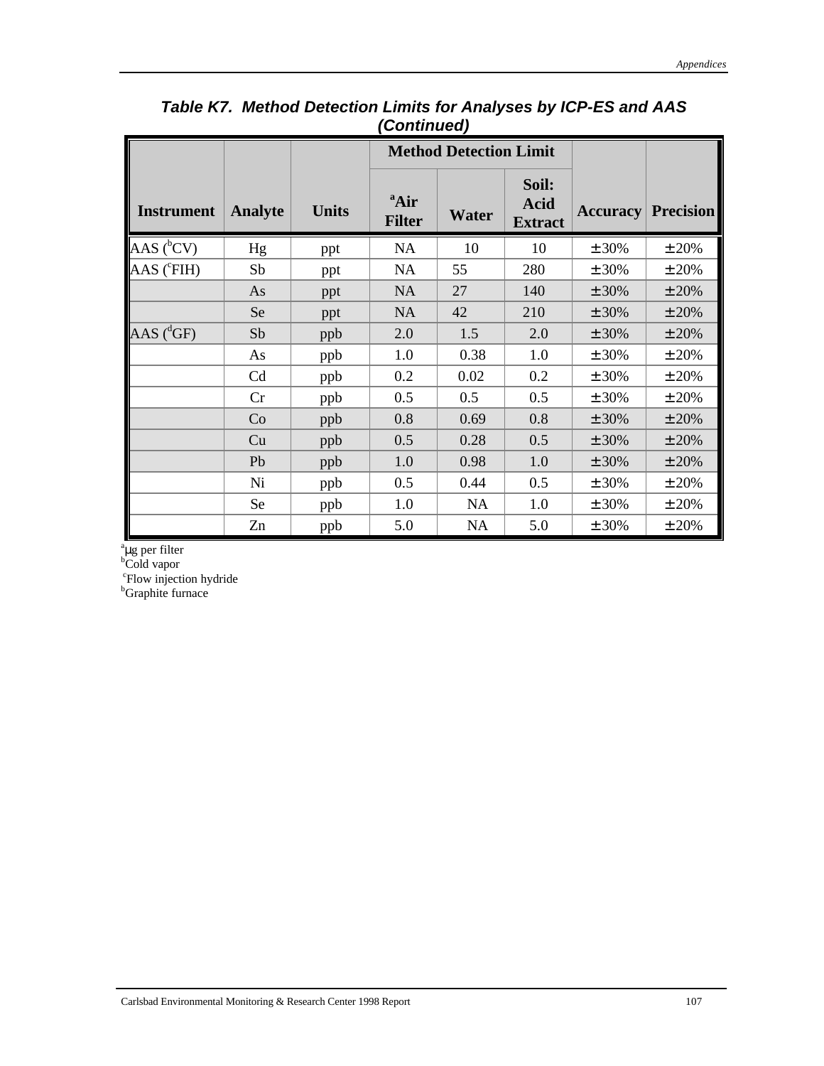**Table K7. Method Detection Limits for Analyses by ICP-ES and AAS (Continued)**

| Instrument | Analyte | Units | Method Detection Limit | | | Accuracy | Precision |
|---|---|---|---|---|---|---|---|
| | | | [a]Air Filter | Water | Soil: Acid Extract | | |
| AAS ([b]CV) | Hg | ppt | NA | 10 | 10 | ± 30% | ± 20% |
| AAS ([c]FIH) | Sb | ppt | NA | 55 | 280 | ± 30% | ± 20% |
| | As | ppt | NA | 27 | 140 | ± 30% | ± 20% |
| | Se | ppt | NA | 42 | 210 | ± 30% | ± 20% |
| AAS ([d]GF) | Sb | ppb | 2.0 | 1.5 | 2.0 | ± 30% | ± 20% |
| | As | ppb | 1.0 | 0.38 | 1.0 | ± 30% | ± 20% |
| | Cd | ppb | 0.2 | 0.02 | 0.2 | ± 30% | ± 20% |
| | Cr | ppb | 0.5 | 0.5 | 0.5 | ± 30% | ± 20% |
| | Co | ppb | 0.8 | 0.69 | 0.8 | ± 30% | ± 20% |
| | Cu | ppb | 0.5 | 0.28 | 0.5 | ± 30% | ± 20% |
| | Pb | ppb | 1.0 | 0.98 | 1.0 | ± 30% | ± 20% |
| | Ni | ppb | 0.5 | 0.44 | 0.5 | ± 30% | ± 20% |
| | Se | ppb | 1.0 | NA | 1.0 | ± 30% | ± 20% |
| | Zn | ppb | 5.0 | NA | 5.0 | ± 30% | ± 20% |

[a]μg per filter
[b]Cold vapor
[c]Flow injection hydride
[b]Graphite furnace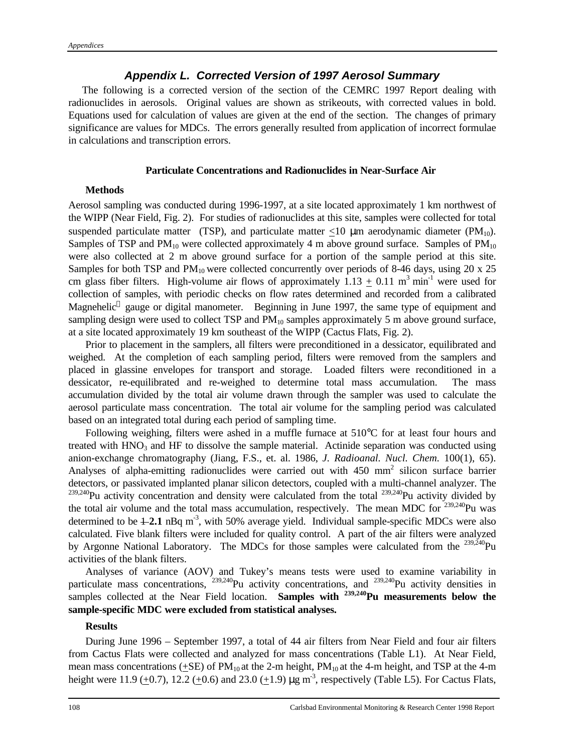## Appendix L.  Corrected Version of 1997 Aerosol Summary

The following is a corrected version of the section of the CEMRC 1997 Report dealing with radionuclides in aerosols. Original values are shown as strikeouts, with corrected values in bold. Equations used for calculation of values are given at the end of the section. The changes of primary significance are values for MDCs. The errors generally resulted from application of incorrect formulae in calculations and transcription errors.

### Particulate Concentrations and Radionuclides in Near-Surface Air

#### Methods

Aerosol sampling was conducted during 1996-1997, at a site located approximately 1 km northwest of the WIPP (Near Field, Fig. 2). For studies of radionuclides at this site, samples were collected for total suspended particulate matter (TSP), and particulate matter $\leq$10 μm aerodynamic diameter ($PM_{10}$). Samples of TSP and $PM_{10}$ were collected approximately 4 m above ground surface. Samples of $PM_{10}$ were also collected at 2 m above ground surface for a portion of the sample period at this site. Samples for both TSP and $PM_{10}$ were collected concurrently over periods of 8-46 days, using 20 x 25 cm glass fiber filters. High-volume air flows of approximately 1.13 $\pm$ 0.11 $m^3$ $min^{-1}$ were used for collection of samples, with periodic checks on flow rates determined and recorded from a calibrated Magnehelic® gauge or digital manometer. Beginning in June 1997, the same type of equipment and sampling design were used to collect TSP and $PM_{10}$ samples approximately 5 m above ground surface, at a site located approximately 19 km southeast of the WIPP (Cactus Flats, Fig. 2).

Prior to placement in the samplers, all filters were preconditioned in a dessicator, equilibrated and weighed. At the completion of each sampling period, filters were removed from the samplers and placed in glassine envelopes for transport and storage. Loaded filters were reconditioned in a dessicator, re-equilibrated and re-weighed to determine total mass accumulation. The mass accumulation divided by the total air volume drawn through the sampler was used to calculate the aerosol particulate mass concentration. The total air volume for the sampling period was calculated based on an integrated total during each period of sampling time.

Following weighing, filters were ashed in a muffle furnace at 510°C for at least four hours and treated with $HNO_3$ and HF to dissolve the sample material. Actinide separation was conducted using anion-exchange chromatography (Jiang, F.S., et. al. 1986, *J. Radioanal. Nucl. Chem.* 100(1), 65). Analyses of alpha-emitting radionuclides were carried out with 450 $mm^2$ silicon surface barrier detectors, or passivated implanted planar silicon detectors, coupled with a multi-channel analyzer. The $^{239,240}$Pu activity concentration and density were calculated from the total $^{239,240}$Pu activity divided by the total air volume and the total mass accumulation, respectively. The mean MDC for $^{239,240}$Pu was determined to be ~~1~~ **2.1** nBq $m^{-3}$, with 50% average yield. Individual sample-specific MDCs were also calculated. Five blank filters were included for quality control. A part of the air filters were analyzed by Argonne National Laboratory. The MDCs for those samples were calculated from the $^{239,240}$Pu activities of the blank filters.

Analyses of variance (AOV) and Tukey's means tests were used to examine variability in particulate mass concentrations, $^{239,240}$Pu activity concentrations, and $^{239,240}$Pu activity densities in samples collected at the Near Field location. **Samples with $^{239,240}$Pu measurements below the sample-specific MDC were excluded from statistical analyses.**

#### Results

During June 1996 – September 1997, a total of 44 air filters from Near Field and four air filters from Cactus Flats were collected and analyzed for mass concentrations (Table L1). At Near Field, mean mass concentrations ($\pm$SE) of $PM_{10}$ at the 2-m height, $PM_{10}$ at the 4-m height, and TSP at the 4-m height were 11.9 ($\pm$0.7), 12.2 ($\pm$0.6) and 23.0 ($\pm$1.9) μg $m^{-3}$, respectively (Table L5). For Cactus Flats,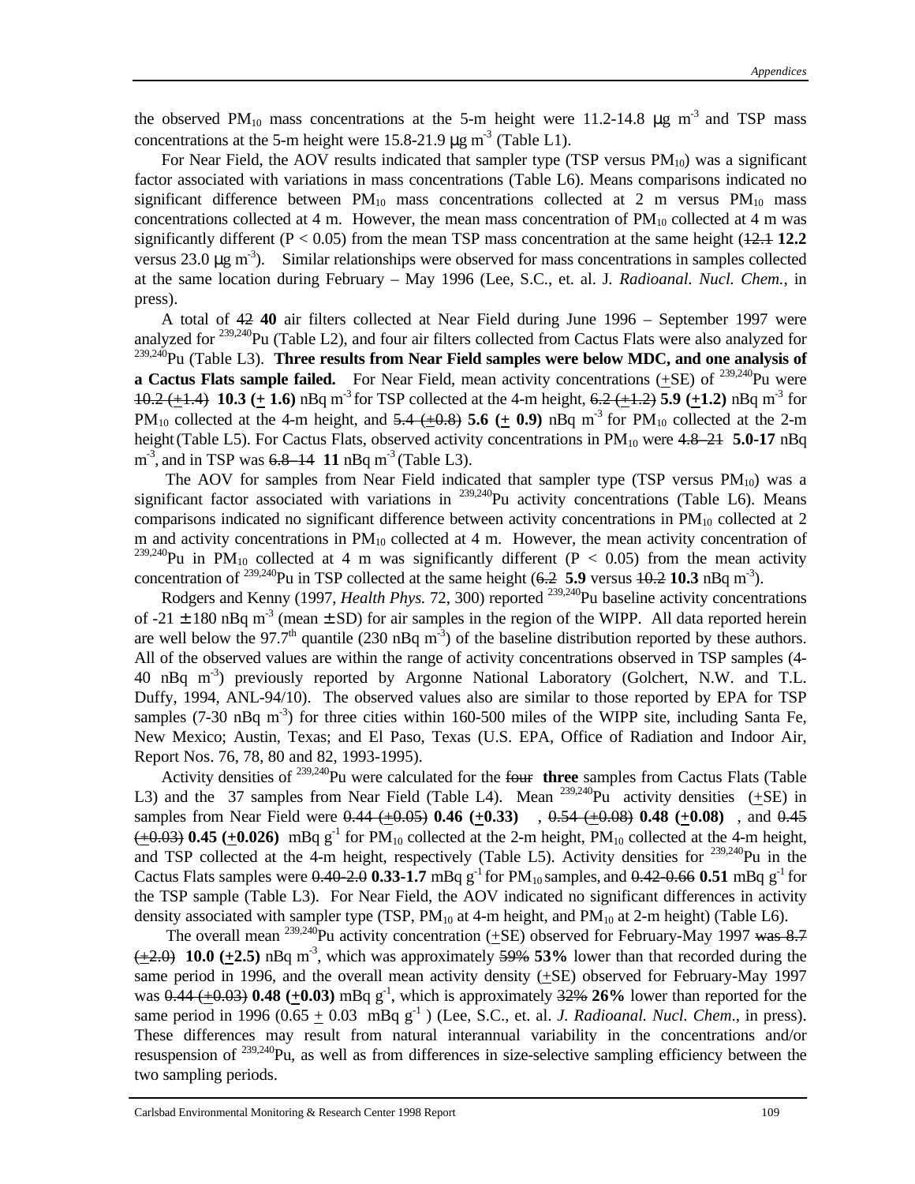the observed $PM_{10}$ mass concentrations at the 5-m height were 11.2-14.8 μg $m^{-3}$ and TSP mass concentrations at the 5-m height were 15.8-21.9 μg $m^{-3}$ (Table L1).

For Near Field, the AOV results indicated that sampler type (TSP versus $PM_{10}$) was a significant factor associated with variations in mass concentrations (Table L6). Means comparisons indicated no significant difference between $PM_{10}$ mass concentrations collected at 2 m versus $PM_{10}$ mass concentrations collected at 4 m. However, the mean mass concentration of $PM_{10}$ collected at 4 m was significantly different ($P < 0.05$) from the mean TSP mass concentration at the same height (~~12.1~~ **12.2** versus 23.0 μg $m^{-3}$). Similar relationships were observed for mass concentrations in samples collected at the same location during February – May 1996 (Lee, S.C., et. al. J. *Radioanal. Nucl. Chem.*, in press).

A total of ~~42~~ **40** air filters collected at Near Field during June 1996 – September 1997 were analyzed for $^{239,240}$Pu (Table L2), and four air filters collected from Cactus Flats were also analyzed for $^{239,240}$Pu (Table L3). **Three results from Near Field samples were below MDC, and one analysis of a Cactus Flats sample failed.** For Near Field, mean activity concentrations (±SE) of $^{239,240}$Pu were ~~10.2 (±1.4)~~ **10.3 (± 1.6)** nBq $m^{-3}$ for TSP collected at the 4-m height, ~~6.2 (±1.2)~~ **5.9 (±1.2)** nBq $m^{-3}$ for $PM_{10}$ collected at the 4-m height, and ~~5.4 (±0.8)~~ **5.6 (± 0.9)** nBq $m^{-3}$ for $PM_{10}$ collected at the 2-m height (Table L5). For Cactus Flats, observed activity concentrations in $PM_{10}$ were ~~4.8–21~~ **5.0-17** nBq $m^{-3}$, and in TSP was ~~6.8–14~~ **11** nBq $m^{-3}$ (Table L3).

The AOV for samples from Near Field indicated that sampler type (TSP versus $PM_{10}$) was a significant factor associated with variations in $^{239,240}$Pu activity concentrations (Table L6). Means comparisons indicated no significant difference between activity concentrations in $PM_{10}$ collected at 2 m and activity concentrations in $PM_{10}$ collected at 4 m. However, the mean activity concentration of $^{239,240}$Pu in $PM_{10}$ collected at 4 m was significantly different ($P < 0.05$) from the mean activity concentration of $^{239,240}$Pu in TSP collected at the same height (~~6.2~~ **5.9** versus ~~10.2~~ **10.3** nBq $m^{-3}$).

Rodgers and Kenny (1997, *Health Phys.* 72, 300) reported $^{239,240}$Pu baseline activity concentrations of -21 ± 180 nBq $m^{-3}$ (mean ± SD) for air samples in the region of the WIPP. All data reported herein are well below the 97.7$^{th}$ quantile (230 nBq $m^{-3}$) of the baseline distribution reported by these authors. All of the observed values are within the range of activity concentrations observed in TSP samples (4-40 nBq $m^{-3}$) previously reported by Argonne National Laboratory (Golchert, N.W. and T.L. Duffy, 1994, ANL-94/10). The observed values also are similar to those reported by EPA for TSP samples (7-30 nBq $m^{-3}$) for three cities within 160-500 miles of the WIPP site, including Santa Fe, New Mexico; Austin, Texas; and El Paso, Texas (U.S. EPA, Office of Radiation and Indoor Air, Report Nos. 76, 78, 80 and 82, 1993-1995).

Activity densities of $^{239,240}$Pu were calculated for the ~~four~~ **three** samples from Cactus Flats (Table L3) and the 37 samples from Near Field (Table L4). Mean $^{239,240}$Pu activity densities (±SE) in samples from Near Field were ~~0.44 (±0.05)~~ **0.46 (±0.33)** , ~~0.54 (±0.08)~~ **0.48 (±0.08)** , and ~~0.45 (±0.03)~~ **0.45 (±0.026)** mBq $g^{-1}$ for $PM_{10}$ collected at the 2-m height, $PM_{10}$ collected at the 4-m height, and TSP collected at the 4-m height, respectively (Table L5). Activity densities for $^{239,240}$Pu in the Cactus Flats samples were ~~0.40-2.0~~ **0.33-1.7** mBq $g^{-1}$ for $PM_{10}$ samples, and ~~0.42-0.66~~ **0.51** mBq $g^{-1}$ for the TSP sample (Table L3). For Near Field, the AOV indicated no significant differences in activity density associated with sampler type (TSP, $PM_{10}$ at 4-m height, and $PM_{10}$ at 2-m height) (Table L6).

The overall mean $^{239,240}$Pu activity concentration (±SE) observed for February-May 1997 ~~was 8.7 (±2.0)~~ **10.0 (±2.5)** nBq $m^{-3}$, which was approximately ~~59%~~ **53%** lower than that recorded during the same period in 1996, and the overall mean activity density (±SE) observed for February-May 1997 was ~~0.44 (±0.03)~~ **0.48 (±0.03)** mBq $g^{-1}$, which is approximately ~~32%~~ **26%** lower than reported for the same period in 1996 (0.65 ± 0.03 mBq $g^{-1}$ ) (Lee, S.C., et. al. *J. Radioanal. Nucl. Chem*., in press). These differences may result from natural interannual variability in the concentrations and/or resuspension of $^{239,240}$Pu, as well as from differences in size-selective sampling efficiency between the two sampling periods.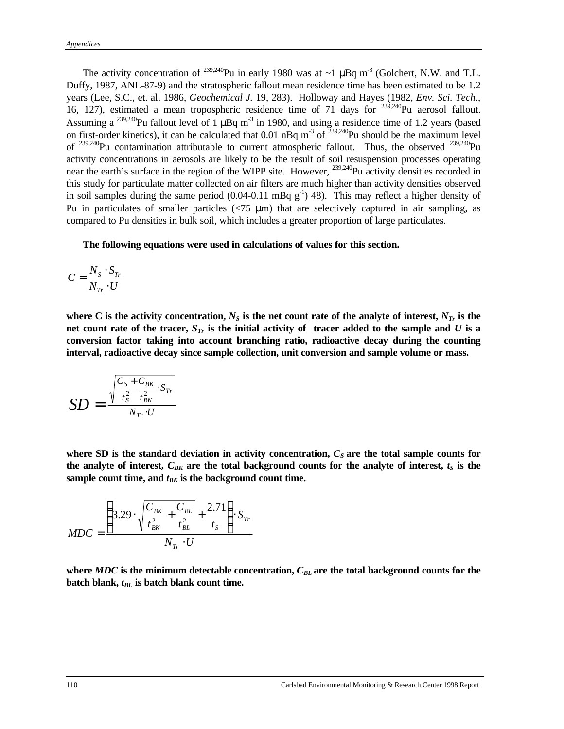The activity concentration of $^{239,240}Pu$ in early 1980 was at ~1 μBq m$^{-3}$ (Golchert, N.W. and T.L. Duffy, 1987, ANL-87-9) and the stratospheric fallout mean residence time has been estimated to be 1.2 years (Lee, S.C., et. al. 1986, *Geochemical J.* 19, 283). Holloway and Hayes (1982, *Env. Sci. Tech.*, 16, 127), estimated a mean tropospheric residence time of 71 days for $^{239,240}Pu$ aerosol fallout. Assuming a $^{239,240}Pu$ fallout level of 1 μBq m$^{-3}$ in 1980, and using a residence time of 1.2 years (based on first-order kinetics), it can be calculated that 0.01 nBq m$^{-3}$ of $^{239,240}Pu$ should be the maximum level of $^{239,240}Pu$ contamination attributable to current atmospheric fallout. Thus, the observed $^{239,240}Pu$ activity concentrations in aerosols are likely to be the result of soil resuspension processes operating near the earth's surface in the region of the WIPP site. However, $^{239,240}Pu$ activity densities recorded in this study for particulate matter collected on air filters are much higher than activity densities observed in soil samples during the same period (0.04-0.11 mBq g$^{-1}$) 48). This may reflect a higher density of Pu in particulates of smaller particles (<75 μm) that are selectively captured in air sampling, as compared to Pu densities in bulk soil, which includes a greater proportion of large particulates.

**The following equations were used in calculations of values for this section.**

$$C = \frac{N_S \cdot S_{Tr}}{N_{Tr} \cdot U}$$

**where C is the activity concentration, $N_S$ is the net count rate of the analyte of interest, $N_{Tr}$ is the net count rate of the tracer, $S_{Tr}$ is the initial activity of tracer added to the sample and $U$ is a conversion factor taking into account branching ratio, radioactive decay during the counting interval, radioactive decay since sample collection, unit conversion and sample volume or mass.**

$$SD = \frac{\sqrt{\frac{C_S}{t_S^2} + \frac{C_{BK}}{t_{BK}^2}} \cdot S_{Tr}}{N_{Tr} \cdot U}$$

**where SD is the standard deviation in activity concentration, $C_S$ are the total sample counts for the analyte of interest, $C_{BK}$ are the total background counts for the analyte of interest, $t_S$ is the sample count time, and $t_{BK}$ is the background count time.**

$$MDC = \frac{\left(3.29 \cdot \sqrt{\frac{C_{BK}}{t_{BK}^2} + \frac{C_{BL}}{t_{BL}^2}} + \frac{2.71}{t_S}\right) \cdot S_{Tr}}{N_{Tr} \cdot U}$$

**where *MDC* is the minimum detectable concentration, $C_{BL}$ are the total background counts for the batch blank, $t_{BL}$ is batch blank count time.**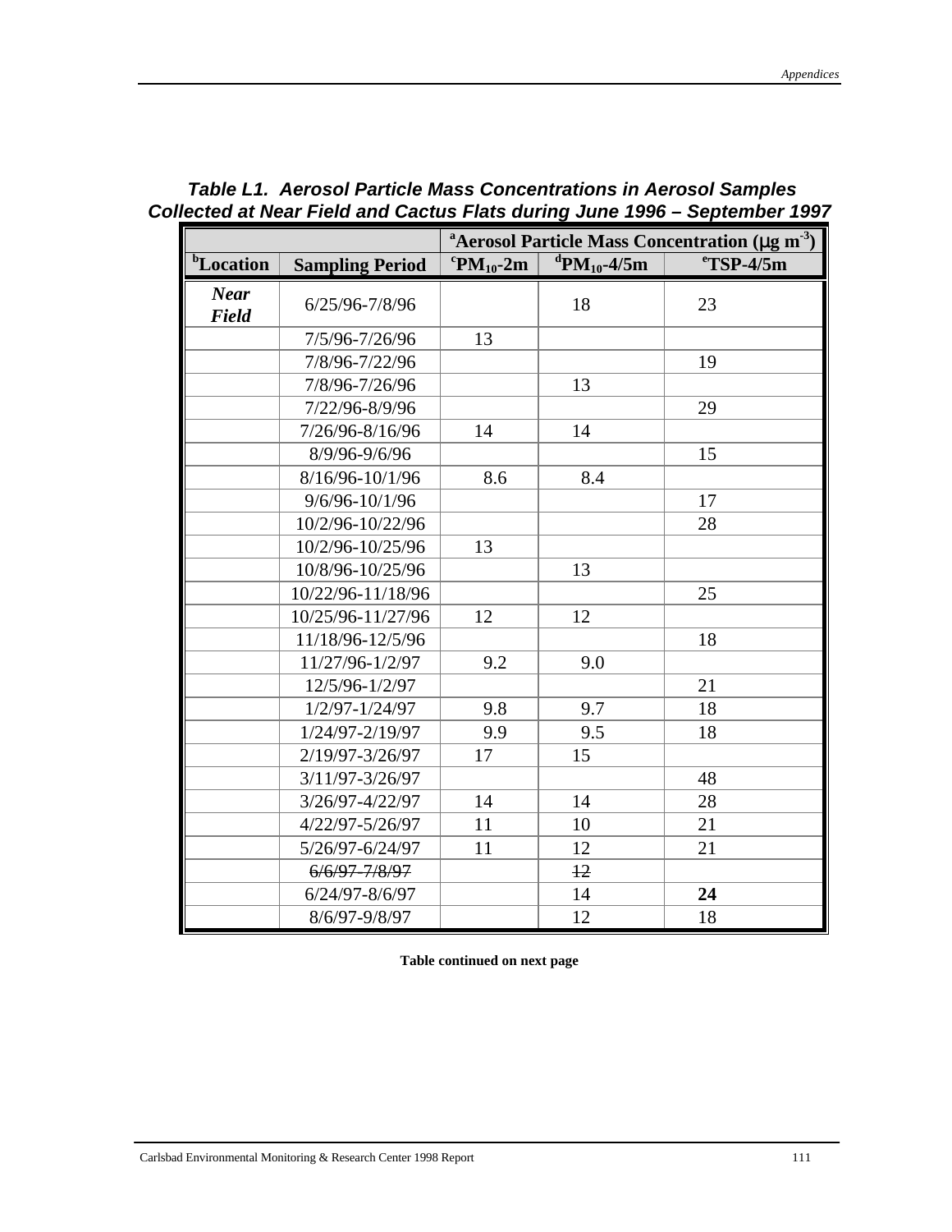**Table L1. Aerosol Particle Mass Concentrations in Aerosol Samples Collected at Near Field and Cactus Flats during June 1996 – September 1997**

| | | [a]Aerosol Particle Mass Concentration (μg $m^{-3}$) | | |
|---|---|---|---|---|
| [b]Location | Sampling Period | [c]$PM_{10}$-2m | [d]$PM_{10}$-4/5m | [e]TSP-4/5m |
| ***Near Field*** | 6/25/96-7/8/96 | | 18 | 23 |
| | 7/5/96-7/26/96 | 13 | | |
| | 7/8/96-7/22/96 | | | 19 |
| | 7/8/96-7/26/96 | | 13 | |
| | 7/22/96-8/9/96 | | | 29 |
| | 7/26/96-8/16/96 | 14 | 14 | |
| | 8/9/96-9/6/96 | | | 15 |
| | 8/16/96-10/1/96 | 8.6 | 8.4 | |
| | 9/6/96-10/1/96 | | | 17 |
| | 10/2/96-10/22/96 | | | 28 |
| | 10/2/96-10/25/96 | 13 | | |
| | 10/8/96-10/25/96 | | 13 | |
| | 10/22/96-11/18/96 | | | 25 |
| | 10/25/96-11/27/96 | 12 | 12 | |
| | 11/18/96-12/5/96 | | | 18 |
| | 11/27/96-1/2/97 | 9.2 | 9.0 | |
| | 12/5/96-1/2/97 | | | 21 |
| | 1/2/97-1/24/97 | 9.8 | 9.7 | 18 |
| | 1/24/97-2/19/97 | 9.9 | 9.5 | 18 |
| | 2/19/97-3/26/97 | 17 | 15 | |
| | 3/11/97-3/26/97 | | | 48 |
| | 3/26/97-4/22/97 | 14 | 14 | 28 |
| | 4/22/97-5/26/97 | 11 | 10 | 21 |
| | 5/26/97-6/24/97 | 11 | 12 | 21 |
| | ~~6/6/97-7/8/97~~ | | ~~12~~ | |
| | 6/24/97-8/6/97 | | 14 | **24** |
| | 8/6/97-9/8/97 | | 12 | 18 |

**Table continued on next page**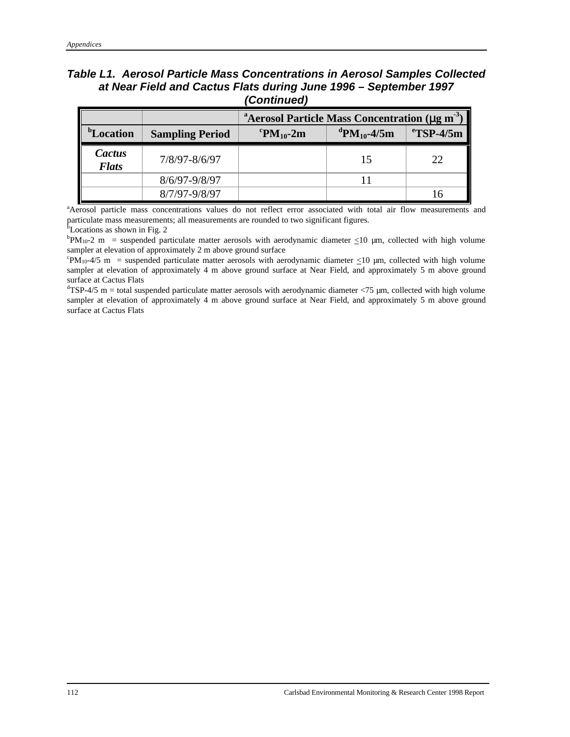### Table L1. Aerosol Particle Mass Concentrations in Aerosol Samples Collected at Near Field and Cactus Flats during June 1996 – September 1997 (Continued)

| | | [a]Aerosol Particle Mass Concentration ($\mu g\ m^{-3}$) | | |
|---|---|---|---|---|
| **[b]Location** | **Sampling Period** | **[c]$PM_{10}$-2m** | **[d]$PM_{10}$-4/5m** | **[e]TSP-4/5m** |
| ***Cactus Flats*** | 7/8/97-8/6/97 | | 15 | 22 |
| | 8/6/97-9/8/97 | | 11 | |
| | 8/7/97-9/8/97 | | | 16 |

[a]Aerosol particle mass concentrations values do not reflect error associated with total air flow measurements and particulate mass measurements; all measurements are rounded to two significant figures.
[b]Locations as shown in Fig. 2
[b]$PM_{10}$-2 m = suspended particulate matter aerosols with aerodynamic diameter <u><</u>10 µm, collected with high volume sampler at elevation of approximately 2 m above ground surface
[c]$PM_{10}$-4/5 m = suspended particulate matter aerosols with aerodynamic diameter <u><</u>10 µm, collected with high volume sampler at elevation of approximately 4 m above ground surface at Near Field, and approximately 5 m above ground surface at Cactus Flats
[d]TSP-4/5 m = total suspended particulate matter aerosols with aerodynamic diameter <75 µm, collected with high volume sampler at elevation of approximately 4 m above ground surface at Near Field, and approximately 5 m above ground surface at Cactus Flats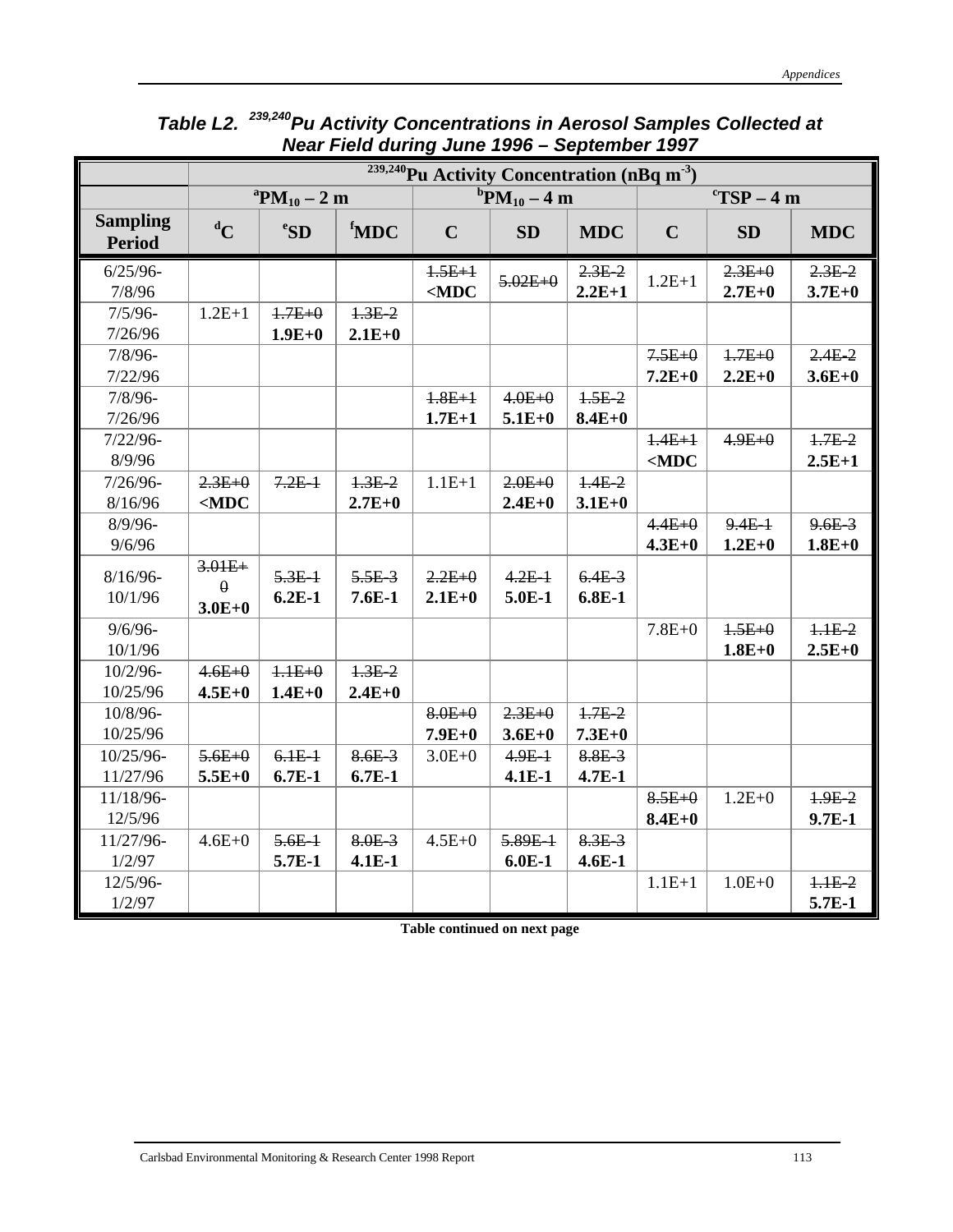**Table L2. $^{239,240}$Pu Activity Concentrations in Aerosol Samples Collected at Near Field during June 1996 – September 1997**

| | $^{239,240}$Pu Activity Concentration (nBq m$^{-3}$) | | | | | | | | |
|---|---|---|---|---|---|---|---|---|---|
| | [a]$PM_{10}$ – 2 m | | | [b]$PM_{10}$ – 4 m | | | [c]TSP – 4 m | | |
| **Sampling Period** | [d]C | [e]SD | [f]MDC | C | SD | MDC | C | SD | MDC |
| 6/25/96-7/8/96 | | | | ~~1.5E+1~~ **<MDC** | ~~5.02E+0~~ | ~~2.3E-2~~ **2.2E+1** | 1.2E+1 | ~~2.3E+0~~ **2.7E+0** | ~~2.3E-2~~ **3.7E+0** |
| 7/5/96-7/26/96 | 1.2E+1 | ~~1.7E+0~~ **1.9E+0** | ~~1.3E-2~~ **2.1E+0** | | | | | | |
| 7/8/96-7/22/96 | | | | | | | ~~7.5E+0~~ **7.2E+0** | ~~1.7E+0~~ **2.2E+0** | ~~2.4E-2~~ **3.6E+0** |
| 7/8/96-7/26/96 | | | | ~~1.8E+1~~ **1.7E+1** | ~~4.0E+0~~ **5.1E+0** | ~~1.5E-2~~ **8.4E+0** | | | |
| 7/22/96-8/9/96 | | | | | | | ~~1.4E+1~~ **<MDC** | ~~4.9E+0~~ | ~~1.7E-2~~ **2.5E+1** |
| 7/26/96-8/16/96 | ~~2.3E+0~~ **<MDC** | ~~7.2E-1~~ | ~~1.3E-2~~ **2.7E+0** | 1.1E+1 | ~~2.0E+0~~ **2.4E+0** | ~~1.4E-2~~ **3.1E+0** | | | |
| 8/9/96-9/6/96 | | | | | | | ~~4.4E+0~~ **4.3E+0** | ~~9.4E-1~~ **1.2E+0** | ~~9.6E-3~~ **1.8E+0** |
| 8/16/96-10/1/96 | ~~3.01E+0~~ **3.0E+0** | ~~5.3E-1~~ **6.2E-1** | ~~5.5E-3~~ **7.6E-1** | ~~2.2E+0~~ **2.1E+0** | ~~4.2E-1~~ **5.0E-1** | ~~6.4E-3~~ **6.8E-1** | | | |
| 9/6/96-10/1/96 | | | | | | | 7.8E+0 | ~~1.5E+0~~ **1.8E+0** | ~~1.1E-2~~ **2.5E+0** |
| 10/2/96-10/25/96 | ~~4.6E+0~~ **4.5E+0** | ~~1.1E+0~~ **1.4E+0** | ~~1.3E-2~~ **2.4E+0** | | | | | | |
| 10/8/96-10/25/96 | | | | ~~8.0E+0~~ **7.9E+0** | ~~2.3E+0~~ **3.6E+0** | ~~1.7E-2~~ **7.3E+0** | | | |
| 10/25/96-11/27/96 | ~~5.6E+0~~ **5.5E+0** | ~~6.1E-1~~ **6.7E-1** | ~~8.6E-3~~ **6.7E-1** | 3.0E+0 | ~~4.9E-1~~ **4.1E-1** | ~~8.8E-3~~ **4.7E-1** | | | |
| 11/18/96-12/5/96 | | | | | | | ~~8.5E+0~~ **8.4E+0** | 1.2E+0 | ~~1.9E-2~~ **9.7E-1** |
| 11/27/96-1/2/97 | 4.6E+0 | ~~5.6E-1~~ **5.7E-1** | ~~8.0E-3~~ **4.1E-1** | 4.5E+0 | ~~5.89E-1~~ **6.0E-1** | ~~8.3E-3~~ **4.6E-1** | | | |
| 12/5/96-1/2/97 | | | | | | | 1.1E+1 | 1.0E+0 | ~~1.1E-2~~ **5.7E-1** |

**Table continued on next page**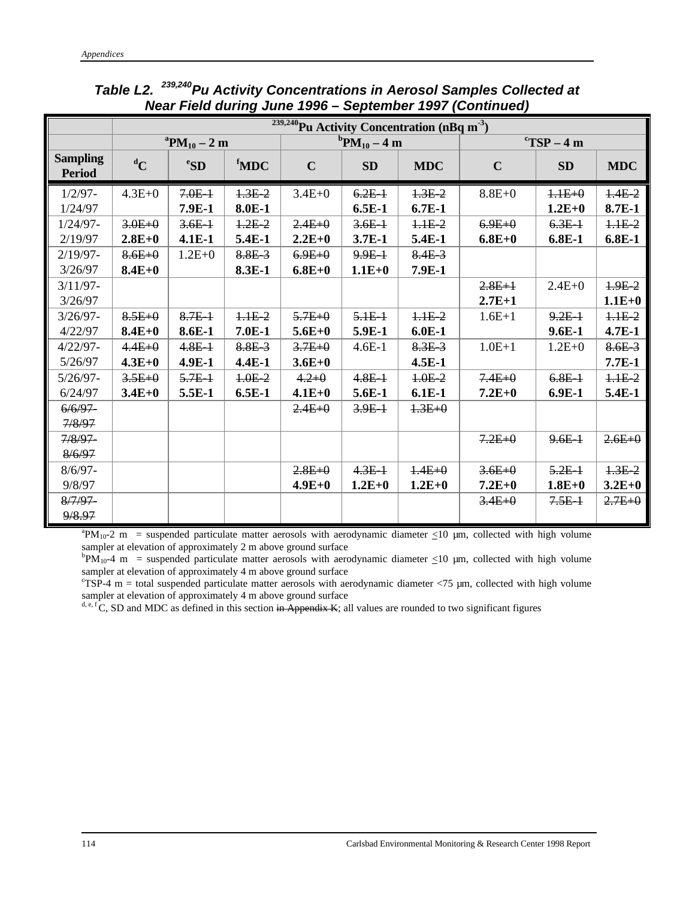***Table L2. $^{239,240}$Pu Activity Concentrations in Aerosol Samples Collected at Near Field during June 1996 – September 1997 (Continued)***

| | $^{239,240}$Pu Activity Concentration (nBq m$^{-3}$) | | | | | | | | |
|---|---|---|---|---|---|---|---|---|---|
| | [a]$PM_{10}$ – 2 m | | | [b]$PM_{10}$ – 4 m | | | [c]TSP – 4 m | | |
| **Sampling Period** | [d]**C** | [e]**SD** | [f]**MDC** | **C** | **SD** | **MDC** | **C** | **SD** | **MDC** |
| 1/2/97-1/24/97 | 4.3E+0 | ~~7.0E-1~~ **7.9E-1** | ~~1.3E-2~~ **8.0E-1** | 3.4E+0 | ~~6.2E-1~~ **6.5E-1** | ~~1.3E-2~~ **6.7E-1** | 8.8E+0 | ~~1.1E+0~~ **1.2E+0** | ~~1.4E-2~~ **8.7E-1** |
| 1/24/97-2/19/97 | ~~3.0E+0~~ **2.8E+0** | ~~3.6E-1~~ **4.1E-1** | ~~1.2E-2~~ **5.4E-1** | ~~2.4E+0~~ **2.2E+0** | ~~3.6E-1~~ **3.7E-1** | ~~1.1E-2~~ **5.4E-1** | ~~6.9E+0~~ **6.8E+0** | ~~6.3E-1~~ **6.8E-1** | ~~1.1E-2~~ **6.8E-1** |
| 2/19/97-3/26/97 | ~~8.6E+0~~ **8.4E+0** | 1.2E+0 | ~~8.8E-3~~ **8.3E-1** | ~~6.9E+0~~ **6.8E+0** | ~~9.9E-1~~ **1.1E+0** | ~~8.4E-3~~ **7.9E-1** | | | |
| 3/11/97-3/26/97 | | | | | | | ~~2.8E+1~~ **2.7E+1** | 2.4E+0 | ~~1.9E-2~~ **1.1E+0** |
| 3/26/97-4/22/97 | ~~8.5E+0~~ **8.4E+0** | ~~8.7E-1~~ **8.6E-1** | ~~1.1E-2~~ **7.0E-1** | ~~5.7E+0~~ **5.6E+0** | ~~5.1E-1~~ **5.9E-1** | ~~1.1E-2~~ **6.0E-1** | 1.6E+1 | ~~9.2E-1~~ **9.6E-1** | ~~1.1E-2~~ **4.7E-1** |
| 4/22/97-5/26/97 | ~~4.4E+0~~ **4.3E+0** | ~~4.8E-1~~ **4.9E-1** | ~~8.8E-3~~ **4.4E-1** | ~~3.7E+0~~ **3.6E+0** | 4.6E-1 | ~~8.3E-3~~ **4.5E-1** | 1.0E+1 | 1.2E+0 | ~~8.6E-3~~ **7.7E-1** |
| 5/26/97-6/24/97 | ~~3.5E+0~~ **3.4E+0** | ~~5.7E-1~~ **5.5E-1** | ~~1.0E-2~~ **6.5E-1** | ~~4.2+0~~ **4.1E+0** | ~~4.8E-1~~ **5.6E-1** | ~~1.0E-2~~ **6.1E-1** | ~~7.4E+0~~ **7.2E+0** | ~~6.8E-1~~ **6.9E-1** | ~~1.1E-2~~ **5.4E-1** |
| ~~6/6/97-7/8/97~~ | | | | ~~2.4E+0~~ | ~~3.9E-1~~ | ~~1.3E+0~~ | | | |
| ~~7/8/97-8/6/97~~ | | | | | | | ~~7.2E+0~~ | ~~9.6E-1~~ | ~~2.6E+0~~ |
| 8/6/97-9/8/97 | | | | ~~2.8E+0~~ **4.9E+0** | ~~4.3E-1~~ **1.2E+0** | ~~1.4E+0~~ **1.2E+0** | ~~3.6E+0~~ **7.2E+0** | ~~5.2E-1~~ **1.8E+0** | ~~1.3E-2~~ **3.2E+0** |
| ~~8/7/97-9/8.97~~ | | | | | | | ~~3.4E+0~~ | ~~7.5E-1~~ | ~~2.7E+0~~ |

[a]$PM_{10}$-2 m = suspended particulate matter aerosols with aerodynamic diameter ≤10 µm, collected with high volume sampler at elevation of approximately 2 m above ground surface

[b]$PM_{10}$-4 m = suspended particulate matter aerosols with aerodynamic diameter ≤10 µm, collected with high volume sampler at elevation of approximately 4 m above ground surface

[c]TSP-4 m = total suspended particulate matter aerosols with aerodynamic diameter <75 µm, collected with high volume sampler at elevation of approximately 4 m above ground surface

[d, e, f] C, SD and MDC as defined in this section ~~in Appendix K~~; all values are rounded to two significant figures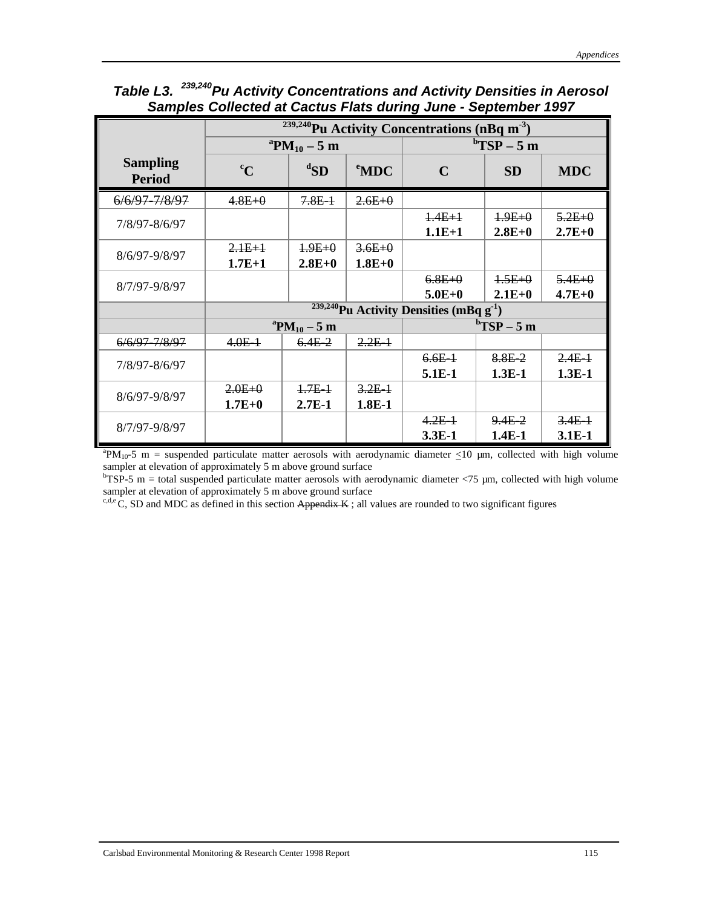**Table L3. $^{239,240}$Pu Activity Concentrations and Activity Densities in Aerosol Samples Collected at Cactus Flats during June - September 1997**

| Sampling Period | $^{239,240}$Pu Activity Concentrations (nBq m$^{-3}$) | | | | | |
|---|---|---|---|---|---|---|
| | [a]$PM_{10}$ – 5 m | | | [b]TSP – 5 m | | |
| | [c]C | [d]SD | [e]MDC | C | SD | MDC |
| ~~6/6/97-7/8/97~~ | ~~4.8E+0~~ | ~~7.8E-1~~ | ~~2.6E+0~~ | | | |
| 7/8/97-8/6/97 | | | | ~~1.4E+1~~ **1.1E+1** | ~~1.9E+0~~ **2.8E+0** | ~~5.2E+0~~ **2.7E+0** |
| 8/6/97-9/8/97 | ~~2.1E+1~~ **1.7E+1** | ~~1.9E+0~~ **2.8E+0** | ~~3.6E+0~~ **1.8E+0** | | | |
| 8/7/97-9/8/97 | | | | ~~6.8E+0~~ **5.0E+0** | ~~1.5E+0~~ **2.1E+0** | ~~5.4E+0~~ **4.7E+0** |
| | $^{239,240}$Pu Activity Densities (mBq g$^{-1}$) | | | | | |
| | [a]$PM_{10}$ – 5 m | | | [b]TSP – 5 m | | |
| ~~6/6/97-7/8/97~~ | ~~4.0E-1~~ | ~~6.4E-2~~ | ~~2.2E-1~~ | | | |
| 7/8/97-8/6/97 | | | | ~~6.6E-1~~ **5.1E-1** | ~~8.8E-2~~ **1.3E-1** | ~~2.4E-1~~ **1.3E-1** |
| 8/6/97-9/8/97 | ~~2.0E+0~~ **1.7E+0** | ~~1.7E-1~~ **2.7E-1** | ~~3.2E-1~~ **1.8E-1** | | | |
| 8/7/97-9/8/97 | | | | ~~4.2E-1~~ **3.3E-1** | ~~9.4E-2~~ **1.4E-1** | ~~3.4E-1~~ **3.1E-1** |

[a]$PM_{10}$-5 m = suspended particulate matter aerosols with aerodynamic diameter ≤10 µm, collected with high volume sampler at elevation of approximately 5 m above ground surface

[b]TSP-5 m = total suspended particulate matter aerosols with aerodynamic diameter <75 µm, collected with high volume sampler at elevation of approximately 5 m above ground surface

[c,d,e]C, SD and MDC as defined in this section ~~Appendix K~~ ; all values are rounded to two significant figures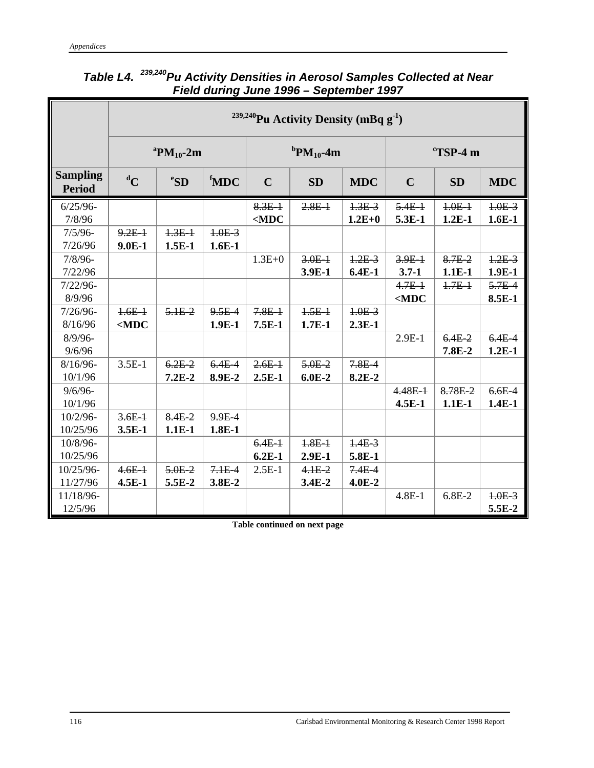***Table L4. $^{239,240}$Pu Activity Densities in Aerosol Samples Collected at Near Field during June 1996 – September 1997***

| | $^{239,240}$Pu Activity Density (mBq g$^{-1}$) | | | | | | | | |
|---|---|---|---|---|---|---|---|---|---|
| | [a]$PM_{10}$-2m | | | [b]$PM_{10}$-4m | | | [c]TSP-4 m | | |
| **Sampling Period** | [d]**C** | [e]**SD** | [f]**MDC** | **C** | **SD** | **MDC** | **C** | **SD** | **MDC** |
| 6/25/96-7/8/96 | | | | ~~8.3E-1~~ **<MDC** | ~~2.8E-1~~ | ~~1.3E-3~~ **1.2E+0** | ~~5.4E-1~~ **5.3E-1** | ~~1.0E-1~~ **1.2E-1** | ~~1.0E-3~~ **1.6E-1** |
| 7/5/96-7/26/96 | ~~9.2E-1~~ **9.0E-1** | ~~1.3E-1~~ **1.5E-1** | ~~1.0E-3~~ **1.6E-1** | | | | | | |
| 7/8/96-7/22/96 | | | | 1.3E+0 | ~~3.0E-1~~ **3.9E-1** | ~~1.2E-3~~ **6.4E-1** | ~~3.9E-1~~ **3.7-1** | ~~8.7E-2~~ **1.1E-1** | ~~1.2E-3~~ **1.9E-1** |
| 7/22/96-8/9/96 | | | | | | | ~~4.7E-1~~ **<MDC** | ~~1.7E-1~~ | ~~5.7E-4~~ **8.5E-1** |
| 7/26/96-8/16/96 | ~~1.6E-1~~ **<MDC** | ~~5.1E-2~~ | ~~9.5E-4~~ **1.9E-1** | ~~7.8E-1~~ **7.5E-1** | ~~1.5E-1~~ **1.7E-1** | ~~1.0E-3~~ **2.3E-1** | | | |
| 8/9/96-9/6/96 | | | | | | | 2.9E-1 | ~~6.4E-2~~ **7.8E-2** | ~~6.4E-4~~ **1.2E-1** |
| 8/16/96-10/1/96 | 3.5E-1 | ~~6.2E-2~~ **7.2E-2** | ~~6.4E-4~~ **8.9E-2** | ~~2.6E-1~~ **2.5E-1** | ~~5.0E-2~~ **6.0E-2** | ~~7.8E-4~~ **8.2E-2** | | | |
| 9/6/96-10/1/96 | | | | | | | ~~4.48E-1~~ **4.5E-1** | ~~8.78E-2~~ **1.1E-1** | ~~6.6E-4~~ **1.4E-1** |
| 10/2/96-10/25/96 | ~~3.6E-1~~ **3.5E-1** | ~~8.4E-2~~ **1.1E-1** | ~~9.9E-4~~ **1.8E-1** | | | | | | |
| 10/8/96-10/25/96 | | | | ~~6.4E-1~~ **6.2E-1** | ~~1.8E-1~~ **2.9E-1** | ~~1.4E-3~~ **5.8E-1** | | | |
| 10/25/96-11/27/96 | ~~4.6E-1~~ **4.5E-1** | ~~5.0E-2~~ **5.5E-2** | ~~7.1E-4~~ **3.8E-2** | 2.5E-1 | ~~4.1E-2~~ **3.4E-2** | ~~7.4E-4~~ **4.0E-2** | | | |
| 11/18/96-12/5/96 | | | | | | | 4.8E-1 | 6.8E-2 | ~~1.0E-3~~ **5.5E-2** |

**Table continued on next page**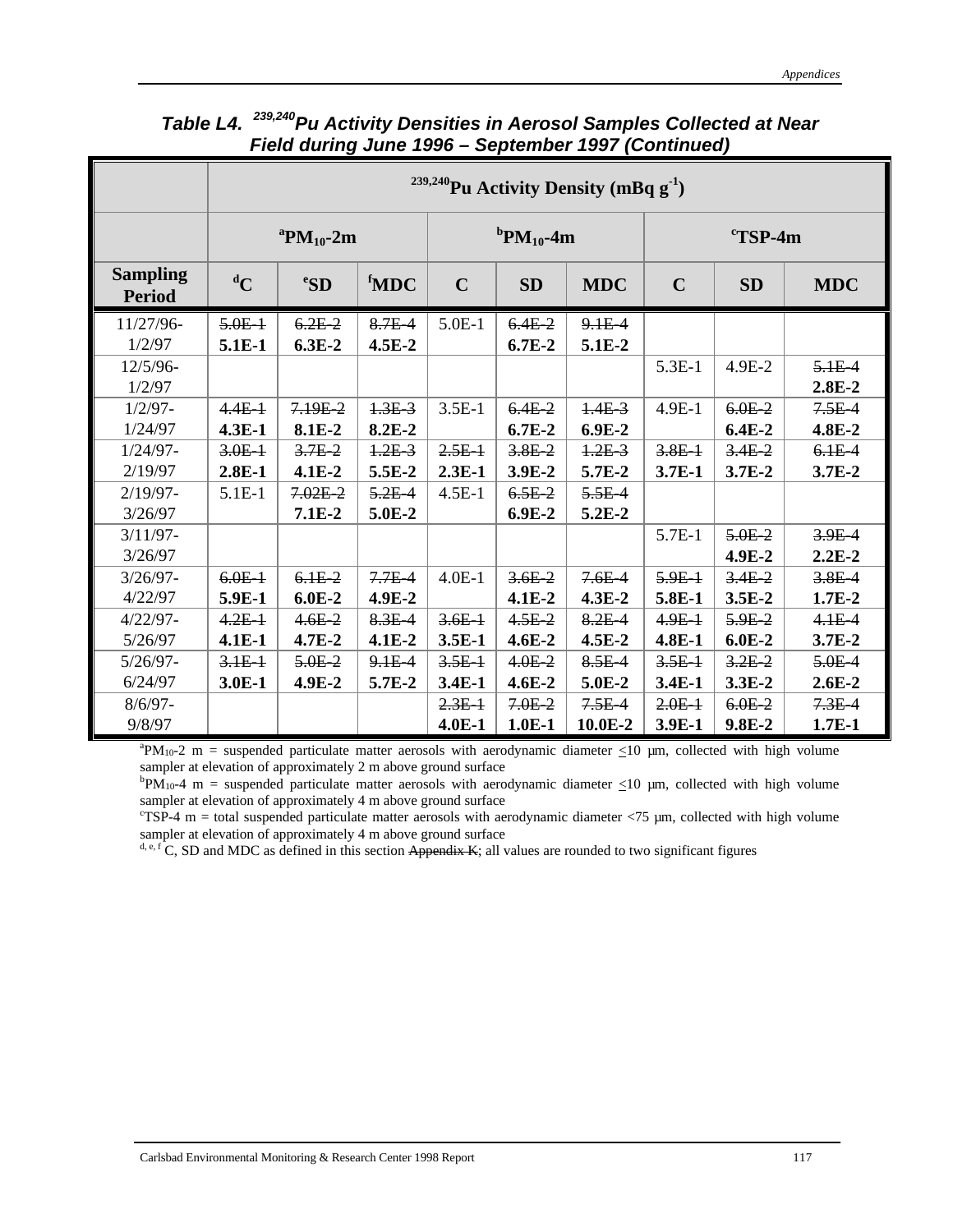### Table L4. $^{239,240}$Pu Activity Densities in Aerosol Samples Collected at Near Field during June 1996 – September 1997 (Continued)

| | $^{239,240}$Pu Activity Density (mBq $g^{-1}$) | | | | | | | | |
|---|---|---|---|---|---|---|---|---|---|
| | [a]$PM_{10}$-2m | | | [b]$PM_{10}$-4m | | | [c]TSP-4m | | |
| **Sampling Period** | **[d]C** | **[e]SD** | **[f]MDC** | **C** | **SD** | **MDC** | **C** | **SD** | **MDC** |
| 11/27/96-1/2/97 | ~~5.0E-1~~ **5.1E-1** | ~~6.2E-2~~ **6.3E-2** | ~~8.7E-4~~ **4.5E-2** | 5.0E-1 | ~~6.4E-2~~ **6.7E-2** | ~~9.1E-4~~ **5.1E-2** | | | |
| 12/5/96-1/2/97 | | | | | | | 5.3E-1 | 4.9E-2 | ~~5.1E-4~~ **2.8E-2** |
| 1/2/97-1/24/97 | ~~4.4E-1~~ **4.3E-1** | ~~7.19E-2~~ **8.1E-2** | ~~1.3E-3~~ **8.2E-2** | 3.5E-1 | ~~6.4E-2~~ **6.7E-2** | ~~1.4E-3~~ **6.9E-2** | 4.9E-1 | ~~6.0E-2~~ **6.4E-2** | ~~7.5E-4~~ **4.8E-2** |
| 1/24/97-2/19/97 | ~~3.0E-1~~ **2.8E-1** | ~~3.7E-2~~ **4.1E-2** | ~~1.2E-3~~ **5.5E-2** | ~~2.5E-1~~ **2.3E-1** | ~~3.8E-2~~ **3.9E-2** | ~~1.2E-3~~ **5.7E-2** | ~~3.8E-1~~ **3.7E-1** | ~~3.4E-2~~ **3.7E-2** | ~~6.1E-4~~ **3.7E-2** |
| 2/19/97-3/26/97 | 5.1E-1 | ~~7.02E-2~~ **7.1E-2** | ~~5.2E-4~~ **5.0E-2** | 4.5E-1 | ~~6.5E-2~~ **6.9E-2** | ~~5.5E-4~~ **5.2E-2** | | | |
| 3/11/97-3/26/97 | | | | | | | 5.7E-1 | ~~5.0E-2~~ **4.9E-2** | ~~3.9E-4~~ **2.2E-2** |
| 3/26/97-4/22/97 | ~~6.0E-1~~ **5.9E-1** | ~~6.1E-2~~ **6.0E-2** | ~~7.7E-4~~ **4.9E-2** | 4.0E-1 | ~~3.6E-2~~ **4.1E-2** | ~~7.6E-4~~ **4.3E-2** | ~~5.9E-1~~ **5.8E-1** | ~~3.4E-2~~ **3.5E-2** | ~~3.8E-4~~ **1.7E-2** |
| 4/22/97-5/26/97 | ~~4.2E-1~~ **4.1E-1** | ~~4.6E-2~~ **4.7E-2** | ~~8.3E-4~~ **4.1E-2** | ~~3.6E-1~~ **3.5E-1** | ~~4.5E-2~~ **4.6E-2** | ~~8.2E-4~~ **4.5E-2** | ~~4.9E-1~~ **4.8E-1** | ~~5.9E-2~~ **6.0E-2** | ~~4.1E-4~~ **3.7E-2** |
| 5/26/97-6/24/97 | ~~3.1E-1~~ **3.0E-1** | ~~5.0E-2~~ **4.9E-2** | ~~9.1E-4~~ **5.7E-2** | ~~3.5E-1~~ **3.4E-1** | ~~4.0E-2~~ **4.6E-2** | ~~8.5E-4~~ **5.0E-2** | ~~3.5E-1~~ **3.4E-1** | ~~3.2E-2~~ **3.3E-2** | ~~5.0E-4~~ **2.6E-2** |
| 8/6/97-9/8/97 | | | | ~~2.3E-1~~ **4.0E-1** | ~~7.0E-2~~ **1.0E-1** | ~~7.5E-4~~ **10.0E-2** | ~~2.0E-1~~ **3.9E-1** | ~~6.0E-2~~ **9.8E-2** | ~~7.3E-4~~ **1.7E-1** |

[a]$PM_{10}$-2 m = suspended particulate matter aerosols with aerodynamic diameter ≤10 µm, collected with high volume sampler at elevation of approximately 2 m above ground surface

[b]$PM_{10}$-4 m = suspended particulate matter aerosols with aerodynamic diameter ≤10 µm, collected with high volume sampler at elevation of approximately 4 m above ground surface

[c]TSP-4 m = total suspended particulate matter aerosols with aerodynamic diameter <75 µm, collected with high volume sampler at elevation of approximately 4 m above ground surface

[d, e, f] C, SD and MDC as defined in this section ~~Appendix K~~; all values are rounded to two significant figures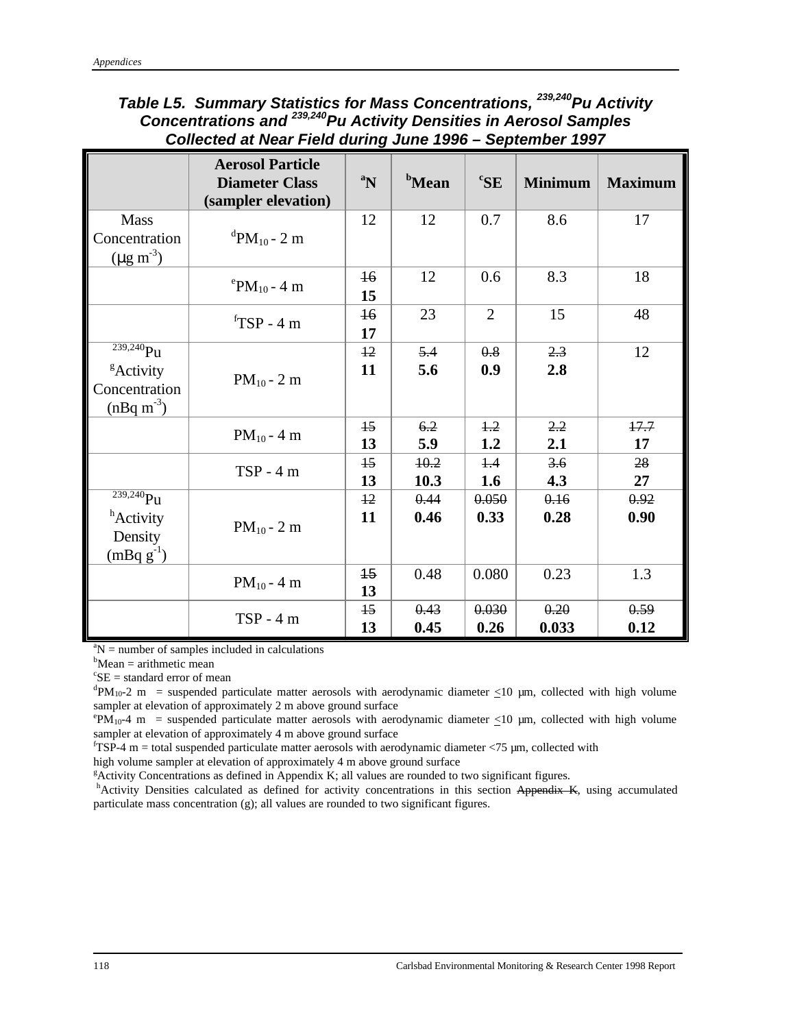### *Table L5. Summary Statistics for Mass Concentrations, $^{239,240}$Pu Activity Concentrations and $^{239,240}$Pu Activity Densities in Aerosol Samples Collected at Near Field during June 1996 – September 1997*

| | Aerosol Particle Diameter Class (sampler elevation) | [a]N | [b]Mean | [c]SE | Minimum | Maximum |
|---|---|---|---|---|---|---|
| Mass Concentration (μg m$^{-3}$) | [d]$PM_{10}$ - 2 m | 12 | 12 | 0.7 | 8.6 | 17 |
| | [e]$PM_{10}$ - 4 m | ~~16~~ **15** | 12 | 0.6 | 8.3 | 18 |
| | [f]TSP - 4 m | ~~16~~ **17** | 23 | 2 | 15 | 48 |
| $^{239,240}$Pu [g]Activity Concentration (nBq m$^{-3}$) | $PM_{10}$ - 2 m | ~~12~~ **11** | ~~5.4~~ **5.6** | ~~0.8~~ **0.9** | ~~2.3~~ **2.8** | 12 |
| | $PM_{10}$ - 4 m | ~~15~~ **13** | ~~6.2~~ **5.9** | ~~1.2~~ **1.2** | ~~2.2~~ **2.1** | ~~17.7~~ **17** |
| | TSP - 4 m | ~~15~~ **13** | ~~10.2~~ **10.3** | ~~1.4~~ **1.6** | ~~3.6~~ **4.3** | ~~28~~ **27** |
| $^{239,240}$Pu [h]Activity Density (mBq g$^{-1}$) | $PM_{10}$ - 2 m | ~~12~~ **11** | ~~0.44~~ **0.46** | ~~0.050~~ **0.33** | ~~0.16~~ **0.28** | ~~0.92~~ **0.90** |
| | $PM_{10}$ - 4 m | ~~15~~ **13** | 0.48 | 0.080 | 0.23 | 1.3 |
| | TSP - 4 m | ~~15~~ **13** | ~~0.43~~ **0.45** | ~~0.030~~ **0.26** | ~~0.20~~ **0.033** | ~~0.59~~ **0.12** |

[a]N = number of samples included in calculations

[b]Mean = arithmetic mean

[c]SE = standard error of mean

[d]$PM_{10}$-2 m = suspended particulate matter aerosols with aerodynamic diameter ≤10 μm, collected with high volume sampler at elevation of approximately 2 m above ground surface

[e]$PM_{10}$-4 m = suspended particulate matter aerosols with aerodynamic diameter ≤10 μm, collected with high volume sampler at elevation of approximately 4 m above ground surface

[f]TSP-4 m = total suspended particulate matter aerosols with aerodynamic diameter <75 μm, collected with high volume sampler at elevation of approximately 4 m above ground surface

[g]Activity Concentrations as defined in Appendix K; all values are rounded to two significant figures.

[h]Activity Densities calculated as defined for activity concentrations in this section ~~Appendix K~~, using accumulated particulate mass concentration (g); all values are rounded to two significant figures.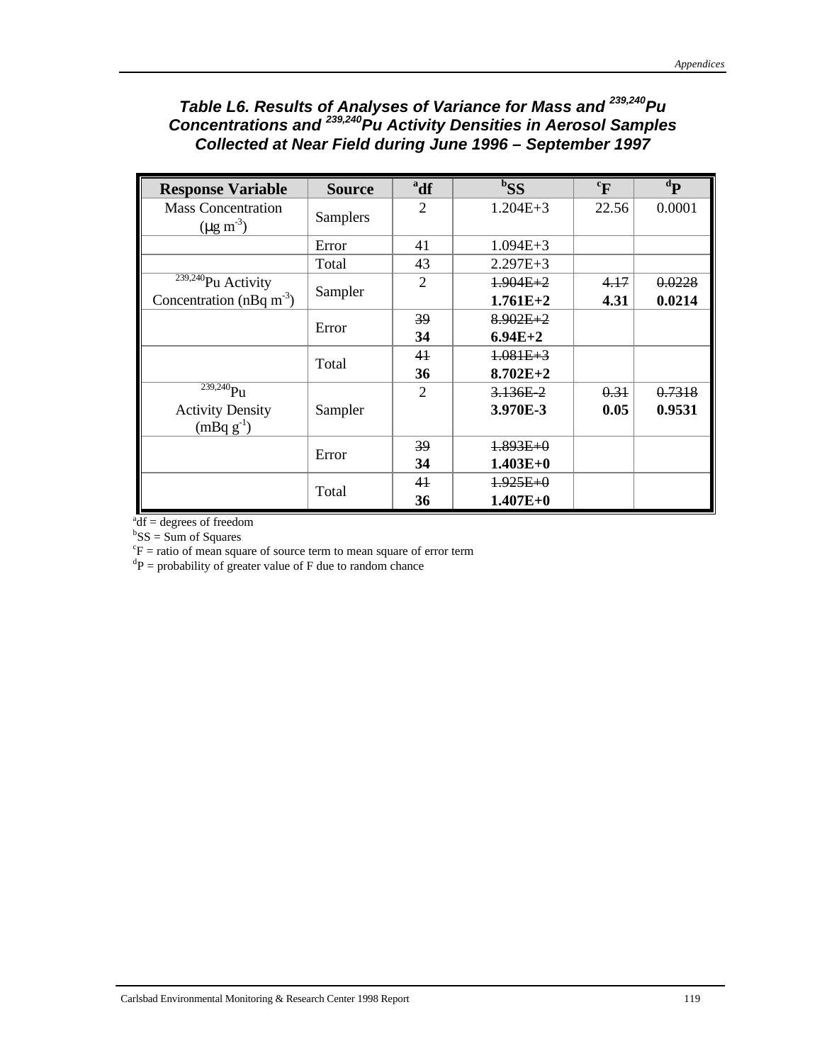### Table L6. Results of Analyses of Variance for Mass and $^{239,240}$Pu Concentrations and $^{239,240}$Pu Activity Densities in Aerosol Samples Collected at Near Field during June 1996 – September 1997

| Response Variable | Source | [a]df | [b]SS | [c]F | [d]P |
|---|---|---|---|---|---|
| Mass Concentration ($\mu g\ m^{-3}$) | Samplers | 2 | 1.204E+3 | 22.56 | 0.0001 |
| | Error | 41 | 1.094E+3 | | |
| | Total | 43 | 2.297E+3 | | |
| $^{239,240}$Pu Activity Concentration ($nBq\ m^{-3}$) | Sampler | 2 | ~~1.904E+2~~ **1.761E+2** | ~~4.17~~ **4.31** | ~~0.0228~~ **0.0214** |
| | Error | ~~39~~ **34** | ~~8.902E+2~~ **6.94E+2** | | |
| | Total | ~~41~~ **36** | ~~1.081E+3~~ **8.702E+2** | | |
| $^{239,240}$Pu Activity Density ($mBq\ g^{-1}$) | Sampler | 2 | ~~3.136E-2~~ **3.970E-3** | ~~0.31~~ **0.05** | ~~0.7318~~ **0.9531** |
| | Error | ~~39~~ **34** | ~~1.893E+0~~ **1.403E+0** | | |
| | Total | ~~41~~ **36** | ~~1.925E+0~~ **1.407E+0** | | |

[a]df = degrees of freedom
[b]SS = Sum of Squares
[c]F = ratio of mean square of source term to mean square of error term
[d]P = probability of greater value of F due to random chance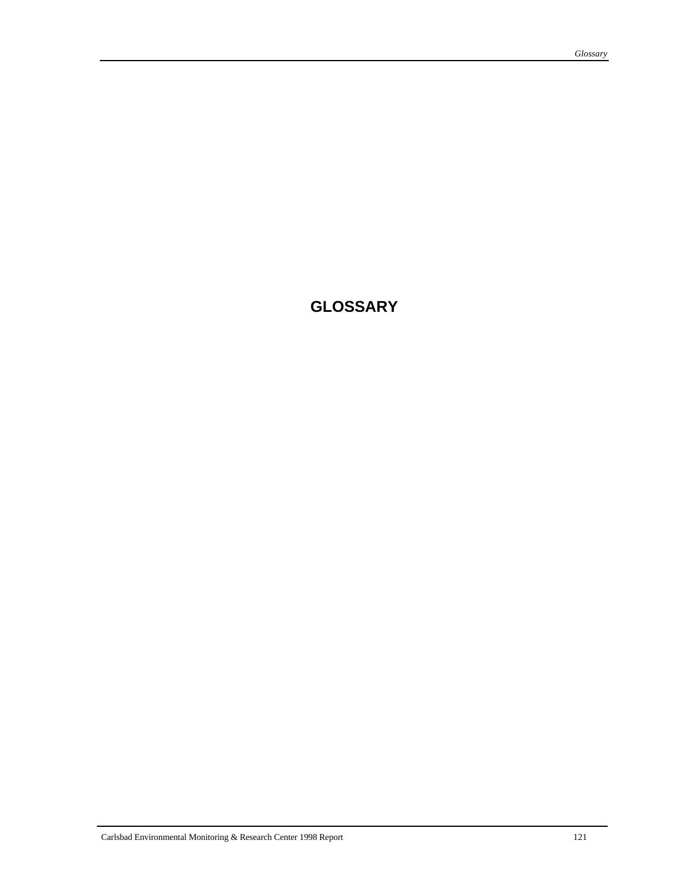# GLOSSARY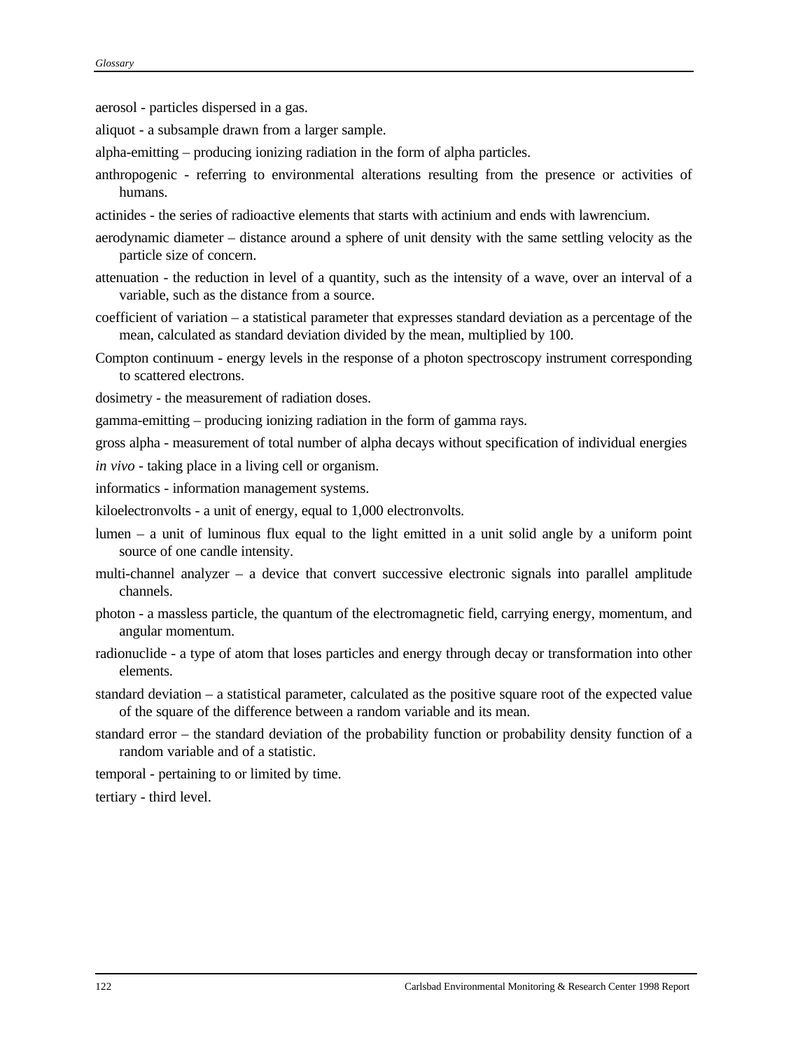aerosol - particles dispersed in a gas.

aliquot - a subsample drawn from a larger sample.

alpha-emitting – producing ionizing radiation in the form of alpha particles.

anthropogenic - referring to environmental alterations resulting from the presence or activities of humans.

actinides - the series of radioactive elements that starts with actinium and ends with lawrencium.

aerodynamic diameter – distance around a sphere of unit density with the same settling velocity as the particle size of concern.

attenuation - the reduction in level of a quantity, such as the intensity of a wave, over an interval of a variable, such as the distance from a source.

coefficient of variation – a statistical parameter that expresses standard deviation as a percentage of the mean, calculated as standard deviation divided by the mean, multiplied by 100.

Compton continuum - energy levels in the response of a photon spectroscopy instrument corresponding to scattered electrons.

dosimetry - the measurement of radiation doses.

gamma-emitting – producing ionizing radiation in the form of gamma rays.

gross alpha - measurement of total number of alpha decays without specification of individual energies

*in vivo* - taking place in a living cell or organism.

informatics - information management systems.

kiloelectronvolts - a unit of energy, equal to 1,000 electronvolts.

lumen – a unit of luminous flux equal to the light emitted in a unit solid angle by a uniform point source of one candle intensity.

multi-channel analyzer – a device that convert successive electronic signals into parallel amplitude channels.

photon - a massless particle, the quantum of the electromagnetic field, carrying energy, momentum, and angular momentum.

radionuclide - a type of atom that loses particles and energy through decay or transformation into other elements.

standard deviation – a statistical parameter, calculated as the positive square root of the expected value of the square of the difference between a random variable and its mean.

standard error – the standard deviation of the probability function or probability density function of a random variable and of a statistic.

temporal - pertaining to or limited by time.

tertiary - third level.